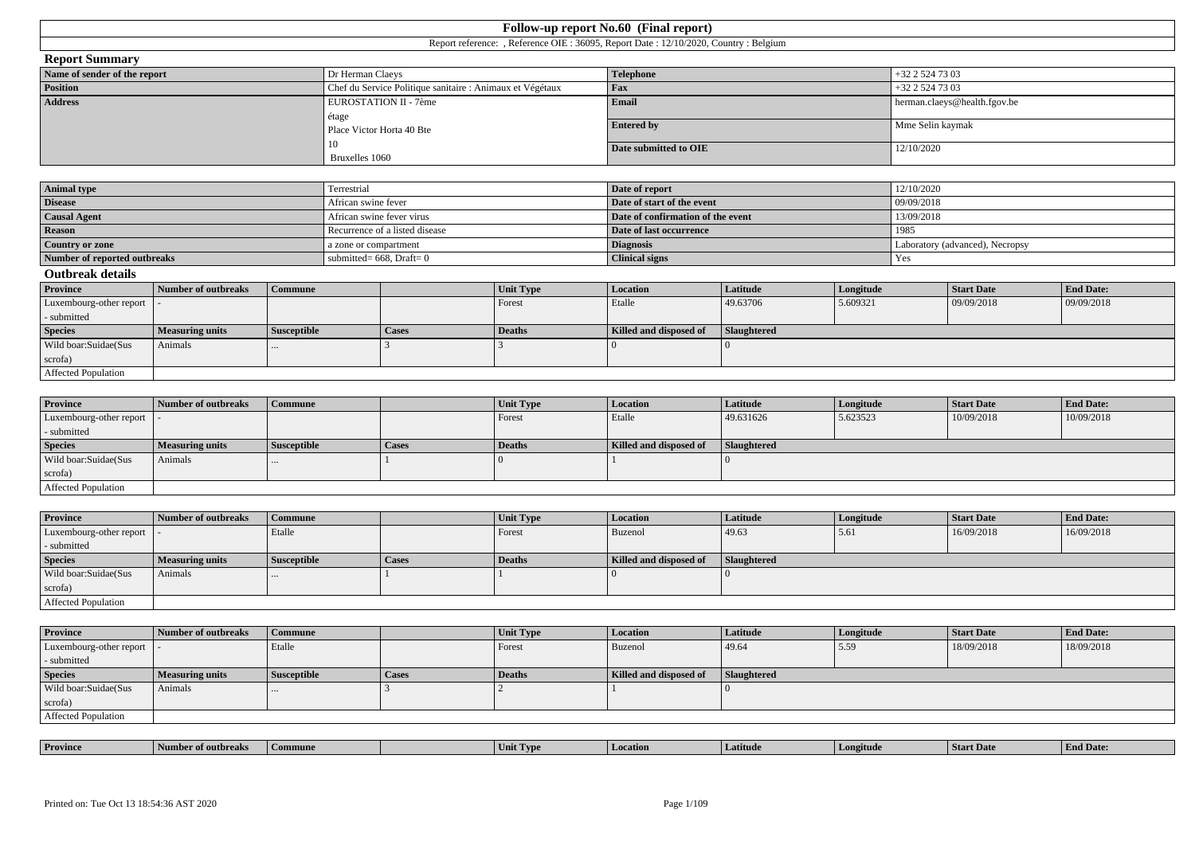# Follow-up report No.60 (Final report)

Report reference: , Reference OIE : 36095, Report Date : 12/10/2020, Country : Belgium

## Report Summary

| Name of sender of the report | Dr Herman Claeys | Telephone | +32 2 524 73 03 |
|---|---|---|---|
| Position | Chef du Service Politique sanitaire : Animaux et Végétaux | Fax | +32 2 524 73 03 |
| Address | EUROSTATION II - 7ème étage Place Victor Horta 40 Bte 10 Bruxelles 1060 | Email | herman.claeys@health.fgov.be |
| | | Entered by | Mme Selin kaymak |
| | | Date submitted to OIE | 12/10/2020 |

| Animal type | Terrestrial | Date of report | 12/10/2020 |
|---|---|---|---|
| Disease | African swine fever | Date of start of the event | 09/09/2018 |
| Causal Agent | African swine fever virus | Date of confirmation of the event | 13/09/2018 |
| Reason | Recurrence of a listed disease | Date of last occurrence | 1985 |
| Country or zone | a zone or compartment | Diagnosis | Laboratory (advanced), Necropsy |
| Number of reported outbreaks | submitted= 668, Draft= 0 | Clinical signs | Yes |

## Outbreak details

| Province | Number of outbreaks | Commune | | Unit Type | Location | Latitude | Longitude | Start Date | End Date: |
|---|---|---|---|---|---|---|---|---|---|
| Luxembourg-other report - submitted | - | | | Forest | Etalle | 49.63706 | 5.609321 | 09/09/2018 | 09/09/2018 |
| **Species** | **Measuring units** | **Susceptible** | **Cases** | **Deaths** | **Killed and disposed of** | **Slaughtered** | | | |
| Wild boar:Suidae(Sus scrofa) | Animals | ... | 3 | 3 | 0 | 0 | | | |
| Affected Population | | | | | | | | | |

| Province | Number of outbreaks | Commune | | Unit Type | Location | Latitude | Longitude | Start Date | End Date: |
|---|---|---|---|---|---|---|---|---|---|
| Luxembourg-other report - submitted | - | | | Forest | Etalle | 49.631626 | 5.623523 | 10/09/2018 | 10/09/2018 |
| **Species** | **Measuring units** | **Susceptible** | **Cases** | **Deaths** | **Killed and disposed of** | **Slaughtered** | | | |
| Wild boar:Suidae(Sus scrofa) | Animals | ... | 1 | 0 | 1 | 0 | | | |
| Affected Population | | | | | | | | | |

| Province | Number of outbreaks | Commune | | Unit Type | Location | Latitude | Longitude | Start Date | End Date: |
|---|---|---|---|---|---|---|---|---|---|
| Luxembourg-other report - submitted | - | Etalle | | Forest | Buzenol | 49.63 | 5.61 | 16/09/2018 | 16/09/2018 |
| **Species** | **Measuring units** | **Susceptible** | **Cases** | **Deaths** | **Killed and disposed of** | **Slaughtered** | | | |
| Wild boar:Suidae(Sus scrofa) | Animals | ... | 1 | 1 | 0 | 0 | | | |
| Affected Population | | | | | | | | | |

| Province | Number of outbreaks | Commune | | Unit Type | Location | Latitude | Longitude | Start Date | End Date: |
|---|---|---|---|---|---|---|---|---|---|
| Luxembourg-other report - submitted | - | Etalle | | Forest | Buzenol | 49.64 | 5.59 | 18/09/2018 | 18/09/2018 |
| **Species** | **Measuring units** | **Susceptible** | **Cases** | **Deaths** | **Killed and disposed of** | **Slaughtered** | | | |
| Wild boar:Suidae(Sus scrofa) | Animals | ... | 3 | 2 | 1 | 0 | | | |
| Affected Population | | | | | | | | | |

| Province | Number of outbreaks | Commune | | Unit Type | Location | Latitude | Longitude | Start Date | End Date: |
|---|---|---|---|---|---|---|---|---|---|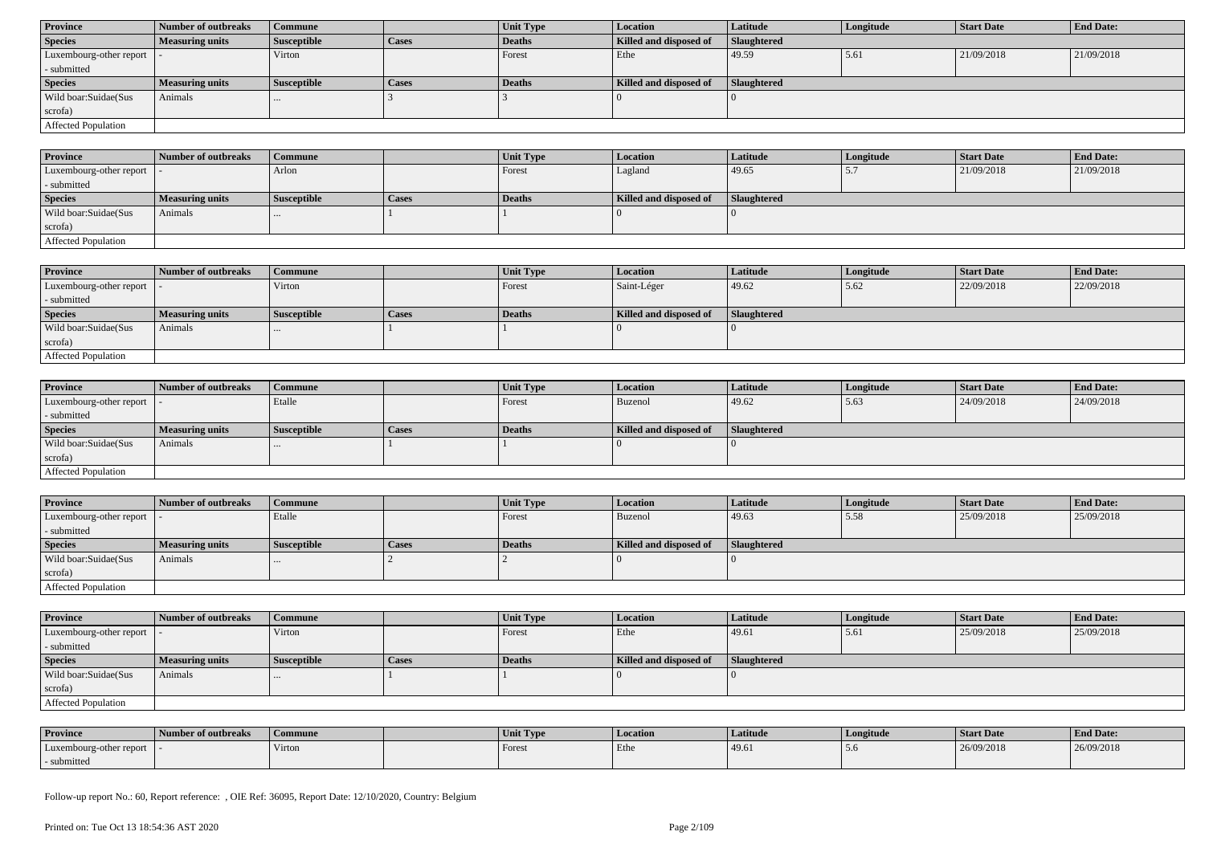| Province | Number of outbreaks | Commune | | Unit Type | Location | Latitude | Longitude | Start Date | End Date: |
|---|---|---|---|---|---|---|---|---|---|
| Luxembourg-other report - submitted | - | Virton | | Forest | Ethe | 49.59 | 5.61 | 21/09/2018 | 21/09/2018 |
| **Species** | **Measuring units** | **Susceptible** | **Cases** | **Deaths** | **Killed and disposed of** | **Slaughtered** | | | |
| Wild boar:Suidae(Sus scrofa) | Animals | ... | 3 | 3 | 0 | 0 | | | |
| Affected Population | | | | | | | | | |

| Province | Number of outbreaks | Commune | | Unit Type | Location | Latitude | Longitude | Start Date | End Date: |
|---|---|---|---|---|---|---|---|---|---|
| Luxembourg-other report - submitted | - | Arlon | | Forest | Lagland | 49.65 | 5.7 | 21/09/2018 | 21/09/2018 |
| **Species** | **Measuring units** | **Susceptible** | **Cases** | **Deaths** | **Killed and disposed of** | **Slaughtered** | | | |
| Wild boar:Suidae(Sus scrofa) | Animals | ... | 1 | 1 | 0 | 0 | | | |
| Affected Population | | | | | | | | | |

| Province | Number of outbreaks | Commune | | Unit Type | Location | Latitude | Longitude | Start Date | End Date: |
|---|---|---|---|---|---|---|---|---|---|
| Luxembourg-other report - submitted | - | Virton | | Forest | Saint-Léger | 49.62 | 5.62 | 22/09/2018 | 22/09/2018 |
| **Species** | **Measuring units** | **Susceptible** | **Cases** | **Deaths** | **Killed and disposed of** | **Slaughtered** | | | |
| Wild boar:Suidae(Sus scrofa) | Animals | ... | 1 | 1 | 0 | 0 | | | |
| Affected Population | | | | | | | | | |

| Province | Number of outbreaks | Commune | | Unit Type | Location | Latitude | Longitude | Start Date | End Date: |
|---|---|---|---|---|---|---|---|---|---|
| Luxembourg-other report - submitted | - | Etalle | | Forest | Buzenol | 49.62 | 5.63 | 24/09/2018 | 24/09/2018 |
| **Species** | **Measuring units** | **Susceptible** | **Cases** | **Deaths** | **Killed and disposed of** | **Slaughtered** | | | |
| Wild boar:Suidae(Sus scrofa) | Animals | ... | 1 | 1 | 0 | 0 | | | |
| Affected Population | | | | | | | | | |

| Province | Number of outbreaks | Commune | | Unit Type | Location | Latitude | Longitude | Start Date | End Date: |
|---|---|---|---|---|---|---|---|---|---|
| Luxembourg-other report - submitted | - | Etalle | | Forest | Buzenol | 49.63 | 5.58 | 25/09/2018 | 25/09/2018 |
| **Species** | **Measuring units** | **Susceptible** | **Cases** | **Deaths** | **Killed and disposed of** | **Slaughtered** | | | |
| Wild boar:Suidae(Sus scrofa) | Animals | ... | 2 | 2 | 0 | 0 | | | |
| Affected Population | | | | | | | | | |

| Province | Number of outbreaks | Commune | | Unit Type | Location | Latitude | Longitude | Start Date | End Date: |
|---|---|---|---|---|---|---|---|---|---|
| Luxembourg-other report - submitted | - | Virton | | Forest | Ethe | 49.61 | 5.61 | 25/09/2018 | 25/09/2018 |
| **Species** | **Measuring units** | **Susceptible** | **Cases** | **Deaths** | **Killed and disposed of** | **Slaughtered** | | | |
| Wild boar:Suidae(Sus scrofa) | Animals | ... | 1 | 1 | 0 | 0 | | | |
| Affected Population | | | | | | | | | |

| Province | Number of outbreaks | Commune | | Unit Type | Location | Latitude | Longitude | Start Date | End Date: |
|---|---|---|---|---|---|---|---|---|---|
| Luxembourg-other report - submitted | - | Virton | | Forest | Ethe | 49.61 | 5.6 | 26/09/2018 | 26/09/2018 |

Follow-up report No.: 60, Report reference: , OIE Ref: 36095, Report Date: 12/10/2020, Country: Belgium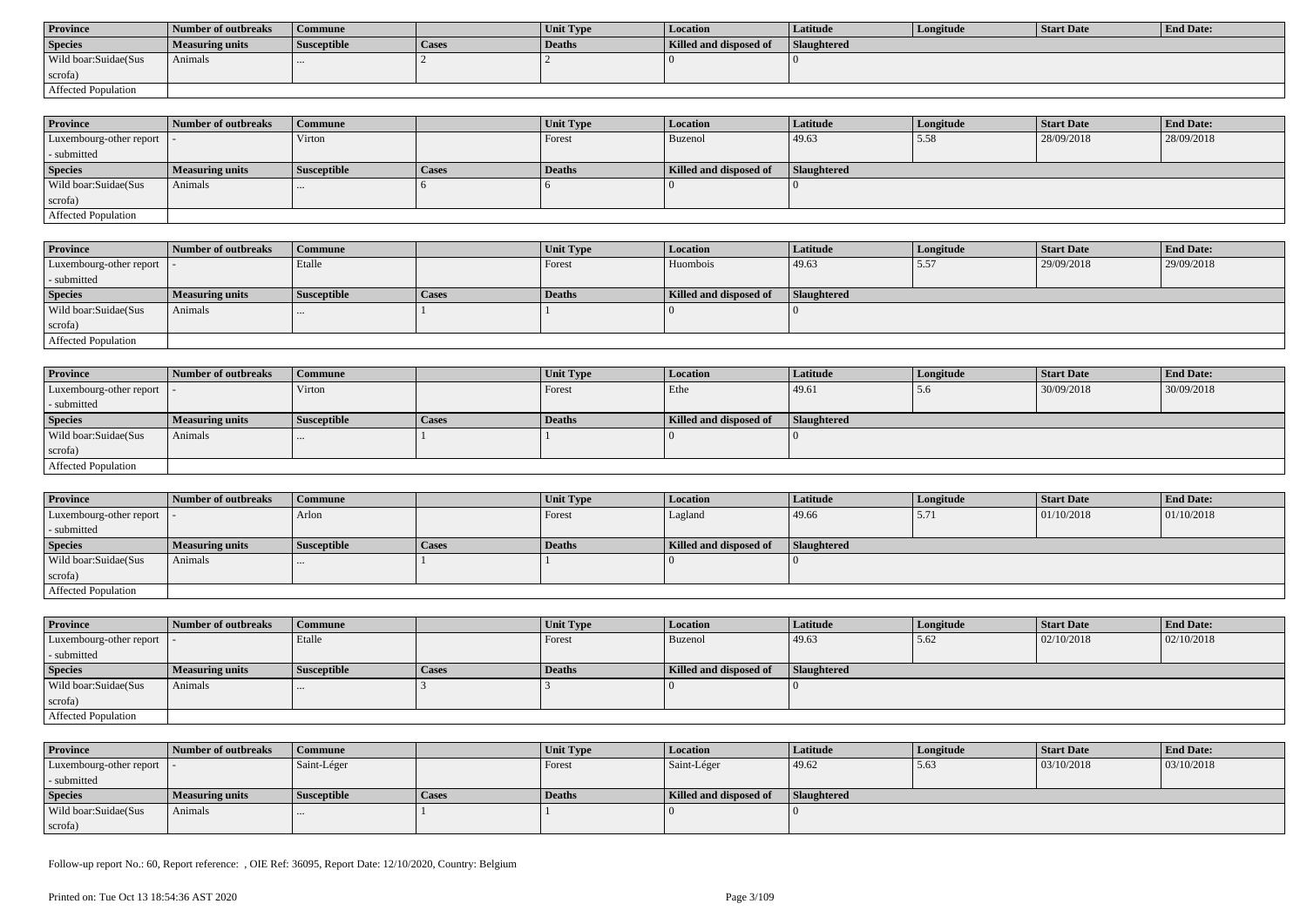| Province | Number of outbreaks | Commune | | Unit Type | Location | Latitude | Longitude | Start Date | End Date: |
|---|---|---|---|---|---|---|---|---|---|
| **Species** | **Measuring units** | **Susceptible** | **Cases** | **Deaths** | **Killed and disposed of** | **Slaughtered** | | | |
| Wild boar:Suidae(Sus scrofa) | Animals | ... | 2 | 2 | 0 | 0 | | | |
| Affected Population | | | | | | | | | |

| Province | Number of outbreaks | Commune | | Unit Type | Location | Latitude | Longitude | Start Date | End Date: |
|---|---|---|---|---|---|---|---|---|---|
| Luxembourg-other report - submitted | - | Virton | | Forest | Buzenol | 49.63 | 5.58 | 28/09/2018 | 28/09/2018 |
| **Species** | **Measuring units** | **Susceptible** | **Cases** | **Deaths** | **Killed and disposed of** | **Slaughtered** | | | |
| Wild boar:Suidae(Sus scrofa) | Animals | ... | 6 | 6 | 0 | 0 | | | |
| Affected Population | | | | | | | | | |

| Province | Number of outbreaks | Commune | | Unit Type | Location | Latitude | Longitude | Start Date | End Date: |
|---|---|---|---|---|---|---|---|---|---|
| Luxembourg-other report - submitted | - | Etalle | | Forest | Huombois | 49.63 | 5.57 | 29/09/2018 | 29/09/2018 |
| **Species** | **Measuring units** | **Susceptible** | **Cases** | **Deaths** | **Killed and disposed of** | **Slaughtered** | | | |
| Wild boar:Suidae(Sus scrofa) | Animals | ... | 1 | 1 | 0 | 0 | | | |
| Affected Population | | | | | | | | | |

| Province | Number of outbreaks | Commune | | Unit Type | Location | Latitude | Longitude | Start Date | End Date: |
|---|---|---|---|---|---|---|---|---|---|
| Luxembourg-other report - submitted | - | Virton | | Forest | Ethe | 49.61 | 5.6 | 30/09/2018 | 30/09/2018 |
| **Species** | **Measuring units** | **Susceptible** | **Cases** | **Deaths** | **Killed and disposed of** | **Slaughtered** | | | |
| Wild boar:Suidae(Sus scrofa) | Animals | ... | 1 | 1 | 0 | 0 | | | |
| Affected Population | | | | | | | | | |

| Province | Number of outbreaks | Commune | | Unit Type | Location | Latitude | Longitude | Start Date | End Date: |
|---|---|---|---|---|---|---|---|---|---|
| Luxembourg-other report - submitted | - | Arlon | | Forest | Lagland | 49.66 | 5.71 | 01/10/2018 | 01/10/2018 |
| **Species** | **Measuring units** | **Susceptible** | **Cases** | **Deaths** | **Killed and disposed of** | **Slaughtered** | | | |
| Wild boar:Suidae(Sus scrofa) | Animals | ... | 1 | 1 | 0 | 0 | | | |
| Affected Population | | | | | | | | | |

| Province | Number of outbreaks | Commune | | Unit Type | Location | Latitude | Longitude | Start Date | End Date: |
|---|---|---|---|---|---|---|---|---|---|
| Luxembourg-other report - submitted | - | Etalle | | Forest | Buzenol | 49.63 | 5.62 | 02/10/2018 | 02/10/2018 |
| **Species** | **Measuring units** | **Susceptible** | **Cases** | **Deaths** | **Killed and disposed of** | **Slaughtered** | | | |
| Wild boar:Suidae(Sus scrofa) | Animals | ... | 3 | 3 | 0 | 0 | | | |
| Affected Population | | | | | | | | | |

| Province | Number of outbreaks | Commune | | Unit Type | Location | Latitude | Longitude | Start Date | End Date: |
|---|---|---|---|---|---|---|---|---|---|
| Luxembourg-other report - submitted | - | Saint-Léger | | Forest | Saint-Léger | 49.62 | 5.63 | 03/10/2018 | 03/10/2018 |
| **Species** | **Measuring units** | **Susceptible** | **Cases** | **Deaths** | **Killed and disposed of** | **Slaughtered** | | | |
| Wild boar:Suidae(Sus scrofa) | Animals | ... | 1 | 1 | 0 | 0 | | | |

Follow-up report No.: 60, Report reference: , OIE Ref: 36095, Report Date: 12/10/2020, Country: Belgium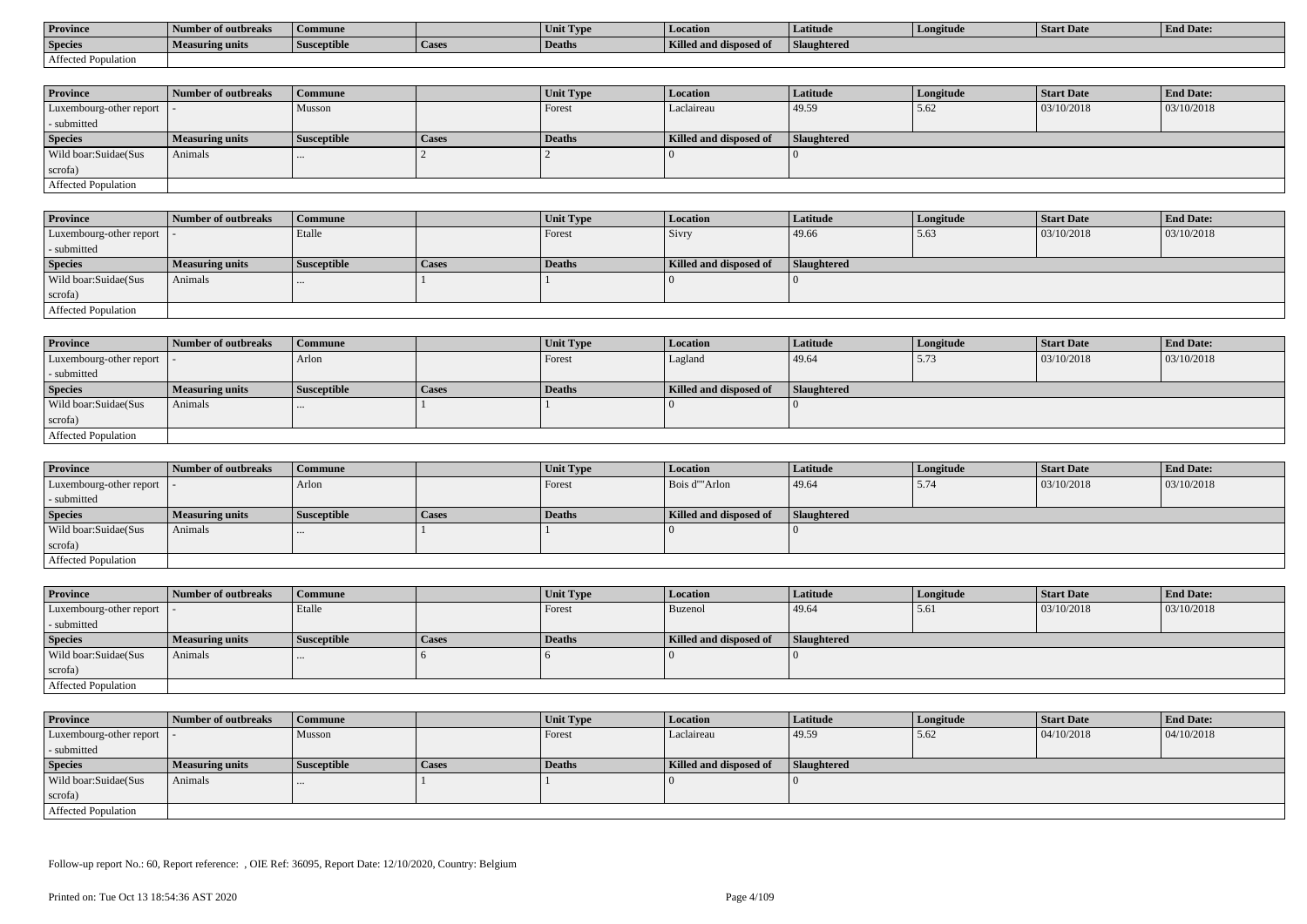| Province | Number of outbreaks | Commune | | Unit Type | Location | Latitude | Longitude | Start Date | End Date: |
|---|---|---|---|---|---|---|---|---|---|
| **Species** | **Measuring units** | **Susceptible** | **Cases** | **Deaths** | **Killed and disposed of** | **Slaughtered** | | | |
| Affected Population | | | | | | | | | |

| Province | Number of outbreaks | Commune | | Unit Type | Location | Latitude | Longitude | Start Date | End Date: |
|---|---|---|---|---|---|---|---|---|---|
| Luxembourg-other report - submitted | - | Musson | | Forest | Laclaireau | 49.59 | 5.62 | 03/10/2018 | 03/10/2018 |
| **Species** | **Measuring units** | **Susceptible** | **Cases** | **Deaths** | **Killed and disposed of** | **Slaughtered** | | | |
| Wild boar:Suidae(Sus scrofa) | Animals | ... | 2 | 2 | 0 | 0 | | | |
| Affected Population | | | | | | | | | |

| Province | Number of outbreaks | Commune | | Unit Type | Location | Latitude | Longitude | Start Date | End Date: |
|---|---|---|---|---|---|---|---|---|---|
| Luxembourg-other report - submitted | - | Etalle | | Forest | Sivry | 49.66 | 5.63 | 03/10/2018 | 03/10/2018 |
| **Species** | **Measuring units** | **Susceptible** | **Cases** | **Deaths** | **Killed and disposed of** | **Slaughtered** | | | |
| Wild boar:Suidae(Sus scrofa) | Animals | ... | 1 | 1 | 0 | 0 | | | |
| Affected Population | | | | | | | | | |

| Province | Number of outbreaks | Commune | | Unit Type | Location | Latitude | Longitude | Start Date | End Date: |
|---|---|---|---|---|---|---|---|---|---|
| Luxembourg-other report - submitted | - | Arlon | | Forest | Lagland | 49.64 | 5.73 | 03/10/2018 | 03/10/2018 |
| **Species** | **Measuring units** | **Susceptible** | **Cases** | **Deaths** | **Killed and disposed of** | **Slaughtered** | | | |
| Wild boar:Suidae(Sus scrofa) | Animals | ... | 1 | 1 | 0 | 0 | | | |
| Affected Population | | | | | | | | | |

| Province | Number of outbreaks | Commune | | Unit Type | Location | Latitude | Longitude | Start Date | End Date: |
|---|---|---|---|---|---|---|---|---|---|
| Luxembourg-other report - submitted | - | Arlon | | Forest | Bois d""Arlon | 49.64 | 5.74 | 03/10/2018 | 03/10/2018 |
| **Species** | **Measuring units** | **Susceptible** | **Cases** | **Deaths** | **Killed and disposed of** | **Slaughtered** | | | |
| Wild boar:Suidae(Sus scrofa) | Animals | ... | 1 | 1 | 0 | 0 | | | |
| Affected Population | | | | | | | | | |

| Province | Number of outbreaks | Commune | | Unit Type | Location | Latitude | Longitude | Start Date | End Date: |
|---|---|---|---|---|---|---|---|---|---|
| Luxembourg-other report - submitted | - | Etalle | | Forest | Buzenol | 49.64 | 5.61 | 03/10/2018 | 03/10/2018 |
| **Species** | **Measuring units** | **Susceptible** | **Cases** | **Deaths** | **Killed and disposed of** | **Slaughtered** | | | |
| Wild boar:Suidae(Sus scrofa) | Animals | ... | 6 | 6 | 0 | 0 | | | |
| Affected Population | | | | | | | | | |

| Province | Number of outbreaks | Commune | | Unit Type | Location | Latitude | Longitude | Start Date | End Date: |
|---|---|---|---|---|---|---|---|---|---|
| Luxembourg-other report - submitted | - | Musson | | Forest | Laclaireau | 49.59 | 5.62 | 04/10/2018 | 04/10/2018 |
| **Species** | **Measuring units** | **Susceptible** | **Cases** | **Deaths** | **Killed and disposed of** | **Slaughtered** | | | |
| Wild boar:Suidae(Sus scrofa) | Animals | ... | 1 | 1 | 0 | 0 | | | |
| Affected Population | | | | | | | | | |

Follow-up report No.: 60, Report reference: , OIE Ref: 36095, Report Date: 12/10/2020, Country: Belgium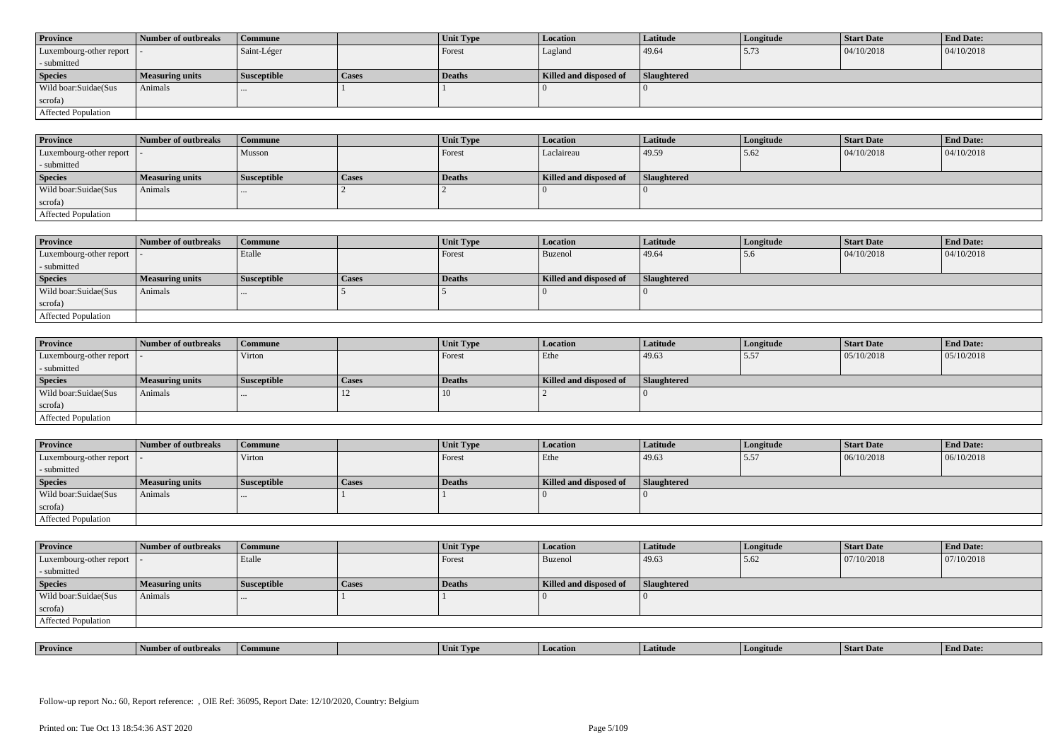| Province | Number of outbreaks | Commune | | Unit Type | Location | Latitude | Longitude | Start Date | End Date: |
|---|---|---|---|---|---|---|---|---|---|
| Luxembourg-other report - submitted | - | Saint-Léger | | Forest | Lagland | 49.64 | 5.73 | 04/10/2018 | 04/10/2018 |
| **Species** | **Measuring units** | **Susceptible** | **Cases** | **Deaths** | **Killed and disposed of** | **Slaughtered** | | | |
| Wild boar:Suidae(Sus scrofa) | Animals | ... | 1 | 1 | 0 | 0 | | | |
| Affected Population | | | | | | | | | |

| Province | Number of outbreaks | Commune | | Unit Type | Location | Latitude | Longitude | Start Date | End Date: |
|---|---|---|---|---|---|---|---|---|---|
| Luxembourg-other report - submitted | - | Musson | | Forest | Laclaireau | 49.59 | 5.62 | 04/10/2018 | 04/10/2018 |
| **Species** | **Measuring units** | **Susceptible** | **Cases** | **Deaths** | **Killed and disposed of** | **Slaughtered** | | | |
| Wild boar:Suidae(Sus scrofa) | Animals | ... | 2 | 2 | 0 | 0 | | | |
| Affected Population | | | | | | | | | |

| Province | Number of outbreaks | Commune | | Unit Type | Location | Latitude | Longitude | Start Date | End Date: |
|---|---|---|---|---|---|---|---|---|---|
| Luxembourg-other report - submitted | - | Etalle | | Forest | Buzenol | 49.64 | 5.6 | 04/10/2018 | 04/10/2018 |
| **Species** | **Measuring units** | **Susceptible** | **Cases** | **Deaths** | **Killed and disposed of** | **Slaughtered** | | | |
| Wild boar:Suidae(Sus scrofa) | Animals | ... | 5 | 5 | 0 | 0 | | | |
| Affected Population | | | | | | | | | |

| Province | Number of outbreaks | Commune | | Unit Type | Location | Latitude | Longitude | Start Date | End Date: |
|---|---|---|---|---|---|---|---|---|---|
| Luxembourg-other report - submitted | - | Virton | | Forest | Ethe | 49.63 | 5.57 | 05/10/2018 | 05/10/2018 |
| **Species** | **Measuring units** | **Susceptible** | **Cases** | **Deaths** | **Killed and disposed of** | **Slaughtered** | | | |
| Wild boar:Suidae(Sus scrofa) | Animals | ... | 12 | 10 | 2 | 0 | | | |
| Affected Population | | | | | | | | | |

| Province | Number of outbreaks | Commune | | Unit Type | Location | Latitude | Longitude | Start Date | End Date: |
|---|---|---|---|---|---|---|---|---|---|
| Luxembourg-other report - submitted | - | Virton | | Forest | Ethe | 49.63 | 5.57 | 06/10/2018 | 06/10/2018 |
| **Species** | **Measuring units** | **Susceptible** | **Cases** | **Deaths** | **Killed and disposed of** | **Slaughtered** | | | |
| Wild boar:Suidae(Sus scrofa) | Animals | ... | 1 | 1 | 0 | 0 | | | |
| Affected Population | | | | | | | | | |

| Province | Number of outbreaks | Commune | | Unit Type | Location | Latitude | Longitude | Start Date | End Date: |
|---|---|---|---|---|---|---|---|---|---|
| Luxembourg-other report - submitted | - | Etalle | | Forest | Buzenol | 49.63 | 5.62 | 07/10/2018 | 07/10/2018 |
| **Species** | **Measuring units** | **Susceptible** | **Cases** | **Deaths** | **Killed and disposed of** | **Slaughtered** | | | |
| Wild boar:Suidae(Sus scrofa) | Animals | ... | 1 | 1 | 0 | 0 | | | |
| Affected Population | | | | | | | | | |

| Province | Number of outbreaks | Commune | | Unit Type | Location | Latitude | Longitude | Start Date | End Date: |
|---|---|---|---|---|---|---|---|---|---|

Follow-up report No.: 60, Report reference: , OIE Ref: 36095, Report Date: 12/10/2020, Country: Belgium

Printed on: Tue Oct 13 18:54:36 AST 2020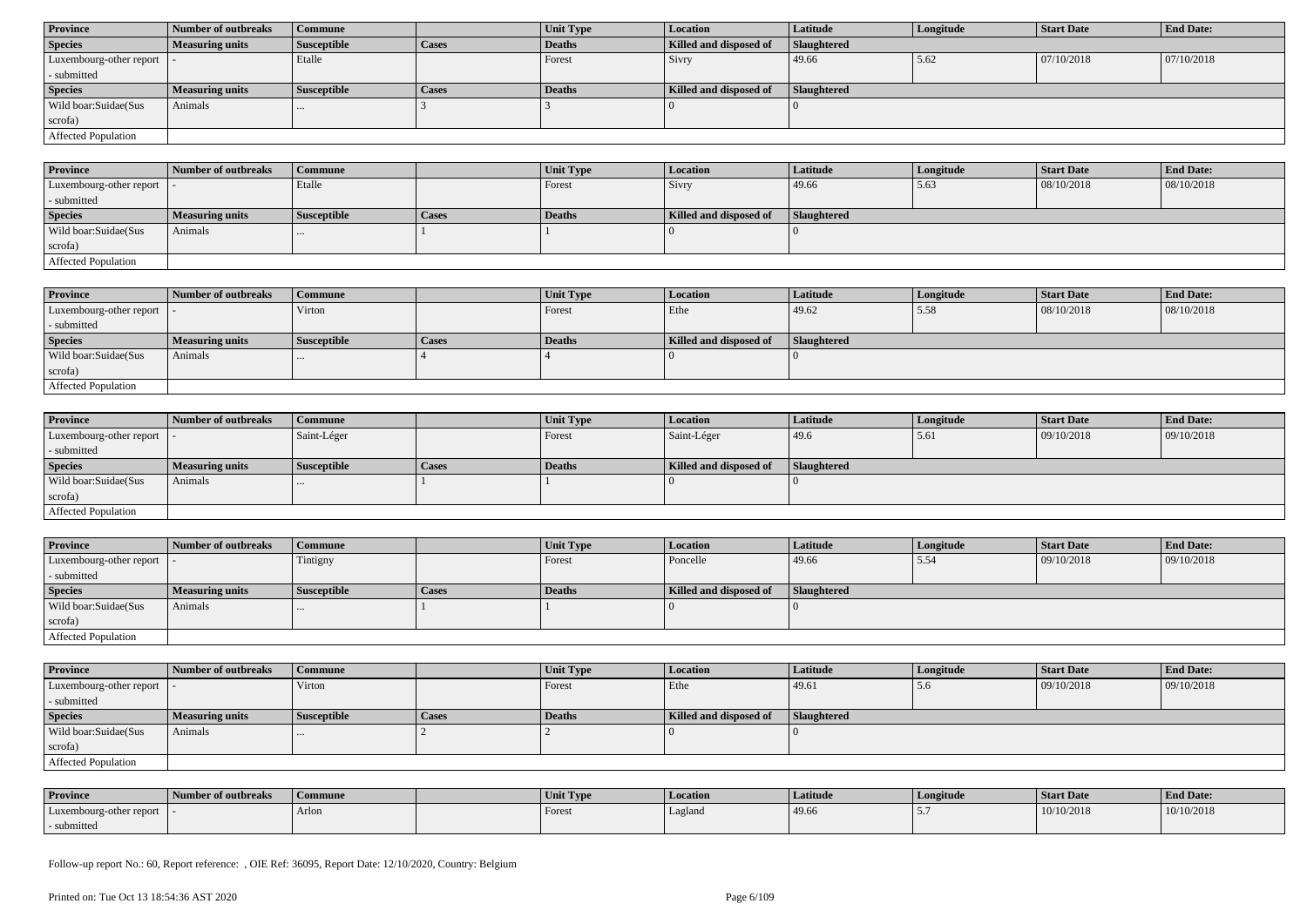| Province | Number of outbreaks | Commune | | Unit Type | Location | Latitude | Longitude | Start Date | End Date: |
|---|---|---|---|---|---|---|---|---|---|
| Species | Measuring units | Susceptible | Cases | Deaths | Killed and disposed of | Slaughtered | | | |
| Luxembourg-other report - submitted | - | Etalle | | Forest | Sivry | 49.66 | 5.62 | 07/10/2018 | 07/10/2018 |
| Species | Measuring units | Susceptible | Cases | Deaths | Killed and disposed of | Slaughtered | | | |
| Wild boar:Suidae(Sus scrofa) | Animals | ... | 3 | 3 | 0 | 0 | | | |
| Affected Population | | | | | | | | | |

| Province | Number of outbreaks | Commune | | Unit Type | Location | Latitude | Longitude | Start Date | End Date: |
|---|---|---|---|---|---|---|---|---|---|
| Luxembourg-other report - submitted | - | Etalle | | Forest | Sivry | 49.66 | 5.63 | 08/10/2018 | 08/10/2018 |
| Species | Measuring units | Susceptible | Cases | Deaths | Killed and disposed of | Slaughtered | | | |
| Wild boar:Suidae(Sus scrofa) | Animals | ... | 1 | 1 | 0 | 0 | | | |
| Affected Population | | | | | | | | | |

| Province | Number of outbreaks | Commune | | Unit Type | Location | Latitude | Longitude | Start Date | End Date: |
|---|---|---|---|---|---|---|---|---|---|
| Luxembourg-other report - submitted | - | Virton | | Forest | Ethe | 49.62 | 5.58 | 08/10/2018 | 08/10/2018 |
| Species | Measuring units | Susceptible | Cases | Deaths | Killed and disposed of | Slaughtered | | | |
| Wild boar:Suidae(Sus scrofa) | Animals | ... | 4 | 4 | 0 | 0 | | | |
| Affected Population | | | | | | | | | |

| Province | Number of outbreaks | Commune | | Unit Type | Location | Latitude | Longitude | Start Date | End Date: |
|---|---|---|---|---|---|---|---|---|---|
| Luxembourg-other report - submitted | - | Saint-Léger | | Forest | Saint-Léger | 49.6 | 5.61 | 09/10/2018 | 09/10/2018 |
| Species | Measuring units | Susceptible | Cases | Deaths | Killed and disposed of | Slaughtered | | | |
| Wild boar:Suidae(Sus scrofa) | Animals | ... | 1 | 1 | 0 | 0 | | | |
| Affected Population | | | | | | | | | |

| Province | Number of outbreaks | Commune | | Unit Type | Location | Latitude | Longitude | Start Date | End Date: |
|---|---|---|---|---|---|---|---|---|---|
| Luxembourg-other report - submitted | - | Tintigny | | Forest | Poncelle | 49.66 | 5.54 | 09/10/2018 | 09/10/2018 |
| Species | Measuring units | Susceptible | Cases | Deaths | Killed and disposed of | Slaughtered | | | |
| Wild boar:Suidae(Sus scrofa) | Animals | ... | 1 | 1 | 0 | 0 | | | |
| Affected Population | | | | | | | | | |

| Province | Number of outbreaks | Commune | | Unit Type | Location | Latitude | Longitude | Start Date | End Date: |
|---|---|---|---|---|---|---|---|---|---|
| Luxembourg-other report - submitted | - | Virton | | Forest | Ethe | 49.61 | 5.6 | 09/10/2018 | 09/10/2018 |
| Species | Measuring units | Susceptible | Cases | Deaths | Killed and disposed of | Slaughtered | | | |
| Wild boar:Suidae(Sus scrofa) | Animals | ... | 2 | 2 | 0 | 0 | | | |
| Affected Population | | | | | | | | | |

| Province | Number of outbreaks | Commune | | Unit Type | Location | Latitude | Longitude | Start Date | End Date: |
|---|---|---|---|---|---|---|---|---|---|
| Luxembourg-other report - submitted | - | Arlon | | Forest | Lagland | 49.66 | 5.7 | 10/10/2018 | 10/10/2018 |

Follow-up report No.: 60, Report reference: , OIE Ref: 36095, Report Date: 12/10/2020, Country: Belgium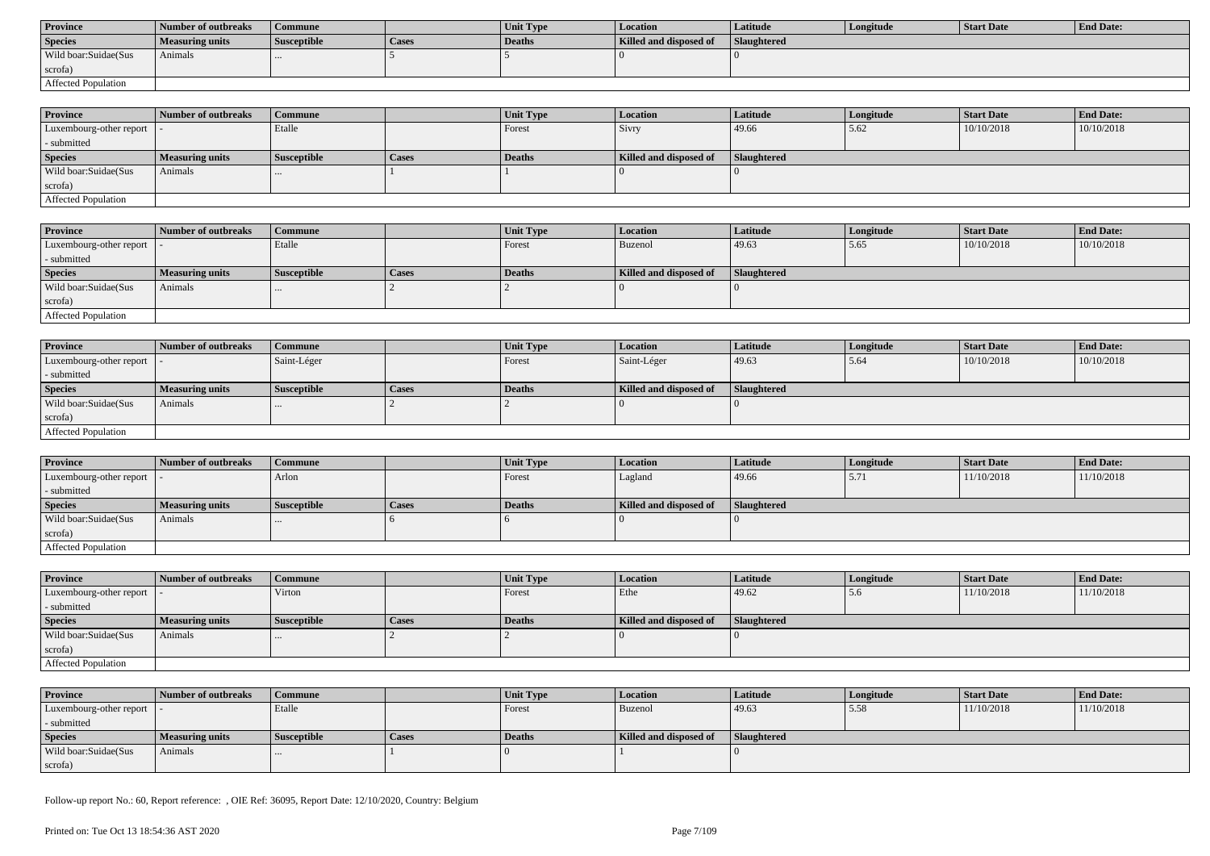| Province | Number of outbreaks | Commune | | Unit Type | Location | Latitude | Longitude | Start Date | End Date: |
|---|---|---|---|---|---|---|---|---|---|
| **Species** | **Measuring units** | **Susceptible** | **Cases** | **Deaths** | **Killed and disposed of** | **Slaughtered** | | | |
| Wild boar:Suidae(Sus scrofa) | Animals | ... | 5 | 5 | 0 | 0 | | | |
| Affected Population | | | | | | | | | |

| Province | Number of outbreaks | Commune | | Unit Type | Location | Latitude | Longitude | Start Date | End Date: |
|---|---|---|---|---|---|---|---|---|---|
| Luxembourg-other report - submitted | - | Etalle | | Forest | Sivry | 49.66 | 5.62 | 10/10/2018 | 10/10/2018 |
| **Species** | **Measuring units** | **Susceptible** | **Cases** | **Deaths** | **Killed and disposed of** | **Slaughtered** | | | |
| Wild boar:Suidae(Sus scrofa) | Animals | ... | 1 | 1 | 0 | 0 | | | |
| Affected Population | | | | | | | | | |

| Province | Number of outbreaks | Commune | | Unit Type | Location | Latitude | Longitude | Start Date | End Date: |
|---|---|---|---|---|---|---|---|---|---|
| Luxembourg-other report - submitted | - | Etalle | | Forest | Buzenol | 49.63 | 5.65 | 10/10/2018 | 10/10/2018 |
| **Species** | **Measuring units** | **Susceptible** | **Cases** | **Deaths** | **Killed and disposed of** | **Slaughtered** | | | |
| Wild boar:Suidae(Sus scrofa) | Animals | ... | 2 | 2 | 0 | 0 | | | |
| Affected Population | | | | | | | | | |

| Province | Number of outbreaks | Commune | | Unit Type | Location | Latitude | Longitude | Start Date | End Date: |
|---|---|---|---|---|---|---|---|---|---|
| Luxembourg-other report - submitted | - | Saint-Léger | | Forest | Saint-Léger | 49.63 | 5.64 | 10/10/2018 | 10/10/2018 |
| **Species** | **Measuring units** | **Susceptible** | **Cases** | **Deaths** | **Killed and disposed of** | **Slaughtered** | | | |
| Wild boar:Suidae(Sus scrofa) | Animals | ... | 2 | 2 | 0 | 0 | | | |
| Affected Population | | | | | | | | | |

| Province | Number of outbreaks | Commune | | Unit Type | Location | Latitude | Longitude | Start Date | End Date: |
|---|---|---|---|---|---|---|---|---|---|
| Luxembourg-other report - submitted | - | Arlon | | Forest | Lagland | 49.66 | 5.71 | 11/10/2018 | 11/10/2018 |
| **Species** | **Measuring units** | **Susceptible** | **Cases** | **Deaths** | **Killed and disposed of** | **Slaughtered** | | | |
| Wild boar:Suidae(Sus scrofa) | Animals | ... | 6 | 6 | 0 | 0 | | | |
| Affected Population | | | | | | | | | |

| Province | Number of outbreaks | Commune | | Unit Type | Location | Latitude | Longitude | Start Date | End Date: |
|---|---|---|---|---|---|---|---|---|---|
| Luxembourg-other report - submitted | - | Virton | | Forest | Ethe | 49.62 | 5.6 | 11/10/2018 | 11/10/2018 |
| **Species** | **Measuring units** | **Susceptible** | **Cases** | **Deaths** | **Killed and disposed of** | **Slaughtered** | | | |
| Wild boar:Suidae(Sus scrofa) | Animals | ... | 2 | 2 | 0 | 0 | | | |
| Affected Population | | | | | | | | | |

| Province | Number of outbreaks | Commune | | Unit Type | Location | Latitude | Longitude | Start Date | End Date: |
|---|---|---|---|---|---|---|---|---|---|
| Luxembourg-other report - submitted | - | Etalle | | Forest | Buzenol | 49.63 | 5.58 | 11/10/2018 | 11/10/2018 |
| **Species** | **Measuring units** | **Susceptible** | **Cases** | **Deaths** | **Killed and disposed of** | **Slaughtered** | | | |
| Wild boar:Suidae(Sus scrofa) | Animals | ... | 1 | 0 | 1 | 0 | | | |

Follow-up report No.: 60, Report reference: , OIE Ref: 36095, Report Date: 12/10/2020, Country: Belgium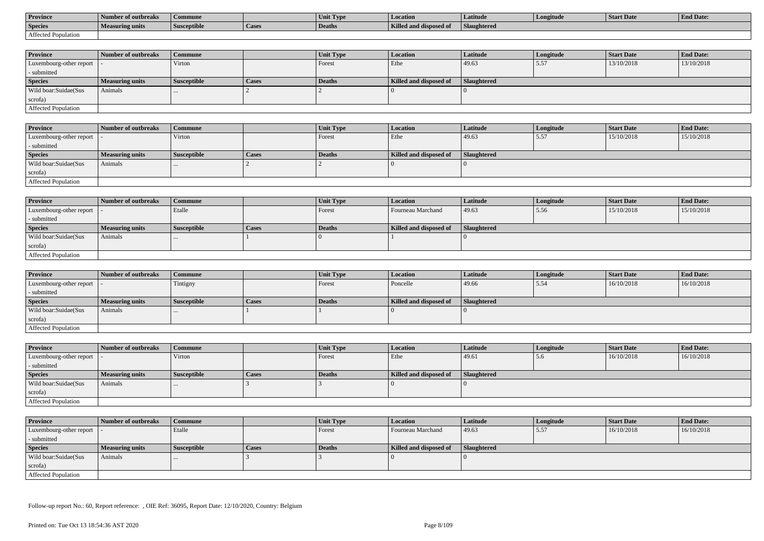| Province | Number of outbreaks | Commune | | Unit Type | Location | Latitude | Longitude | Start Date | End Date: |
|---|---|---|---|---|---|---|---|---|---|
| **Species** | **Measuring units** | **Susceptible** | **Cases** | **Deaths** | **Killed and disposed of** | **Slaughtered** | | | |
| Affected Population | | | | | | | | | |

| Province | Number of outbreaks | Commune | | Unit Type | Location | Latitude | Longitude | Start Date | End Date: |
|---|---|---|---|---|---|---|---|---|---|
| Luxembourg-other report - submitted | - | Virton | | Forest | Ethe | 49.63 | 5.57 | 13/10/2018 | 13/10/2018 |
| **Species** | **Measuring units** | **Susceptible** | **Cases** | **Deaths** | **Killed and disposed of** | **Slaughtered** | | | |
| Wild boar:Suidae(Sus scrofa) | Animals | ... | 2 | 2 | 0 | 0 | | | |
| Affected Population | | | | | | | | | |

| Province | Number of outbreaks | Commune | | Unit Type | Location | Latitude | Longitude | Start Date | End Date: |
|---|---|---|---|---|---|---|---|---|---|
| Luxembourg-other report - submitted | - | Virton | | Forest | Ethe | 49.63 | 5.57 | 15/10/2018 | 15/10/2018 |
| **Species** | **Measuring units** | **Susceptible** | **Cases** | **Deaths** | **Killed and disposed of** | **Slaughtered** | | | |
| Wild boar:Suidae(Sus scrofa) | Animals | ... | 2 | 2 | 0 | 0 | | | |
| Affected Population | | | | | | | | | |

| Province | Number of outbreaks | Commune | | Unit Type | Location | Latitude | Longitude | Start Date | End Date: |
|---|---|---|---|---|---|---|---|---|---|
| Luxembourg-other report - submitted | - | Etalle | | Forest | Fourneau Marchand | 49.63 | 5.56 | 15/10/2018 | 15/10/2018 |
| **Species** | **Measuring units** | **Susceptible** | **Cases** | **Deaths** | **Killed and disposed of** | **Slaughtered** | | | |
| Wild boar:Suidae(Sus scrofa) | Animals | ... | 1 | 0 | 1 | 0 | | | |
| Affected Population | | | | | | | | | |

| Province | Number of outbreaks | Commune | | Unit Type | Location | Latitude | Longitude | Start Date | End Date: |
|---|---|---|---|---|---|---|---|---|---|
| Luxembourg-other report - submitted | - | Tintigny | | Forest | Poncelle | 49.66 | 5.54 | 16/10/2018 | 16/10/2018 |
| **Species** | **Measuring units** | **Susceptible** | **Cases** | **Deaths** | **Killed and disposed of** | **Slaughtered** | | | |
| Wild boar:Suidae(Sus scrofa) | Animals | ... | 1 | 1 | 0 | 0 | | | |
| Affected Population | | | | | | | | | |

| Province | Number of outbreaks | Commune | | Unit Type | Location | Latitude | Longitude | Start Date | End Date: |
|---|---|---|---|---|---|---|---|---|---|
| Luxembourg-other report - submitted | - | Virton | | Forest | Ethe | 49.61 | 5.6 | 16/10/2018 | 16/10/2018 |
| **Species** | **Measuring units** | **Susceptible** | **Cases** | **Deaths** | **Killed and disposed of** | **Slaughtered** | | | |
| Wild boar:Suidae(Sus scrofa) | Animals | ... | 3 | 3 | 0 | 0 | | | |
| Affected Population | | | | | | | | | |

| Province | Number of outbreaks | Commune | | Unit Type | Location | Latitude | Longitude | Start Date | End Date: |
|---|---|---|---|---|---|---|---|---|---|
| Luxembourg-other report - submitted | - | Etalle | | Forest | Fourneau Marchand | 49.63 | 5.57 | 16/10/2018 | 16/10/2018 |
| **Species** | **Measuring units** | **Susceptible** | **Cases** | **Deaths** | **Killed and disposed of** | **Slaughtered** | | | |
| Wild boar:Suidae(Sus scrofa) | Animals | ... | 3 | 3 | 0 | 0 | | | |
| Affected Population | | | | | | | | | |

Follow-up report No.: 60, Report reference: , OIE Ref: 36095, Report Date: 12/10/2020, Country: Belgium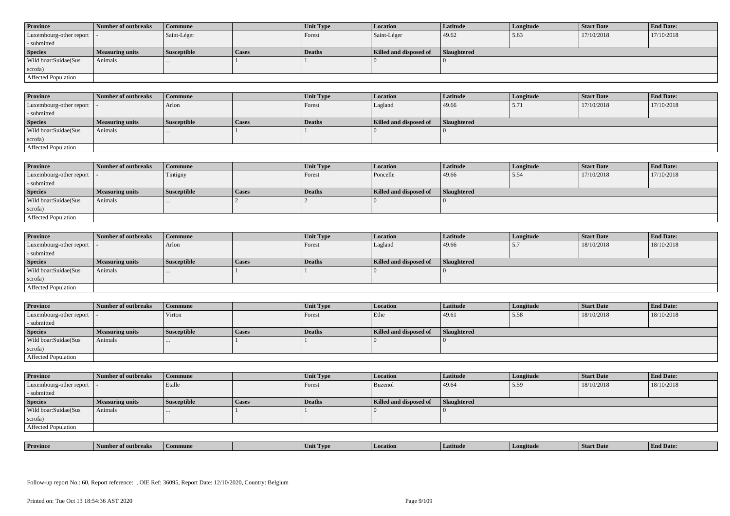| Province | Number of outbreaks | Commune | | Unit Type | Location | Latitude | Longitude | Start Date | End Date: |
|---|---|---|---|---|---|---|---|---|---|
| Luxembourg-other report - submitted | - | Saint-Léger | | Forest | Saint-Léger | 49.62 | 5.63 | 17/10/2018 | 17/10/2018 |
| **Species** | **Measuring units** | **Susceptible** | **Cases** | **Deaths** | **Killed and disposed of** | **Slaughtered** | | | |
| Wild boar:Suidae(Sus scrofa) | Animals | ... | 1 | 1 | 0 | 0 | | | |
| Affected Population | | | | | | | | | |

| Province | Number of outbreaks | Commune | | Unit Type | Location | Latitude | Longitude | Start Date | End Date: |
|---|---|---|---|---|---|---|---|---|---|
| Luxembourg-other report - submitted | - | Arlon | | Forest | Lagland | 49.66 | 5.71 | 17/10/2018 | 17/10/2018 |
| **Species** | **Measuring units** | **Susceptible** | **Cases** | **Deaths** | **Killed and disposed of** | **Slaughtered** | | | |
| Wild boar:Suidae(Sus scrofa) | Animals | ... | 1 | 1 | 0 | 0 | | | |
| Affected Population | | | | | | | | | |

| Province | Number of outbreaks | Commune | | Unit Type | Location | Latitude | Longitude | Start Date | End Date: |
|---|---|---|---|---|---|---|---|---|---|
| Luxembourg-other report - submitted | - | Tintigny | | Forest | Poncelle | 49.66 | 5.54 | 17/10/2018 | 17/10/2018 |
| **Species** | **Measuring units** | **Susceptible** | **Cases** | **Deaths** | **Killed and disposed of** | **Slaughtered** | | | |
| Wild boar:Suidae(Sus scrofa) | Animals | ... | 2 | 2 | 0 | 0 | | | |
| Affected Population | | | | | | | | | |

| Province | Number of outbreaks | Commune | | Unit Type | Location | Latitude | Longitude | Start Date | End Date: |
|---|---|---|---|---|---|---|---|---|---|
| Luxembourg-other report - submitted | - | Arlon | | Forest | Lagland | 49.66 | 5.7 | 18/10/2018 | 18/10/2018 |
| **Species** | **Measuring units** | **Susceptible** | **Cases** | **Deaths** | **Killed and disposed of** | **Slaughtered** | | | |
| Wild boar:Suidae(Sus scrofa) | Animals | ... | 1 | 1 | 0 | 0 | | | |
| Affected Population | | | | | | | | | |

| Province | Number of outbreaks | Commune | | Unit Type | Location | Latitude | Longitude | Start Date | End Date: |
|---|---|---|---|---|---|---|---|---|---|
| Luxembourg-other report - submitted | - | Virton | | Forest | Ethe | 49.61 | 5.58 | 18/10/2018 | 18/10/2018 |
| **Species** | **Measuring units** | **Susceptible** | **Cases** | **Deaths** | **Killed and disposed of** | **Slaughtered** | | | |
| Wild boar:Suidae(Sus scrofa) | Animals | ... | 1 | 1 | 0 | 0 | | | |
| Affected Population | | | | | | | | | |

| Province | Number of outbreaks | Commune | | Unit Type | Location | Latitude | Longitude | Start Date | End Date: |
|---|---|---|---|---|---|---|---|---|---|
| Luxembourg-other report - submitted | - | Etalle | | Forest | Buzenol | 49.64 | 5.59 | 18/10/2018 | 18/10/2018 |
| **Species** | **Measuring units** | **Susceptible** | **Cases** | **Deaths** | **Killed and disposed of** | **Slaughtered** | | | |
| Wild boar:Suidae(Sus scrofa) | Animals | ... | 1 | 1 | 0 | 0 | | | |
| Affected Population | | | | | | | | | |

| Province | Number of outbreaks | Commune | | Unit Type | Location | Latitude | Longitude | Start Date | End Date: |
|---|---|---|---|---|---|---|---|---|---|

Follow-up report No.: 60, Report reference: , OIE Ref: 36095, Report Date: 12/10/2020, Country: Belgium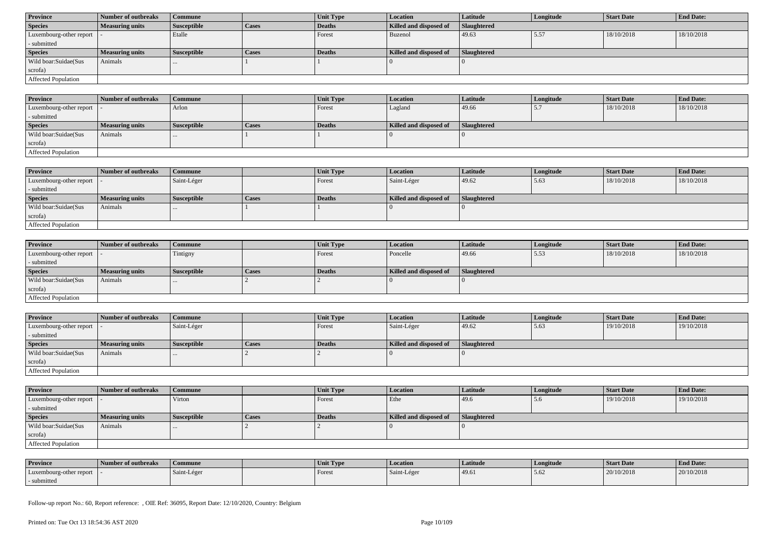| Province | Number of outbreaks | Commune | | Unit Type | Location | Latitude | Longitude | Start Date | End Date: |
|---|---|---|---|---|---|---|---|---|---|
| Species | Measuring units | Susceptible | Cases | Deaths | Killed and disposed of | Slaughtered | | | |
| Luxembourg-other report - submitted | - | Etalle | | Forest | Buzenol | 49.63 | 5.57 | 18/10/2018 | 18/10/2018 |
| Species | Measuring units | Susceptible | Cases | Deaths | Killed and disposed of | Slaughtered | | | |
| Wild boar:Suidae(Sus scrofa) | Animals | ... | 1 | 1 | 0 | 0 | | | |
| Affected Population | | | | | | | | | |

| Province | Number of outbreaks | Commune | | Unit Type | Location | Latitude | Longitude | Start Date | End Date: |
|---|---|---|---|---|---|---|---|---|---|
| Luxembourg-other report - submitted | - | Arlon | | Forest | Lagland | 49.66 | 5.7 | 18/10/2018 | 18/10/2018 |
| Species | Measuring units | Susceptible | Cases | Deaths | Killed and disposed of | Slaughtered | | | |
| Wild boar:Suidae(Sus scrofa) | Animals | ... | 1 | 1 | 0 | 0 | | | |
| Affected Population | | | | | | | | | |

| Province | Number of outbreaks | Commune | | Unit Type | Location | Latitude | Longitude | Start Date | End Date: |
|---|---|---|---|---|---|---|---|---|---|
| Luxembourg-other report - submitted | - | Saint-Léger | | Forest | Saint-Léger | 49.62 | 5.63 | 18/10/2018 | 18/10/2018 |
| Species | Measuring units | Susceptible | Cases | Deaths | Killed and disposed of | Slaughtered | | | |
| Wild boar:Suidae(Sus scrofa) | Animals | ... | 1 | 1 | 0 | 0 | | | |
| Affected Population | | | | | | | | | |

| Province | Number of outbreaks | Commune | | Unit Type | Location | Latitude | Longitude | Start Date | End Date: |
|---|---|---|---|---|---|---|---|---|---|
| Luxembourg-other report - submitted | - | Tintigny | | Forest | Poncelle | 49.66 | 5.53 | 18/10/2018 | 18/10/2018 |
| Species | Measuring units | Susceptible | Cases | Deaths | Killed and disposed of | Slaughtered | | | |
| Wild boar:Suidae(Sus scrofa) | Animals | ... | 2 | 2 | 0 | 0 | | | |
| Affected Population | | | | | | | | | |

| Province | Number of outbreaks | Commune | | Unit Type | Location | Latitude | Longitude | Start Date | End Date: |
|---|---|---|---|---|---|---|---|---|---|
| Luxembourg-other report - submitted | - | Saint-Léger | | Forest | Saint-Léger | 49.62 | 5.63 | 19/10/2018 | 19/10/2018 |
| Species | Measuring units | Susceptible | Cases | Deaths | Killed and disposed of | Slaughtered | | | |
| Wild boar:Suidae(Sus scrofa) | Animals | ... | 2 | 2 | 0 | 0 | | | |
| Affected Population | | | | | | | | | |

| Province | Number of outbreaks | Commune | | Unit Type | Location | Latitude | Longitude | Start Date | End Date: |
|---|---|---|---|---|---|---|---|---|---|
| Luxembourg-other report - submitted | - | Virton | | Forest | Ethe | 49.6 | 5.6 | 19/10/2018 | 19/10/2018 |
| Species | Measuring units | Susceptible | Cases | Deaths | Killed and disposed of | Slaughtered | | | |
| Wild boar:Suidae(Sus scrofa) | Animals | ... | 2 | 2 | 0 | 0 | | | |
| Affected Population | | | | | | | | | |

| Province | Number of outbreaks | Commune | | Unit Type | Location | Latitude | Longitude | Start Date | End Date: |
|---|---|---|---|---|---|---|---|---|---|
| Luxembourg-other report - submitted | - | Saint-Léger | | Forest | Saint-Léger | 49.61 | 5.62 | 20/10/2018 | 20/10/2018 |

Follow-up report No.: 60, Report reference: , OIE Ref: 36095, Report Date: 12/10/2020, Country: Belgium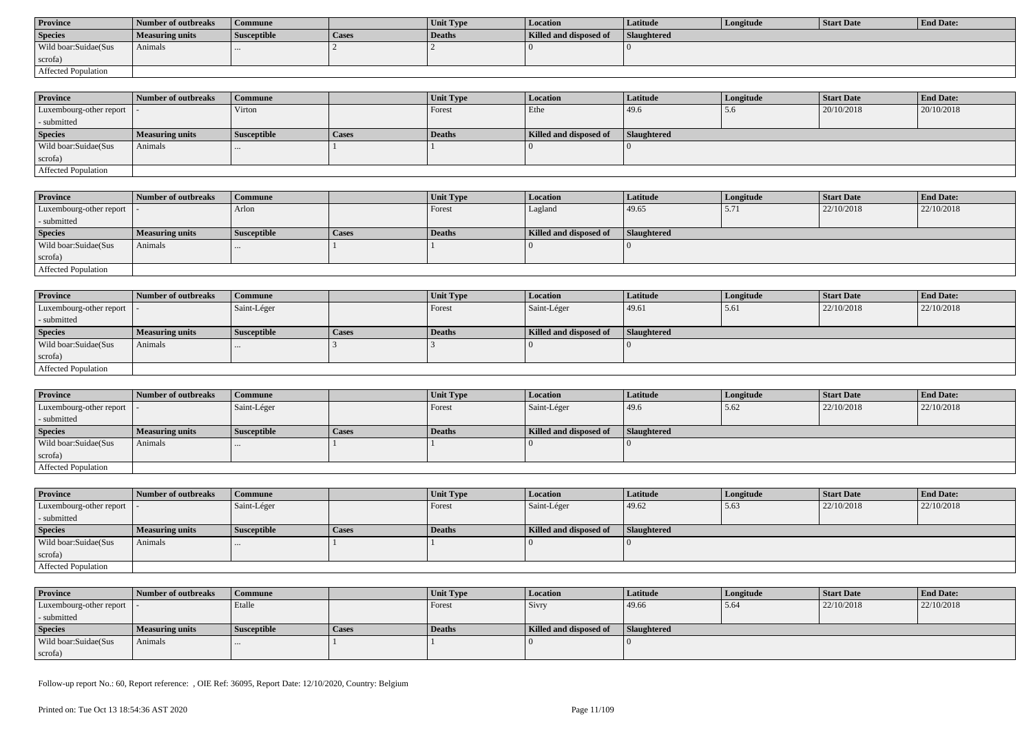| Province | Number of outbreaks | Commune | | Unit Type | Location | Latitude | Longitude | Start Date | End Date: |
|---|---|---|---|---|---|---|---|---|---|
| **Species** | **Measuring units** | **Susceptible** | **Cases** | **Deaths** | **Killed and disposed of** | **Slaughtered** | | | |
| Wild boar:Suidae(Sus scrofa) | Animals | ... | 2 | 2 | 0 | 0 | | | |
| Affected Population | | | | | | | | | |

| Province | Number of outbreaks | Commune | | Unit Type | Location | Latitude | Longitude | Start Date | End Date: |
|---|---|---|---|---|---|---|---|---|---|
| Luxembourg-other report - submitted | - | Virton | | Forest | Ethe | 49.6 | 5.6 | 20/10/2018 | 20/10/2018 |
| **Species** | **Measuring units** | **Susceptible** | **Cases** | **Deaths** | **Killed and disposed of** | **Slaughtered** | | | |
| Wild boar:Suidae(Sus scrofa) | Animals | ... | 1 | 1 | 0 | 0 | | | |
| Affected Population | | | | | | | | | |

| Province | Number of outbreaks | Commune | | Unit Type | Location | Latitude | Longitude | Start Date | End Date: |
|---|---|---|---|---|---|---|---|---|---|
| Luxembourg-other report - submitted | - | Arlon | | Forest | Lagland | 49.65 | 5.71 | 22/10/2018 | 22/10/2018 |
| **Species** | **Measuring units** | **Susceptible** | **Cases** | **Deaths** | **Killed and disposed of** | **Slaughtered** | | | |
| Wild boar:Suidae(Sus scrofa) | Animals | ... | 1 | 1 | 0 | 0 | | | |
| Affected Population | | | | | | | | | |

| Province | Number of outbreaks | Commune | | Unit Type | Location | Latitude | Longitude | Start Date | End Date: |
|---|---|---|---|---|---|---|---|---|---|
| Luxembourg-other report - submitted | - | Saint-Léger | | Forest | Saint-Léger | 49.61 | 5.61 | 22/10/2018 | 22/10/2018 |
| **Species** | **Measuring units** | **Susceptible** | **Cases** | **Deaths** | **Killed and disposed of** | **Slaughtered** | | | |
| Wild boar:Suidae(Sus scrofa) | Animals | ... | 3 | 3 | 0 | 0 | | | |
| Affected Population | | | | | | | | | |

| Province | Number of outbreaks | Commune | | Unit Type | Location | Latitude | Longitude | Start Date | End Date: |
|---|---|---|---|---|---|---|---|---|---|
| Luxembourg-other report - submitted | - | Saint-Léger | | Forest | Saint-Léger | 49.6 | 5.62 | 22/10/2018 | 22/10/2018 |
| **Species** | **Measuring units** | **Susceptible** | **Cases** | **Deaths** | **Killed and disposed of** | **Slaughtered** | | | |
| Wild boar:Suidae(Sus scrofa) | Animals | ... | 1 | 1 | 0 | 0 | | | |
| Affected Population | | | | | | | | | |

| Province | Number of outbreaks | Commune | | Unit Type | Location | Latitude | Longitude | Start Date | End Date: |
|---|---|---|---|---|---|---|---|---|---|
| Luxembourg-other report - submitted | - | Saint-Léger | | Forest | Saint-Léger | 49.62 | 5.63 | 22/10/2018 | 22/10/2018 |
| **Species** | **Measuring units** | **Susceptible** | **Cases** | **Deaths** | **Killed and disposed of** | **Slaughtered** | | | |
| Wild boar:Suidae(Sus scrofa) | Animals | ... | 1 | 1 | 0 | 0 | | | |
| Affected Population | | | | | | | | | |

| Province | Number of outbreaks | Commune | | Unit Type | Location | Latitude | Longitude | Start Date | End Date: |
|---|---|---|---|---|---|---|---|---|---|
| Luxembourg-other report - submitted | - | Etalle | | Forest | Sivry | 49.66 | 5.64 | 22/10/2018 | 22/10/2018 |
| **Species** | **Measuring units** | **Susceptible** | **Cases** | **Deaths** | **Killed and disposed of** | **Slaughtered** | | | |
| Wild boar:Suidae(Sus scrofa) | Animals | ... | 1 | 1 | 0 | 0 | | | |

Follow-up report No.: 60, Report reference: , OIE Ref: 36095, Report Date: 12/10/2020, Country: Belgium

Printed on: Tue Oct 13 18:54:36 AST 2020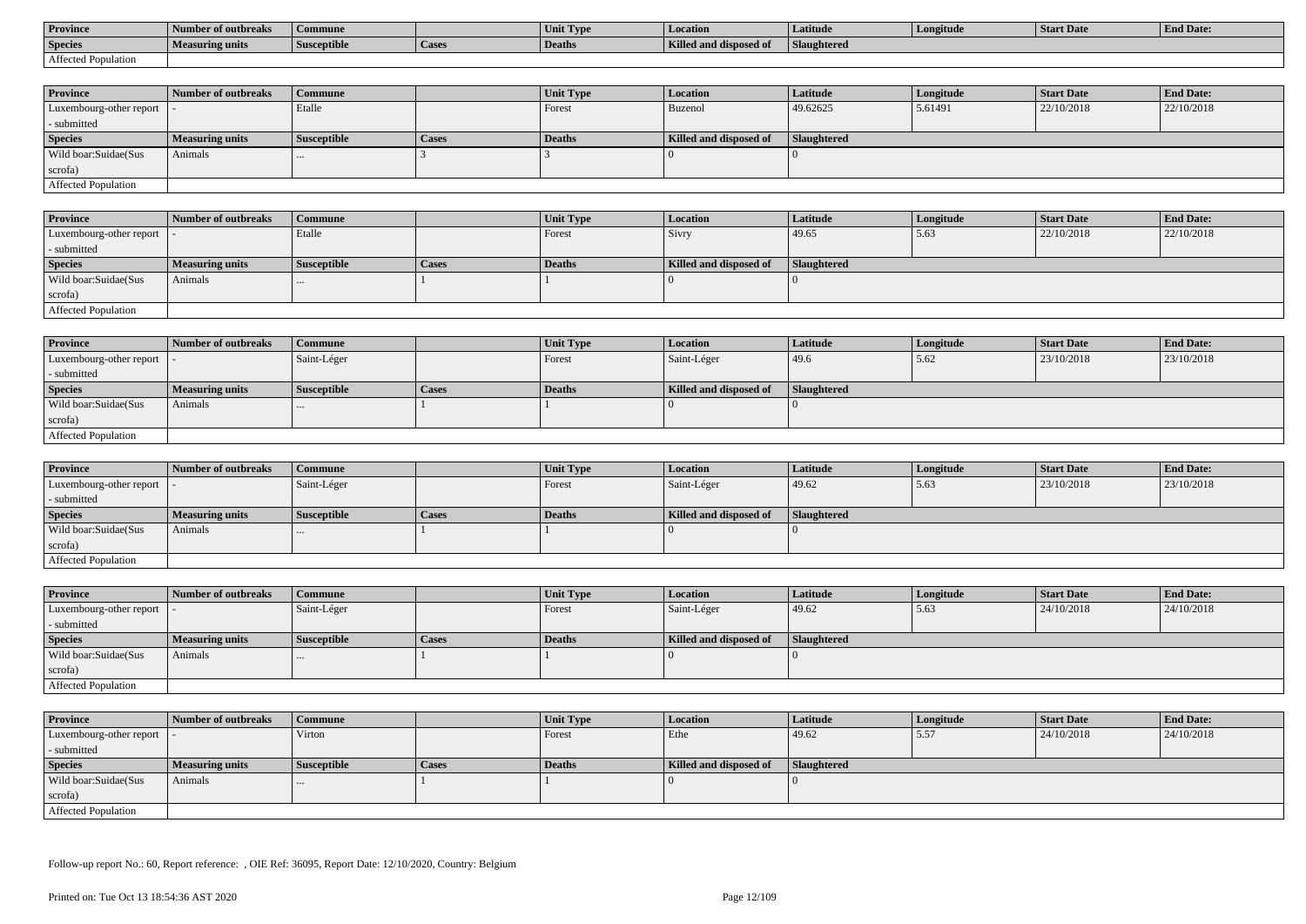| Province | Number of outbreaks | Commune | | Unit Type | Location | Latitude | Longitude | Start Date | End Date: |
|---|---|---|---|---|---|---|---|---|---|
| Species | Measuring units | Susceptible | Cases | Deaths | Killed and disposed of | Slaughtered | | | |
| Affected Population | | | | | | | | | |

| Province | Number of outbreaks | Commune | | Unit Type | Location | Latitude | Longitude | Start Date | End Date: |
|---|---|---|---|---|---|---|---|---|---|
| Luxembourg-other report - submitted | - | Etalle | | Forest | Buzenol | 49.62625 | 5.61491 | 22/10/2018 | 22/10/2018 |
| Species | Measuring units | Susceptible | Cases | Deaths | Killed and disposed of | Slaughtered | | | |
| Wild boar:Suidae(Sus scrofa) | Animals | ... | 3 | 3 | 0 | 0 | | | |
| Affected Population | | | | | | | | | |

| Province | Number of outbreaks | Commune | | Unit Type | Location | Latitude | Longitude | Start Date | End Date: |
|---|---|---|---|---|---|---|---|---|---|
| Luxembourg-other report - submitted | - | Etalle | | Forest | Sivry | 49.65 | 5.63 | 22/10/2018 | 22/10/2018 |
| Species | Measuring units | Susceptible | Cases | Deaths | Killed and disposed of | Slaughtered | | | |
| Wild boar:Suidae(Sus scrofa) | Animals | ... | 1 | 1 | 0 | 0 | | | |
| Affected Population | | | | | | | | | |

| Province | Number of outbreaks | Commune | | Unit Type | Location | Latitude | Longitude | Start Date | End Date: |
|---|---|---|---|---|---|---|---|---|---|
| Luxembourg-other report - submitted | - | Saint-Léger | | Forest | Saint-Léger | 49.6 | 5.62 | 23/10/2018 | 23/10/2018 |
| Species | Measuring units | Susceptible | Cases | Deaths | Killed and disposed of | Slaughtered | | | |
| Wild boar:Suidae(Sus scrofa) | Animals | ... | 1 | 1 | 0 | 0 | | | |
| Affected Population | | | | | | | | | |

| Province | Number of outbreaks | Commune | | Unit Type | Location | Latitude | Longitude | Start Date | End Date: |
|---|---|---|---|---|---|---|---|---|---|
| Luxembourg-other report - submitted | - | Saint-Léger | | Forest | Saint-Léger | 49.62 | 5.63 | 23/10/2018 | 23/10/2018 |
| Species | Measuring units | Susceptible | Cases | Deaths | Killed and disposed of | Slaughtered | | | |
| Wild boar:Suidae(Sus scrofa) | Animals | ... | 1 | 1 | 0 | 0 | | | |
| Affected Population | | | | | | | | | |

| Province | Number of outbreaks | Commune | | Unit Type | Location | Latitude | Longitude | Start Date | End Date: |
|---|---|---|---|---|---|---|---|---|---|
| Luxembourg-other report - submitted | - | Saint-Léger | | Forest | Saint-Léger | 49.62 | 5.63 | 24/10/2018 | 24/10/2018 |
| Species | Measuring units | Susceptible | Cases | Deaths | Killed and disposed of | Slaughtered | | | |
| Wild boar:Suidae(Sus scrofa) | Animals | ... | 1 | 1 | 0 | 0 | | | |
| Affected Population | | | | | | | | | |

| Province | Number of outbreaks | Commune | | Unit Type | Location | Latitude | Longitude | Start Date | End Date: |
|---|---|---|---|---|---|---|---|---|---|
| Luxembourg-other report - submitted | - | Virton | | Forest | Ethe | 49.62 | 5.57 | 24/10/2018 | 24/10/2018 |
| Species | Measuring units | Susceptible | Cases | Deaths | Killed and disposed of | Slaughtered | | | |
| Wild boar:Suidae(Sus scrofa) | Animals | ... | 1 | 1 | 0 | 0 | | | |
| Affected Population | | | | | | | | | |

Follow-up report No.: 60, Report reference: , OIE Ref: 36095, Report Date: 12/10/2020, Country: Belgium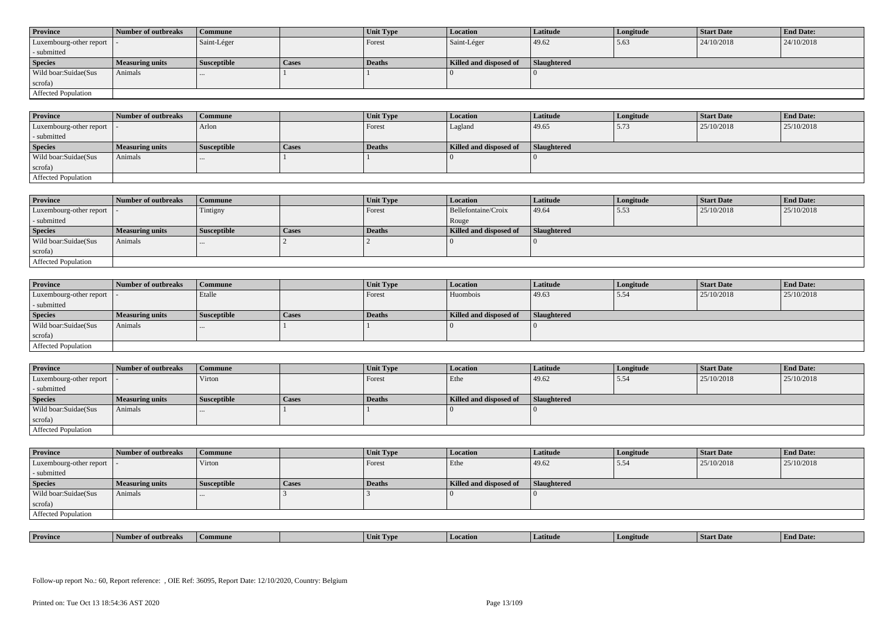| Province | Number of outbreaks | Commune | | Unit Type | Location | Latitude | Longitude | Start Date | End Date: |
|---|---|---|---|---|---|---|---|---|---|
| Luxembourg-other report - submitted | - | Saint-Léger | | Forest | Saint-Léger | 49.62 | 5.63 | 24/10/2018 | 24/10/2018 |
| **Species** | **Measuring units** | **Susceptible** | **Cases** | **Deaths** | **Killed and disposed of** | **Slaughtered** | | | |
| Wild boar:Suidae(Sus scrofa) | Animals | ... | 1 | 1 | 0 | 0 | | | |
| Affected Population | | | | | | | | | |

| Province | Number of outbreaks | Commune | | Unit Type | Location | Latitude | Longitude | Start Date | End Date: |
|---|---|---|---|---|---|---|---|---|---|
| Luxembourg-other report - submitted | - | Arlon | | Forest | Lagland | 49.65 | 5.73 | 25/10/2018 | 25/10/2018 |
| **Species** | **Measuring units** | **Susceptible** | **Cases** | **Deaths** | **Killed and disposed of** | **Slaughtered** | | | |
| Wild boar:Suidae(Sus scrofa) | Animals | ... | 1 | 1 | 0 | 0 | | | |
| Affected Population | | | | | | | | | |

| Province | Number of outbreaks | Commune | | Unit Type | Location | Latitude | Longitude | Start Date | End Date: |
|---|---|---|---|---|---|---|---|---|---|
| Luxembourg-other report - submitted | - | Tintigny | | Forest | Bellefontaine/Croix Rouge | 49.64 | 5.53 | 25/10/2018 | 25/10/2018 |
| **Species** | **Measuring units** | **Susceptible** | **Cases** | **Deaths** | **Killed and disposed of** | **Slaughtered** | | | |
| Wild boar:Suidae(Sus scrofa) | Animals | ... | 2 | 2 | 0 | 0 | | | |
| Affected Population | | | | | | | | | |

| Province | Number of outbreaks | Commune | | Unit Type | Location | Latitude | Longitude | Start Date | End Date: |
|---|---|---|---|---|---|---|---|---|---|
| Luxembourg-other report - submitted | - | Etalle | | Forest | Huombois | 49.63 | 5.54 | 25/10/2018 | 25/10/2018 |
| **Species** | **Measuring units** | **Susceptible** | **Cases** | **Deaths** | **Killed and disposed of** | **Slaughtered** | | | |
| Wild boar:Suidae(Sus scrofa) | Animals | ... | 1 | 1 | 0 | 0 | | | |
| Affected Population | | | | | | | | | |

| Province | Number of outbreaks | Commune | | Unit Type | Location | Latitude | Longitude | Start Date | End Date: |
|---|---|---|---|---|---|---|---|---|---|
| Luxembourg-other report - submitted | - | Virton | | Forest | Ethe | 49.62 | 5.54 | 25/10/2018 | 25/10/2018 |
| **Species** | **Measuring units** | **Susceptible** | **Cases** | **Deaths** | **Killed and disposed of** | **Slaughtered** | | | |
| Wild boar:Suidae(Sus scrofa) | Animals | ... | 1 | 1 | 0 | 0 | | | |
| Affected Population | | | | | | | | | |

| Province | Number of outbreaks | Commune | | Unit Type | Location | Latitude | Longitude | Start Date | End Date: |
|---|---|---|---|---|---|---|---|---|---|
| Luxembourg-other report - submitted | - | Virton | | Forest | Ethe | 49.62 | 5.54 | 25/10/2018 | 25/10/2018 |
| **Species** | **Measuring units** | **Susceptible** | **Cases** | **Deaths** | **Killed and disposed of** | **Slaughtered** | | | |
| Wild boar:Suidae(Sus scrofa) | Animals | ... | 3 | 3 | 0 | 0 | | | |
| Affected Population | | | | | | | | | |

| Province | Number of outbreaks | Commune | | Unit Type | Location | Latitude | Longitude | Start Date | End Date: |
|---|---|---|---|---|---|---|---|---|---|

Follow-up report No.: 60, Report reference: , OIE Ref: 36095, Report Date: 12/10/2020, Country: Belgium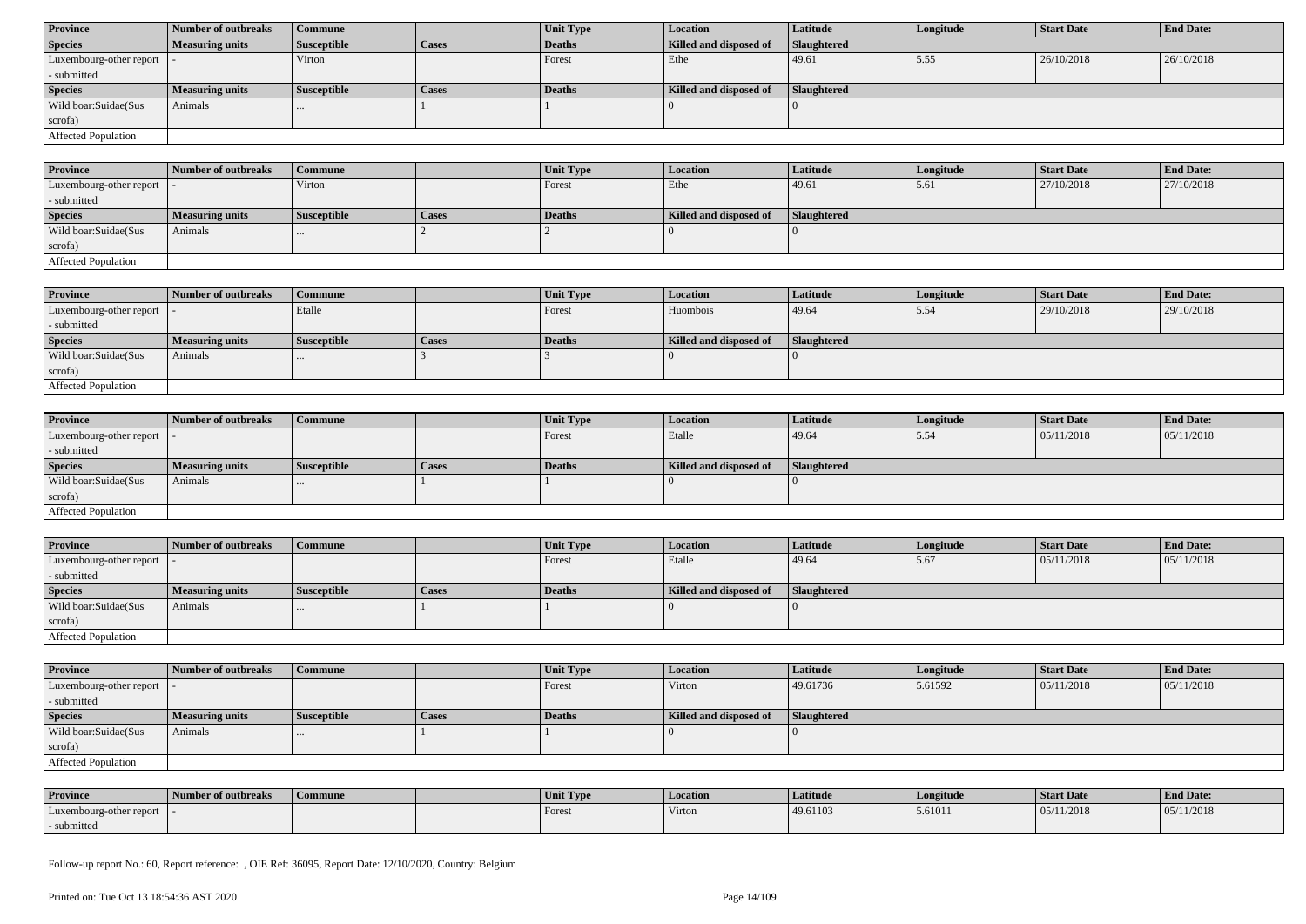| Province | Number of outbreaks | Commune | | Unit Type | Location | Latitude | Longitude | Start Date | End Date: |
|---|---|---|---|---|---|---|---|---|---|
| Species | Measuring units | Susceptible | Cases | Deaths | Killed and disposed of | Slaughtered | | | |
| Luxembourg-other report - submitted | - | Virton | | Forest | Ethe | 49.61 | 5.55 | 26/10/2018 | 26/10/2018 |
| Species | Measuring units | Susceptible | Cases | Deaths | Killed and disposed of | Slaughtered | | | |
| Wild boar:Suidae(Sus scrofa) | Animals | ... | 1 | 1 | 0 | 0 | | | |
| Affected Population | | | | | | | | | |

| Province | Number of outbreaks | Commune | | Unit Type | Location | Latitude | Longitude | Start Date | End Date: |
|---|---|---|---|---|---|---|---|---|---|
| Luxembourg-other report - submitted | - | Virton | | Forest | Ethe | 49.61 | 5.61 | 27/10/2018 | 27/10/2018 |
| Species | Measuring units | Susceptible | Cases | Deaths | Killed and disposed of | Slaughtered | | | |
| Wild boar:Suidae(Sus scrofa) | Animals | ... | 2 | 2 | 0 | 0 | | | |
| Affected Population | | | | | | | | | |

| Province | Number of outbreaks | Commune | | Unit Type | Location | Latitude | Longitude | Start Date | End Date: |
|---|---|---|---|---|---|---|---|---|---|
| Luxembourg-other report - submitted | - | Etalle | | Forest | Huombois | 49.64 | 5.54 | 29/10/2018 | 29/10/2018 |
| Species | Measuring units | Susceptible | Cases | Deaths | Killed and disposed of | Slaughtered | | | |
| Wild boar:Suidae(Sus scrofa) | Animals | ... | 3 | 3 | 0 | 0 | | | |
| Affected Population | | | | | | | | | |

| Province | Number of outbreaks | Commune | | Unit Type | Location | Latitude | Longitude | Start Date | End Date: |
|---|---|---|---|---|---|---|---|---|---|
| Luxembourg-other report - submitted | - | | | Forest | Etalle | 49.64 | 5.54 | 05/11/2018 | 05/11/2018 |
| Species | Measuring units | Susceptible | Cases | Deaths | Killed and disposed of | Slaughtered | | | |
| Wild boar:Suidae(Sus scrofa) | Animals | ... | 1 | 1 | 0 | 0 | | | |
| Affected Population | | | | | | | | | |

| Province | Number of outbreaks | Commune | | Unit Type | Location | Latitude | Longitude | Start Date | End Date: |
|---|---|---|---|---|---|---|---|---|---|
| Luxembourg-other report - submitted | - | | | Forest | Etalle | 49.64 | 5.67 | 05/11/2018 | 05/11/2018 |
| Species | Measuring units | Susceptible | Cases | Deaths | Killed and disposed of | Slaughtered | | | |
| Wild boar:Suidae(Sus scrofa) | Animals | ... | 1 | 1 | 0 | 0 | | | |
| Affected Population | | | | | | | | | |

| Province | Number of outbreaks | Commune | | Unit Type | Location | Latitude | Longitude | Start Date | End Date: |
|---|---|---|---|---|---|---|---|---|---|
| Luxembourg-other report - submitted | - | | | Forest | Virton | 49.61736 | 5.61592 | 05/11/2018 | 05/11/2018 |
| Species | Measuring units | Susceptible | Cases | Deaths | Killed and disposed of | Slaughtered | | | |
| Wild boar:Suidae(Sus scrofa) | Animals | ... | 1 | 1 | 0 | 0 | | | |
| Affected Population | | | | | | | | | |

| Province | Number of outbreaks | Commune | | Unit Type | Location | Latitude | Longitude | Start Date | End Date: |
|---|---|---|---|---|---|---|---|---|---|
| Luxembourg-other report - submitted | - | | | Forest | Virton | 49.61103 | 5.61011 | 05/11/2018 | 05/11/2018 |

Follow-up report No.: 60, Report reference: , OIE Ref: 36095, Report Date: 12/10/2020, Country: Belgium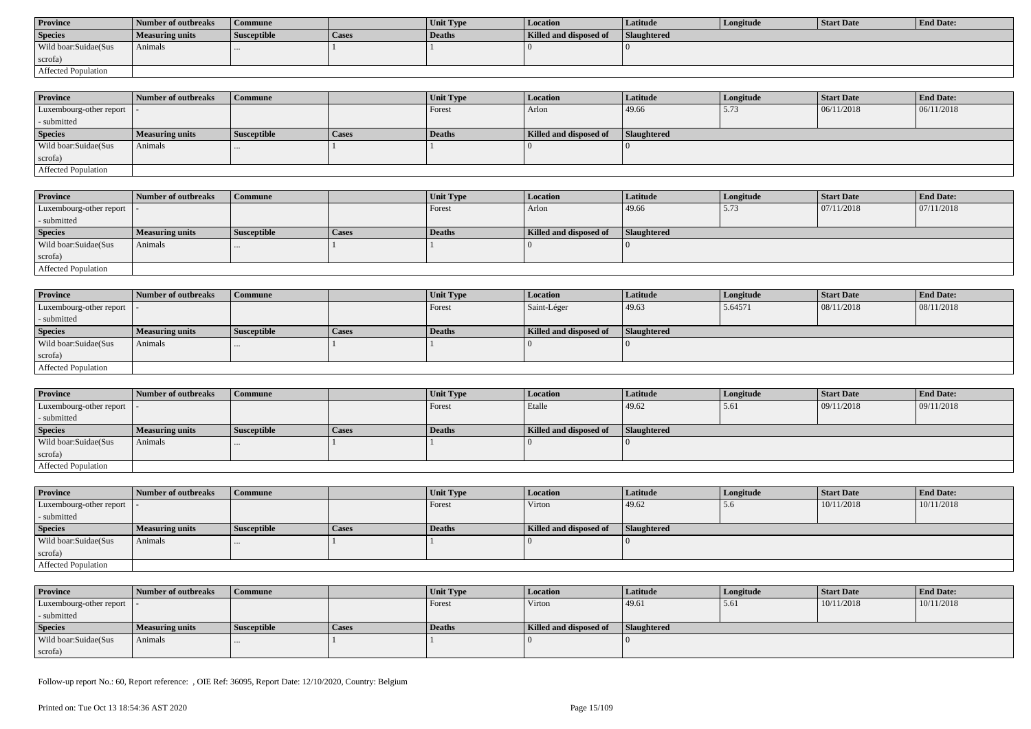| Province | Number of outbreaks | Commune | | Unit Type | Location | Latitude | Longitude | Start Date | End Date: |
|---|---|---|---|---|---|---|---|---|---|
| **Species** | **Measuring units** | **Susceptible** | **Cases** | **Deaths** | **Killed and disposed of** | **Slaughtered** | | | |
| Wild boar:Suidae(Sus scrofa) | Animals | ... | 1 | 1 | 0 | 0 | | | |
| Affected Population | | | | | | | | | |

| Province | Number of outbreaks | Commune | | Unit Type | Location | Latitude | Longitude | Start Date | End Date: |
|---|---|---|---|---|---|---|---|---|---|
| Luxembourg-other report - submitted | - | | | Forest | Arlon | 49.66 | 5.73 | 06/11/2018 | 06/11/2018 |
| **Species** | **Measuring units** | **Susceptible** | **Cases** | **Deaths** | **Killed and disposed of** | **Slaughtered** | | | |
| Wild boar:Suidae(Sus scrofa) | Animals | ... | 1 | 1 | 0 | 0 | | | |
| Affected Population | | | | | | | | | |

| Province | Number of outbreaks | Commune | | Unit Type | Location | Latitude | Longitude | Start Date | End Date: |
|---|---|---|---|---|---|---|---|---|---|
| Luxembourg-other report - submitted | - | | | Forest | Arlon | 49.66 | 5.73 | 07/11/2018 | 07/11/2018 |
| **Species** | **Measuring units** | **Susceptible** | **Cases** | **Deaths** | **Killed and disposed of** | **Slaughtered** | | | |
| Wild boar:Suidae(Sus scrofa) | Animals | ... | 1 | 1 | 0 | 0 | | | |
| Affected Population | | | | | | | | | |

| Province | Number of outbreaks | Commune | | Unit Type | Location | Latitude | Longitude | Start Date | End Date: |
|---|---|---|---|---|---|---|---|---|---|
| Luxembourg-other report - submitted | - | | | Forest | Saint-Léger | 49.63 | 5.64571 | 08/11/2018 | 08/11/2018 |
| **Species** | **Measuring units** | **Susceptible** | **Cases** | **Deaths** | **Killed and disposed of** | **Slaughtered** | | | |
| Wild boar:Suidae(Sus scrofa) | Animals | ... | 1 | 1 | 0 | 0 | | | |
| Affected Population | | | | | | | | | |

| Province | Number of outbreaks | Commune | | Unit Type | Location | Latitude | Longitude | Start Date | End Date: |
|---|---|---|---|---|---|---|---|---|---|
| Luxembourg-other report - submitted | - | | | Forest | Etalle | 49.62 | 5.61 | 09/11/2018 | 09/11/2018 |
| **Species** | **Measuring units** | **Susceptible** | **Cases** | **Deaths** | **Killed and disposed of** | **Slaughtered** | | | |
| Wild boar:Suidae(Sus scrofa) | Animals | ... | 1 | 1 | 0 | 0 | | | |
| Affected Population | | | | | | | | | |

| Province | Number of outbreaks | Commune | | Unit Type | Location | Latitude | Longitude | Start Date | End Date: |
|---|---|---|---|---|---|---|---|---|---|
| Luxembourg-other report - submitted | - | | | Forest | Virton | 49.62 | 5.6 | 10/11/2018 | 10/11/2018 |
| **Species** | **Measuring units** | **Susceptible** | **Cases** | **Deaths** | **Killed and disposed of** | **Slaughtered** | | | |
| Wild boar:Suidae(Sus scrofa) | Animals | ... | 1 | 1 | 0 | 0 | | | |
| Affected Population | | | | | | | | | |

| Province | Number of outbreaks | Commune | | Unit Type | Location | Latitude | Longitude | Start Date | End Date: |
|---|---|---|---|---|---|---|---|---|---|
| Luxembourg-other report - submitted | - | | | Forest | Virton | 49.61 | 5.61 | 10/11/2018 | 10/11/2018 |
| **Species** | **Measuring units** | **Susceptible** | **Cases** | **Deaths** | **Killed and disposed of** | **Slaughtered** | | | |
| Wild boar:Suidae(Sus scrofa) | Animals | ... | 1 | 1 | 0 | 0 | | | |

Follow-up report No.: 60, Report reference: , OIE Ref: 36095, Report Date: 12/10/2020, Country: Belgium

Printed on: Tue Oct 13 18:54:36 AST 2020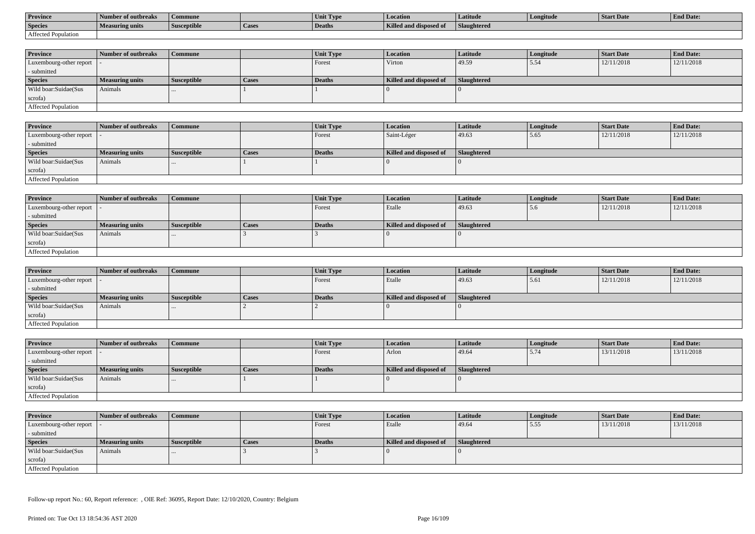| Province | Number of outbreaks | Commune | | Unit Type | Location | Latitude | Longitude | Start Date | End Date: |
|---|---|---|---|---|---|---|---|---|---|
| Species | Measuring units | Susceptible | Cases | Deaths | Killed and disposed of | Slaughtered | | | |
| Affected Population | | | | | | | | | |

| Province | Number of outbreaks | Commune | | Unit Type | Location | Latitude | Longitude | Start Date | End Date: |
|---|---|---|---|---|---|---|---|---|---|
| Luxembourg-other report - submitted | - | | | Forest | Virton | 49.59 | 5.54 | 12/11/2018 | 12/11/2018 |
| Species | Measuring units | Susceptible | Cases | Deaths | Killed and disposed of | Slaughtered | | | |
| Wild boar:Suidae(Sus scrofa) | Animals | ... | 1 | 1 | 0 | 0 | | | |
| Affected Population | | | | | | | | | |

| Province | Number of outbreaks | Commune | | Unit Type | Location | Latitude | Longitude | Start Date | End Date: |
|---|---|---|---|---|---|---|---|---|---|
| Luxembourg-other report - submitted | - | | | Forest | Saint-Léger | 49.63 | 5.65 | 12/11/2018 | 12/11/2018 |
| Species | Measuring units | Susceptible | Cases | Deaths | Killed and disposed of | Slaughtered | | | |
| Wild boar:Suidae(Sus scrofa) | Animals | ... | 1 | 1 | 0 | 0 | | | |
| Affected Population | | | | | | | | | |

| Province | Number of outbreaks | Commune | | Unit Type | Location | Latitude | Longitude | Start Date | End Date: |
|---|---|---|---|---|---|---|---|---|---|
| Luxembourg-other report - submitted | - | | | Forest | Etalle | 49.63 | 5.6 | 12/11/2018 | 12/11/2018 |
| Species | Measuring units | Susceptible | Cases | Deaths | Killed and disposed of | Slaughtered | | | |
| Wild boar:Suidae(Sus scrofa) | Animals | ... | 3 | 3 | 0 | 0 | | | |
| Affected Population | | | | | | | | | |

| Province | Number of outbreaks | Commune | | Unit Type | Location | Latitude | Longitude | Start Date | End Date: |
|---|---|---|---|---|---|---|---|---|---|
| Luxembourg-other report - submitted | - | | | Forest | Etalle | 49.63 | 5.61 | 12/11/2018 | 12/11/2018 |
| Species | Measuring units | Susceptible | Cases | Deaths | Killed and disposed of | Slaughtered | | | |
| Wild boar:Suidae(Sus scrofa) | Animals | ... | 2 | 2 | 0 | 0 | | | |
| Affected Population | | | | | | | | | |

| Province | Number of outbreaks | Commune | | Unit Type | Location | Latitude | Longitude | Start Date | End Date: |
|---|---|---|---|---|---|---|---|---|---|
| Luxembourg-other report - submitted | - | | | Forest | Arlon | 49.64 | 5.74 | 13/11/2018 | 13/11/2018 |
| Species | Measuring units | Susceptible | Cases | Deaths | Killed and disposed of | Slaughtered | | | |
| Wild boar:Suidae(Sus scrofa) | Animals | ... | 1 | 1 | 0 | 0 | | | |
| Affected Population | | | | | | | | | |

| Province | Number of outbreaks | Commune | | Unit Type | Location | Latitude | Longitude | Start Date | End Date: |
|---|---|---|---|---|---|---|---|---|---|
| Luxembourg-other report - submitted | - | | | Forest | Etalle | 49.64 | 5.55 | 13/11/2018 | 13/11/2018 |
| Species | Measuring units | Susceptible | Cases | Deaths | Killed and disposed of | Slaughtered | | | |
| Wild boar:Suidae(Sus scrofa) | Animals | ... | 3 | 3 | 0 | 0 | | | |
| Affected Population | | | | | | | | | |

Follow-up report No.: 60, Report reference: , OIE Ref: 36095, Report Date: 12/10/2020, Country: Belgium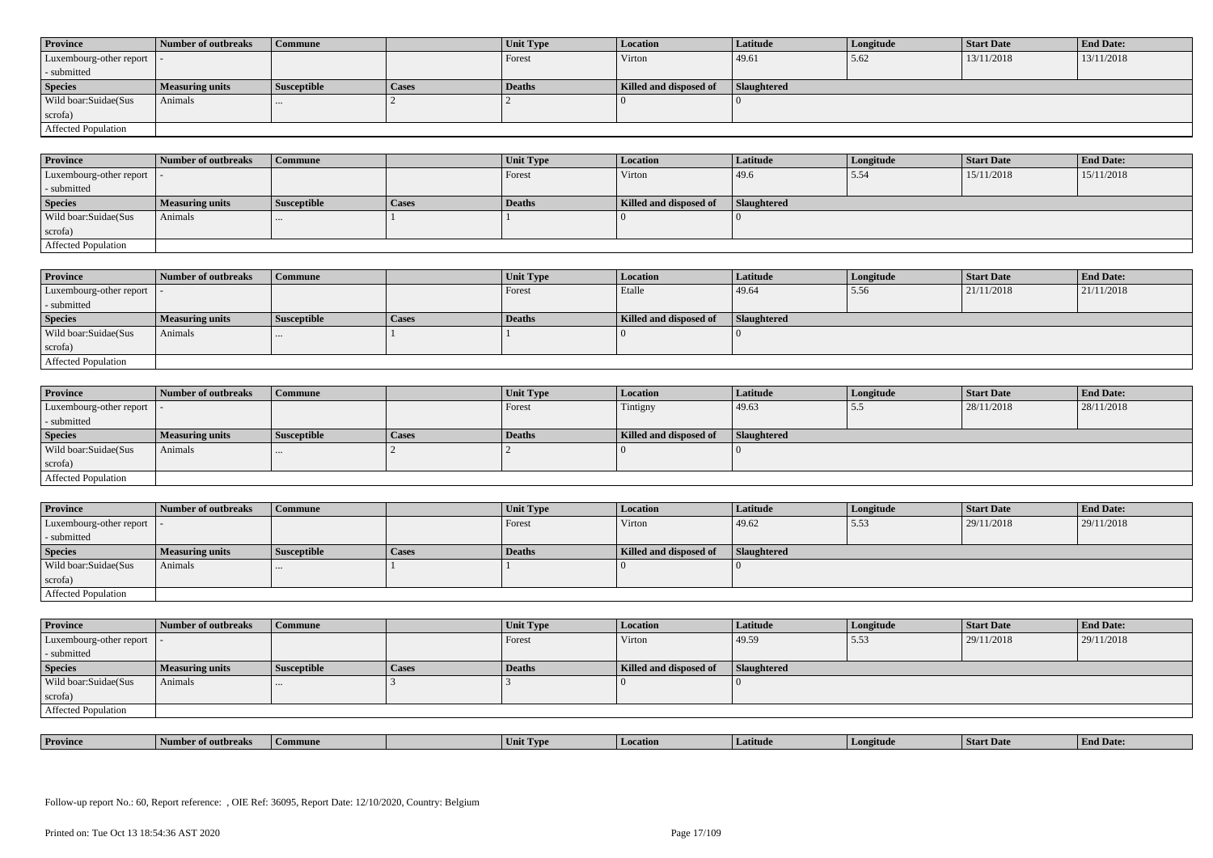| Province | Number of outbreaks | Commune | | Unit Type | Location | Latitude | Longitude | Start Date | End Date: |
|---|---|---|---|---|---|---|---|---|---|
| Luxembourg-other report - submitted | - | | | Forest | Virton | 49.61 | 5.62 | 13/11/2018 | 13/11/2018 |
| **Species** | **Measuring units** | **Susceptible** | **Cases** | **Deaths** | **Killed and disposed of** | **Slaughtered** | | | |
| Wild boar:Suidae(Sus scrofa) | Animals | ... | 2 | 2 | 0 | 0 | | | |
| Affected Population | | | | | | | | | |

| Province | Number of outbreaks | Commune | | Unit Type | Location | Latitude | Longitude | Start Date | End Date: |
|---|---|---|---|---|---|---|---|---|---|
| Luxembourg-other report - submitted | - | | | Forest | Virton | 49.6 | 5.54 | 15/11/2018 | 15/11/2018 |
| **Species** | **Measuring units** | **Susceptible** | **Cases** | **Deaths** | **Killed and disposed of** | **Slaughtered** | | | |
| Wild boar:Suidae(Sus scrofa) | Animals | ... | 1 | 1 | 0 | 0 | | | |
| Affected Population | | | | | | | | | |

| Province | Number of outbreaks | Commune | | Unit Type | Location | Latitude | Longitude | Start Date | End Date: |
|---|---|---|---|---|---|---|---|---|---|
| Luxembourg-other report - submitted | - | | | Forest | Etalle | 49.64 | 5.56 | 21/11/2018 | 21/11/2018 |
| **Species** | **Measuring units** | **Susceptible** | **Cases** | **Deaths** | **Killed and disposed of** | **Slaughtered** | | | |
| Wild boar:Suidae(Sus scrofa) | Animals | ... | 1 | 1 | 0 | 0 | | | |
| Affected Population | | | | | | | | | |

| Province | Number of outbreaks | Commune | | Unit Type | Location | Latitude | Longitude | Start Date | End Date: |
|---|---|---|---|---|---|---|---|---|---|
| Luxembourg-other report - submitted | - | | | Forest | Tintigny | 49.63 | 5.5 | 28/11/2018 | 28/11/2018 |
| **Species** | **Measuring units** | **Susceptible** | **Cases** | **Deaths** | **Killed and disposed of** | **Slaughtered** | | | |
| Wild boar:Suidae(Sus scrofa) | Animals | ... | 2 | 2 | 0 | 0 | | | |
| Affected Population | | | | | | | | | |

| Province | Number of outbreaks | Commune | | Unit Type | Location | Latitude | Longitude | Start Date | End Date: |
|---|---|---|---|---|---|---|---|---|---|
| Luxembourg-other report - submitted | - | | | Forest | Virton | 49.62 | 5.53 | 29/11/2018 | 29/11/2018 |
| **Species** | **Measuring units** | **Susceptible** | **Cases** | **Deaths** | **Killed and disposed of** | **Slaughtered** | | | |
| Wild boar:Suidae(Sus scrofa) | Animals | ... | 1 | 1 | 0 | 0 | | | |
| Affected Population | | | | | | | | | |

| Province | Number of outbreaks | Commune | | Unit Type | Location | Latitude | Longitude | Start Date | End Date: |
|---|---|---|---|---|---|---|---|---|---|
| Luxembourg-other report - submitted | - | | | Forest | Virton | 49.59 | 5.53 | 29/11/2018 | 29/11/2018 |
| **Species** | **Measuring units** | **Susceptible** | **Cases** | **Deaths** | **Killed and disposed of** | **Slaughtered** | | | |
| Wild boar:Suidae(Sus scrofa) | Animals | ... | 3 | 3 | 0 | 0 | | | |
| Affected Population | | | | | | | | | |

| Province | Number of outbreaks | Commune | | Unit Type | Location | Latitude | Longitude | Start Date | End Date: |
|---|---|---|---|---|---|---|---|---|---|

Follow-up report No.: 60, Report reference: , OIE Ref: 36095, Report Date: 12/10/2020, Country: Belgium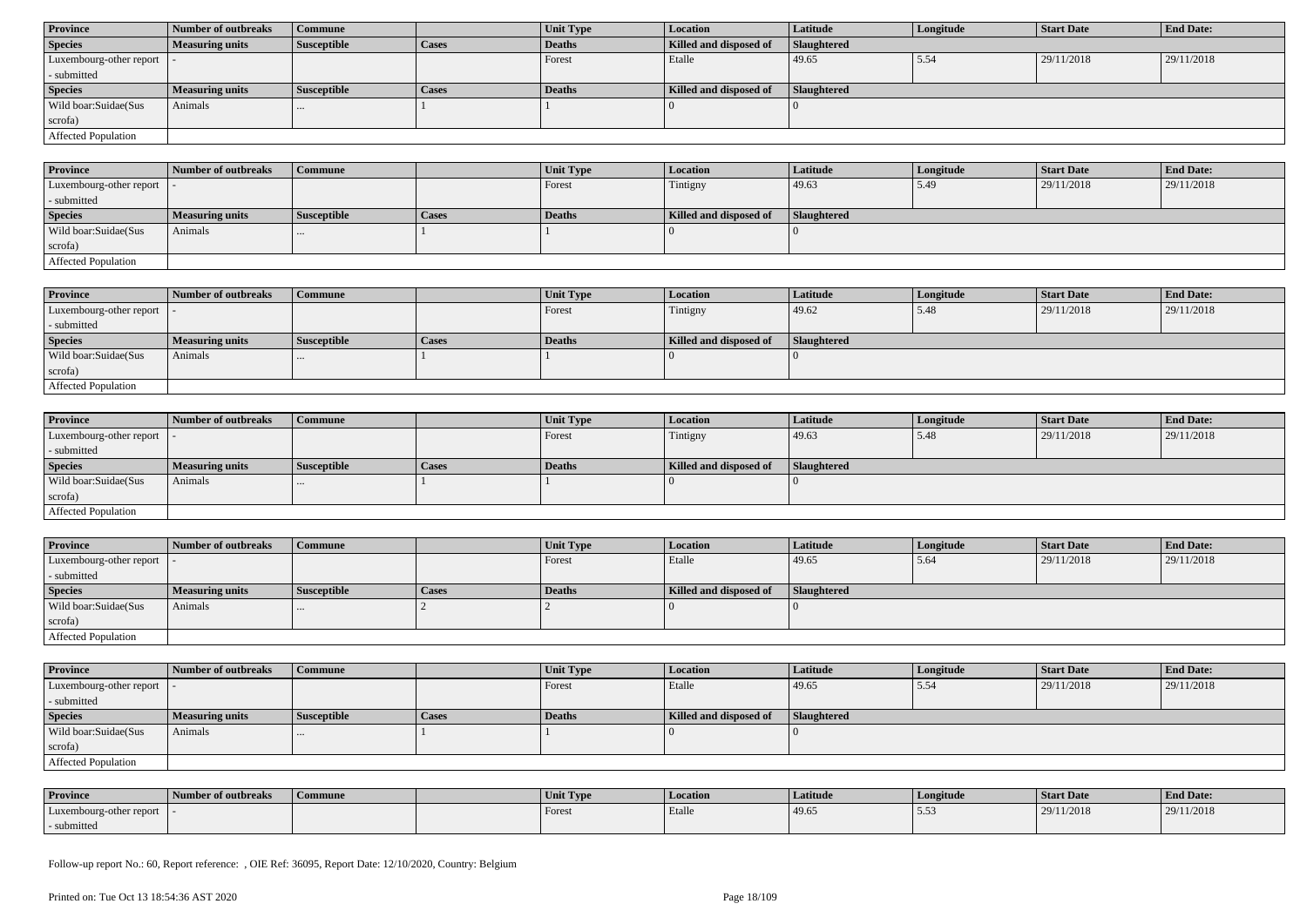| Province | Number of outbreaks | Commune | | Unit Type | Location | Latitude | Longitude | Start Date | End Date: |
|---|---|---|---|---|---|---|---|---|---|
| Luxembourg-other report - submitted | - | | | Forest | Etalle | 49.65 | 5.54 | 29/11/2018 | 29/11/2018 |
| **Species** | **Measuring units** | **Susceptible** | **Cases** | **Deaths** | **Killed and disposed of** | **Slaughtered** | | | |
| Wild boar:Suidae(Sus scrofa) | Animals | ... | 1 | 1 | 0 | 0 | | | |
| Affected Population | | | | | | | | | |

| Province | Number of outbreaks | Commune | | Unit Type | Location | Latitude | Longitude | Start Date | End Date: |
|---|---|---|---|---|---|---|---|---|---|
| Luxembourg-other report - submitted | - | | | Forest | Tintigny | 49.63 | 5.49 | 29/11/2018 | 29/11/2018 |
| **Species** | **Measuring units** | **Susceptible** | **Cases** | **Deaths** | **Killed and disposed of** | **Slaughtered** | | | |
| Wild boar:Suidae(Sus scrofa) | Animals | ... | 1 | 1 | 0 | 0 | | | |
| Affected Population | | | | | | | | | |

| Province | Number of outbreaks | Commune | | Unit Type | Location | Latitude | Longitude | Start Date | End Date: |
|---|---|---|---|---|---|---|---|---|---|
| Luxembourg-other report - submitted | - | | | Forest | Tintigny | 49.62 | 5.48 | 29/11/2018 | 29/11/2018 |
| **Species** | **Measuring units** | **Susceptible** | **Cases** | **Deaths** | **Killed and disposed of** | **Slaughtered** | | | |
| Wild boar:Suidae(Sus scrofa) | Animals | ... | 1 | 1 | 0 | 0 | | | |
| Affected Population | | | | | | | | | |

| Province | Number of outbreaks | Commune | | Unit Type | Location | Latitude | Longitude | Start Date | End Date: |
|---|---|---|---|---|---|---|---|---|---|
| Luxembourg-other report - submitted | - | | | Forest | Tintigny | 49.63 | 5.48 | 29/11/2018 | 29/11/2018 |
| **Species** | **Measuring units** | **Susceptible** | **Cases** | **Deaths** | **Killed and disposed of** | **Slaughtered** | | | |
| Wild boar:Suidae(Sus scrofa) | Animals | ... | 1 | 1 | 0 | 0 | | | |
| Affected Population | | | | | | | | | |

| Province | Number of outbreaks | Commune | | Unit Type | Location | Latitude | Longitude | Start Date | End Date: |
|---|---|---|---|---|---|---|---|---|---|
| Luxembourg-other report - submitted | - | | | Forest | Etalle | 49.65 | 5.64 | 29/11/2018 | 29/11/2018 |
| **Species** | **Measuring units** | **Susceptible** | **Cases** | **Deaths** | **Killed and disposed of** | **Slaughtered** | | | |
| Wild boar:Suidae(Sus scrofa) | Animals | ... | 2 | 2 | 0 | 0 | | | |
| Affected Population | | | | | | | | | |

| Province | Number of outbreaks | Commune | | Unit Type | Location | Latitude | Longitude | Start Date | End Date: |
|---|---|---|---|---|---|---|---|---|---|
| Luxembourg-other report - submitted | - | | | Forest | Etalle | 49.65 | 5.54 | 29/11/2018 | 29/11/2018 |
| **Species** | **Measuring units** | **Susceptible** | **Cases** | **Deaths** | **Killed and disposed of** | **Slaughtered** | | | |
| Wild boar:Suidae(Sus scrofa) | Animals | ... | 1 | 1 | 0 | 0 | | | |
| Affected Population | | | | | | | | | |

| Province | Number of outbreaks | Commune | | Unit Type | Location | Latitude | Longitude | Start Date | End Date: |
|---|---|---|---|---|---|---|---|---|---|
| Luxembourg-other report - submitted | - | | | Forest | Etalle | 49.65 | 5.53 | 29/11/2018 | 29/11/2018 |

Follow-up report No.: 60, Report reference: , OIE Ref: 36095, Report Date: 12/10/2020, Country: Belgium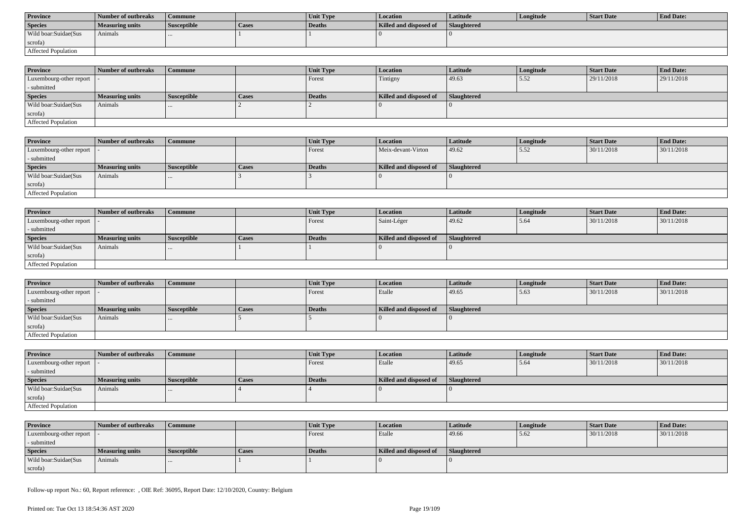| Province | Number of outbreaks | Commune | | Unit Type | Location | Latitude | Longitude | Start Date | End Date: |
|---|---|---|---|---|---|---|---|---|---|
| Species | Measuring units | Susceptible | Cases | Deaths | Killed and disposed of | Slaughtered | | | |
| Wild boar:Suidae(Sus scrofa) | Animals | ... | 1 | 1 | 0 | 0 | | | |
| Affected Population | | | | | | | | | |

| Province | Number of outbreaks | Commune | | Unit Type | Location | Latitude | Longitude | Start Date | End Date: |
|---|---|---|---|---|---|---|---|---|---|
| Luxembourg-other report - submitted | - | | | Forest | Tintigny | 49.63 | 5.52 | 29/11/2018 | 29/11/2018 |
| Species | Measuring units | Susceptible | Cases | Deaths | Killed and disposed of | Slaughtered | | | |
| Wild boar:Suidae(Sus scrofa) | Animals | ... | 2 | 2 | 0 | 0 | | | |
| Affected Population | | | | | | | | | |

| Province | Number of outbreaks | Commune | | Unit Type | Location | Latitude | Longitude | Start Date | End Date: |
|---|---|---|---|---|---|---|---|---|---|
| Luxembourg-other report - submitted | - | | | Forest | Meix-devant-Virton | 49.62 | 5.52 | 30/11/2018 | 30/11/2018 |
| Species | Measuring units | Susceptible | Cases | Deaths | Killed and disposed of | Slaughtered | | | |
| Wild boar:Suidae(Sus scrofa) | Animals | ... | 3 | 3 | 0 | 0 | | | |
| Affected Population | | | | | | | | | |

| Province | Number of outbreaks | Commune | | Unit Type | Location | Latitude | Longitude | Start Date | End Date: |
|---|---|---|---|---|---|---|---|---|---|
| Luxembourg-other report - submitted | - | | | Forest | Saint-Léger | 49.62 | 5.64 | 30/11/2018 | 30/11/2018 |
| Species | Measuring units | Susceptible | Cases | Deaths | Killed and disposed of | Slaughtered | | | |
| Wild boar:Suidae(Sus scrofa) | Animals | ... | 1 | 1 | 0 | 0 | | | |
| Affected Population | | | | | | | | | |

| Province | Number of outbreaks | Commune | | Unit Type | Location | Latitude | Longitude | Start Date | End Date: |
|---|---|---|---|---|---|---|---|---|---|
| Luxembourg-other report - submitted | - | | | Forest | Etalle | 49.65 | 5.63 | 30/11/2018 | 30/11/2018 |
| Species | Measuring units | Susceptible | Cases | Deaths | Killed and disposed of | Slaughtered | | | |
| Wild boar:Suidae(Sus scrofa) | Animals | ... | 5 | 5 | 0 | 0 | | | |
| Affected Population | | | | | | | | | |

| Province | Number of outbreaks | Commune | | Unit Type | Location | Latitude | Longitude | Start Date | End Date: |
|---|---|---|---|---|---|---|---|---|---|
| Luxembourg-other report - submitted | - | | | Forest | Etalle | 49.65 | 5.64 | 30/11/2018 | 30/11/2018 |
| Species | Measuring units | Susceptible | Cases | Deaths | Killed and disposed of | Slaughtered | | | |
| Wild boar:Suidae(Sus scrofa) | Animals | ... | 4 | 4 | 0 | 0 | | | |
| Affected Population | | | | | | | | | |

| Province | Number of outbreaks | Commune | | Unit Type | Location | Latitude | Longitude | Start Date | End Date: |
|---|---|---|---|---|---|---|---|---|---|
| Luxembourg-other report - submitted | - | | | Forest | Etalle | 49.66 | 5.62 | 30/11/2018 | 30/11/2018 |
| Species | Measuring units | Susceptible | Cases | Deaths | Killed and disposed of | Slaughtered | | | |
| Wild boar:Suidae(Sus scrofa) | Animals | ... | 1 | 1 | 0 | 0 | | | |

Follow-up report No.: 60, Report reference: , OIE Ref: 36095, Report Date: 12/10/2020, Country: Belgium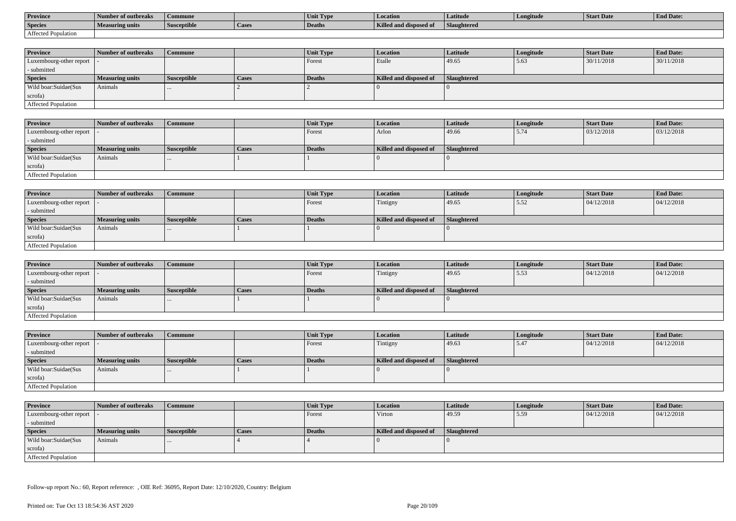| Province | Number of outbreaks | Commune | | Unit Type | Location | Latitude | Longitude | Start Date | End Date: |
|---|---|---|---|---|---|---|---|---|---|
| Species | Measuring units | Susceptible | Cases | Deaths | Killed and disposed of | Slaughtered | | | |
| Affected Population | | | | | | | | | |

| Province | Number of outbreaks | Commune | | Unit Type | Location | Latitude | Longitude | Start Date | End Date: |
|---|---|---|---|---|---|---|---|---|---|
| Luxembourg-other report - submitted | - | | | Forest | Etalle | 49.65 | 5.63 | 30/11/2018 | 30/11/2018 |
| Species | Measuring units | Susceptible | Cases | Deaths | Killed and disposed of | Slaughtered | | | |
| Wild boar:Suidae(Sus scrofa) | Animals | ... | 2 | 2 | 0 | 0 | | | |
| Affected Population | | | | | | | | | |

| Province | Number of outbreaks | Commune | | Unit Type | Location | Latitude | Longitude | Start Date | End Date: |
|---|---|---|---|---|---|---|---|---|---|
| Luxembourg-other report - submitted | - | | | Forest | Arlon | 49.66 | 5.74 | 03/12/2018 | 03/12/2018 |
| Species | Measuring units | Susceptible | Cases | Deaths | Killed and disposed of | Slaughtered | | | |
| Wild boar:Suidae(Sus scrofa) | Animals | ... | 1 | 1 | 0 | 0 | | | |
| Affected Population | | | | | | | | | |

| Province | Number of outbreaks | Commune | | Unit Type | Location | Latitude | Longitude | Start Date | End Date: |
|---|---|---|---|---|---|---|---|---|---|
| Luxembourg-other report - submitted | - | | | Forest | Tintigny | 49.65 | 5.52 | 04/12/2018 | 04/12/2018 |
| Species | Measuring units | Susceptible | Cases | Deaths | Killed and disposed of | Slaughtered | | | |
| Wild boar:Suidae(Sus scrofa) | Animals | ... | 1 | 1 | 0 | 0 | | | |
| Affected Population | | | | | | | | | |

| Province | Number of outbreaks | Commune | | Unit Type | Location | Latitude | Longitude | Start Date | End Date: |
|---|---|---|---|---|---|---|---|---|---|
| Luxembourg-other report - submitted | - | | | Forest | Tintigny | 49.65 | 5.53 | 04/12/2018 | 04/12/2018 |
| Species | Measuring units | Susceptible | Cases | Deaths | Killed and disposed of | Slaughtered | | | |
| Wild boar:Suidae(Sus scrofa) | Animals | ... | 1 | 1 | 0 | 0 | | | |
| Affected Population | | | | | | | | | |

| Province | Number of outbreaks | Commune | | Unit Type | Location | Latitude | Longitude | Start Date | End Date: |
|---|---|---|---|---|---|---|---|---|---|
| Luxembourg-other report - submitted | - | | | Forest | Tintigny | 49.63 | 5.47 | 04/12/2018 | 04/12/2018 |
| Species | Measuring units | Susceptible | Cases | Deaths | Killed and disposed of | Slaughtered | | | |
| Wild boar:Suidae(Sus scrofa) | Animals | ... | 1 | 1 | 0 | 0 | | | |
| Affected Population | | | | | | | | | |

| Province | Number of outbreaks | Commune | | Unit Type | Location | Latitude | Longitude | Start Date | End Date: |
|---|---|---|---|---|---|---|---|---|---|
| Luxembourg-other report - submitted | - | | | Forest | Virton | 49.59 | 5.59 | 04/12/2018 | 04/12/2018 |
| Species | Measuring units | Susceptible | Cases | Deaths | Killed and disposed of | Slaughtered | | | |
| Wild boar:Suidae(Sus scrofa) | Animals | ... | 4 | 4 | 0 | 0 | | | |
| Affected Population | | | | | | | | | |

Follow-up report No.: 60, Report reference: , OIE Ref: 36095, Report Date: 12/10/2020, Country: Belgium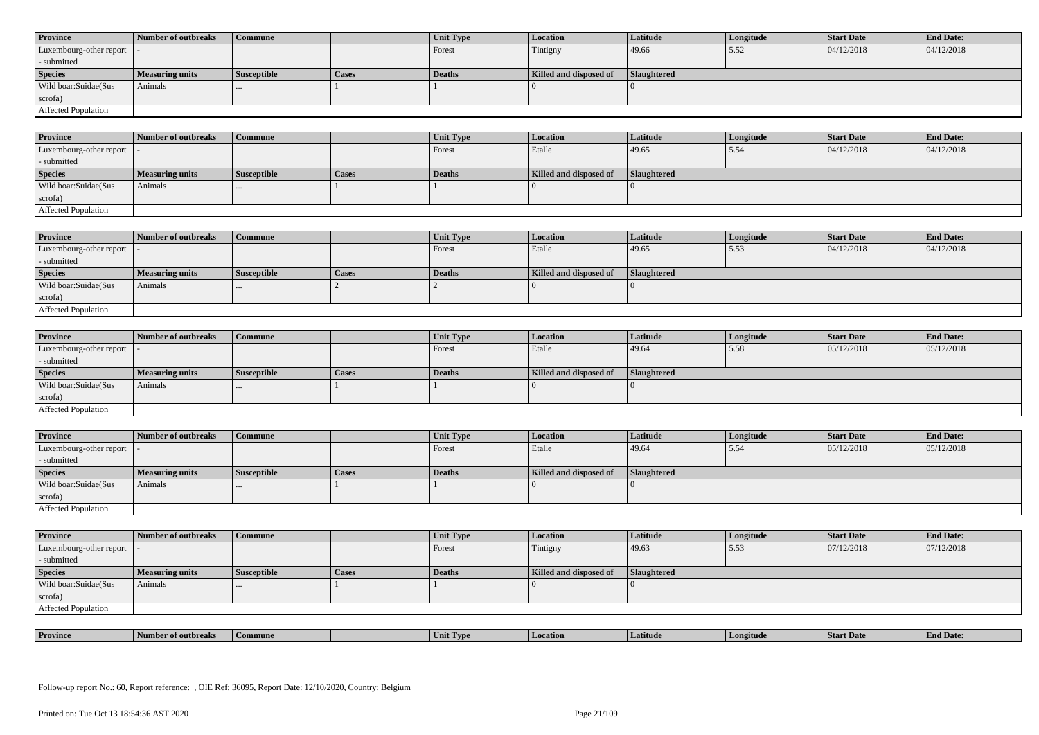| Province | Number of outbreaks | Commune | | Unit Type | Location | Latitude | Longitude | Start Date | End Date: |
|---|---|---|---|---|---|---|---|---|---|
| Luxembourg-other report - submitted | - | | | Forest | Tintigny | 49.66 | 5.52 | 04/12/2018 | 04/12/2018 |
| **Species** | **Measuring units** | **Susceptible** | **Cases** | **Deaths** | **Killed and disposed of** | **Slaughtered** | | | |
| Wild boar:Suidae(Sus scrofa) | Animals | ... | 1 | 1 | 0 | 0 | | | |
| Affected Population | | | | | | | | | |

| Province | Number of outbreaks | Commune | | Unit Type | Location | Latitude | Longitude | Start Date | End Date: |
|---|---|---|---|---|---|---|---|---|---|
| Luxembourg-other report - submitted | - | | | Forest | Etalle | 49.65 | 5.54 | 04/12/2018 | 04/12/2018 |
| **Species** | **Measuring units** | **Susceptible** | **Cases** | **Deaths** | **Killed and disposed of** | **Slaughtered** | | | |
| Wild boar:Suidae(Sus scrofa) | Animals | ... | 1 | 1 | 0 | 0 | | | |
| Affected Population | | | | | | | | | |

| Province | Number of outbreaks | Commune | | Unit Type | Location | Latitude | Longitude | Start Date | End Date: |
|---|---|---|---|---|---|---|---|---|---|
| Luxembourg-other report - submitted | - | | | Forest | Etalle | 49.65 | 5.53 | 04/12/2018 | 04/12/2018 |
| **Species** | **Measuring units** | **Susceptible** | **Cases** | **Deaths** | **Killed and disposed of** | **Slaughtered** | | | |
| Wild boar:Suidae(Sus scrofa) | Animals | ... | 2 | 2 | 0 | 0 | | | |
| Affected Population | | | | | | | | | |

| Province | Number of outbreaks | Commune | | Unit Type | Location | Latitude | Longitude | Start Date | End Date: |
|---|---|---|---|---|---|---|---|---|---|
| Luxembourg-other report - submitted | - | | | Forest | Etalle | 49.64 | 5.58 | 05/12/2018 | 05/12/2018 |
| **Species** | **Measuring units** | **Susceptible** | **Cases** | **Deaths** | **Killed and disposed of** | **Slaughtered** | | | |
| Wild boar:Suidae(Sus scrofa) | Animals | ... | 1 | 1 | 0 | 0 | | | |
| Affected Population | | | | | | | | | |

| Province | Number of outbreaks | Commune | | Unit Type | Location | Latitude | Longitude | Start Date | End Date: |
|---|---|---|---|---|---|---|---|---|---|
| Luxembourg-other report - submitted | - | | | Forest | Etalle | 49.64 | 5.54 | 05/12/2018 | 05/12/2018 |
| **Species** | **Measuring units** | **Susceptible** | **Cases** | **Deaths** | **Killed and disposed of** | **Slaughtered** | | | |
| Wild boar:Suidae(Sus scrofa) | Animals | ... | 1 | 1 | 0 | 0 | | | |
| Affected Population | | | | | | | | | |

| Province | Number of outbreaks | Commune | | Unit Type | Location | Latitude | Longitude | Start Date | End Date: |
|---|---|---|---|---|---|---|---|---|---|
| Luxembourg-other report - submitted | - | | | Forest | Tintigny | 49.63 | 5.53 | 07/12/2018 | 07/12/2018 |
| **Species** | **Measuring units** | **Susceptible** | **Cases** | **Deaths** | **Killed and disposed of** | **Slaughtered** | | | |
| Wild boar:Suidae(Sus scrofa) | Animals | ... | 1 | 1 | 0 | 0 | | | |
| Affected Population | | | | | | | | | |

| Province | Number of outbreaks | Commune | | Unit Type | Location | Latitude | Longitude | Start Date | End Date: |
|---|---|---|---|---|---|---|---|---|---|

Follow-up report No.: 60, Report reference: , OIE Ref: 36095, Report Date: 12/10/2020, Country: Belgium

Printed on: Tue Oct 13 18:54:36 AST 2020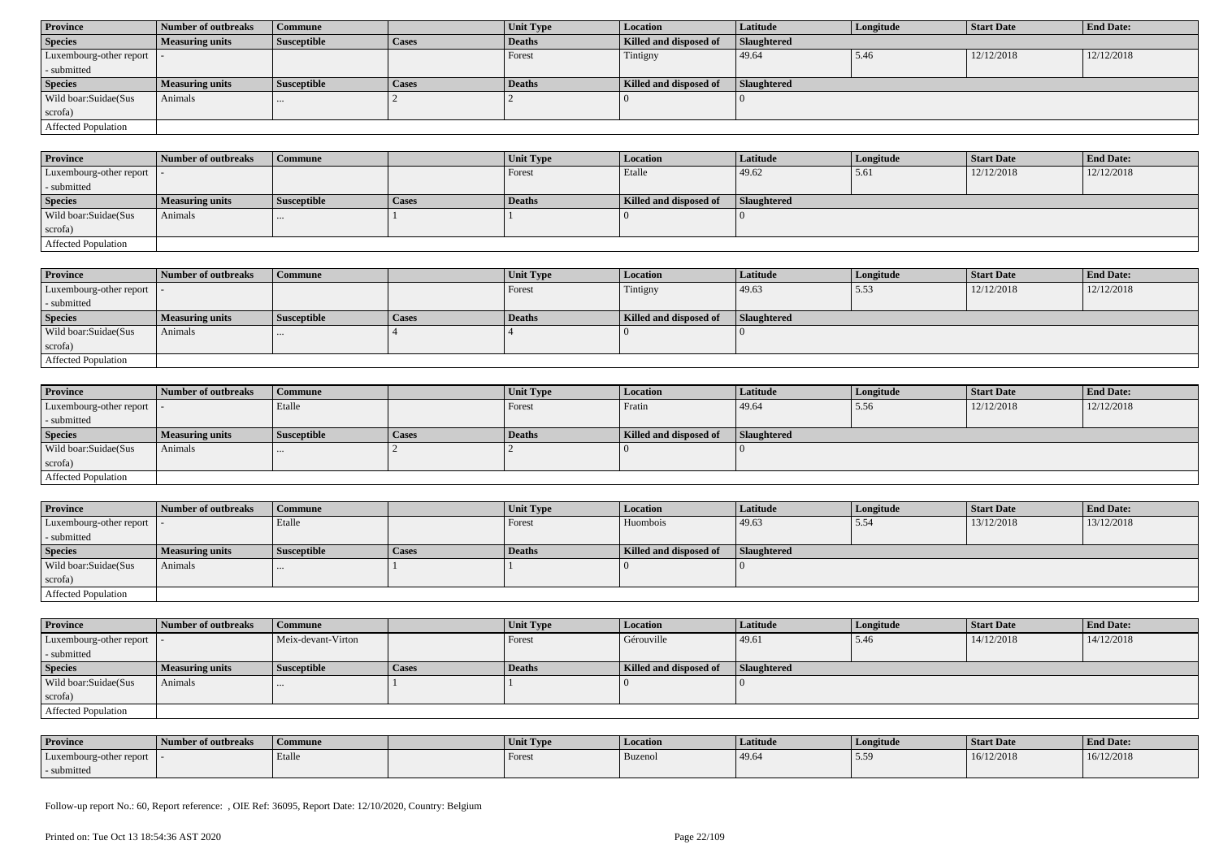| Province | Number of outbreaks | Commune | | Unit Type | Location | Latitude | Longitude | Start Date | End Date: |
|---|---|---|---|---|---|---|---|---|---|
| Luxembourg-other report - submitted | - | | | Forest | Tintigny | 49.64 | 5.46 | 12/12/2018 | 12/12/2018 |
| **Species** | **Measuring units** | **Susceptible** | **Cases** | **Deaths** | **Killed and disposed of** | **Slaughtered** | | | |
| Wild boar:Suidae(Sus scrofa) | Animals | ... | 2 | 2 | 0 | 0 | | | |
| Affected Population | | | | | | | | | |

| Province | Number of outbreaks | Commune | | Unit Type | Location | Latitude | Longitude | Start Date | End Date: |
|---|---|---|---|---|---|---|---|---|---|
| Luxembourg-other report - submitted | - | | | Forest | Etalle | 49.62 | 5.61 | 12/12/2018 | 12/12/2018 |
| **Species** | **Measuring units** | **Susceptible** | **Cases** | **Deaths** | **Killed and disposed of** | **Slaughtered** | | | |
| Wild boar:Suidae(Sus scrofa) | Animals | ... | 1 | 1 | 0 | 0 | | | |
| Affected Population | | | | | | | | | |

| Province | Number of outbreaks | Commune | | Unit Type | Location | Latitude | Longitude | Start Date | End Date: |
|---|---|---|---|---|---|---|---|---|---|
| Luxembourg-other report - submitted | - | | | Forest | Tintigny | 49.63 | 5.53 | 12/12/2018 | 12/12/2018 |
| **Species** | **Measuring units** | **Susceptible** | **Cases** | **Deaths** | **Killed and disposed of** | **Slaughtered** | | | |
| Wild boar:Suidae(Sus scrofa) | Animals | ... | 4 | 4 | 0 | 0 | | | |
| Affected Population | | | | | | | | | |

| Province | Number of outbreaks | Commune | | Unit Type | Location | Latitude | Longitude | Start Date | End Date: |
|---|---|---|---|---|---|---|---|---|---|
| Luxembourg-other report - submitted | - | Etalle | | Forest | Fratin | 49.64 | 5.56 | 12/12/2018 | 12/12/2018 |
| **Species** | **Measuring units** | **Susceptible** | **Cases** | **Deaths** | **Killed and disposed of** | **Slaughtered** | | | |
| Wild boar:Suidae(Sus scrofa) | Animals | ... | 2 | 2 | 0 | 0 | | | |
| Affected Population | | | | | | | | | |

| Province | Number of outbreaks | Commune | | Unit Type | Location | Latitude | Longitude | Start Date | End Date: |
|---|---|---|---|---|---|---|---|---|---|
| Luxembourg-other report - submitted | - | Etalle | | Forest | Huombois | 49.63 | 5.54 | 13/12/2018 | 13/12/2018 |
| **Species** | **Measuring units** | **Susceptible** | **Cases** | **Deaths** | **Killed and disposed of** | **Slaughtered** | | | |
| Wild boar:Suidae(Sus scrofa) | Animals | ... | 1 | 1 | 0 | 0 | | | |
| Affected Population | | | | | | | | | |

| Province | Number of outbreaks | Commune | | Unit Type | Location | Latitude | Longitude | Start Date | End Date: |
|---|---|---|---|---|---|---|---|---|---|
| Luxembourg-other report - submitted | - | Meix-devant-Virton | | Forest | Gérouville | 49.61 | 5.46 | 14/12/2018 | 14/12/2018 |
| **Species** | **Measuring units** | **Susceptible** | **Cases** | **Deaths** | **Killed and disposed of** | **Slaughtered** | | | |
| Wild boar:Suidae(Sus scrofa) | Animals | ... | 1 | 1 | 0 | 0 | | | |
| Affected Population | | | | | | | | | |

| Province | Number of outbreaks | Commune | | Unit Type | Location | Latitude | Longitude | Start Date | End Date: |
|---|---|---|---|---|---|---|---|---|---|
| Luxembourg-other report - submitted | - | Etalle | | Forest | Buzenol | 49.64 | 5.59 | 16/12/2018 | 16/12/2018 |

Follow-up report No.: 60, Report reference: , OIE Ref: 36095, Report Date: 12/10/2020, Country: Belgium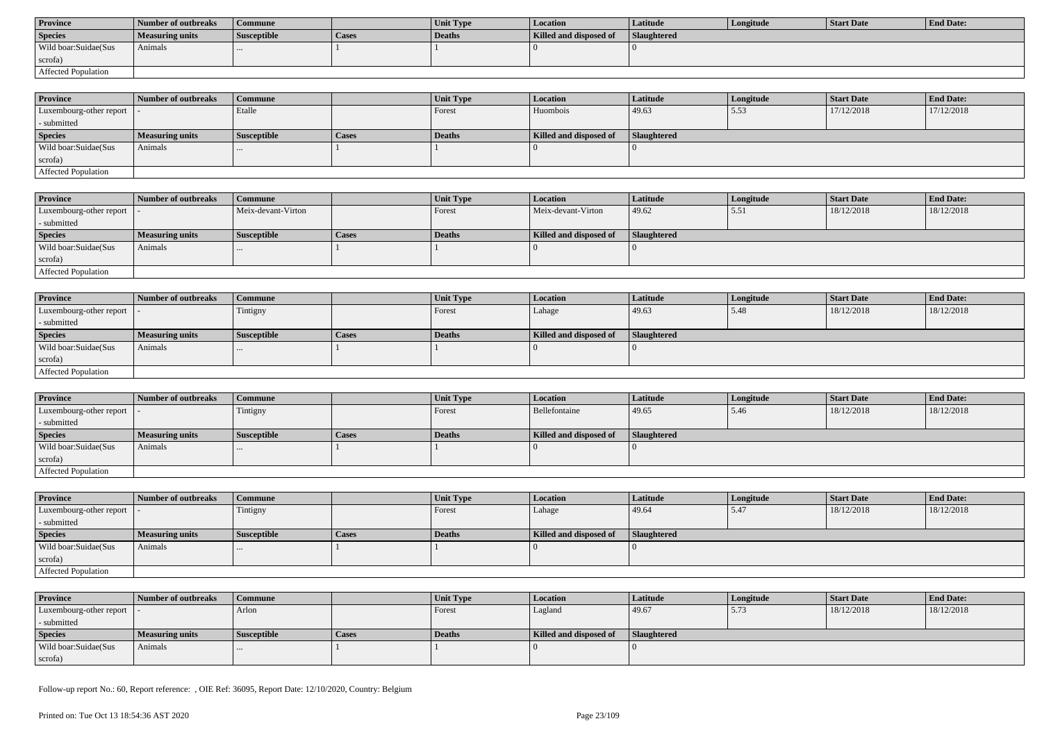| Province | Number of outbreaks | Commune | | Unit Type | Location | Latitude | Longitude | Start Date | End Date: |
|---|---|---|---|---|---|---|---|---|---|
| **Species** | **Measuring units** | **Susceptible** | **Cases** | **Deaths** | **Killed and disposed of** | **Slaughtered** | | | |
| Wild boar:Suidae(Sus scrofa) | Animals | ... | 1 | 1 | 0 | 0 | | | |
| Affected Population | | | | | | | | | |

| Province | Number of outbreaks | Commune | | Unit Type | Location | Latitude | Longitude | Start Date | End Date: |
|---|---|---|---|---|---|---|---|---|---|
| Luxembourg-other report - submitted | - | Etalle | | Forest | Huombois | 49.63 | 5.53 | 17/12/2018 | 17/12/2018 |
| **Species** | **Measuring units** | **Susceptible** | **Cases** | **Deaths** | **Killed and disposed of** | **Slaughtered** | | | |
| Wild boar:Suidae(Sus scrofa) | Animals | ... | 1 | 1 | 0 | 0 | | | |
| Affected Population | | | | | | | | | |

| Province | Number of outbreaks | Commune | | Unit Type | Location | Latitude | Longitude | Start Date | End Date: |
|---|---|---|---|---|---|---|---|---|---|
| Luxembourg-other report - submitted | - | Meix-devant-Virton | | Forest | Meix-devant-Virton | 49.62 | 5.51 | 18/12/2018 | 18/12/2018 |
| **Species** | **Measuring units** | **Susceptible** | **Cases** | **Deaths** | **Killed and disposed of** | **Slaughtered** | | | |
| Wild boar:Suidae(Sus scrofa) | Animals | ... | 1 | 1 | 0 | 0 | | | |
| Affected Population | | | | | | | | | |

| Province | Number of outbreaks | Commune | | Unit Type | Location | Latitude | Longitude | Start Date | End Date: |
|---|---|---|---|---|---|---|---|---|---|
| Luxembourg-other report - submitted | - | Tintigny | | Forest | Lahage | 49.63 | 5.48 | 18/12/2018 | 18/12/2018 |
| **Species** | **Measuring units** | **Susceptible** | **Cases** | **Deaths** | **Killed and disposed of** | **Slaughtered** | | | |
| Wild boar:Suidae(Sus scrofa) | Animals | ... | 1 | 1 | 0 | 0 | | | |
| Affected Population | | | | | | | | | |

| Province | Number of outbreaks | Commune | | Unit Type | Location | Latitude | Longitude | Start Date | End Date: |
|---|---|---|---|---|---|---|---|---|---|
| Luxembourg-other report - submitted | - | Tintigny | | Forest | Bellefontaine | 49.65 | 5.46 | 18/12/2018 | 18/12/2018 |
| **Species** | **Measuring units** | **Susceptible** | **Cases** | **Deaths** | **Killed and disposed of** | **Slaughtered** | | | |
| Wild boar:Suidae(Sus scrofa) | Animals | ... | 1 | 1 | 0 | 0 | | | |
| Affected Population | | | | | | | | | |

| Province | Number of outbreaks | Commune | | Unit Type | Location | Latitude | Longitude | Start Date | End Date: |
|---|---|---|---|---|---|---|---|---|---|
| Luxembourg-other report - submitted | - | Tintigny | | Forest | Lahage | 49.64 | 5.47 | 18/12/2018 | 18/12/2018 |
| **Species** | **Measuring units** | **Susceptible** | **Cases** | **Deaths** | **Killed and disposed of** | **Slaughtered** | | | |
| Wild boar:Suidae(Sus scrofa) | Animals | ... | 1 | 1 | 0 | 0 | | | |
| Affected Population | | | | | | | | | |

| Province | Number of outbreaks | Commune | | Unit Type | Location | Latitude | Longitude | Start Date | End Date: |
|---|---|---|---|---|---|---|---|---|---|
| Luxembourg-other report - submitted | - | Arlon | | Forest | Lagland | 49.67 | 5.73 | 18/12/2018 | 18/12/2018 |
| **Species** | **Measuring units** | **Susceptible** | **Cases** | **Deaths** | **Killed and disposed of** | **Slaughtered** | | | |
| Wild boar:Suidae(Sus scrofa) | Animals | ... | 1 | 1 | 0 | 0 | | | |

Follow-up report No.: 60, Report reference: , OIE Ref: 36095, Report Date: 12/10/2020, Country: Belgium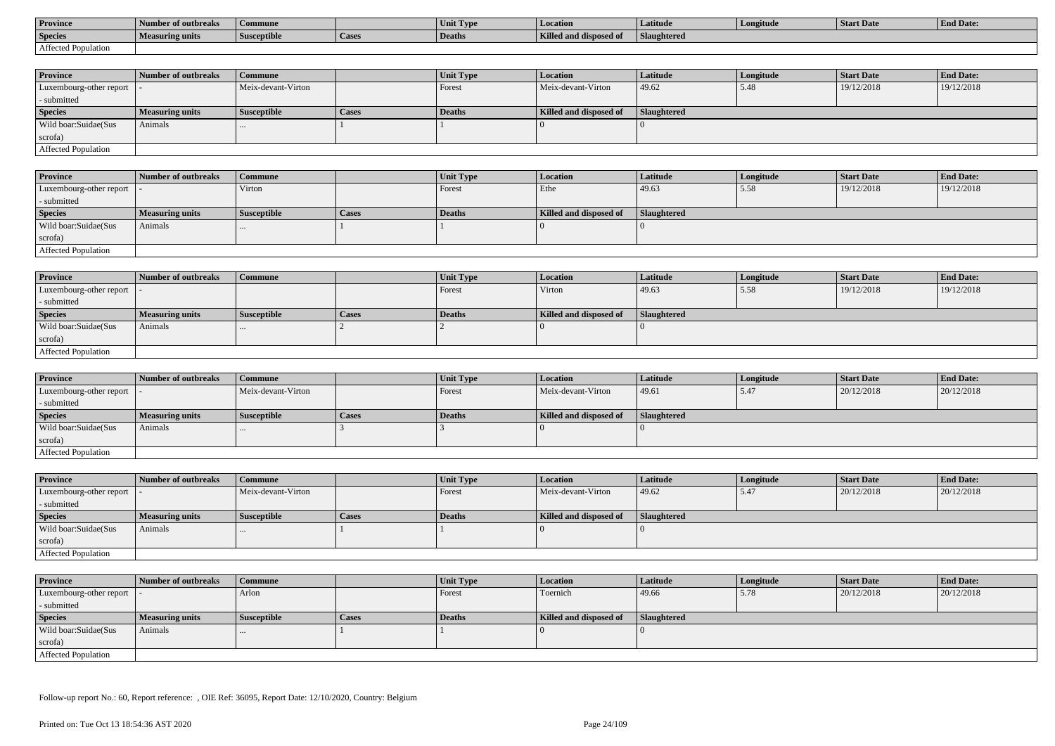| Province | Number of outbreaks | Commune | | Unit Type | Location | Latitude | Longitude | Start Date | End Date: |
|---|---|---|---|---|---|---|---|---|---|
| Species | Measuring units | Susceptible | Cases | Deaths | Killed and disposed of | Slaughtered | | | |
| Affected Population | | | | | | | | | |

| Province | Number of outbreaks | Commune | | Unit Type | Location | Latitude | Longitude | Start Date | End Date: |
|---|---|---|---|---|---|---|---|---|---|
| Luxembourg-other report - submitted | - | Meix-devant-Virton | | Forest | Meix-devant-Virton | 49.62 | 5.48 | 19/12/2018 | 19/12/2018 |
| Species | Measuring units | Susceptible | Cases | Deaths | Killed and disposed of | Slaughtered | | | |
| Wild boar:Suidae(Sus scrofa) | Animals | ... | 1 | 1 | 0 | 0 | | | |
| Affected Population | | | | | | | | | |

| Province | Number of outbreaks | Commune | | Unit Type | Location | Latitude | Longitude | Start Date | End Date: |
|---|---|---|---|---|---|---|---|---|---|
| Luxembourg-other report - submitted | - | Virton | | Forest | Ethe | 49.63 | 5.58 | 19/12/2018 | 19/12/2018 |
| Species | Measuring units | Susceptible | Cases | Deaths | Killed and disposed of | Slaughtered | | | |
| Wild boar:Suidae(Sus scrofa) | Animals | ... | 1 | 1 | 0 | 0 | | | |
| Affected Population | | | | | | | | | |

| Province | Number of outbreaks | Commune | | Unit Type | Location | Latitude | Longitude | Start Date | End Date: |
|---|---|---|---|---|---|---|---|---|---|
| Luxembourg-other report - submitted | - | | | Forest | Virton | 49.63 | 5.58 | 19/12/2018 | 19/12/2018 |
| Species | Measuring units | Susceptible | Cases | Deaths | Killed and disposed of | Slaughtered | | | |
| Wild boar:Suidae(Sus scrofa) | Animals | ... | 2 | 2 | 0 | 0 | | | |
| Affected Population | | | | | | | | | |

| Province | Number of outbreaks | Commune | | Unit Type | Location | Latitude | Longitude | Start Date | End Date: |
|---|---|---|---|---|---|---|---|---|---|
| Luxembourg-other report - submitted | - | Meix-devant-Virton | | Forest | Meix-devant-Virton | 49.61 | 5.47 | 20/12/2018 | 20/12/2018 |
| Species | Measuring units | Susceptible | Cases | Deaths | Killed and disposed of | Slaughtered | | | |
| Wild boar:Suidae(Sus scrofa) | Animals | ... | 3 | 3 | 0 | 0 | | | |
| Affected Population | | | | | | | | | |

| Province | Number of outbreaks | Commune | | Unit Type | Location | Latitude | Longitude | Start Date | End Date: |
|---|---|---|---|---|---|---|---|---|---|
| Luxembourg-other report - submitted | - | Meix-devant-Virton | | Forest | Meix-devant-Virton | 49.62 | 5.47 | 20/12/2018 | 20/12/2018 |
| Species | Measuring units | Susceptible | Cases | Deaths | Killed and disposed of | Slaughtered | | | |
| Wild boar:Suidae(Sus scrofa) | Animals | ... | 1 | 1 | 0 | 0 | | | |
| Affected Population | | | | | | | | | |

| Province | Number of outbreaks | Commune | | Unit Type | Location | Latitude | Longitude | Start Date | End Date: |
|---|---|---|---|---|---|---|---|---|---|
| Luxembourg-other report - submitted | - | Arlon | | Forest | Toernich | 49.66 | 5.78 | 20/12/2018 | 20/12/2018 |
| Species | Measuring units | Susceptible | Cases | Deaths | Killed and disposed of | Slaughtered | | | |
| Wild boar:Suidae(Sus scrofa) | Animals | ... | 1 | 1 | 0 | 0 | | | |
| Affected Population | | | | | | | | | |

Follow-up report No.: 60, Report reference: , OIE Ref: 36095, Report Date: 12/10/2020, Country: Belgium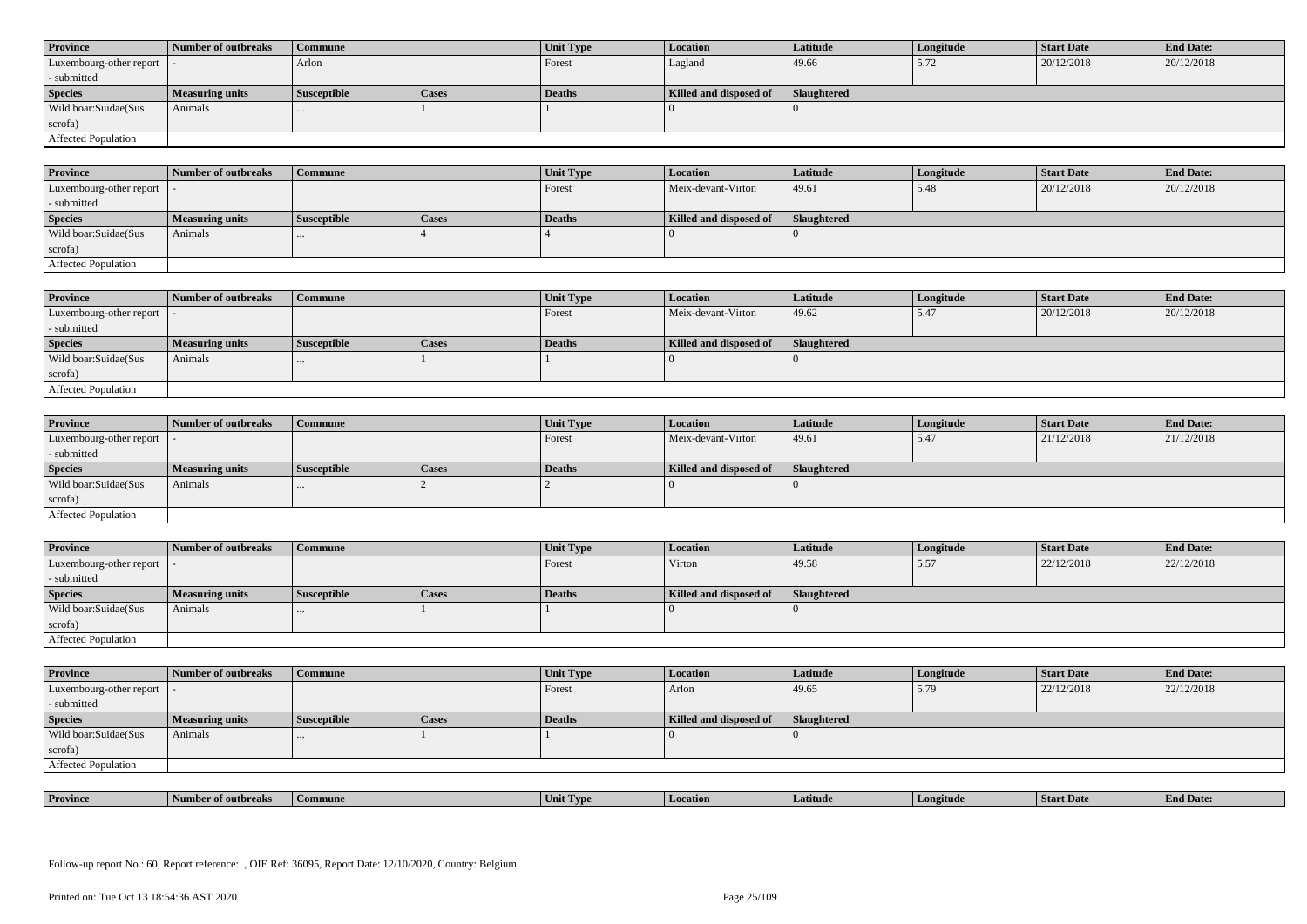| Province | Number of outbreaks | Commune | | Unit Type | Location | Latitude | Longitude | Start Date | End Date: |
|---|---|---|---|---|---|---|---|---|---|
| Luxembourg-other report - submitted | - | Arlon | | Forest | Lagland | 49.66 | 5.72 | 20/12/2018 | 20/12/2018 |
| **Species** | **Measuring units** | **Susceptible** | **Cases** | **Deaths** | **Killed and disposed of** | **Slaughtered** | | | |
| Wild boar:Suidae(Sus scrofa) | Animals | ... | 1 | 1 | 0 | 0 | | | |
| Affected Population | | | | | | | | | |

| Province | Number of outbreaks | Commune | | Unit Type | Location | Latitude | Longitude | Start Date | End Date: |
|---|---|---|---|---|---|---|---|---|---|
| Luxembourg-other report - submitted | - | | | Forest | Meix-devant-Virton | 49.61 | 5.48 | 20/12/2018 | 20/12/2018 |
| **Species** | **Measuring units** | **Susceptible** | **Cases** | **Deaths** | **Killed and disposed of** | **Slaughtered** | | | |
| Wild boar:Suidae(Sus scrofa) | Animals | ... | 4 | 4 | 0 | 0 | | | |
| Affected Population | | | | | | | | | |

| Province | Number of outbreaks | Commune | | Unit Type | Location | Latitude | Longitude | Start Date | End Date: |
|---|---|---|---|---|---|---|---|---|---|
| Luxembourg-other report - submitted | - | | | Forest | Meix-devant-Virton | 49.62 | 5.47 | 20/12/2018 | 20/12/2018 |
| **Species** | **Measuring units** | **Susceptible** | **Cases** | **Deaths** | **Killed and disposed of** | **Slaughtered** | | | |
| Wild boar:Suidae(Sus scrofa) | Animals | ... | 1 | 1 | 0 | 0 | | | |
| Affected Population | | | | | | | | | |

| Province | Number of outbreaks | Commune | | Unit Type | Location | Latitude | Longitude | Start Date | End Date: |
|---|---|---|---|---|---|---|---|---|---|
| Luxembourg-other report - submitted | - | | | Forest | Meix-devant-Virton | 49.61 | 5.47 | 21/12/2018 | 21/12/2018 |
| **Species** | **Measuring units** | **Susceptible** | **Cases** | **Deaths** | **Killed and disposed of** | **Slaughtered** | | | |
| Wild boar:Suidae(Sus scrofa) | Animals | ... | 2 | 2 | 0 | 0 | | | |
| Affected Population | | | | | | | | | |

| Province | Number of outbreaks | Commune | | Unit Type | Location | Latitude | Longitude | Start Date | End Date: |
|---|---|---|---|---|---|---|---|---|---|
| Luxembourg-other report - submitted | - | | | Forest | Virton | 49.58 | 5.57 | 22/12/2018 | 22/12/2018 |
| **Species** | **Measuring units** | **Susceptible** | **Cases** | **Deaths** | **Killed and disposed of** | **Slaughtered** | | | |
| Wild boar:Suidae(Sus scrofa) | Animals | ... | 1 | 1 | 0 | 0 | | | |
| Affected Population | | | | | | | | | |

| Province | Number of outbreaks | Commune | | Unit Type | Location | Latitude | Longitude | Start Date | End Date: |
|---|---|---|---|---|---|---|---|---|---|
| Luxembourg-other report - submitted | - | | | Forest | Arlon | 49.65 | 5.79 | 22/12/2018 | 22/12/2018 |
| **Species** | **Measuring units** | **Susceptible** | **Cases** | **Deaths** | **Killed and disposed of** | **Slaughtered** | | | |
| Wild boar:Suidae(Sus scrofa) | Animals | ... | 1 | 1 | 0 | 0 | | | |
| Affected Population | | | | | | | | | |

| Province | Number of outbreaks | Commune | | Unit Type | Location | Latitude | Longitude | Start Date | End Date: |
|---|---|---|---|---|---|---|---|---|---|

Follow-up report No.: 60, Report reference: , OIE Ref: 36095, Report Date: 12/10/2020, Country: Belgium

Printed on: Tue Oct 13 18:54:36 AST 2020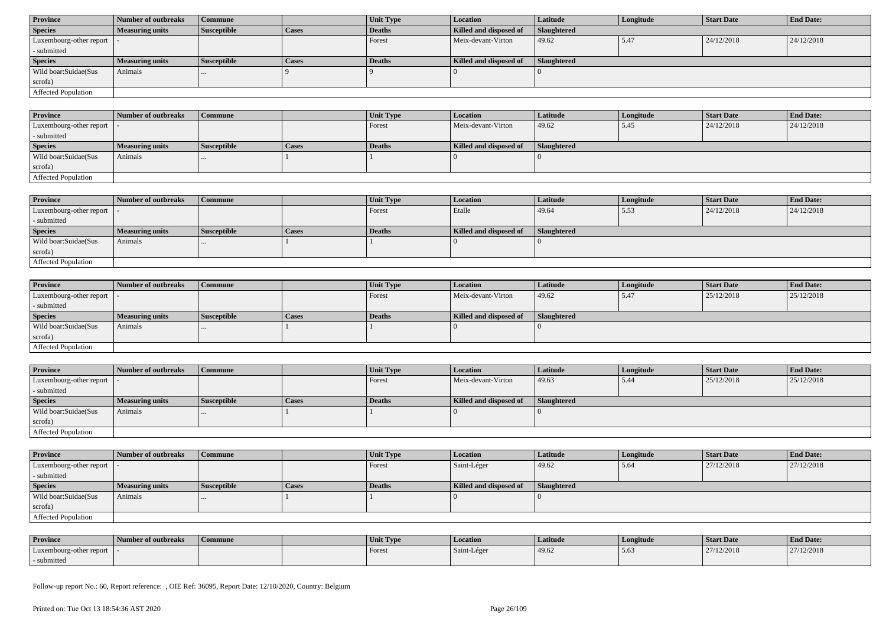| Province | Number of outbreaks | Commune | | Unit Type | Location | Latitude | Longitude | Start Date | End Date: |
|---|---|---|---|---|---|---|---|---|---|
| Luxembourg-other report - submitted | - | | | Forest | Meix-devant-Virton | 49.62 | 5.47 | 24/12/2018 | 24/12/2018 |
| **Species** | **Measuring units** | **Susceptible** | **Cases** | **Deaths** | **Killed and disposed of** | **Slaughtered** | | | |
| Wild boar:Suidae(Sus scrofa) | Animals | ... | 9 | 9 | 0 | 0 | | | |
| Affected Population | | | | | | | | | |

| Province | Number of outbreaks | Commune | | Unit Type | Location | Latitude | Longitude | Start Date | End Date: |
|---|---|---|---|---|---|---|---|---|---|
| Luxembourg-other report - submitted | - | | | Forest | Meix-devant-Virton | 49.62 | 5.45 | 24/12/2018 | 24/12/2018 |
| **Species** | **Measuring units** | **Susceptible** | **Cases** | **Deaths** | **Killed and disposed of** | **Slaughtered** | | | |
| Wild boar:Suidae(Sus scrofa) | Animals | ... | 1 | 1 | 0 | 0 | | | |
| Affected Population | | | | | | | | | |

| Province | Number of outbreaks | Commune | | Unit Type | Location | Latitude | Longitude | Start Date | End Date: |
|---|---|---|---|---|---|---|---|---|---|
| Luxembourg-other report - submitted | - | | | Forest | Etalle | 49.64 | 5.53 | 24/12/2018 | 24/12/2018 |
| **Species** | **Measuring units** | **Susceptible** | **Cases** | **Deaths** | **Killed and disposed of** | **Slaughtered** | | | |
| Wild boar:Suidae(Sus scrofa) | Animals | ... | 1 | 1 | 0 | 0 | | | |
| Affected Population | | | | | | | | | |

| Province | Number of outbreaks | Commune | | Unit Type | Location | Latitude | Longitude | Start Date | End Date: |
|---|---|---|---|---|---|---|---|---|---|
| Luxembourg-other report - submitted | - | | | Forest | Meix-devant-Virton | 49.62 | 5.47 | 25/12/2018 | 25/12/2018 |
| **Species** | **Measuring units** | **Susceptible** | **Cases** | **Deaths** | **Killed and disposed of** | **Slaughtered** | | | |
| Wild boar:Suidae(Sus scrofa) | Animals | ... | 1 | 1 | 0 | 0 | | | |
| Affected Population | | | | | | | | | |

| Province | Number of outbreaks | Commune | | Unit Type | Location | Latitude | Longitude | Start Date | End Date: |
|---|---|---|---|---|---|---|---|---|---|
| Luxembourg-other report - submitted | - | | | Forest | Meix-devant-Virton | 49.63 | 5.44 | 25/12/2018 | 25/12/2018 |
| **Species** | **Measuring units** | **Susceptible** | **Cases** | **Deaths** | **Killed and disposed of** | **Slaughtered** | | | |
| Wild boar:Suidae(Sus scrofa) | Animals | ... | 1 | 1 | 0 | 0 | | | |
| Affected Population | | | | | | | | | |

| Province | Number of outbreaks | Commune | | Unit Type | Location | Latitude | Longitude | Start Date | End Date: |
|---|---|---|---|---|---|---|---|---|---|
| Luxembourg-other report - submitted | - | | | Forest | Saint-Léger | 49.62 | 5.64 | 27/12/2018 | 27/12/2018 |
| **Species** | **Measuring units** | **Susceptible** | **Cases** | **Deaths** | **Killed and disposed of** | **Slaughtered** | | | |
| Wild boar:Suidae(Sus scrofa) | Animals | ... | 1 | 1 | 0 | 0 | | | |
| Affected Population | | | | | | | | | |

| Province | Number of outbreaks | Commune | | Unit Type | Location | Latitude | Longitude | Start Date | End Date: |
|---|---|---|---|---|---|---|---|---|---|
| Luxembourg-other report - submitted | - | | | Forest | Saint-Léger | 49.62 | 5.63 | 27/12/2018 | 27/12/2018 |

Follow-up report No.: 60, Report reference: , OIE Ref: 36095, Report Date: 12/10/2020, Country: Belgium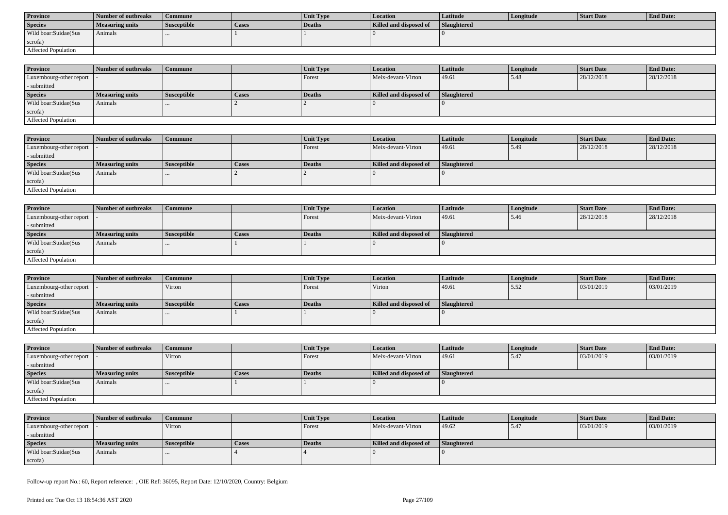| Province | Number of outbreaks | Commune | | Unit Type | Location | Latitude | Longitude | Start Date | End Date: |
|---|---|---|---|---|---|---|---|---|---|
| Species | Measuring units | Susceptible | Cases | Deaths | Killed and disposed of | Slaughtered | | | |
| Wild boar:Suidae(Sus scrofa) | Animals | ... | 1 | 1 | 0 | 0 | | | |
| Affected Population | | | | | | | | | |

| Province | Number of outbreaks | Commune | | Unit Type | Location | Latitude | Longitude | Start Date | End Date: |
|---|---|---|---|---|---|---|---|---|---|
| Luxembourg-other report - submitted | - | | | Forest | Meix-devant-Virton | 49.61 | 5.48 | 28/12/2018 | 28/12/2018 |
| Species | Measuring units | Susceptible | Cases | Deaths | Killed and disposed of | Slaughtered | | | |
| Wild boar:Suidae(Sus scrofa) | Animals | ... | 2 | 2 | 0 | 0 | | | |
| Affected Population | | | | | | | | | |

| Province | Number of outbreaks | Commune | | Unit Type | Location | Latitude | Longitude | Start Date | End Date: |
|---|---|---|---|---|---|---|---|---|---|
| Luxembourg-other report - submitted | - | | | Forest | Meix-devant-Virton | 49.61 | 5.49 | 28/12/2018 | 28/12/2018 |
| Species | Measuring units | Susceptible | Cases | Deaths | Killed and disposed of | Slaughtered | | | |
| Wild boar:Suidae(Sus scrofa) | Animals | ... | 2 | 2 | 0 | 0 | | | |
| Affected Population | | | | | | | | | |

| Province | Number of outbreaks | Commune | | Unit Type | Location | Latitude | Longitude | Start Date | End Date: |
|---|---|---|---|---|---|---|---|---|---|
| Luxembourg-other report - submitted | - | | | Forest | Meix-devant-Virton | 49.61 | 5.46 | 28/12/2018 | 28/12/2018 |
| Species | Measuring units | Susceptible | Cases | Deaths | Killed and disposed of | Slaughtered | | | |
| Wild boar:Suidae(Sus scrofa) | Animals | ... | 1 | 1 | 0 | 0 | | | |
| Affected Population | | | | | | | | | |

| Province | Number of outbreaks | Commune | | Unit Type | Location | Latitude | Longitude | Start Date | End Date: |
|---|---|---|---|---|---|---|---|---|---|
| Luxembourg-other report - submitted | - | Virton | | Forest | Virton | 49.61 | 5.52 | 03/01/2019 | 03/01/2019 |
| Species | Measuring units | Susceptible | Cases | Deaths | Killed and disposed of | Slaughtered | | | |
| Wild boar:Suidae(Sus scrofa) | Animals | ... | 1 | 1 | 0 | 0 | | | |
| Affected Population | | | | | | | | | |

| Province | Number of outbreaks | Commune | | Unit Type | Location | Latitude | Longitude | Start Date | End Date: |
|---|---|---|---|---|---|---|---|---|---|
| Luxembourg-other report - submitted | - | Virton | | Forest | Meix-devant-Virton | 49.61 | 5.47 | 03/01/2019 | 03/01/2019 |
| Species | Measuring units | Susceptible | Cases | Deaths | Killed and disposed of | Slaughtered | | | |
| Wild boar:Suidae(Sus scrofa) | Animals | ... | 1 | 1 | 0 | 0 | | | |
| Affected Population | | | | | | | | | |

| Province | Number of outbreaks | Commune | | Unit Type | Location | Latitude | Longitude | Start Date | End Date: |
|---|---|---|---|---|---|---|---|---|---|
| Luxembourg-other report - submitted | - | Virton | | Forest | Meix-devant-Virton | 49.62 | 5.47 | 03/01/2019 | 03/01/2019 |
| Species | Measuring units | Susceptible | Cases | Deaths | Killed and disposed of | Slaughtered | | | |
| Wild boar:Suidae(Sus scrofa) | Animals | ... | 4 | 4 | 0 | 0 | | | |

Follow-up report No.: 60, Report reference: , OIE Ref: 36095, Report Date: 12/10/2020, Country: Belgium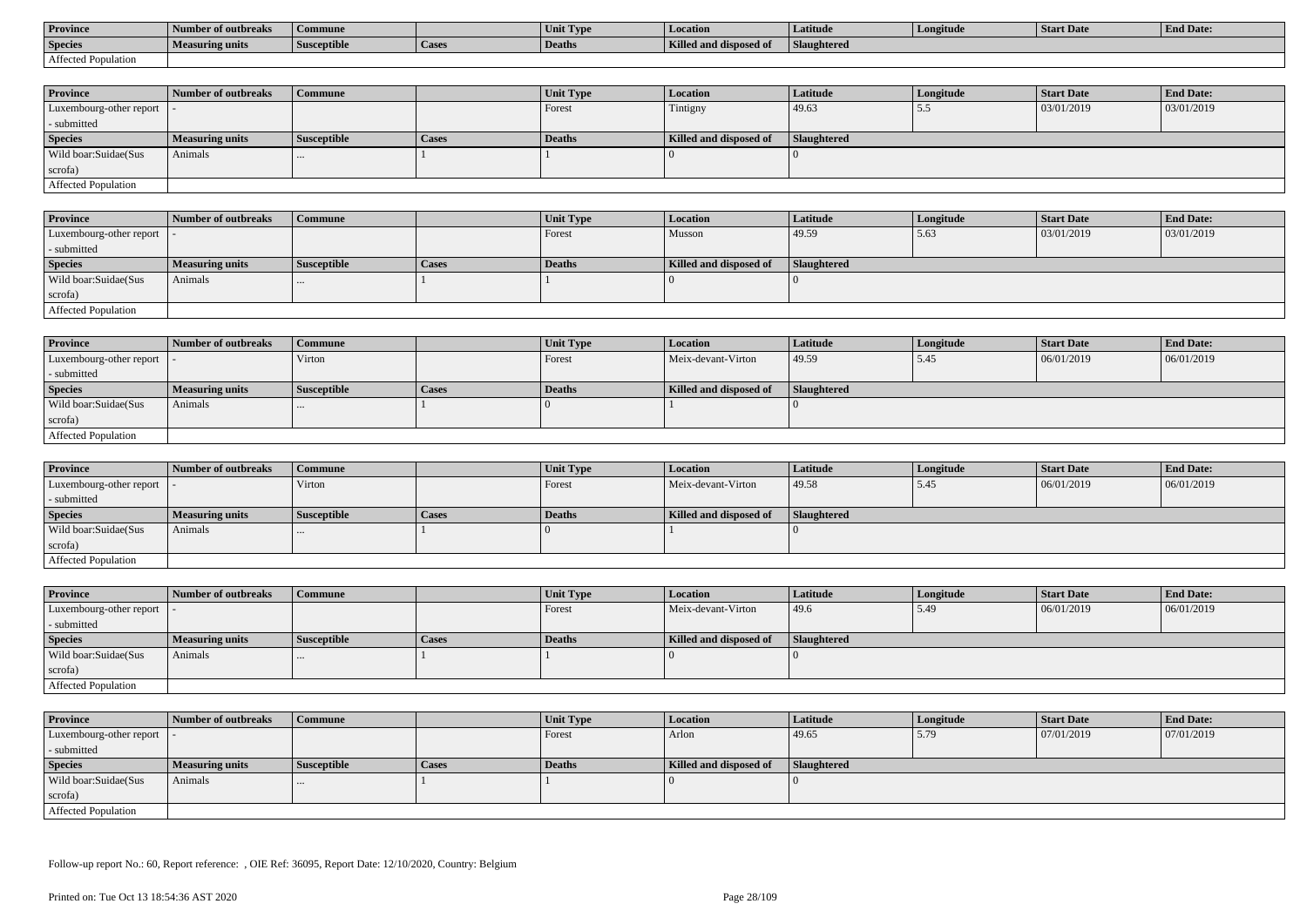| Province | Number of outbreaks | Commune | | Unit Type | Location | Latitude | Longitude | Start Date | End Date: |
|---|---|---|---|---|---|---|---|---|---|
| Species | Measuring units | Susceptible | Cases | Deaths | Killed and disposed of | Slaughtered | | | |
| Affected Population | | | | | | | | | |

| Province | Number of outbreaks | Commune | | Unit Type | Location | Latitude | Longitude | Start Date | End Date: |
|---|---|---|---|---|---|---|---|---|---|
| Luxembourg-other report - submitted | - | | | Forest | Tintigny | 49.63 | 5.5 | 03/01/2019 | 03/01/2019 |
| Species | Measuring units | Susceptible | Cases | Deaths | Killed and disposed of | Slaughtered | | | |
| Wild boar:Suidae(Sus scrofa) | Animals | ... | 1 | 1 | 0 | 0 | | | |
| Affected Population | | | | | | | | | |

| Province | Number of outbreaks | Commune | | Unit Type | Location | Latitude | Longitude | Start Date | End Date: |
|---|---|---|---|---|---|---|---|---|---|
| Luxembourg-other report - submitted | - | | | Forest | Musson | 49.59 | 5.63 | 03/01/2019 | 03/01/2019 |
| Species | Measuring units | Susceptible | Cases | Deaths | Killed and disposed of | Slaughtered | | | |
| Wild boar:Suidae(Sus scrofa) | Animals | ... | 1 | 1 | 0 | 0 | | | |
| Affected Population | | | | | | | | | |

| Province | Number of outbreaks | Commune | | Unit Type | Location | Latitude | Longitude | Start Date | End Date: |
|---|---|---|---|---|---|---|---|---|---|
| Luxembourg-other report - submitted | - | Virton | | Forest | Meix-devant-Virton | 49.59 | 5.45 | 06/01/2019 | 06/01/2019 |
| Species | Measuring units | Susceptible | Cases | Deaths | Killed and disposed of | Slaughtered | | | |
| Wild boar:Suidae(Sus scrofa) | Animals | ... | 1 | 0 | 1 | 0 | | | |
| Affected Population | | | | | | | | | |

| Province | Number of outbreaks | Commune | | Unit Type | Location | Latitude | Longitude | Start Date | End Date: |
|---|---|---|---|---|---|---|---|---|---|
| Luxembourg-other report - submitted | - | Virton | | Forest | Meix-devant-Virton | 49.58 | 5.45 | 06/01/2019 | 06/01/2019 |
| Species | Measuring units | Susceptible | Cases | Deaths | Killed and disposed of | Slaughtered | | | |
| Wild boar:Suidae(Sus scrofa) | Animals | ... | 1 | 0 | 1 | 0 | | | |
| Affected Population | | | | | | | | | |

| Province | Number of outbreaks | Commune | | Unit Type | Location | Latitude | Longitude | Start Date | End Date: |
|---|---|---|---|---|---|---|---|---|---|
| Luxembourg-other report - submitted | - | | | Forest | Meix-devant-Virton | 49.6 | 5.49 | 06/01/2019 | 06/01/2019 |
| Species | Measuring units | Susceptible | Cases | Deaths | Killed and disposed of | Slaughtered | | | |
| Wild boar:Suidae(Sus scrofa) | Animals | ... | 1 | 1 | 0 | 0 | | | |
| Affected Population | | | | | | | | | |

| Province | Number of outbreaks | Commune | | Unit Type | Location | Latitude | Longitude | Start Date | End Date: |
|---|---|---|---|---|---|---|---|---|---|
| Luxembourg-other report - submitted | - | | | Forest | Arlon | 49.65 | 5.79 | 07/01/2019 | 07/01/2019 |
| Species | Measuring units | Susceptible | Cases | Deaths | Killed and disposed of | Slaughtered | | | |
| Wild boar:Suidae(Sus scrofa) | Animals | ... | 1 | 1 | 0 | 0 | | | |
| Affected Population | | | | | | | | | |

Follow-up report No.: 60, Report reference: , OIE Ref: 36095, Report Date: 12/10/2020, Country: Belgium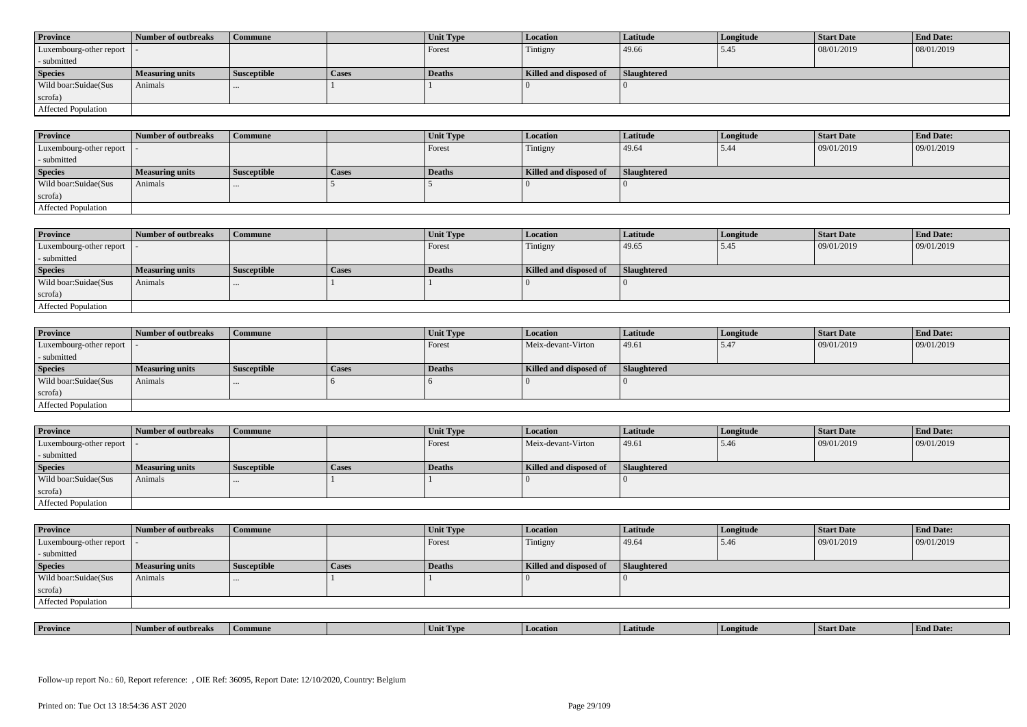| Province | Number of outbreaks | Commune | | Unit Type | Location | Latitude | Longitude | Start Date | End Date: |
|---|---|---|---|---|---|---|---|---|---|
| Luxembourg-other report - submitted | - | | | Forest | Tintigny | 49.66 | 5.45 | 08/01/2019 | 08/01/2019 |
| **Species** | **Measuring units** | **Susceptible** | **Cases** | **Deaths** | **Killed and disposed of** | **Slaughtered** | | | |
| Wild boar:Suidae(Sus scrofa) | Animals | ... | 1 | 1 | 0 | 0 | | | |
| Affected Population | | | | | | | | | |

| Province | Number of outbreaks | Commune | | Unit Type | Location | Latitude | Longitude | Start Date | End Date: |
|---|---|---|---|---|---|---|---|---|---|
| Luxembourg-other report - submitted | - | | | Forest | Tintigny | 49.64 | 5.44 | 09/01/2019 | 09/01/2019 |
| **Species** | **Measuring units** | **Susceptible** | **Cases** | **Deaths** | **Killed and disposed of** | **Slaughtered** | | | |
| Wild boar:Suidae(Sus scrofa) | Animals | ... | 5 | 5 | 0 | 0 | | | |
| Affected Population | | | | | | | | | |

| Province | Number of outbreaks | Commune | | Unit Type | Location | Latitude | Longitude | Start Date | End Date: |
|---|---|---|---|---|---|---|---|---|---|
| Luxembourg-other report - submitted | - | | | Forest | Tintigny | 49.65 | 5.45 | 09/01/2019 | 09/01/2019 |
| **Species** | **Measuring units** | **Susceptible** | **Cases** | **Deaths** | **Killed and disposed of** | **Slaughtered** | | | |
| Wild boar:Suidae(Sus scrofa) | Animals | ... | 1 | 1 | 0 | 0 | | | |
| Affected Population | | | | | | | | | |

| Province | Number of outbreaks | Commune | | Unit Type | Location | Latitude | Longitude | Start Date | End Date: |
|---|---|---|---|---|---|---|---|---|---|
| Luxembourg-other report - submitted | - | | | Forest | Meix-devant-Virton | 49.61 | 5.47 | 09/01/2019 | 09/01/2019 |
| **Species** | **Measuring units** | **Susceptible** | **Cases** | **Deaths** | **Killed and disposed of** | **Slaughtered** | | | |
| Wild boar:Suidae(Sus scrofa) | Animals | ... | 6 | 6 | 0 | 0 | | | |
| Affected Population | | | | | | | | | |

| Province | Number of outbreaks | Commune | | Unit Type | Location | Latitude | Longitude | Start Date | End Date: |
|---|---|---|---|---|---|---|---|---|---|
| Luxembourg-other report - submitted | - | | | Forest | Meix-devant-Virton | 49.61 | 5.46 | 09/01/2019 | 09/01/2019 |
| **Species** | **Measuring units** | **Susceptible** | **Cases** | **Deaths** | **Killed and disposed of** | **Slaughtered** | | | |
| Wild boar:Suidae(Sus scrofa) | Animals | ... | 1 | 1 | 0 | 0 | | | |
| Affected Population | | | | | | | | | |

| Province | Number of outbreaks | Commune | | Unit Type | Location | Latitude | Longitude | Start Date | End Date: |
|---|---|---|---|---|---|---|---|---|---|
| Luxembourg-other report - submitted | - | | | Forest | Tintigny | 49.64 | 5.46 | 09/01/2019 | 09/01/2019 |
| **Species** | **Measuring units** | **Susceptible** | **Cases** | **Deaths** | **Killed and disposed of** | **Slaughtered** | | | |
| Wild boar:Suidae(Sus scrofa) | Animals | ... | 1 | 1 | 0 | 0 | | | |
| Affected Population | | | | | | | | | |

| Province | Number of outbreaks | Commune | | Unit Type | Location | Latitude | Longitude | Start Date | End Date: |
|---|---|---|---|---|---|---|---|---|---|

Follow-up report No.: 60, Report reference: , OIE Ref: 36095, Report Date: 12/10/2020, Country: Belgium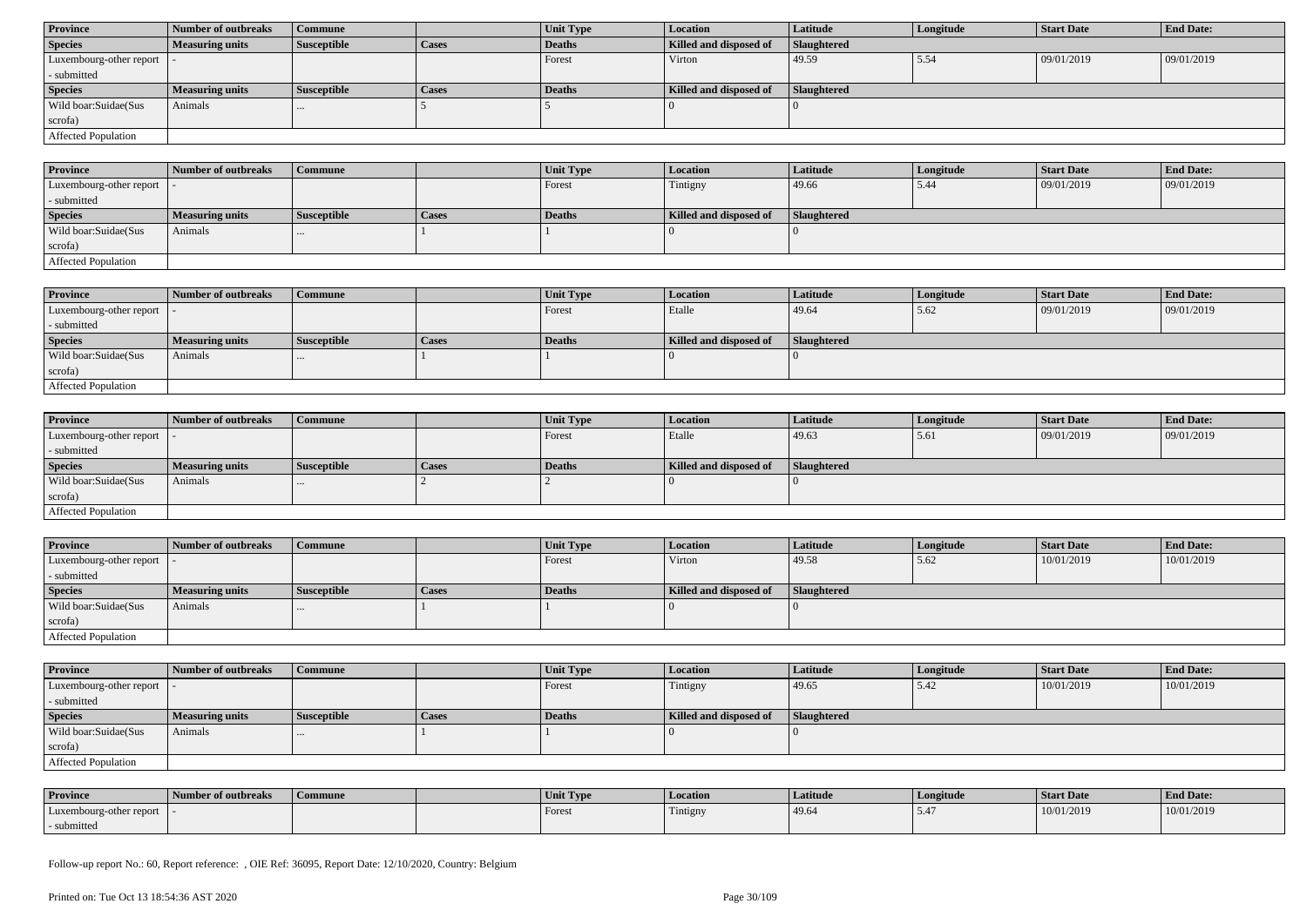| Province | Number of outbreaks | Commune | | Unit Type | Location | Latitude | Longitude | Start Date | End Date: |
|---|---|---|---|---|---|---|---|---|---|
| Species | Measuring units | Susceptible | Cases | Deaths | Killed and disposed of | Slaughtered | | | |
| Luxembourg-other report - submitted | - | | | Forest | Virton | 49.59 | 5.54 | 09/01/2019 | 09/01/2019 |
| Species | Measuring units | Susceptible | Cases | Deaths | Killed and disposed of | Slaughtered | | | |
| Wild boar:Suidae(Sus scrofa) | Animals | ... | 5 | 5 | 0 | 0 | | | |
| Affected Population | | | | | | | | | |

| Province | Number of outbreaks | Commune | | Unit Type | Location | Latitude | Longitude | Start Date | End Date: |
|---|---|---|---|---|---|---|---|---|---|
| Species | Measuring units | Susceptible | Cases | Deaths | Killed and disposed of | Slaughtered | | | |
| Luxembourg-other report - submitted | - | | | Forest | Tintigny | 49.66 | 5.44 | 09/01/2019 | 09/01/2019 |
| Species | Measuring units | Susceptible | Cases | Deaths | Killed and disposed of | Slaughtered | | | |
| Wild boar:Suidae(Sus scrofa) | Animals | ... | 1 | 1 | 0 | 0 | | | |
| Affected Population | | | | | | | | | |

| Province | Number of outbreaks | Commune | | Unit Type | Location | Latitude | Longitude | Start Date | End Date: |
|---|---|---|---|---|---|---|---|---|---|
| Species | Measuring units | Susceptible | Cases | Deaths | Killed and disposed of | Slaughtered | | | |
| Luxembourg-other report - submitted | - | | | Forest | Etalle | 49.64 | 5.62 | 09/01/2019 | 09/01/2019 |
| Species | Measuring units | Susceptible | Cases | Deaths | Killed and disposed of | Slaughtered | | | |
| Wild boar:Suidae(Sus scrofa) | Animals | ... | 1 | 1 | 0 | 0 | | | |
| Affected Population | | | | | | | | | |

| Province | Number of outbreaks | Commune | | Unit Type | Location | Latitude | Longitude | Start Date | End Date: |
|---|---|---|---|---|---|---|---|---|---|
| Species | Measuring units | Susceptible | Cases | Deaths | Killed and disposed of | Slaughtered | | | |
| Luxembourg-other report - submitted | - | | | Forest | Etalle | 49.63 | 5.61 | 09/01/2019 | 09/01/2019 |
| Species | Measuring units | Susceptible | Cases | Deaths | Killed and disposed of | Slaughtered | | | |
| Wild boar:Suidae(Sus scrofa) | Animals | ... | 2 | 2 | 0 | 0 | | | |
| Affected Population | | | | | | | | | |

| Province | Number of outbreaks | Commune | | Unit Type | Location | Latitude | Longitude | Start Date | End Date: |
|---|---|---|---|---|---|---|---|---|---|
| Species | Measuring units | Susceptible | Cases | Deaths | Killed and disposed of | Slaughtered | | | |
| Luxembourg-other report - submitted | - | | | Forest | Virton | 49.58 | 5.62 | 10/01/2019 | 10/01/2019 |
| Species | Measuring units | Susceptible | Cases | Deaths | Killed and disposed of | Slaughtered | | | |
| Wild boar:Suidae(Sus scrofa) | Animals | ... | 1 | 1 | 0 | 0 | | | |
| Affected Population | | | | | | | | | |

| Province | Number of outbreaks | Commune | | Unit Type | Location | Latitude | Longitude | Start Date | End Date: |
|---|---|---|---|---|---|---|---|---|---|
| Species | Measuring units | Susceptible | Cases | Deaths | Killed and disposed of | Slaughtered | | | |
| Luxembourg-other report - submitted | - | | | Forest | Tintigny | 49.65 | 5.42 | 10/01/2019 | 10/01/2019 |
| Species | Measuring units | Susceptible | Cases | Deaths | Killed and disposed of | Slaughtered | | | |
| Wild boar:Suidae(Sus scrofa) | Animals | ... | 1 | 1 | 0 | 0 | | | |
| Affected Population | | | | | | | | | |

| Province | Number of outbreaks | Commune | | Unit Type | Location | Latitude | Longitude | Start Date | End Date: |
|---|---|---|---|---|---|---|---|---|---|
| Luxembourg-other report - submitted | - | | | Forest | Tintigny | 49.64 | 5.47 | 10/01/2019 | 10/01/2019 |

Follow-up report No.: 60, Report reference: , OIE Ref: 36095, Report Date: 12/10/2020, Country: Belgium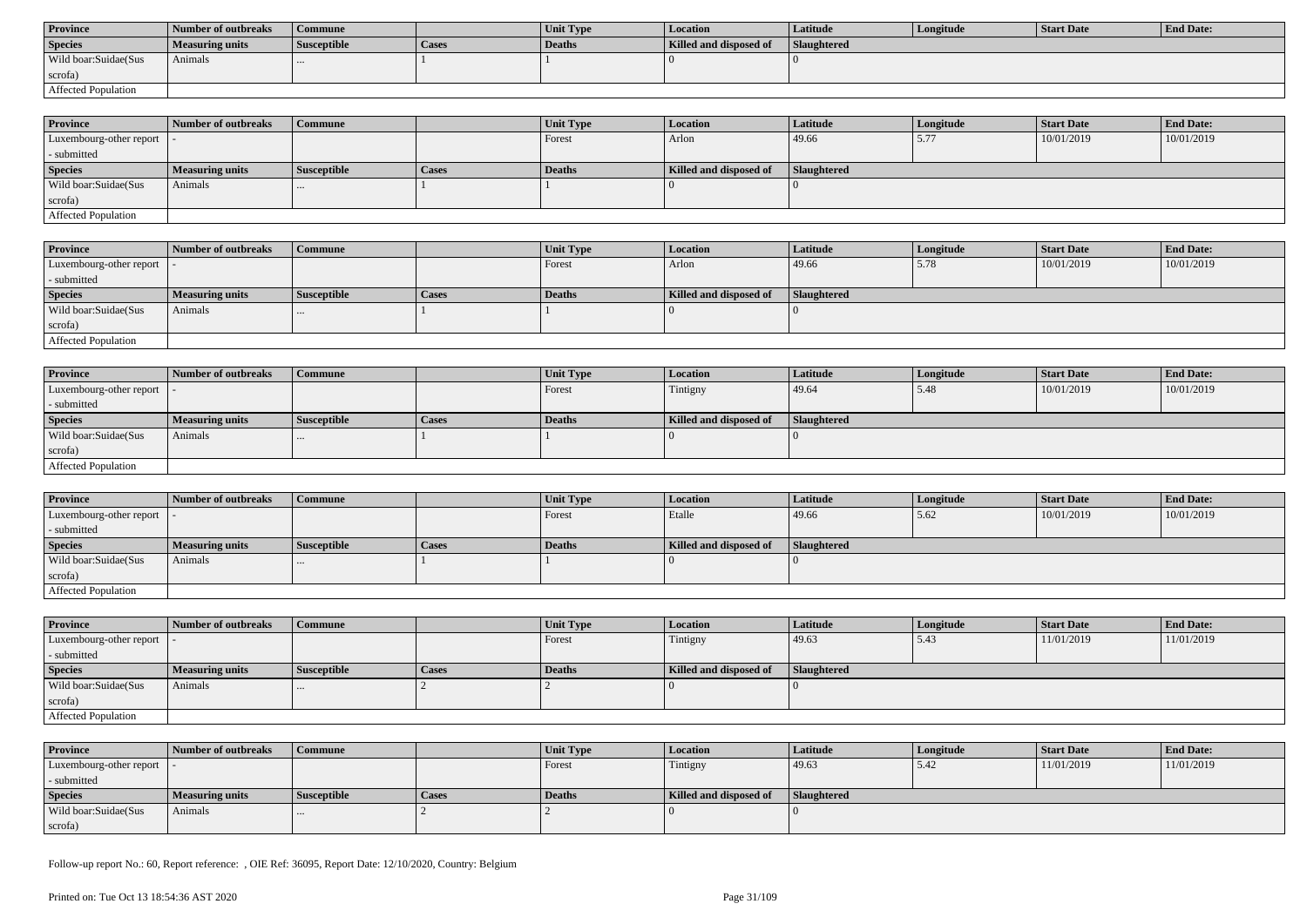| Province | Number of outbreaks | Commune | | Unit Type | Location | Latitude | Longitude | Start Date | End Date: |
|---|---|---|---|---|---|---|---|---|---|
| Species | Measuring units | Susceptible | Cases | Deaths | Killed and disposed of | Slaughtered | | | |
| Wild boar:Suidae(Sus scrofa) | Animals | ... | 1 | 1 | 0 | 0 | | | |
| Affected Population | | | | | | | | | |

| Province | Number of outbreaks | Commune | | Unit Type | Location | Latitude | Longitude | Start Date | End Date: |
|---|---|---|---|---|---|---|---|---|---|
| Luxembourg-other report - submitted | - | | | Forest | Arlon | 49.66 | 5.77 | 10/01/2019 | 10/01/2019 |
| Species | Measuring units | Susceptible | Cases | Deaths | Killed and disposed of | Slaughtered | | | |
| Wild boar:Suidae(Sus scrofa) | Animals | ... | 1 | 1 | 0 | 0 | | | |
| Affected Population | | | | | | | | | |

| Province | Number of outbreaks | Commune | | Unit Type | Location | Latitude | Longitude | Start Date | End Date: |
|---|---|---|---|---|---|---|---|---|---|
| Luxembourg-other report - submitted | - | | | Forest | Arlon | 49.66 | 5.78 | 10/01/2019 | 10/01/2019 |
| Species | Measuring units | Susceptible | Cases | Deaths | Killed and disposed of | Slaughtered | | | |
| Wild boar:Suidae(Sus scrofa) | Animals | ... | 1 | 1 | 0 | 0 | | | |
| Affected Population | | | | | | | | | |

| Province | Number of outbreaks | Commune | | Unit Type | Location | Latitude | Longitude | Start Date | End Date: |
|---|---|---|---|---|---|---|---|---|---|
| Luxembourg-other report - submitted | - | | | Forest | Tintigny | 49.64 | 5.48 | 10/01/2019 | 10/01/2019 |
| Species | Measuring units | Susceptible | Cases | Deaths | Killed and disposed of | Slaughtered | | | |
| Wild boar:Suidae(Sus scrofa) | Animals | ... | 1 | 1 | 0 | 0 | | | |
| Affected Population | | | | | | | | | |

| Province | Number of outbreaks | Commune | | Unit Type | Location | Latitude | Longitude | Start Date | End Date: |
|---|---|---|---|---|---|---|---|---|---|
| Luxembourg-other report - submitted | - | | | Forest | Etalle | 49.66 | 5.62 | 10/01/2019 | 10/01/2019 |
| Species | Measuring units | Susceptible | Cases | Deaths | Killed and disposed of | Slaughtered | | | |
| Wild boar:Suidae(Sus scrofa) | Animals | ... | 1 | 1 | 0 | 0 | | | |
| Affected Population | | | | | | | | | |

| Province | Number of outbreaks | Commune | | Unit Type | Location | Latitude | Longitude | Start Date | End Date: |
|---|---|---|---|---|---|---|---|---|---|
| Luxembourg-other report - submitted | - | | | Forest | Tintigny | 49.63 | 5.43 | 11/01/2019 | 11/01/2019 |
| Species | Measuring units | Susceptible | Cases | Deaths | Killed and disposed of | Slaughtered | | | |
| Wild boar:Suidae(Sus scrofa) | Animals | ... | 2 | 2 | 0 | 0 | | | |
| Affected Population | | | | | | | | | |

| Province | Number of outbreaks | Commune | | Unit Type | Location | Latitude | Longitude | Start Date | End Date: |
|---|---|---|---|---|---|---|---|---|---|
| Luxembourg-other report - submitted | - | | | Forest | Tintigny | 49.63 | 5.42 | 11/01/2019 | 11/01/2019 |
| Species | Measuring units | Susceptible | Cases | Deaths | Killed and disposed of | Slaughtered | | | |
| Wild boar:Suidae(Sus scrofa) | Animals | ... | 2 | 2 | 0 | 0 | | | |

Follow-up report No.: 60, Report reference: , OIE Ref: 36095, Report Date: 12/10/2020, Country: Belgium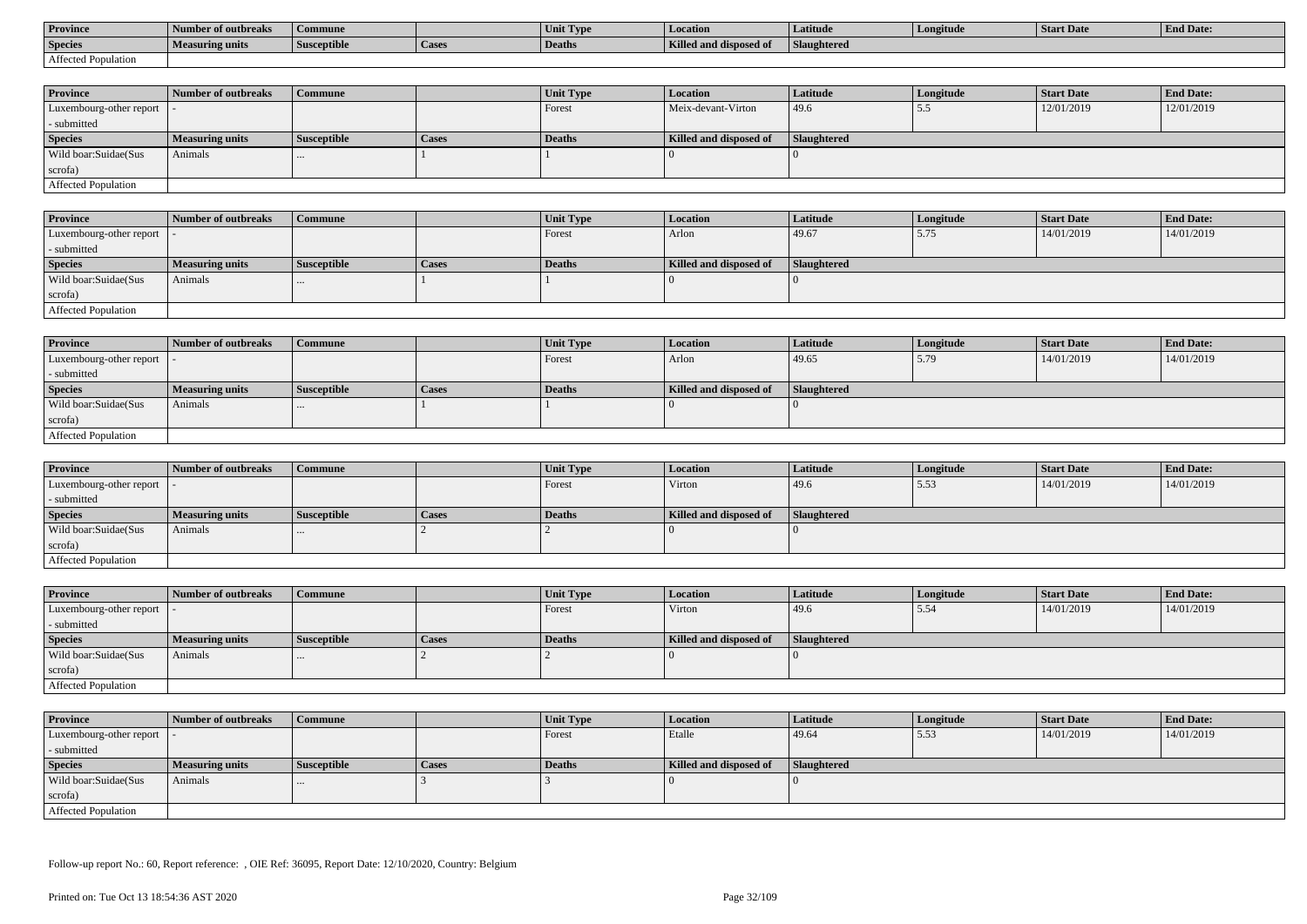| Province | Number of outbreaks | Commune | | Unit Type | Location | Latitude | Longitude | Start Date | End Date: |
|---|---|---|---|---|---|---|---|---|---|
| Species | Measuring units | Susceptible | Cases | Deaths | Killed and disposed of | Slaughtered | | | |
| Affected Population | | | | | | | | | |

| Province | Number of outbreaks | Commune | | Unit Type | Location | Latitude | Longitude | Start Date | End Date: |
|---|---|---|---|---|---|---|---|---|---|
| Luxembourg-other report - submitted | - | | | Forest | Meix-devant-Virton | 49.6 | 5.5 | 12/01/2019 | 12/01/2019 |
| Species | Measuring units | Susceptible | Cases | Deaths | Killed and disposed of | Slaughtered | | | |
| Wild boar:Suidae(Sus scrofa) | Animals | ... | 1 | 1 | 0 | 0 | | | |
| Affected Population | | | | | | | | | |

| Province | Number of outbreaks | Commune | | Unit Type | Location | Latitude | Longitude | Start Date | End Date: |
|---|---|---|---|---|---|---|---|---|---|
| Luxembourg-other report - submitted | - | | | Forest | Arlon | 49.67 | 5.75 | 14/01/2019 | 14/01/2019 |
| Species | Measuring units | Susceptible | Cases | Deaths | Killed and disposed of | Slaughtered | | | |
| Wild boar:Suidae(Sus scrofa) | Animals | ... | 1 | 1 | 0 | 0 | | | |
| Affected Population | | | | | | | | | |

| Province | Number of outbreaks | Commune | | Unit Type | Location | Latitude | Longitude | Start Date | End Date: |
|---|---|---|---|---|---|---|---|---|---|
| Luxembourg-other report - submitted | - | | | Forest | Arlon | 49.65 | 5.79 | 14/01/2019 | 14/01/2019 |
| Species | Measuring units | Susceptible | Cases | Deaths | Killed and disposed of | Slaughtered | | | |
| Wild boar:Suidae(Sus scrofa) | Animals | ... | 1 | 1 | 0 | 0 | | | |
| Affected Population | | | | | | | | | |

| Province | Number of outbreaks | Commune | | Unit Type | Location | Latitude | Longitude | Start Date | End Date: |
|---|---|---|---|---|---|---|---|---|---|
| Luxembourg-other report - submitted | - | | | Forest | Virton | 49.6 | 5.53 | 14/01/2019 | 14/01/2019 |
| Species | Measuring units | Susceptible | Cases | Deaths | Killed and disposed of | Slaughtered | | | |
| Wild boar:Suidae(Sus scrofa) | Animals | ... | 2 | 2 | 0 | 0 | | | |
| Affected Population | | | | | | | | | |

| Province | Number of outbreaks | Commune | | Unit Type | Location | Latitude | Longitude | Start Date | End Date: |
|---|---|---|---|---|---|---|---|---|---|
| Luxembourg-other report - submitted | - | | | Forest | Virton | 49.6 | 5.54 | 14/01/2019 | 14/01/2019 |
| Species | Measuring units | Susceptible | Cases | Deaths | Killed and disposed of | Slaughtered | | | |
| Wild boar:Suidae(Sus scrofa) | Animals | ... | 2 | 2 | 0 | 0 | | | |
| Affected Population | | | | | | | | | |

| Province | Number of outbreaks | Commune | | Unit Type | Location | Latitude | Longitude | Start Date | End Date: |
|---|---|---|---|---|---|---|---|---|---|
| Luxembourg-other report - submitted | - | | | Forest | Etalle | 49.64 | 5.53 | 14/01/2019 | 14/01/2019 |
| Species | Measuring units | Susceptible | Cases | Deaths | Killed and disposed of | Slaughtered | | | |
| Wild boar:Suidae(Sus scrofa) | Animals | ... | 3 | 3 | 0 | 0 | | | |
| Affected Population | | | | | | | | | |

Follow-up report No.: 60, Report reference: , OIE Ref: 36095, Report Date: 12/10/2020, Country: Belgium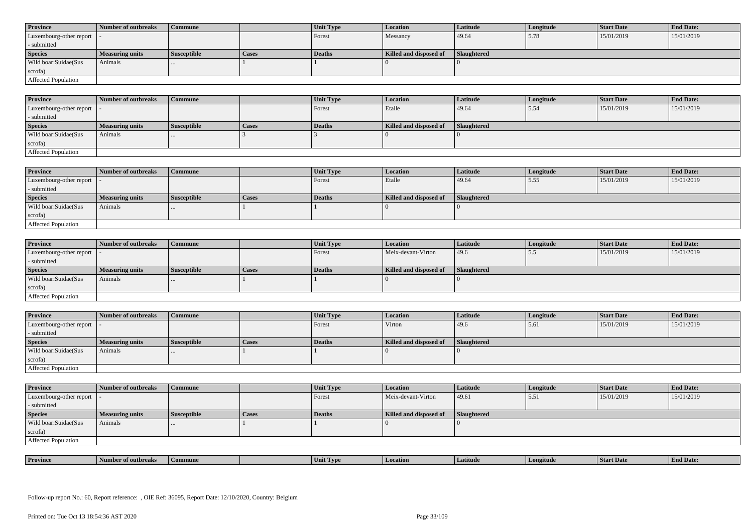| Province | Number of outbreaks | Commune | | Unit Type | Location | Latitude | Longitude | Start Date | End Date: |
|---|---|---|---|---|---|---|---|---|---|
| Luxembourg-other report - submitted | - | | | Forest | Messancy | 49.64 | 5.78 | 15/01/2019 | 15/01/2019 |
| **Species** | **Measuring units** | **Susceptible** | **Cases** | **Deaths** | **Killed and disposed of** | **Slaughtered** | | | |
| Wild boar:Suidae(Sus scrofa) | Animals | ... | 1 | 1 | 0 | 0 | | | |
| Affected Population | | | | | | | | | |

| Province | Number of outbreaks | Commune | | Unit Type | Location | Latitude | Longitude | Start Date | End Date: |
|---|---|---|---|---|---|---|---|---|---|
| Luxembourg-other report - submitted | - | | | Forest | Etalle | 49.64 | 5.54 | 15/01/2019 | 15/01/2019 |
| **Species** | **Measuring units** | **Susceptible** | **Cases** | **Deaths** | **Killed and disposed of** | **Slaughtered** | | | |
| Wild boar:Suidae(Sus scrofa) | Animals | ... | 3 | 3 | 0 | 0 | | | |
| Affected Population | | | | | | | | | |

| Province | Number of outbreaks | Commune | | Unit Type | Location | Latitude | Longitude | Start Date | End Date: |
|---|---|---|---|---|---|---|---|---|---|
| Luxembourg-other report - submitted | - | | | Forest | Etalle | 49.64 | 5.55 | 15/01/2019 | 15/01/2019 |
| **Species** | **Measuring units** | **Susceptible** | **Cases** | **Deaths** | **Killed and disposed of** | **Slaughtered** | | | |
| Wild boar:Suidae(Sus scrofa) | Animals | ... | 1 | 1 | 0 | 0 | | | |
| Affected Population | | | | | | | | | |

| Province | Number of outbreaks | Commune | | Unit Type | Location | Latitude | Longitude | Start Date | End Date: |
|---|---|---|---|---|---|---|---|---|---|
| Luxembourg-other report - submitted | - | | | Forest | Meix-devant-Virton | 49.6 | 5.5 | 15/01/2019 | 15/01/2019 |
| **Species** | **Measuring units** | **Susceptible** | **Cases** | **Deaths** | **Killed and disposed of** | **Slaughtered** | | | |
| Wild boar:Suidae(Sus scrofa) | Animals | ... | 1 | 1 | 0 | 0 | | | |
| Affected Population | | | | | | | | | |

| Province | Number of outbreaks | Commune | | Unit Type | Location | Latitude | Longitude | Start Date | End Date: |
|---|---|---|---|---|---|---|---|---|---|
| Luxembourg-other report - submitted | - | | | Forest | Virton | 49.6 | 5.61 | 15/01/2019 | 15/01/2019 |
| **Species** | **Measuring units** | **Susceptible** | **Cases** | **Deaths** | **Killed and disposed of** | **Slaughtered** | | | |
| Wild boar:Suidae(Sus scrofa) | Animals | ... | 1 | 1 | 0 | 0 | | | |
| Affected Population | | | | | | | | | |

| Province | Number of outbreaks | Commune | | Unit Type | Location | Latitude | Longitude | Start Date | End Date: |
|---|---|---|---|---|---|---|---|---|---|
| Luxembourg-other report - submitted | - | | | Forest | Meix-devant-Virton | 49.61 | 5.51 | 15/01/2019 | 15/01/2019 |
| **Species** | **Measuring units** | **Susceptible** | **Cases** | **Deaths** | **Killed and disposed of** | **Slaughtered** | | | |
| Wild boar:Suidae(Sus scrofa) | Animals | ... | 1 | 1 | 0 | 0 | | | |
| Affected Population | | | | | | | | | |

| Province | Number of outbreaks | Commune | | Unit Type | Location | Latitude | Longitude | Start Date | End Date: |
|---|---|---|---|---|---|---|---|---|---|

Follow-up report No.: 60, Report reference: , OIE Ref: 36095, Report Date: 12/10/2020, Country: Belgium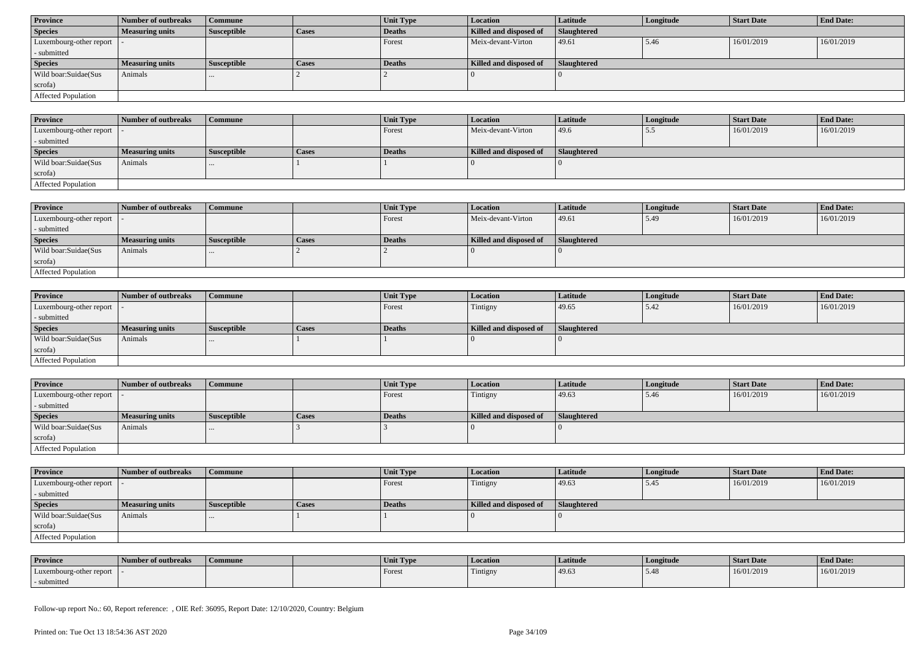| Province | Number of outbreaks | Commune | | Unit Type | Location | Latitude | Longitude | Start Date | End Date: |
|---|---|---|---|---|---|---|---|---|---|
| Species | Measuring units | Susceptible | Cases | Deaths | Killed and disposed of | Slaughtered | | | |
| Luxembourg-other report - submitted | - | | | Forest | Meix-devant-Virton | 49.61 | 5.46 | 16/01/2019 | 16/01/2019 |
| Species | Measuring units | Susceptible | Cases | Deaths | Killed and disposed of | Slaughtered | | | |
| Wild boar:Suidae(Sus scrofa) | Animals | ... | 2 | 2 | 0 | 0 | | | |
| Affected Population | | | | | | | | | |

| Province | Number of outbreaks | Commune | | Unit Type | Location | Latitude | Longitude | Start Date | End Date: |
|---|---|---|---|---|---|---|---|---|---|
| Luxembourg-other report - submitted | - | | | Forest | Meix-devant-Virton | 49.6 | 5.5 | 16/01/2019 | 16/01/2019 |
| Species | Measuring units | Susceptible | Cases | Deaths | Killed and disposed of | Slaughtered | | | |
| Wild boar:Suidae(Sus scrofa) | Animals | ... | 1 | 1 | 0 | 0 | | | |
| Affected Population | | | | | | | | | |

| Province | Number of outbreaks | Commune | | Unit Type | Location | Latitude | Longitude | Start Date | End Date: |
|---|---|---|---|---|---|---|---|---|---|
| Luxembourg-other report - submitted | - | | | Forest | Meix-devant-Virton | 49.61 | 5.49 | 16/01/2019 | 16/01/2019 |
| Species | Measuring units | Susceptible | Cases | Deaths | Killed and disposed of | Slaughtered | | | |
| Wild boar:Suidae(Sus scrofa) | Animals | ... | 2 | 2 | 0 | 0 | | | |
| Affected Population | | | | | | | | | |

| Province | Number of outbreaks | Commune | | Unit Type | Location | Latitude | Longitude | Start Date | End Date: |
|---|---|---|---|---|---|---|---|---|---|
| Luxembourg-other report - submitted | - | | | Forest | Tintigny | 49.65 | 5.42 | 16/01/2019 | 16/01/2019 |
| Species | Measuring units | Susceptible | Cases | Deaths | Killed and disposed of | Slaughtered | | | |
| Wild boar:Suidae(Sus scrofa) | Animals | ... | 1 | 1 | 0 | 0 | | | |
| Affected Population | | | | | | | | | |

| Province | Number of outbreaks | Commune | | Unit Type | Location | Latitude | Longitude | Start Date | End Date: |
|---|---|---|---|---|---|---|---|---|---|
| Luxembourg-other report - submitted | - | | | Forest | Tintigny | 49.63 | 5.46 | 16/01/2019 | 16/01/2019 |
| Species | Measuring units | Susceptible | Cases | Deaths | Killed and disposed of | Slaughtered | | | |
| Wild boar:Suidae(Sus scrofa) | Animals | ... | 3 | 3 | 0 | 0 | | | |
| Affected Population | | | | | | | | | |

| Province | Number of outbreaks | Commune | | Unit Type | Location | Latitude | Longitude | Start Date | End Date: |
|---|---|---|---|---|---|---|---|---|---|
| Luxembourg-other report - submitted | - | | | Forest | Tintigny | 49.63 | 5.45 | 16/01/2019 | 16/01/2019 |
| Species | Measuring units | Susceptible | Cases | Deaths | Killed and disposed of | Slaughtered | | | |
| Wild boar:Suidae(Sus scrofa) | Animals | ... | 1 | 1 | 0 | 0 | | | |
| Affected Population | | | | | | | | | |

| Province | Number of outbreaks | Commune | | Unit Type | Location | Latitude | Longitude | Start Date | End Date: |
|---|---|---|---|---|---|---|---|---|---|
| Luxembourg-other report - submitted | - | | | Forest | Tintigny | 49.63 | 5.48 | 16/01/2019 | 16/01/2019 |

Follow-up report No.: 60, Report reference: , OIE Ref: 36095, Report Date: 12/10/2020, Country: Belgium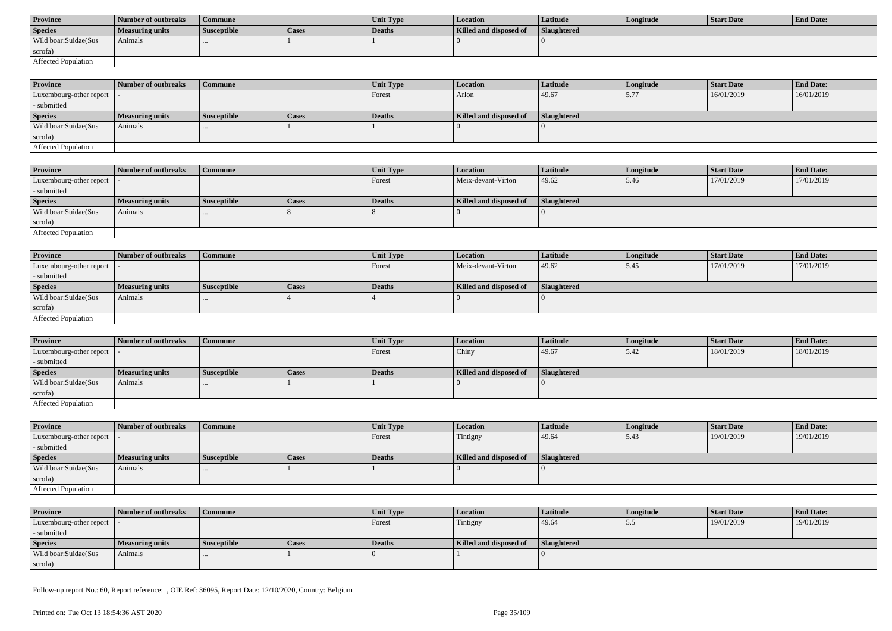| Province | Number of outbreaks | Commune | | Unit Type | Location | Latitude | Longitude | Start Date | End Date: |
|---|---|---|---|---|---|---|---|---|---|
| Species | Measuring units | Susceptible | Cases | Deaths | Killed and disposed of | Slaughtered | | | |
| Wild boar:Suidae(Sus scrofa) | Animals | ... | 1 | 1 | 0 | 0 | | | |
| Affected Population | | | | | | | | | |

| Province | Number of outbreaks | Commune | | Unit Type | Location | Latitude | Longitude | Start Date | End Date: |
|---|---|---|---|---|---|---|---|---|---|
| Luxembourg-other report - submitted | - | | | Forest | Arlon | 49.67 | 5.77 | 16/01/2019 | 16/01/2019 |
| Species | Measuring units | Susceptible | Cases | Deaths | Killed and disposed of | Slaughtered | | | |
| Wild boar:Suidae(Sus scrofa) | Animals | ... | 1 | 1 | 0 | 0 | | | |
| Affected Population | | | | | | | | | |

| Province | Number of outbreaks | Commune | | Unit Type | Location | Latitude | Longitude | Start Date | End Date: |
|---|---|---|---|---|---|---|---|---|---|
| Luxembourg-other report - submitted | - | | | Forest | Meix-devant-Virton | 49.62 | 5.46 | 17/01/2019 | 17/01/2019 |
| Species | Measuring units | Susceptible | Cases | Deaths | Killed and disposed of | Slaughtered | | | |
| Wild boar:Suidae(Sus scrofa) | Animals | ... | 8 | 8 | 0 | 0 | | | |
| Affected Population | | | | | | | | | |

| Province | Number of outbreaks | Commune | | Unit Type | Location | Latitude | Longitude | Start Date | End Date: |
|---|---|---|---|---|---|---|---|---|---|
| Luxembourg-other report - submitted | - | | | Forest | Meix-devant-Virton | 49.62 | 5.45 | 17/01/2019 | 17/01/2019 |
| Species | Measuring units | Susceptible | Cases | Deaths | Killed and disposed of | Slaughtered | | | |
| Wild boar:Suidae(Sus scrofa) | Animals | ... | 4 | 4 | 0 | 0 | | | |
| Affected Population | | | | | | | | | |

| Province | Number of outbreaks | Commune | | Unit Type | Location | Latitude | Longitude | Start Date | End Date: |
|---|---|---|---|---|---|---|---|---|---|
| Luxembourg-other report - submitted | - | | | Forest | Chiny | 49.67 | 5.42 | 18/01/2019 | 18/01/2019 |
| Species | Measuring units | Susceptible | Cases | Deaths | Killed and disposed of | Slaughtered | | | |
| Wild boar:Suidae(Sus scrofa) | Animals | ... | 1 | 1 | 0 | 0 | | | |
| Affected Population | | | | | | | | | |

| Province | Number of outbreaks | Commune | | Unit Type | Location | Latitude | Longitude | Start Date | End Date: |
|---|---|---|---|---|---|---|---|---|---|
| Luxembourg-other report - submitted | - | | | Forest | Tintigny | 49.64 | 5.43 | 19/01/2019 | 19/01/2019 |
| Species | Measuring units | Susceptible | Cases | Deaths | Killed and disposed of | Slaughtered | | | |
| Wild boar:Suidae(Sus scrofa) | Animals | ... | 1 | 1 | 0 | 0 | | | |
| Affected Population | | | | | | | | | |

| Province | Number of outbreaks | Commune | | Unit Type | Location | Latitude | Longitude | Start Date | End Date: |
|---|---|---|---|---|---|---|---|---|---|
| Luxembourg-other report - submitted | - | | | Forest | Tintigny | 49.64 | 5.5 | 19/01/2019 | 19/01/2019 |
| Species | Measuring units | Susceptible | Cases | Deaths | Killed and disposed of | Slaughtered | | | |
| Wild boar:Suidae(Sus scrofa) | Animals | ... | 1 | 0 | 1 | 0 | | | |

Follow-up report No.: 60, Report reference: , OIE Ref: 36095, Report Date: 12/10/2020, Country: Belgium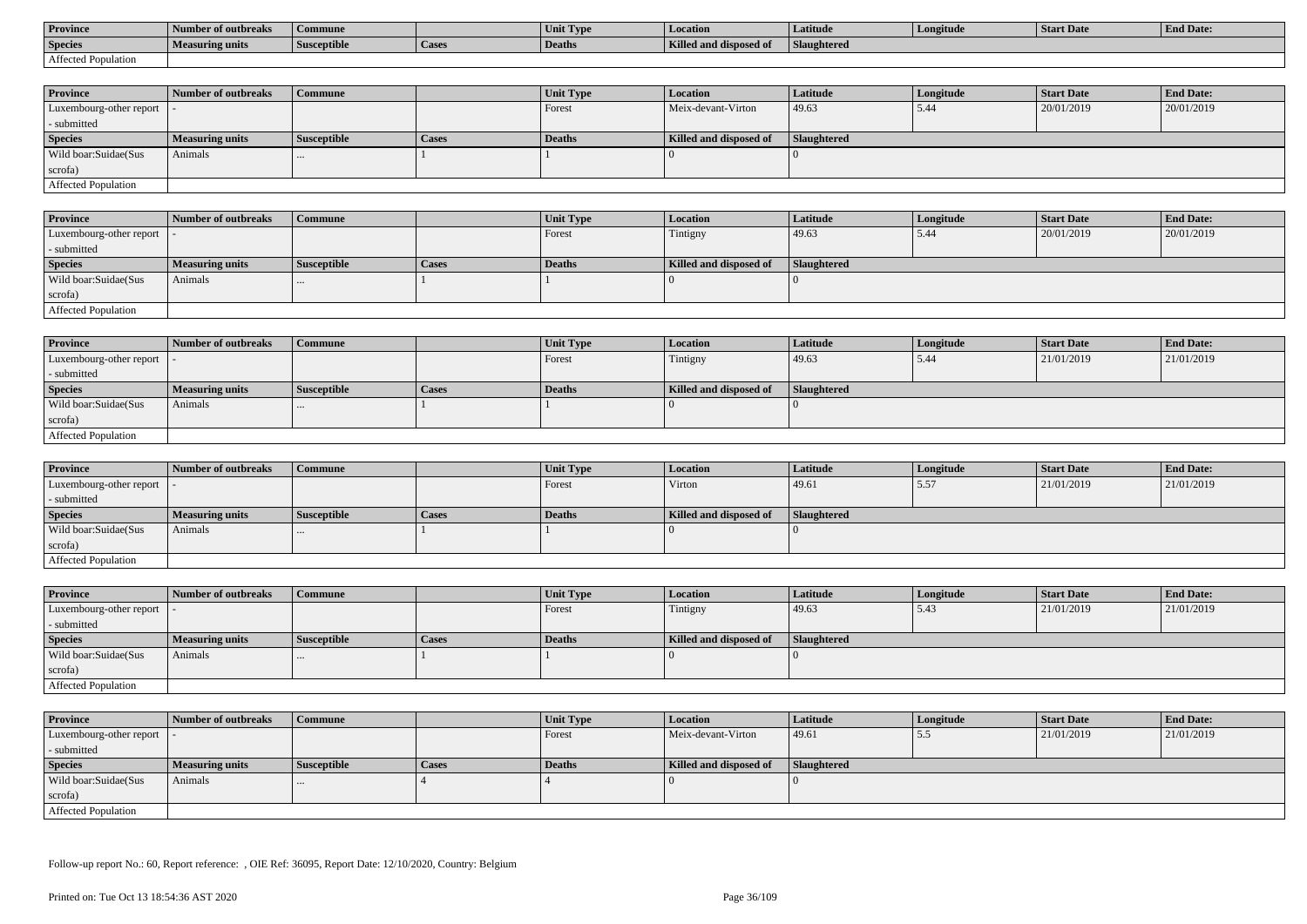| Province | Number of outbreaks | Commune | | Unit Type | Location | Latitude | Longitude | Start Date | End Date: |
|---|---|---|---|---|---|---|---|---|---|
| Species | Measuring units | Susceptible | Cases | Deaths | Killed and disposed of | Slaughtered | | | |
| Affected Population | | | | | | | | | |

| Province | Number of outbreaks | Commune | | Unit Type | Location | Latitude | Longitude | Start Date | End Date: |
|---|---|---|---|---|---|---|---|---|---|
| Luxembourg-other report - submitted | - | | | Forest | Meix-devant-Virton | 49.63 | 5.44 | 20/01/2019 | 20/01/2019 |
| Species | Measuring units | Susceptible | Cases | Deaths | Killed and disposed of | Slaughtered | | | |
| Wild boar:Suidae(Sus scrofa) | Animals | ... | 1 | 1 | 0 | 0 | | | |
| Affected Population | | | | | | | | | |

| Province | Number of outbreaks | Commune | | Unit Type | Location | Latitude | Longitude | Start Date | End Date: |
|---|---|---|---|---|---|---|---|---|---|
| Luxembourg-other report - submitted | - | | | Forest | Tintigny | 49.63 | 5.44 | 20/01/2019 | 20/01/2019 |
| Species | Measuring units | Susceptible | Cases | Deaths | Killed and disposed of | Slaughtered | | | |
| Wild boar:Suidae(Sus scrofa) | Animals | ... | 1 | 1 | 0 | 0 | | | |
| Affected Population | | | | | | | | | |

| Province | Number of outbreaks | Commune | | Unit Type | Location | Latitude | Longitude | Start Date | End Date: |
|---|---|---|---|---|---|---|---|---|---|
| Luxembourg-other report - submitted | - | | | Forest | Tintigny | 49.63 | 5.44 | 21/01/2019 | 21/01/2019 |
| Species | Measuring units | Susceptible | Cases | Deaths | Killed and disposed of | Slaughtered | | | |
| Wild boar:Suidae(Sus scrofa) | Animals | ... | 1 | 1 | 0 | 0 | | | |
| Affected Population | | | | | | | | | |

| Province | Number of outbreaks | Commune | | Unit Type | Location | Latitude | Longitude | Start Date | End Date: |
|---|---|---|---|---|---|---|---|---|---|
| Luxembourg-other report - submitted | - | | | Forest | Virton | 49.61 | 5.57 | 21/01/2019 | 21/01/2019 |
| Species | Measuring units | Susceptible | Cases | Deaths | Killed and disposed of | Slaughtered | | | |
| Wild boar:Suidae(Sus scrofa) | Animals | ... | 1 | 1 | 0 | 0 | | | |
| Affected Population | | | | | | | | | |

| Province | Number of outbreaks | Commune | | Unit Type | Location | Latitude | Longitude | Start Date | End Date: |
|---|---|---|---|---|---|---|---|---|---|
| Luxembourg-other report - submitted | - | | | Forest | Tintigny | 49.63 | 5.43 | 21/01/2019 | 21/01/2019 |
| Species | Measuring units | Susceptible | Cases | Deaths | Killed and disposed of | Slaughtered | | | |
| Wild boar:Suidae(Sus scrofa) | Animals | ... | 1 | 1 | 0 | 0 | | | |
| Affected Population | | | | | | | | | |

| Province | Number of outbreaks | Commune | | Unit Type | Location | Latitude | Longitude | Start Date | End Date: |
|---|---|---|---|---|---|---|---|---|---|
| Luxembourg-other report - submitted | - | | | Forest | Meix-devant-Virton | 49.61 | 5.5 | 21/01/2019 | 21/01/2019 |
| Species | Measuring units | Susceptible | Cases | Deaths | Killed and disposed of | Slaughtered | | | |
| Wild boar:Suidae(Sus scrofa) | Animals | ... | 4 | 4 | 0 | 0 | | | |
| Affected Population | | | | | | | | | |

Follow-up report No.: 60, Report reference: , OIE Ref: 36095, Report Date: 12/10/2020, Country: Belgium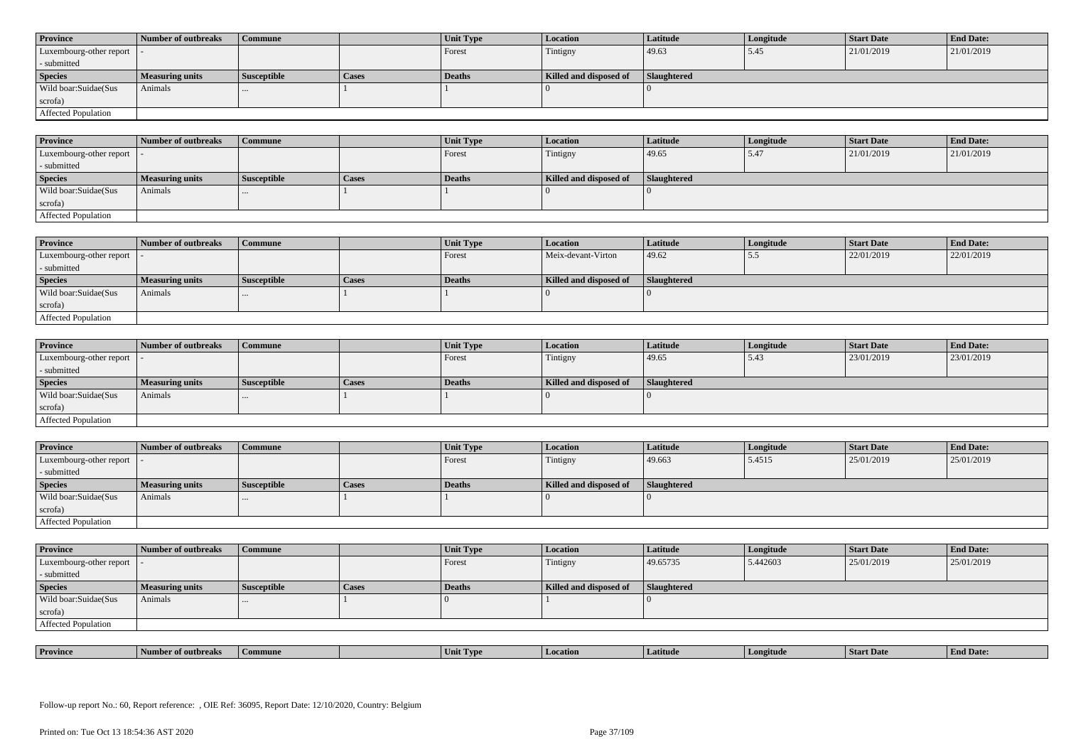| Province | Number of outbreaks | Commune | | Unit Type | Location | Latitude | Longitude | Start Date | End Date: |
|---|---|---|---|---|---|---|---|---|---|
| Luxembourg-other report - submitted | - | | | Forest | Tintigny | 49.63 | 5.45 | 21/01/2019 | 21/01/2019 |
| **Species** | **Measuring units** | **Susceptible** | **Cases** | **Deaths** | **Killed and disposed of** | **Slaughtered** | | | |
| Wild boar:Suidae(Sus scrofa) | Animals | ... | 1 | 1 | 0 | 0 | | | |
| Affected Population | | | | | | | | | |

| Province | Number of outbreaks | Commune | | Unit Type | Location | Latitude | Longitude | Start Date | End Date: |
|---|---|---|---|---|---|---|---|---|---|
| Luxembourg-other report - submitted | - | | | Forest | Tintigny | 49.65 | 5.47 | 21/01/2019 | 21/01/2019 |
| **Species** | **Measuring units** | **Susceptible** | **Cases** | **Deaths** | **Killed and disposed of** | **Slaughtered** | | | |
| Wild boar:Suidae(Sus scrofa) | Animals | ... | 1 | 1 | 0 | 0 | | | |
| Affected Population | | | | | | | | | |

| Province | Number of outbreaks | Commune | | Unit Type | Location | Latitude | Longitude | Start Date | End Date: |
|---|---|---|---|---|---|---|---|---|---|
| Luxembourg-other report - submitted | - | | | Forest | Meix-devant-Virton | 49.62 | 5.5 | 22/01/2019 | 22/01/2019 |
| **Species** | **Measuring units** | **Susceptible** | **Cases** | **Deaths** | **Killed and disposed of** | **Slaughtered** | | | |
| Wild boar:Suidae(Sus scrofa) | Animals | ... | 1 | 1 | 0 | 0 | | | |
| Affected Population | | | | | | | | | |

| Province | Number of outbreaks | Commune | | Unit Type | Location | Latitude | Longitude | Start Date | End Date: |
|---|---|---|---|---|---|---|---|---|---|
| Luxembourg-other report - submitted | - | | | Forest | Tintigny | 49.65 | 5.43 | 23/01/2019 | 23/01/2019 |
| **Species** | **Measuring units** | **Susceptible** | **Cases** | **Deaths** | **Killed and disposed of** | **Slaughtered** | | | |
| Wild boar:Suidae(Sus scrofa) | Animals | ... | 1 | 1 | 0 | 0 | | | |
| Affected Population | | | | | | | | | |

| Province | Number of outbreaks | Commune | | Unit Type | Location | Latitude | Longitude | Start Date | End Date: |
|---|---|---|---|---|---|---|---|---|---|
| Luxembourg-other report - submitted | - | | | Forest | Tintigny | 49.663 | 5.4515 | 25/01/2019 | 25/01/2019 |
| **Species** | **Measuring units** | **Susceptible** | **Cases** | **Deaths** | **Killed and disposed of** | **Slaughtered** | | | |
| Wild boar:Suidae(Sus scrofa) | Animals | ... | 1 | 1 | 0 | 0 | | | |
| Affected Population | | | | | | | | | |

| Province | Number of outbreaks | Commune | | Unit Type | Location | Latitude | Longitude | Start Date | End Date: |
|---|---|---|---|---|---|---|---|---|---|
| Luxembourg-other report - submitted | - | | | Forest | Tintigny | 49.65735 | 5.442603 | 25/01/2019 | 25/01/2019 |
| **Species** | **Measuring units** | **Susceptible** | **Cases** | **Deaths** | **Killed and disposed of** | **Slaughtered** | | | |
| Wild boar:Suidae(Sus scrofa) | Animals | ... | 1 | 0 | 1 | 0 | | | |
| Affected Population | | | | | | | | | |

| Province | Number of outbreaks | Commune | | Unit Type | Location | Latitude | Longitude | Start Date | End Date: |
|---|---|---|---|---|---|---|---|---|---|

Follow-up report No.: 60, Report reference: , OIE Ref: 36095, Report Date: 12/10/2020, Country: Belgium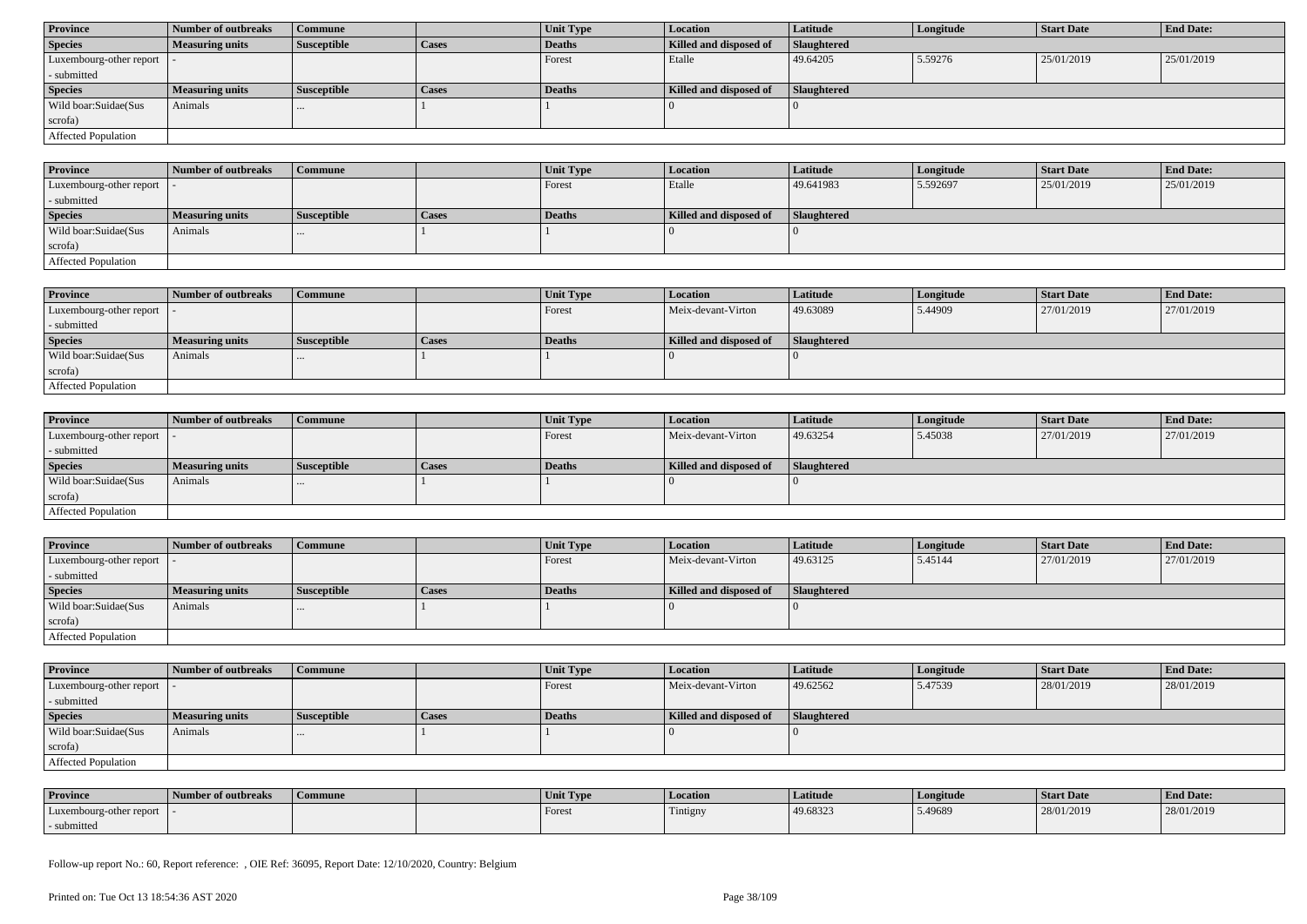| Province | Number of outbreaks | Commune | | Unit Type | Location | Latitude | Longitude | Start Date | End Date: |
|---|---|---|---|---|---|---|---|---|---|
| Species | Measuring units | Susceptible | Cases | Deaths | Killed and disposed of | Slaughtered | | | |
| Luxembourg-other report - submitted | - | | | Forest | Etalle | 49.64205 | 5.59276 | 25/01/2019 | 25/01/2019 |
| Species | Measuring units | Susceptible | Cases | Deaths | Killed and disposed of | Slaughtered | | | |
| Wild boar:Suidae(Sus scrofa) | Animals | ... | 1 | 1 | 0 | 0 | | | |
| Affected Population | | | | | | | | | |

| Province | Number of outbreaks | Commune | | Unit Type | Location | Latitude | Longitude | Start Date | End Date: |
|---|---|---|---|---|---|---|---|---|---|
| Luxembourg-other report - submitted | - | | | Forest | Etalle | 49.641983 | 5.592697 | 25/01/2019 | 25/01/2019 |
| Species | Measuring units | Susceptible | Cases | Deaths | Killed and disposed of | Slaughtered | | | |
| Wild boar:Suidae(Sus scrofa) | Animals | ... | 1 | 1 | 0 | 0 | | | |
| Affected Population | | | | | | | | | |

| Province | Number of outbreaks | Commune | | Unit Type | Location | Latitude | Longitude | Start Date | End Date: |
|---|---|---|---|---|---|---|---|---|---|
| Luxembourg-other report - submitted | - | | | Forest | Meix-devant-Virton | 49.63089 | 5.44909 | 27/01/2019 | 27/01/2019 |
| Species | Measuring units | Susceptible | Cases | Deaths | Killed and disposed of | Slaughtered | | | |
| Wild boar:Suidae(Sus scrofa) | Animals | ... | 1 | 1 | 0 | 0 | | | |
| Affected Population | | | | | | | | | |

| Province | Number of outbreaks | Commune | | Unit Type | Location | Latitude | Longitude | Start Date | End Date: |
|---|---|---|---|---|---|---|---|---|---|
| Luxembourg-other report - submitted | - | | | Forest | Meix-devant-Virton | 49.63254 | 5.45038 | 27/01/2019 | 27/01/2019 |
| Species | Measuring units | Susceptible | Cases | Deaths | Killed and disposed of | Slaughtered | | | |
| Wild boar:Suidae(Sus scrofa) | Animals | ... | 1 | 1 | 0 | 0 | | | |
| Affected Population | | | | | | | | | |

| Province | Number of outbreaks | Commune | | Unit Type | Location | Latitude | Longitude | Start Date | End Date: |
|---|---|---|---|---|---|---|---|---|---|
| Luxembourg-other report - submitted | - | | | Forest | Meix-devant-Virton | 49.63125 | 5.45144 | 27/01/2019 | 27/01/2019 |
| Species | Measuring units | Susceptible | Cases | Deaths | Killed and disposed of | Slaughtered | | | |
| Wild boar:Suidae(Sus scrofa) | Animals | ... | 1 | 1 | 0 | 0 | | | |
| Affected Population | | | | | | | | | |

| Province | Number of outbreaks | Commune | | Unit Type | Location | Latitude | Longitude | Start Date | End Date: |
|---|---|---|---|---|---|---|---|---|---|
| Luxembourg-other report - submitted | - | | | Forest | Meix-devant-Virton | 49.62562 | 5.47539 | 28/01/2019 | 28/01/2019 |
| Species | Measuring units | Susceptible | Cases | Deaths | Killed and disposed of | Slaughtered | | | |
| Wild boar:Suidae(Sus scrofa) | Animals | ... | 1 | 1 | 0 | 0 | | | |
| Affected Population | | | | | | | | | |

| Province | Number of outbreaks | Commune | | Unit Type | Location | Latitude | Longitude | Start Date | End Date: |
|---|---|---|---|---|---|---|---|---|---|
| Luxembourg-other report - submitted | - | | | Forest | Tintigny | 49.68323 | 5.49689 | 28/01/2019 | 28/01/2019 |

Follow-up report No.: 60, Report reference: , OIE Ref: 36095, Report Date: 12/10/2020, Country: Belgium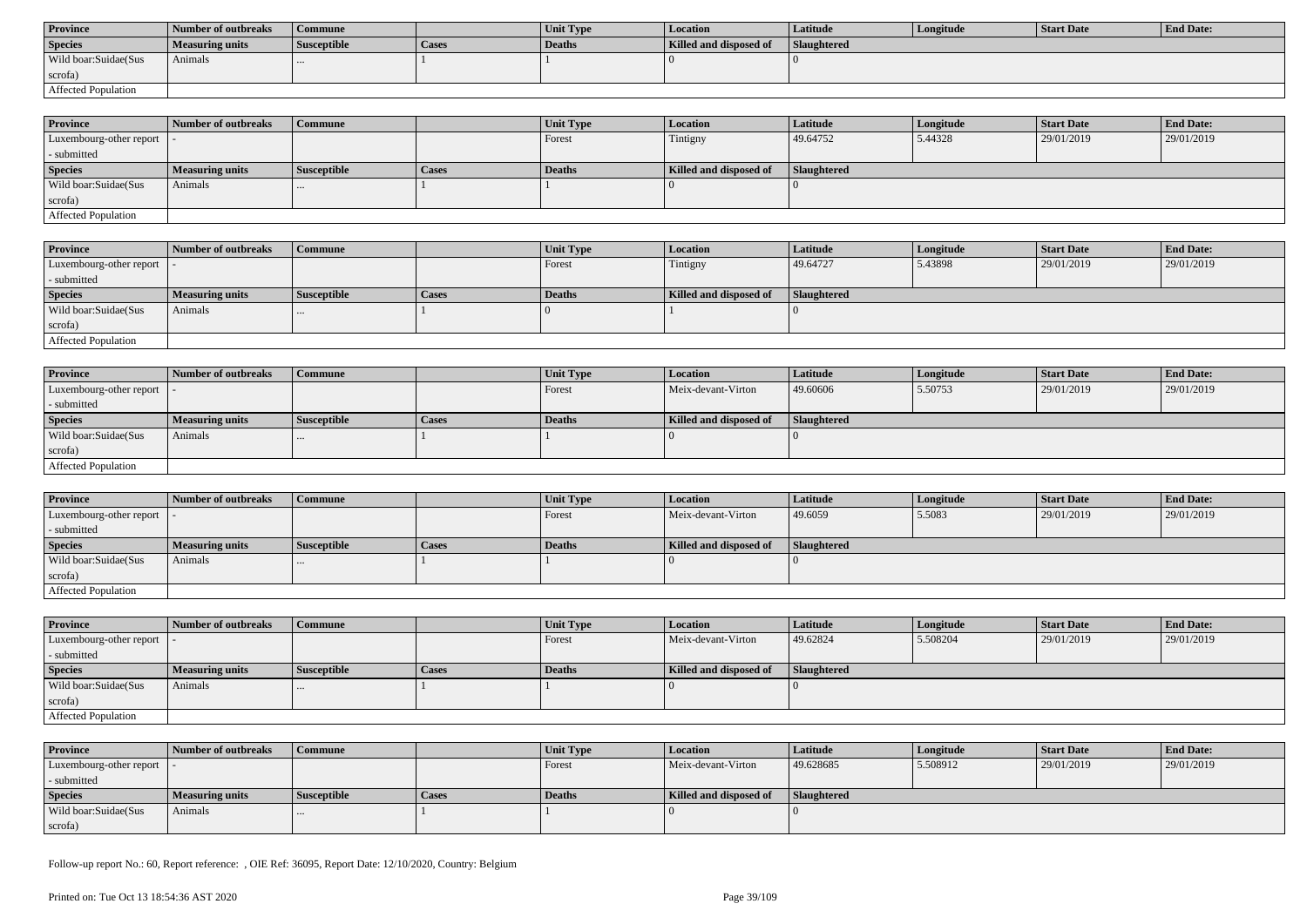| Province | Number of outbreaks | Commune | | Unit Type | Location | Latitude | Longitude | Start Date | End Date: |
|---|---|---|---|---|---|---|---|---|---|
| **Species** | **Measuring units** | **Susceptible** | **Cases** | **Deaths** | **Killed and disposed of** | **Slaughtered** | | | |
| Wild boar:Suidae(Sus scrofa) | Animals | ... | 1 | 1 | 0 | 0 | | | |
| Affected Population | | | | | | | | | |

| Province | Number of outbreaks | Commune | | Unit Type | Location | Latitude | Longitude | Start Date | End Date: |
|---|---|---|---|---|---|---|---|---|---|
| Luxembourg-other report - submitted | - | | | Forest | Tintigny | 49.64752 | 5.44328 | 29/01/2019 | 29/01/2019 |
| **Species** | **Measuring units** | **Susceptible** | **Cases** | **Deaths** | **Killed and disposed of** | **Slaughtered** | | | |
| Wild boar:Suidae(Sus scrofa) | Animals | ... | 1 | 1 | 0 | 0 | | | |
| Affected Population | | | | | | | | | |

| Province | Number of outbreaks | Commune | | Unit Type | Location | Latitude | Longitude | Start Date | End Date: |
|---|---|---|---|---|---|---|---|---|---|
| Luxembourg-other report - submitted | - | | | Forest | Tintigny | 49.64727 | 5.43898 | 29/01/2019 | 29/01/2019 |
| **Species** | **Measuring units** | **Susceptible** | **Cases** | **Deaths** | **Killed and disposed of** | **Slaughtered** | | | |
| Wild boar:Suidae(Sus scrofa) | Animals | ... | 1 | 0 | 1 | 0 | | | |
| Affected Population | | | | | | | | | |

| Province | Number of outbreaks | Commune | | Unit Type | Location | Latitude | Longitude | Start Date | End Date: |
|---|---|---|---|---|---|---|---|---|---|
| Luxembourg-other report - submitted | - | | | Forest | Meix-devant-Virton | 49.60606 | 5.50753 | 29/01/2019 | 29/01/2019 |
| **Species** | **Measuring units** | **Susceptible** | **Cases** | **Deaths** | **Killed and disposed of** | **Slaughtered** | | | |
| Wild boar:Suidae(Sus scrofa) | Animals | ... | 1 | 1 | 0 | 0 | | | |
| Affected Population | | | | | | | | | |

| Province | Number of outbreaks | Commune | | Unit Type | Location | Latitude | Longitude | Start Date | End Date: |
|---|---|---|---|---|---|---|---|---|---|
| Luxembourg-other report - submitted | - | | | Forest | Meix-devant-Virton | 49.6059 | 5.5083 | 29/01/2019 | 29/01/2019 |
| **Species** | **Measuring units** | **Susceptible** | **Cases** | **Deaths** | **Killed and disposed of** | **Slaughtered** | | | |
| Wild boar:Suidae(Sus scrofa) | Animals | ... | 1 | 1 | 0 | 0 | | | |
| Affected Population | | | | | | | | | |

| Province | Number of outbreaks | Commune | | Unit Type | Location | Latitude | Longitude | Start Date | End Date: |
|---|---|---|---|---|---|---|---|---|---|
| Luxembourg-other report - submitted | - | | | Forest | Meix-devant-Virton | 49.62824 | 5.508204 | 29/01/2019 | 29/01/2019 |
| **Species** | **Measuring units** | **Susceptible** | **Cases** | **Deaths** | **Killed and disposed of** | **Slaughtered** | | | |
| Wild boar:Suidae(Sus scrofa) | Animals | ... | 1 | 1 | 0 | 0 | | | |
| Affected Population | | | | | | | | | |

| Province | Number of outbreaks | Commune | | Unit Type | Location | Latitude | Longitude | Start Date | End Date: |
|---|---|---|---|---|---|---|---|---|---|
| Luxembourg-other report - submitted | - | | | Forest | Meix-devant-Virton | 49.628685 | 5.508912 | 29/01/2019 | 29/01/2019 |
| **Species** | **Measuring units** | **Susceptible** | **Cases** | **Deaths** | **Killed and disposed of** | **Slaughtered** | | | |
| Wild boar:Suidae(Sus scrofa) | Animals | ... | 1 | 1 | 0 | 0 | | | |

Follow-up report No.: 60, Report reference: , OIE Ref: 36095, Report Date: 12/10/2020, Country: Belgium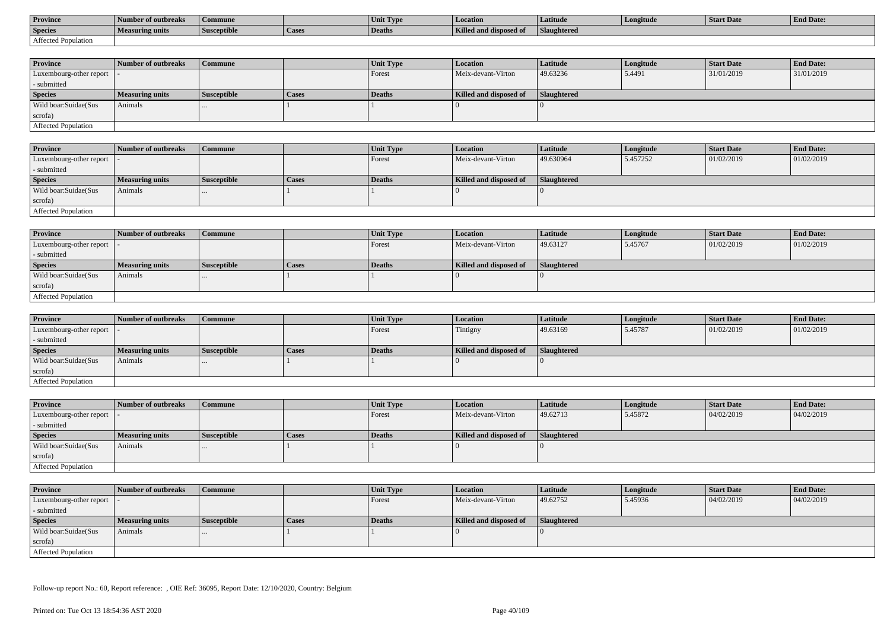| Province | Number of outbreaks | Commune | | Unit Type | Location | Latitude | Longitude | Start Date | End Date: |
|---|---|---|---|---|---|---|---|---|---|
| Species | Measuring units | Susceptible | Cases | Deaths | Killed and disposed of | Slaughtered | | | |
| Affected Population | | | | | | | | | |

| Province | Number of outbreaks | Commune | | Unit Type | Location | Latitude | Longitude | Start Date | End Date: |
|---|---|---|---|---|---|---|---|---|---|
| Luxembourg-other report - submitted | - | | | Forest | Meix-devant-Virton | 49.63236 | 5.4491 | 31/01/2019 | 31/01/2019 |
| Species | Measuring units | Susceptible | Cases | Deaths | Killed and disposed of | Slaughtered | | | |
| Wild boar:Suidae(Sus scrofa) | Animals | ... | 1 | 1 | 0 | 0 | | | |
| Affected Population | | | | | | | | | |

| Province | Number of outbreaks | Commune | | Unit Type | Location | Latitude | Longitude | Start Date | End Date: |
|---|---|---|---|---|---|---|---|---|---|
| Luxembourg-other report - submitted | - | | | Forest | Meix-devant-Virton | 49.630964 | 5.457252 | 01/02/2019 | 01/02/2019 |
| Species | Measuring units | Susceptible | Cases | Deaths | Killed and disposed of | Slaughtered | | | |
| Wild boar:Suidae(Sus scrofa) | Animals | ... | 1 | 1 | 0 | 0 | | | |
| Affected Population | | | | | | | | | |

| Province | Number of outbreaks | Commune | | Unit Type | Location | Latitude | Longitude | Start Date | End Date: |
|---|---|---|---|---|---|---|---|---|---|
| Luxembourg-other report - submitted | - | | | Forest | Meix-devant-Virton | 49.63127 | 5.45767 | 01/02/2019 | 01/02/2019 |
| Species | Measuring units | Susceptible | Cases | Deaths | Killed and disposed of | Slaughtered | | | |
| Wild boar:Suidae(Sus scrofa) | Animals | ... | 1 | 1 | 0 | 0 | | | |
| Affected Population | | | | | | | | | |

| Province | Number of outbreaks | Commune | | Unit Type | Location | Latitude | Longitude | Start Date | End Date: |
|---|---|---|---|---|---|---|---|---|---|
| Luxembourg-other report - submitted | - | | | Forest | Tintigny | 49.63169 | 5.45787 | 01/02/2019 | 01/02/2019 |
| Species | Measuring units | Susceptible | Cases | Deaths | Killed and disposed of | Slaughtered | | | |
| Wild boar:Suidae(Sus scrofa) | Animals | ... | 1 | 1 | 0 | 0 | | | |
| Affected Population | | | | | | | | | |

| Province | Number of outbreaks | Commune | | Unit Type | Location | Latitude | Longitude | Start Date | End Date: |
|---|---|---|---|---|---|---|---|---|---|
| Luxembourg-other report - submitted | - | | | Forest | Meix-devant-Virton | 49.62713 | 5.45872 | 04/02/2019 | 04/02/2019 |
| Species | Measuring units | Susceptible | Cases | Deaths | Killed and disposed of | Slaughtered | | | |
| Wild boar:Suidae(Sus scrofa) | Animals | ... | 1 | 1 | 0 | 0 | | | |
| Affected Population | | | | | | | | | |

| Province | Number of outbreaks | Commune | | Unit Type | Location | Latitude | Longitude | Start Date | End Date: |
|---|---|---|---|---|---|---|---|---|---|
| Luxembourg-other report - submitted | - | | | Forest | Meix-devant-Virton | 49.62752 | 5.45936 | 04/02/2019 | 04/02/2019 |
| Species | Measuring units | Susceptible | Cases | Deaths | Killed and disposed of | Slaughtered | | | |
| Wild boar:Suidae(Sus scrofa) | Animals | ... | 1 | 1 | 0 | 0 | | | |
| Affected Population | | | | | | | | | |

Follow-up report No.: 60, Report reference: , OIE Ref: 36095, Report Date: 12/10/2020, Country: Belgium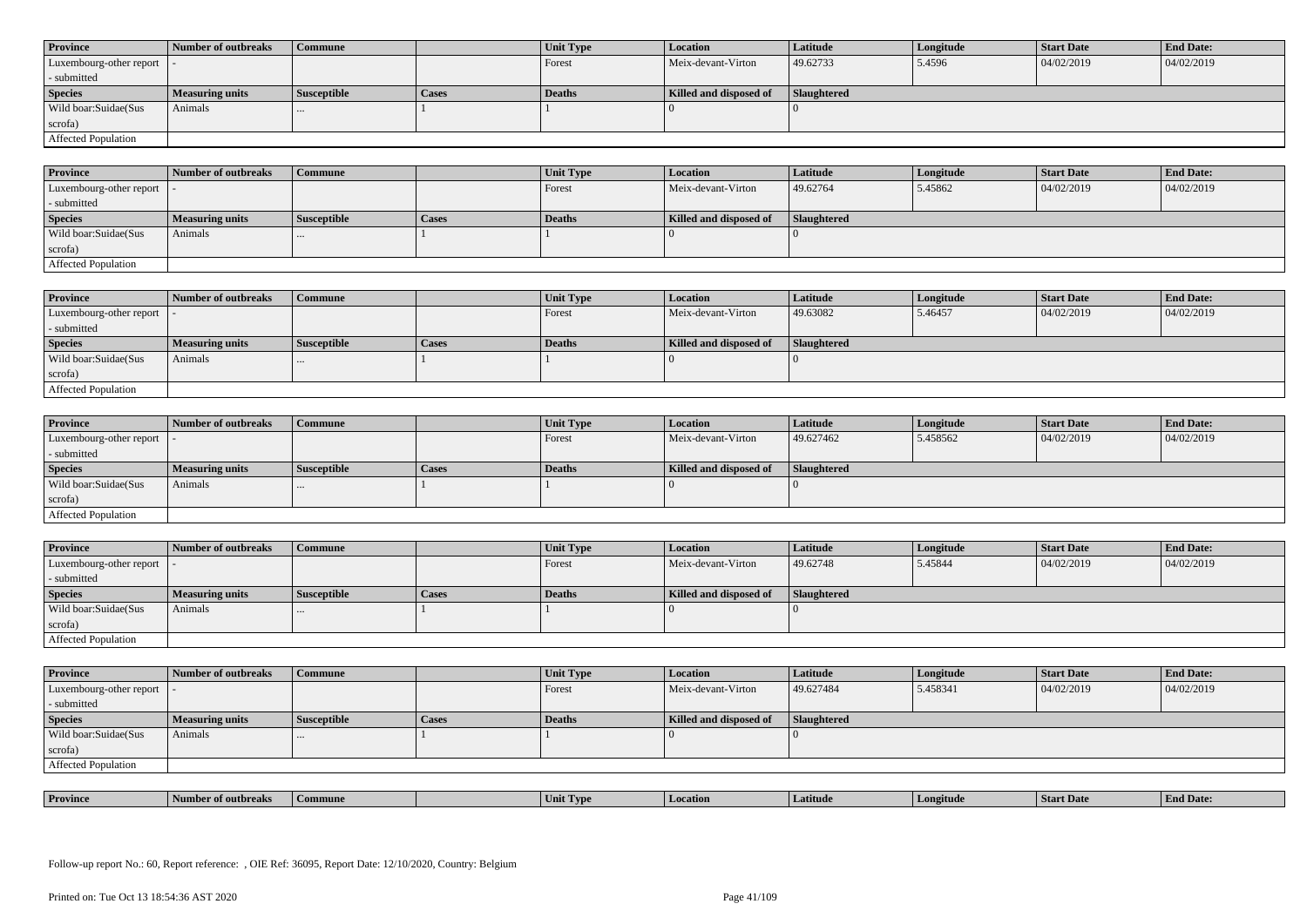| Province | Number of outbreaks | Commune | | Unit Type | Location | Latitude | Longitude | Start Date | End Date: |
|---|---|---|---|---|---|---|---|---|---|
| Luxembourg-other report - submitted | - | | | Forest | Meix-devant-Virton | 49.62733 | 5.4596 | 04/02/2019 | 04/02/2019 |
| **Species** | **Measuring units** | **Susceptible** | **Cases** | **Deaths** | **Killed and disposed of** | **Slaughtered** | | | |
| Wild boar:Suidae(Sus scrofa) | Animals | ... | 1 | 1 | 0 | 0 | | | |
| Affected Population | | | | | | | | | |

| Province | Number of outbreaks | Commune | | Unit Type | Location | Latitude | Longitude | Start Date | End Date: |
|---|---|---|---|---|---|---|---|---|---|
| Luxembourg-other report - submitted | - | | | Forest | Meix-devant-Virton | 49.62764 | 5.45862 | 04/02/2019 | 04/02/2019 |
| **Species** | **Measuring units** | **Susceptible** | **Cases** | **Deaths** | **Killed and disposed of** | **Slaughtered** | | | |
| Wild boar:Suidae(Sus scrofa) | Animals | ... | 1 | 1 | 0 | 0 | | | |
| Affected Population | | | | | | | | | |

| Province | Number of outbreaks | Commune | | Unit Type | Location | Latitude | Longitude | Start Date | End Date: |
|---|---|---|---|---|---|---|---|---|---|
| Luxembourg-other report - submitted | - | | | Forest | Meix-devant-Virton | 49.63082 | 5.46457 | 04/02/2019 | 04/02/2019 |
| **Species** | **Measuring units** | **Susceptible** | **Cases** | **Deaths** | **Killed and disposed of** | **Slaughtered** | | | |
| Wild boar:Suidae(Sus scrofa) | Animals | ... | 1 | 1 | 0 | 0 | | | |
| Affected Population | | | | | | | | | |

| Province | Number of outbreaks | Commune | | Unit Type | Location | Latitude | Longitude | Start Date | End Date: |
|---|---|---|---|---|---|---|---|---|---|
| Luxembourg-other report - submitted | - | | | Forest | Meix-devant-Virton | 49.627462 | 5.458562 | 04/02/2019 | 04/02/2019 |
| **Species** | **Measuring units** | **Susceptible** | **Cases** | **Deaths** | **Killed and disposed of** | **Slaughtered** | | | |
| Wild boar:Suidae(Sus scrofa) | Animals | ... | 1 | 1 | 0 | 0 | | | |
| Affected Population | | | | | | | | | |

| Province | Number of outbreaks | Commune | | Unit Type | Location | Latitude | Longitude | Start Date | End Date: |
|---|---|---|---|---|---|---|---|---|---|
| Luxembourg-other report - submitted | - | | | Forest | Meix-devant-Virton | 49.62748 | 5.45844 | 04/02/2019 | 04/02/2019 |
| **Species** | **Measuring units** | **Susceptible** | **Cases** | **Deaths** | **Killed and disposed of** | **Slaughtered** | | | |
| Wild boar:Suidae(Sus scrofa) | Animals | ... | 1 | 1 | 0 | 0 | | | |
| Affected Population | | | | | | | | | |

| Province | Number of outbreaks | Commune | | Unit Type | Location | Latitude | Longitude | Start Date | End Date: |
|---|---|---|---|---|---|---|---|---|---|
| Luxembourg-other report - submitted | - | | | Forest | Meix-devant-Virton | 49.627484 | 5.458341 | 04/02/2019 | 04/02/2019 |
| **Species** | **Measuring units** | **Susceptible** | **Cases** | **Deaths** | **Killed and disposed of** | **Slaughtered** | | | |
| Wild boar:Suidae(Sus scrofa) | Animals | ... | 1 | 1 | 0 | 0 | | | |
| Affected Population | | | | | | | | | |

| Province | Number of outbreaks | Commune | | Unit Type | Location | Latitude | Longitude | Start Date | End Date: |
|---|---|---|---|---|---|---|---|---|---|

Follow-up report No.: 60, Report reference: , OIE Ref: 36095, Report Date: 12/10/2020, Country: Belgium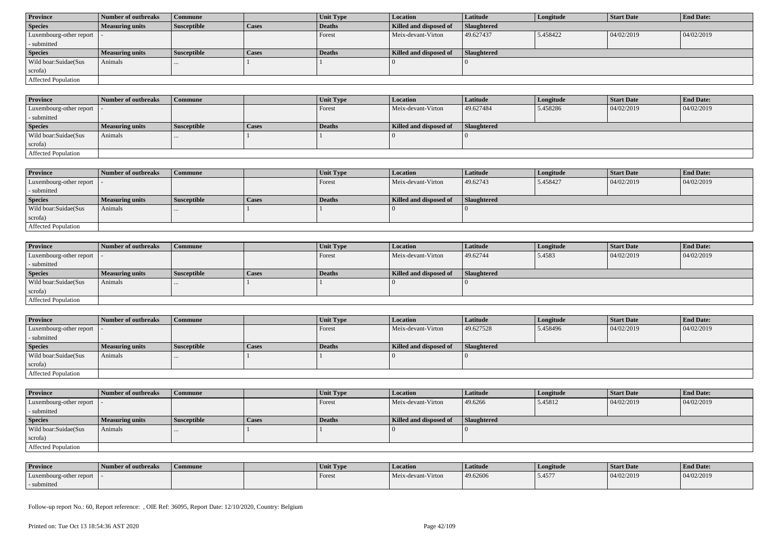| Province | Number of outbreaks | Commune | | Unit Type | Location | Latitude | Longitude | Start Date | End Date: |
|---|---|---|---|---|---|---|---|---|---|
| Luxembourg-other report - submitted | - | | | Forest | Meix-devant-Virton | 49.627437 | 5.458422 | 04/02/2019 | 04/02/2019 |
| **Species** | **Measuring units** | **Susceptible** | **Cases** | **Deaths** | **Killed and disposed of** | **Slaughtered** | | | |
| Wild boar:Suidae(Sus scrofa) | Animals | ... | 1 | 1 | 0 | 0 | | | |
| Affected Population | | | | | | | | | |

| Province | Number of outbreaks | Commune | | Unit Type | Location | Latitude | Longitude | Start Date | End Date: |
|---|---|---|---|---|---|---|---|---|---|
| Luxembourg-other report - submitted | - | | | Forest | Meix-devant-Virton | 49.627484 | 5.458286 | 04/02/2019 | 04/02/2019 |
| **Species** | **Measuring units** | **Susceptible** | **Cases** | **Deaths** | **Killed and disposed of** | **Slaughtered** | | | |
| Wild boar:Suidae(Sus scrofa) | Animals | ... | 1 | 1 | 0 | 0 | | | |
| Affected Population | | | | | | | | | |

| Province | Number of outbreaks | Commune | | Unit Type | Location | Latitude | Longitude | Start Date | End Date: |
|---|---|---|---|---|---|---|---|---|---|
| Luxembourg-other report - submitted | - | | | Forest | Meix-devant-Virton | 49.62743 | 5.458427 | 04/02/2019 | 04/02/2019 |
| **Species** | **Measuring units** | **Susceptible** | **Cases** | **Deaths** | **Killed and disposed of** | **Slaughtered** | | | |
| Wild boar:Suidae(Sus scrofa) | Animals | ... | 1 | 1 | 0 | 0 | | | |
| Affected Population | | | | | | | | | |

| Province | Number of outbreaks | Commune | | Unit Type | Location | Latitude | Longitude | Start Date | End Date: |
|---|---|---|---|---|---|---|---|---|---|
| Luxembourg-other report - submitted | - | | | Forest | Meix-devant-Virton | 49.62744 | 5.4583 | 04/02/2019 | 04/02/2019 |
| **Species** | **Measuring units** | **Susceptible** | **Cases** | **Deaths** | **Killed and disposed of** | **Slaughtered** | | | |
| Wild boar:Suidae(Sus scrofa) | Animals | ... | 1 | 1 | 0 | 0 | | | |
| Affected Population | | | | | | | | | |

| Province | Number of outbreaks | Commune | | Unit Type | Location | Latitude | Longitude | Start Date | End Date: |
|---|---|---|---|---|---|---|---|---|---|
| Luxembourg-other report - submitted | - | | | Forest | Meix-devant-Virton | 49.627528 | 5.458496 | 04/02/2019 | 04/02/2019 |
| **Species** | **Measuring units** | **Susceptible** | **Cases** | **Deaths** | **Killed and disposed of** | **Slaughtered** | | | |
| Wild boar:Suidae(Sus scrofa) | Animals | ... | 1 | 1 | 0 | 0 | | | |
| Affected Population | | | | | | | | | |

| Province | Number of outbreaks | Commune | | Unit Type | Location | Latitude | Longitude | Start Date | End Date: |
|---|---|---|---|---|---|---|---|---|---|
| Luxembourg-other report - submitted | - | | | Forest | Meix-devant-Virton | 49.6266 | 5.45812 | 04/02/2019 | 04/02/2019 |
| **Species** | **Measuring units** | **Susceptible** | **Cases** | **Deaths** | **Killed and disposed of** | **Slaughtered** | | | |
| Wild boar:Suidae(Sus scrofa) | Animals | ... | 1 | 1 | 0 | 0 | | | |
| Affected Population | | | | | | | | | |

| Province | Number of outbreaks | Commune | | Unit Type | Location | Latitude | Longitude | Start Date | End Date: |
|---|---|---|---|---|---|---|---|---|---|
| Luxembourg-other report - submitted | - | | | Forest | Meix-devant-Virton | 49.62606 | 5.4577 | 04/02/2019 | 04/02/2019 |

Follow-up report No.: 60, Report reference: , OIE Ref: 36095, Report Date: 12/10/2020, Country: Belgium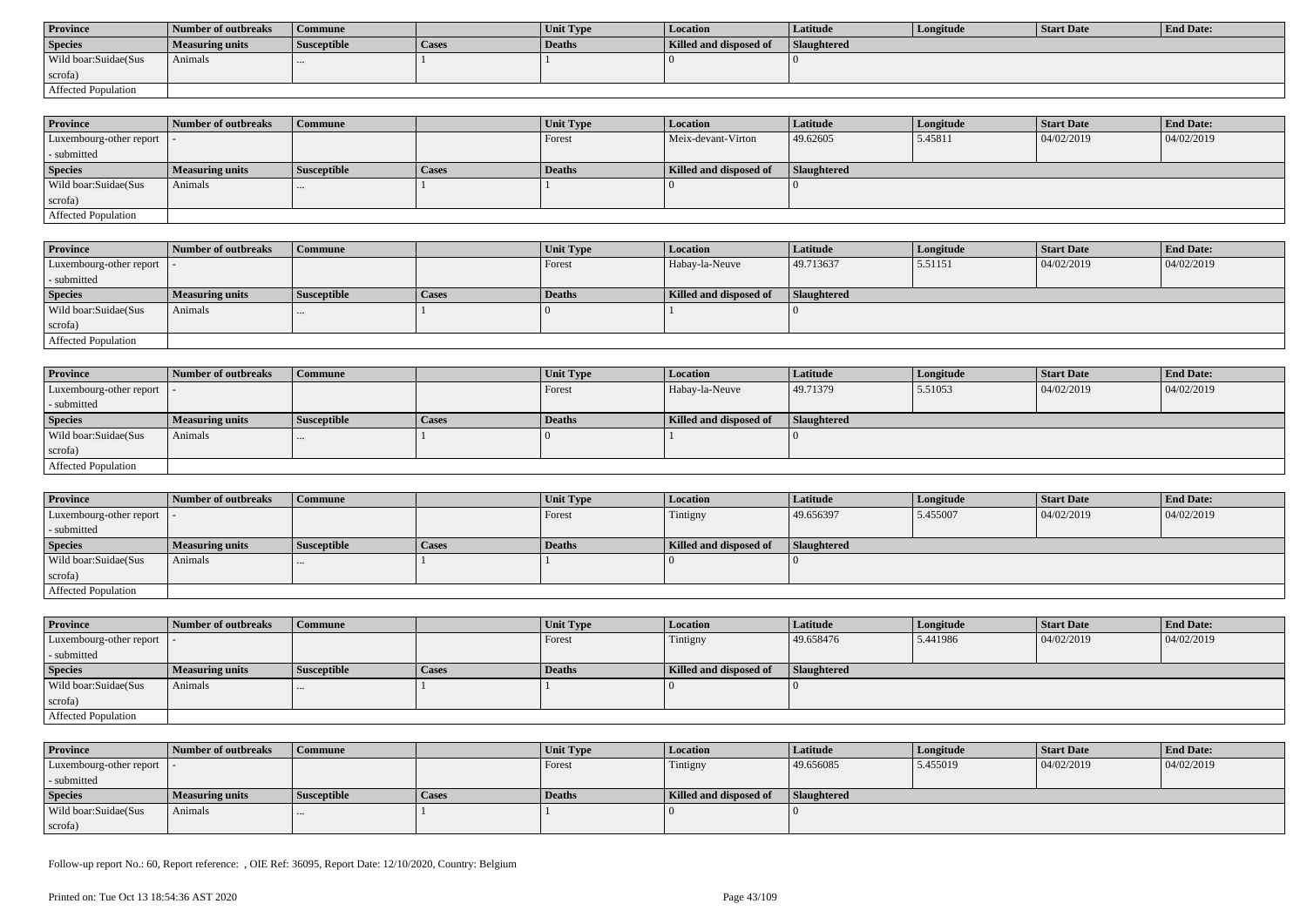| Province | Number of outbreaks | Commune | | Unit Type | Location | Latitude | Longitude | Start Date | End Date: |
|---|---|---|---|---|---|---|---|---|---|
| Species | Measuring units | Susceptible | Cases | Deaths | Killed and disposed of | Slaughtered | | | |
| Wild boar:Suidae(Sus scrofa) | Animals | ... | 1 | 1 | 0 | 0 | | | |
| Affected Population | | | | | | | | | |

| Province | Number of outbreaks | Commune | | Unit Type | Location | Latitude | Longitude | Start Date | End Date: |
|---|---|---|---|---|---|---|---|---|---|
| Luxembourg-other report - submitted | - | | | Forest | Meix-devant-Virton | 49.62605 | 5.45811 | 04/02/2019 | 04/02/2019 |
| Species | Measuring units | Susceptible | Cases | Deaths | Killed and disposed of | Slaughtered | | | |
| Wild boar:Suidae(Sus scrofa) | Animals | ... | 1 | 1 | 0 | 0 | | | |
| Affected Population | | | | | | | | | |

| Province | Number of outbreaks | Commune | | Unit Type | Location | Latitude | Longitude | Start Date | End Date: |
|---|---|---|---|---|---|---|---|---|---|
| Luxembourg-other report - submitted | - | | | Forest | Habay-la-Neuve | 49.713637 | 5.51151 | 04/02/2019 | 04/02/2019 |
| Species | Measuring units | Susceptible | Cases | Deaths | Killed and disposed of | Slaughtered | | | |
| Wild boar:Suidae(Sus scrofa) | Animals | ... | 1 | 0 | 1 | 0 | | | |
| Affected Population | | | | | | | | | |

| Province | Number of outbreaks | Commune | | Unit Type | Location | Latitude | Longitude | Start Date | End Date: |
|---|---|---|---|---|---|---|---|---|---|
| Luxembourg-other report - submitted | - | | | Forest | Habay-la-Neuve | 49.71379 | 5.51053 | 04/02/2019 | 04/02/2019 |
| Species | Measuring units | Susceptible | Cases | Deaths | Killed and disposed of | Slaughtered | | | |
| Wild boar:Suidae(Sus scrofa) | Animals | ... | 1 | 0 | 1 | 0 | | | |
| Affected Population | | | | | | | | | |

| Province | Number of outbreaks | Commune | | Unit Type | Location | Latitude | Longitude | Start Date | End Date: |
|---|---|---|---|---|---|---|---|---|---|
| Luxembourg-other report - submitted | - | | | Forest | Tintigny | 49.656397 | 5.455007 | 04/02/2019 | 04/02/2019 |
| Species | Measuring units | Susceptible | Cases | Deaths | Killed and disposed of | Slaughtered | | | |
| Wild boar:Suidae(Sus scrofa) | Animals | ... | 1 | 1 | 0 | 0 | | | |
| Affected Population | | | | | | | | | |

| Province | Number of outbreaks | Commune | | Unit Type | Location | Latitude | Longitude | Start Date | End Date: |
|---|---|---|---|---|---|---|---|---|---|
| Luxembourg-other report - submitted | - | | | Forest | Tintigny | 49.658476 | 5.441986 | 04/02/2019 | 04/02/2019 |
| Species | Measuring units | Susceptible | Cases | Deaths | Killed and disposed of | Slaughtered | | | |
| Wild boar:Suidae(Sus scrofa) | Animals | ... | 1 | 1 | 0 | 0 | | | |
| Affected Population | | | | | | | | | |

| Province | Number of outbreaks | Commune | | Unit Type | Location | Latitude | Longitude | Start Date | End Date: |
|---|---|---|---|---|---|---|---|---|---|
| Luxembourg-other report - submitted | - | | | Forest | Tintigny | 49.656085 | 5.455019 | 04/02/2019 | 04/02/2019 |
| Species | Measuring units | Susceptible | Cases | Deaths | Killed and disposed of | Slaughtered | | | |
| Wild boar:Suidae(Sus scrofa) | Animals | ... | 1 | 1 | 0 | 0 | | | |

Follow-up report No.: 60, Report reference: , OIE Ref: 36095, Report Date: 12/10/2020, Country: Belgium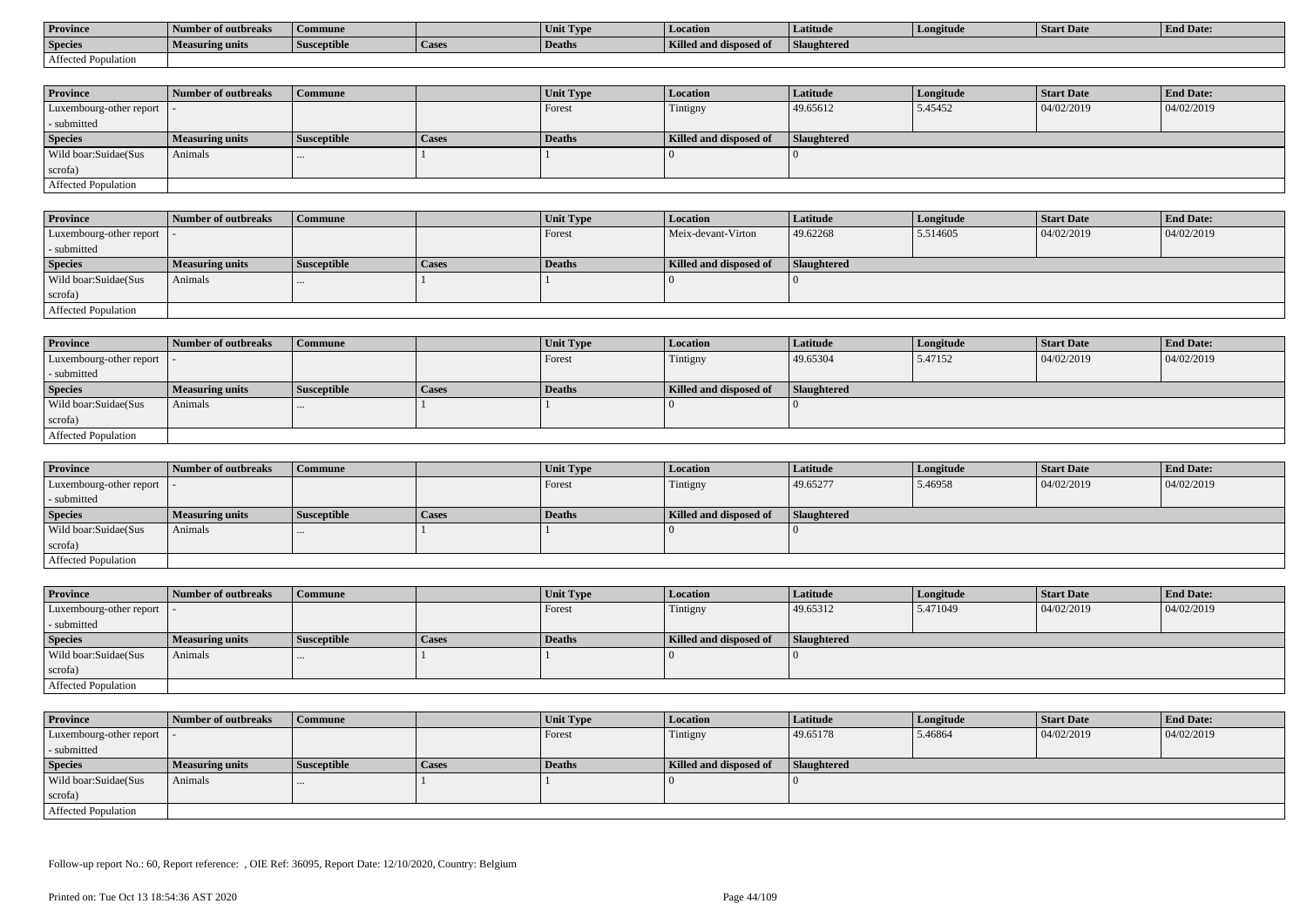| Province | Number of outbreaks | Commune | | Unit Type | Location | Latitude | Longitude | Start Date | End Date: |
|---|---|---|---|---|---|---|---|---|---|
| Species | Measuring units | Susceptible | Cases | Deaths | Killed and disposed of | Slaughtered | | | |
| Affected Population | | | | | | | | | |

| Province | Number of outbreaks | Commune | | Unit Type | Location | Latitude | Longitude | Start Date | End Date: |
|---|---|---|---|---|---|---|---|---|---|
| Luxembourg-other report - submitted | - | | | Forest | Tintigny | 49.65612 | 5.45452 | 04/02/2019 | 04/02/2019 |
| Species | Measuring units | Susceptible | Cases | Deaths | Killed and disposed of | Slaughtered | | | |
| Wild boar:Suidae(Sus scrofa) | Animals | ... | 1 | 1 | 0 | 0 | | | |
| Affected Population | | | | | | | | | |

| Province | Number of outbreaks | Commune | | Unit Type | Location | Latitude | Longitude | Start Date | End Date: |
|---|---|---|---|---|---|---|---|---|---|
| Luxembourg-other report - submitted | - | | | Forest | Meix-devant-Virton | 49.62268 | 5.514605 | 04/02/2019 | 04/02/2019 |
| Species | Measuring units | Susceptible | Cases | Deaths | Killed and disposed of | Slaughtered | | | |
| Wild boar:Suidae(Sus scrofa) | Animals | ... | 1 | 1 | 0 | 0 | | | |
| Affected Population | | | | | | | | | |

| Province | Number of outbreaks | Commune | | Unit Type | Location | Latitude | Longitude | Start Date | End Date: |
|---|---|---|---|---|---|---|---|---|---|
| Luxembourg-other report - submitted | - | | | Forest | Tintigny | 49.65304 | 5.47152 | 04/02/2019 | 04/02/2019 |
| Species | Measuring units | Susceptible | Cases | Deaths | Killed and disposed of | Slaughtered | | | |
| Wild boar:Suidae(Sus scrofa) | Animals | ... | 1 | 1 | 0 | 0 | | | |
| Affected Population | | | | | | | | | |

| Province | Number of outbreaks | Commune | | Unit Type | Location | Latitude | Longitude | Start Date | End Date: |
|---|---|---|---|---|---|---|---|---|---|
| Luxembourg-other report - submitted | - | | | Forest | Tintigny | 49.65277 | 5.46958 | 04/02/2019 | 04/02/2019 |
| Species | Measuring units | Susceptible | Cases | Deaths | Killed and disposed of | Slaughtered | | | |
| Wild boar:Suidae(Sus scrofa) | Animals | ... | 1 | 1 | 0 | 0 | | | |
| Affected Population | | | | | | | | | |

| Province | Number of outbreaks | Commune | | Unit Type | Location | Latitude | Longitude | Start Date | End Date: |
|---|---|---|---|---|---|---|---|---|---|
| Luxembourg-other report - submitted | - | | | Forest | Tintigny | 49.65312 | 5.471049 | 04/02/2019 | 04/02/2019 |
| Species | Measuring units | Susceptible | Cases | Deaths | Killed and disposed of | Slaughtered | | | |
| Wild boar:Suidae(Sus scrofa) | Animals | ... | 1 | 1 | 0 | 0 | | | |
| Affected Population | | | | | | | | | |

| Province | Number of outbreaks | Commune | | Unit Type | Location | Latitude | Longitude | Start Date | End Date: |
|---|---|---|---|---|---|---|---|---|---|
| Luxembourg-other report - submitted | - | | | Forest | Tintigny | 49.65178 | 5.46864 | 04/02/2019 | 04/02/2019 |
| Species | Measuring units | Susceptible | Cases | Deaths | Killed and disposed of | Slaughtered | | | |
| Wild boar:Suidae(Sus scrofa) | Animals | ... | 1 | 1 | 0 | 0 | | | |
| Affected Population | | | | | | | | | |

Follow-up report No.: 60, Report reference: , OIE Ref: 36095, Report Date: 12/10/2020, Country: Belgium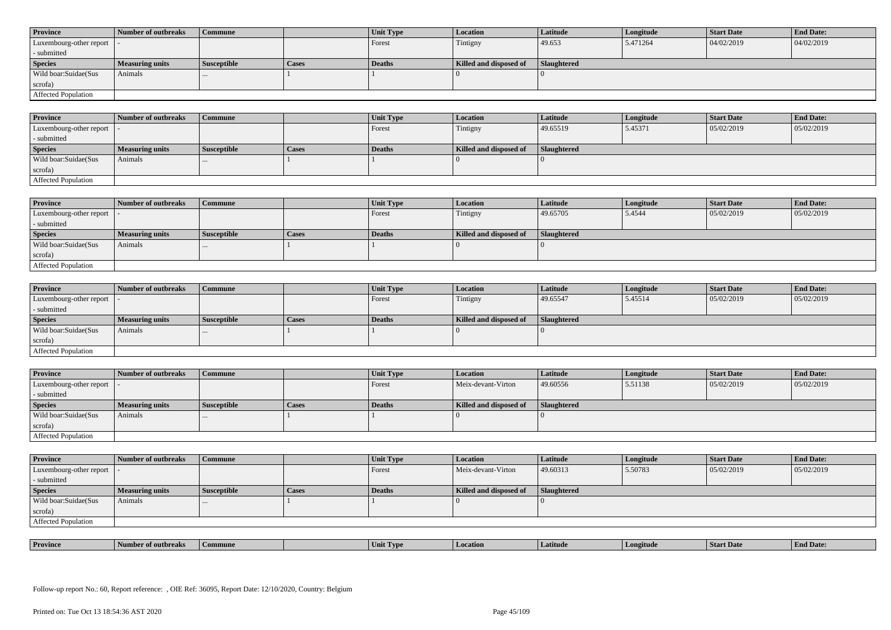| Province | Number of outbreaks | Commune | | Unit Type | Location | Latitude | Longitude | Start Date | End Date: |
|---|---|---|---|---|---|---|---|---|---|
| Luxembourg-other report - submitted | - | | | Forest | Tintigny | 49.653 | 5.471264 | 04/02/2019 | 04/02/2019 |
| **Species** | **Measuring units** | **Susceptible** | **Cases** | **Deaths** | **Killed and disposed of** | **Slaughtered** | | | |
| Wild boar:Suidae(Sus scrofa) | Animals | ... | 1 | 1 | 0 | 0 | | | |
| Affected Population | | | | | | | | | |

| Province | Number of outbreaks | Commune | | Unit Type | Location | Latitude | Longitude | Start Date | End Date: |
|---|---|---|---|---|---|---|---|---|---|
| Luxembourg-other report - submitted | - | | | Forest | Tintigny | 49.65519 | 5.45371 | 05/02/2019 | 05/02/2019 |
| **Species** | **Measuring units** | **Susceptible** | **Cases** | **Deaths** | **Killed and disposed of** | **Slaughtered** | | | |
| Wild boar:Suidae(Sus scrofa) | Animals | ... | 1 | 1 | 0 | 0 | | | |
| Affected Population | | | | | | | | | |

| Province | Number of outbreaks | Commune | | Unit Type | Location | Latitude | Longitude | Start Date | End Date: |
|---|---|---|---|---|---|---|---|---|---|
| Luxembourg-other report - submitted | - | | | Forest | Tintigny | 49.65705 | 5.4544 | 05/02/2019 | 05/02/2019 |
| **Species** | **Measuring units** | **Susceptible** | **Cases** | **Deaths** | **Killed and disposed of** | **Slaughtered** | | | |
| Wild boar:Suidae(Sus scrofa) | Animals | ... | 1 | 1 | 0 | 0 | | | |
| Affected Population | | | | | | | | | |

| Province | Number of outbreaks | Commune | | Unit Type | Location | Latitude | Longitude | Start Date | End Date: |
|---|---|---|---|---|---|---|---|---|---|
| Luxembourg-other report - submitted | - | | | Forest | Tintigny | 49.65547 | 5.45514 | 05/02/2019 | 05/02/2019 |
| **Species** | **Measuring units** | **Susceptible** | **Cases** | **Deaths** | **Killed and disposed of** | **Slaughtered** | | | |
| Wild boar:Suidae(Sus scrofa) | Animals | ... | 1 | 1 | 0 | 0 | | | |
| Affected Population | | | | | | | | | |

| Province | Number of outbreaks | Commune | | Unit Type | Location | Latitude | Longitude | Start Date | End Date: |
|---|---|---|---|---|---|---|---|---|---|
| Luxembourg-other report - submitted | - | | | Forest | Meix-devant-Virton | 49.60556 | 5.51138 | 05/02/2019 | 05/02/2019 |
| **Species** | **Measuring units** | **Susceptible** | **Cases** | **Deaths** | **Killed and disposed of** | **Slaughtered** | | | |
| Wild boar:Suidae(Sus scrofa) | Animals | ... | 1 | 1 | 0 | 0 | | | |
| Affected Population | | | | | | | | | |

| Province | Number of outbreaks | Commune | | Unit Type | Location | Latitude | Longitude | Start Date | End Date: |
|---|---|---|---|---|---|---|---|---|---|
| Luxembourg-other report - submitted | - | | | Forest | Meix-devant-Virton | 49.60313 | 5.50783 | 05/02/2019 | 05/02/2019 |
| **Species** | **Measuring units** | **Susceptible** | **Cases** | **Deaths** | **Killed and disposed of** | **Slaughtered** | | | |
| Wild boar:Suidae(Sus scrofa) | Animals | ... | 1 | 1 | 0 | 0 | | | |
| Affected Population | | | | | | | | | |

| Province | Number of outbreaks | Commune | | Unit Type | Location | Latitude | Longitude | Start Date | End Date: |
|---|---|---|---|---|---|---|---|---|---|

Follow-up report No.: 60, Report reference: , OIE Ref: 36095, Report Date: 12/10/2020, Country: Belgium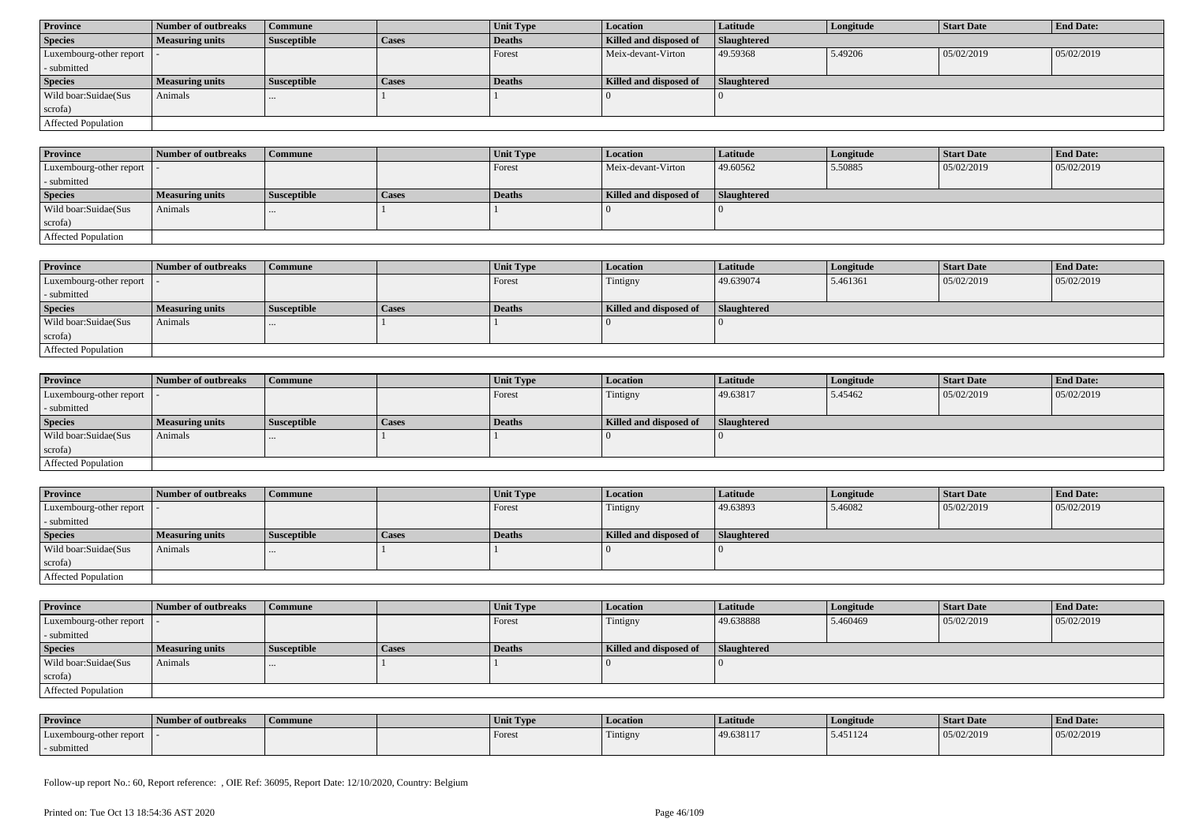| Province | Number of outbreaks | Commune | | Unit Type | Location | Latitude | Longitude | Start Date | End Date: |
|---|---|---|---|---|---|---|---|---|---|
| Species | Measuring units | Susceptible | Cases | Deaths | Killed and disposed of | Slaughtered | | | |
| Luxembourg-other report - submitted | - | | | Forest | Meix-devant-Virton | 49.59368 | 5.49206 | 05/02/2019 | 05/02/2019 |
| Species | Measuring units | Susceptible | Cases | Deaths | Killed and disposed of | Slaughtered | | | |
| Wild boar:Suidae(Sus scrofa) | Animals | ... | 1 | 1 | 0 | 0 | | | |
| Affected Population | | | | | | | | | |

| Province | Number of outbreaks | Commune | | Unit Type | Location | Latitude | Longitude | Start Date | End Date: |
|---|---|---|---|---|---|---|---|---|---|
| Luxembourg-other report - submitted | - | | | Forest | Meix-devant-Virton | 49.60562 | 5.50885 | 05/02/2019 | 05/02/2019 |
| Species | Measuring units | Susceptible | Cases | Deaths | Killed and disposed of | Slaughtered | | | |
| Wild boar:Suidae(Sus scrofa) | Animals | ... | 1 | 1 | 0 | 0 | | | |
| Affected Population | | | | | | | | | |

| Province | Number of outbreaks | Commune | | Unit Type | Location | Latitude | Longitude | Start Date | End Date: |
|---|---|---|---|---|---|---|---|---|---|
| Luxembourg-other report - submitted | - | | | Forest | Tintigny | 49.639074 | 5.461361 | 05/02/2019 | 05/02/2019 |
| Species | Measuring units | Susceptible | Cases | Deaths | Killed and disposed of | Slaughtered | | | |
| Wild boar:Suidae(Sus scrofa) | Animals | ... | 1 | 1 | 0 | 0 | | | |
| Affected Population | | | | | | | | | |

| Province | Number of outbreaks | Commune | | Unit Type | Location | Latitude | Longitude | Start Date | End Date: |
|---|---|---|---|---|---|---|---|---|---|
| Luxembourg-other report - submitted | - | | | Forest | Tintigny | 49.63817 | 5.45462 | 05/02/2019 | 05/02/2019 |
| Species | Measuring units | Susceptible | Cases | Deaths | Killed and disposed of | Slaughtered | | | |
| Wild boar:Suidae(Sus scrofa) | Animals | ... | 1 | 1 | 0 | 0 | | | |
| Affected Population | | | | | | | | | |

| Province | Number of outbreaks | Commune | | Unit Type | Location | Latitude | Longitude | Start Date | End Date: |
|---|---|---|---|---|---|---|---|---|---|
| Luxembourg-other report - submitted | - | | | Forest | Tintigny | 49.63893 | 5.46082 | 05/02/2019 | 05/02/2019 |
| Species | Measuring units | Susceptible | Cases | Deaths | Killed and disposed of | Slaughtered | | | |
| Wild boar:Suidae(Sus scrofa) | Animals | ... | 1 | 1 | 0 | 0 | | | |
| Affected Population | | | | | | | | | |

| Province | Number of outbreaks | Commune | | Unit Type | Location | Latitude | Longitude | Start Date | End Date: |
|---|---|---|---|---|---|---|---|---|---|
| Luxembourg-other report - submitted | - | | | Forest | Tintigny | 49.638888 | 5.460469 | 05/02/2019 | 05/02/2019 |
| Species | Measuring units | Susceptible | Cases | Deaths | Killed and disposed of | Slaughtered | | | |
| Wild boar:Suidae(Sus scrofa) | Animals | ... | 1 | 1 | 0 | 0 | | | |
| Affected Population | | | | | | | | | |

| Province | Number of outbreaks | Commune | | Unit Type | Location | Latitude | Longitude | Start Date | End Date: |
|---|---|---|---|---|---|---|---|---|---|
| Luxembourg-other report - submitted | - | | | Forest | Tintigny | 49.638117 | 5.451124 | 05/02/2019 | 05/02/2019 |

Follow-up report No.: 60, Report reference: , OIE Ref: 36095, Report Date: 12/10/2020, Country: Belgium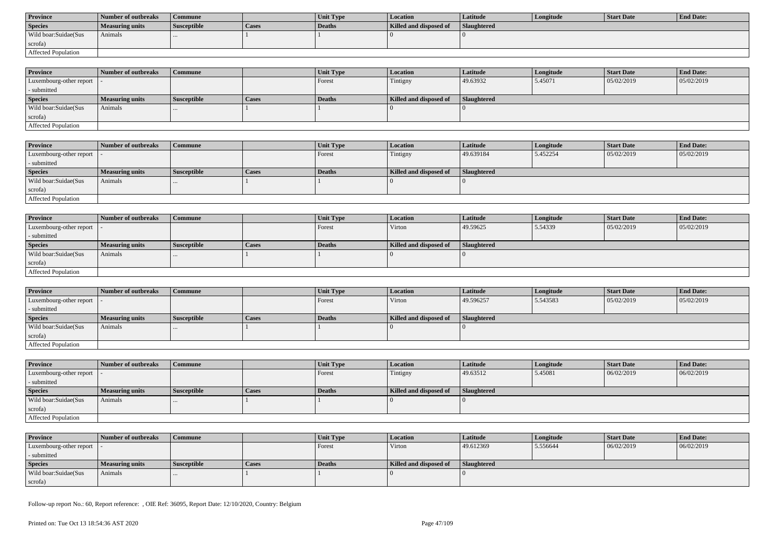| Province | Number of outbreaks | Commune | | Unit Type | Location | Latitude | Longitude | Start Date | End Date: |
|---|---|---|---|---|---|---|---|---|---|
| Species | Measuring units | Susceptible | Cases | Deaths | Killed and disposed of | Slaughtered | | | |
| Wild boar:Suidae(Sus scrofa) | Animals | ... | 1 | 1 | 0 | 0 | | | |
| Affected Population | | | | | | | | | |

| Province | Number of outbreaks | Commune | | Unit Type | Location | Latitude | Longitude | Start Date | End Date: |
|---|---|---|---|---|---|---|---|---|---|
| Luxembourg-other report - submitted | - | | | Forest | Tintigny | 49.63932 | 5.45071 | 05/02/2019 | 05/02/2019 |
| Species | Measuring units | Susceptible | Cases | Deaths | Killed and disposed of | Slaughtered | | | |
| Wild boar:Suidae(Sus scrofa) | Animals | ... | 1 | 1 | 0 | 0 | | | |
| Affected Population | | | | | | | | | |

| Province | Number of outbreaks | Commune | | Unit Type | Location | Latitude | Longitude | Start Date | End Date: |
|---|---|---|---|---|---|---|---|---|---|
| Luxembourg-other report - submitted | - | | | Forest | Tintigny | 49.639184 | 5.452254 | 05/02/2019 | 05/02/2019 |
| Species | Measuring units | Susceptible | Cases | Deaths | Killed and disposed of | Slaughtered | | | |
| Wild boar:Suidae(Sus scrofa) | Animals | ... | 1 | 1 | 0 | 0 | | | |
| Affected Population | | | | | | | | | |

| Province | Number of outbreaks | Commune | | Unit Type | Location | Latitude | Longitude | Start Date | End Date: |
|---|---|---|---|---|---|---|---|---|---|
| Luxembourg-other report - submitted | - | | | Forest | Virton | 49.59625 | 5.54339 | 05/02/2019 | 05/02/2019 |
| Species | Measuring units | Susceptible | Cases | Deaths | Killed and disposed of | Slaughtered | | | |
| Wild boar:Suidae(Sus scrofa) | Animals | ... | 1 | 1 | 0 | 0 | | | |
| Affected Population | | | | | | | | | |

| Province | Number of outbreaks | Commune | | Unit Type | Location | Latitude | Longitude | Start Date | End Date: |
|---|---|---|---|---|---|---|---|---|---|
| Luxembourg-other report - submitted | - | | | Forest | Virton | 49.596257 | 5.543583 | 05/02/2019 | 05/02/2019 |
| Species | Measuring units | Susceptible | Cases | Deaths | Killed and disposed of | Slaughtered | | | |
| Wild boar:Suidae(Sus scrofa) | Animals | ... | 1 | 1 | 0 | 0 | | | |
| Affected Population | | | | | | | | | |

| Province | Number of outbreaks | Commune | | Unit Type | Location | Latitude | Longitude | Start Date | End Date: |
|---|---|---|---|---|---|---|---|---|---|
| Luxembourg-other report - submitted | - | | | Forest | Tintigny | 49.63512 | 5.45081 | 06/02/2019 | 06/02/2019 |
| Species | Measuring units | Susceptible | Cases | Deaths | Killed and disposed of | Slaughtered | | | |
| Wild boar:Suidae(Sus scrofa) | Animals | ... | 1 | 1 | 0 | 0 | | | |
| Affected Population | | | | | | | | | |

| Province | Number of outbreaks | Commune | | Unit Type | Location | Latitude | Longitude | Start Date | End Date: |
|---|---|---|---|---|---|---|---|---|---|
| Luxembourg-other report - submitted | - | | | Forest | Virton | 49.612369 | 5.556644 | 06/02/2019 | 06/02/2019 |
| Species | Measuring units | Susceptible | Cases | Deaths | Killed and disposed of | Slaughtered | | | |
| Wild boar:Suidae(Sus scrofa) | Animals | ... | 1 | 1 | 0 | 0 | | | |

Follow-up report No.: 60, Report reference: , OIE Ref: 36095, Report Date: 12/10/2020, Country: Belgium

Printed on: Tue Oct 13 18:54:36 AST 2020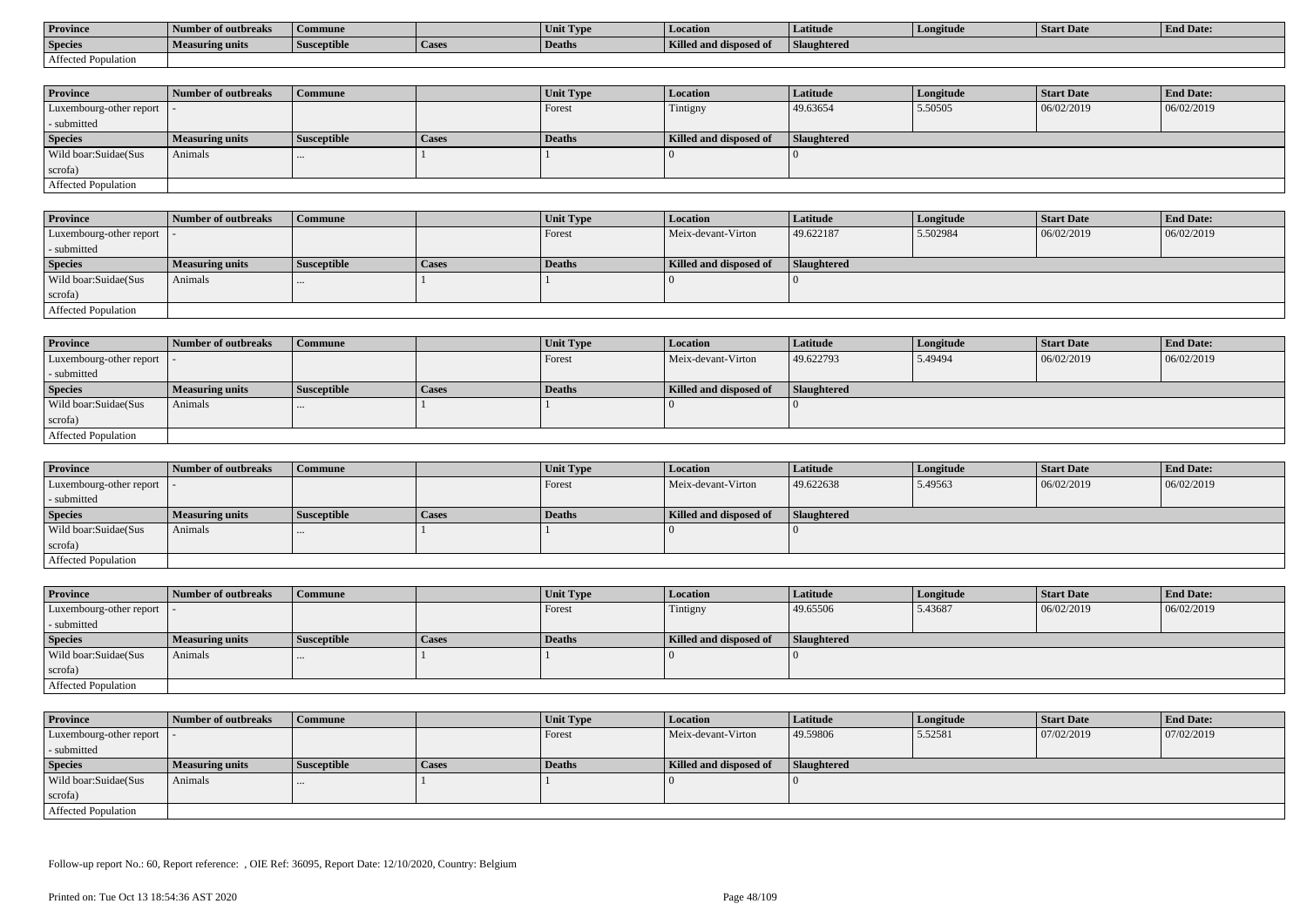| Province | Number of outbreaks | Commune | | Unit Type | Location | Latitude | Longitude | Start Date | End Date: |
|---|---|---|---|---|---|---|---|---|---|
| Species | Measuring units | Susceptible | Cases | Deaths | Killed and disposed of | Slaughtered | | | |
| Affected Population | | | | | | | | | |

| Province | Number of outbreaks | Commune | | Unit Type | Location | Latitude | Longitude | Start Date | End Date: |
|---|---|---|---|---|---|---|---|---|---|
| Luxembourg-other report - submitted | - | | | Forest | Tintigny | 49.63654 | 5.50505 | 06/02/2019 | 06/02/2019 |
| Species | Measuring units | Susceptible | Cases | Deaths | Killed and disposed of | Slaughtered | | | |
| Wild boar:Suidae(Sus scrofa) | Animals | ... | 1 | 1 | 0 | 0 | | | |
| Affected Population | | | | | | | | | |

| Province | Number of outbreaks | Commune | | Unit Type | Location | Latitude | Longitude | Start Date | End Date: |
|---|---|---|---|---|---|---|---|---|---|
| Luxembourg-other report - submitted | - | | | Forest | Meix-devant-Virton | 49.622187 | 5.502984 | 06/02/2019 | 06/02/2019 |
| Species | Measuring units | Susceptible | Cases | Deaths | Killed and disposed of | Slaughtered | | | |
| Wild boar:Suidae(Sus scrofa) | Animals | ... | 1 | 1 | 0 | 0 | | | |
| Affected Population | | | | | | | | | |

| Province | Number of outbreaks | Commune | | Unit Type | Location | Latitude | Longitude | Start Date | End Date: |
|---|---|---|---|---|---|---|---|---|---|
| Luxembourg-other report - submitted | - | | | Forest | Meix-devant-Virton | 49.622793 | 5.49494 | 06/02/2019 | 06/02/2019 |
| Species | Measuring units | Susceptible | Cases | Deaths | Killed and disposed of | Slaughtered | | | |
| Wild boar:Suidae(Sus scrofa) | Animals | ... | 1 | 1 | 0 | 0 | | | |
| Affected Population | | | | | | | | | |

| Province | Number of outbreaks | Commune | | Unit Type | Location | Latitude | Longitude | Start Date | End Date: |
|---|---|---|---|---|---|---|---|---|---|
| Luxembourg-other report - submitted | - | | | Forest | Meix-devant-Virton | 49.622638 | 5.49563 | 06/02/2019 | 06/02/2019 |
| Species | Measuring units | Susceptible | Cases | Deaths | Killed and disposed of | Slaughtered | | | |
| Wild boar:Suidae(Sus scrofa) | Animals | ... | 1 | 1 | 0 | 0 | | | |
| Affected Population | | | | | | | | | |

| Province | Number of outbreaks | Commune | | Unit Type | Location | Latitude | Longitude | Start Date | End Date: |
|---|---|---|---|---|---|---|---|---|---|
| Luxembourg-other report - submitted | - | | | Forest | Tintigny | 49.65506 | 5.43687 | 06/02/2019 | 06/02/2019 |
| Species | Measuring units | Susceptible | Cases | Deaths | Killed and disposed of | Slaughtered | | | |
| Wild boar:Suidae(Sus scrofa) | Animals | ... | 1 | 1 | 0 | 0 | | | |
| Affected Population | | | | | | | | | |

| Province | Number of outbreaks | Commune | | Unit Type | Location | Latitude | Longitude | Start Date | End Date: |
|---|---|---|---|---|---|---|---|---|---|
| Luxembourg-other report - submitted | - | | | Forest | Meix-devant-Virton | 49.59806 | 5.52581 | 07/02/2019 | 07/02/2019 |
| Species | Measuring units | Susceptible | Cases | Deaths | Killed and disposed of | Slaughtered | | | |
| Wild boar:Suidae(Sus scrofa) | Animals | ... | 1 | 1 | 0 | 0 | | | |
| Affected Population | | | | | | | | | |

Follow-up report No.: 60, Report reference: , OIE Ref: 36095, Report Date: 12/10/2020, Country: Belgium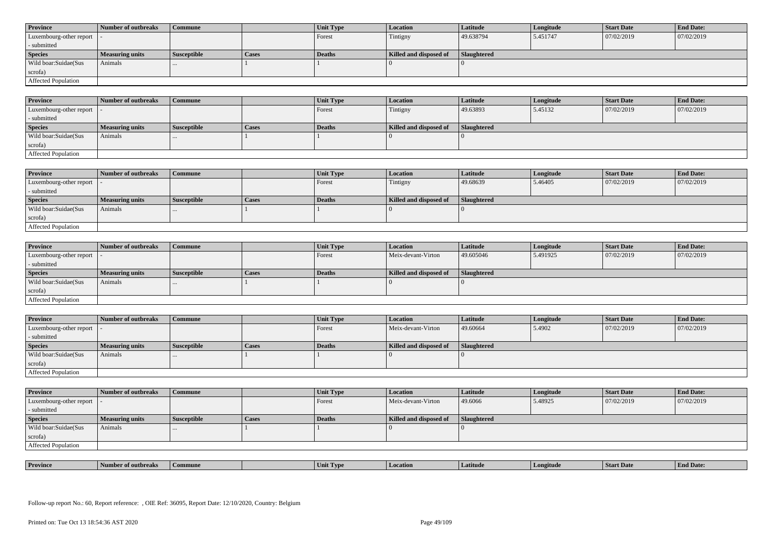| Province | Number of outbreaks | Commune | | Unit Type | Location | Latitude | Longitude | Start Date | End Date: |
|---|---|---|---|---|---|---|---|---|---|
| Luxembourg-other report - submitted | - | | | Forest | Tintigny | 49.638794 | 5.451747 | 07/02/2019 | 07/02/2019 |
| **Species** | **Measuring units** | **Susceptible** | **Cases** | **Deaths** | **Killed and disposed of** | **Slaughtered** | | | |
| Wild boar:Suidae(Sus scrofa) | Animals | ... | 1 | 1 | 0 | 0 | | | |
| Affected Population | | | | | | | | | |

| Province | Number of outbreaks | Commune | | Unit Type | Location | Latitude | Longitude | Start Date | End Date: |
|---|---|---|---|---|---|---|---|---|---|
| Luxembourg-other report - submitted | - | | | Forest | Tintigny | 49.63893 | 5.45132 | 07/02/2019 | 07/02/2019 |
| **Species** | **Measuring units** | **Susceptible** | **Cases** | **Deaths** | **Killed and disposed of** | **Slaughtered** | | | |
| Wild boar:Suidae(Sus scrofa) | Animals | ... | 1 | 1 | 0 | 0 | | | |
| Affected Population | | | | | | | | | |

| Province | Number of outbreaks | Commune | | Unit Type | Location | Latitude | Longitude | Start Date | End Date: |
|---|---|---|---|---|---|---|---|---|---|
| Luxembourg-other report - submitted | - | | | Forest | Tintigny | 49.68639 | 5.46405 | 07/02/2019 | 07/02/2019 |
| **Species** | **Measuring units** | **Susceptible** | **Cases** | **Deaths** | **Killed and disposed of** | **Slaughtered** | | | |
| Wild boar:Suidae(Sus scrofa) | Animals | ... | 1 | 1 | 0 | 0 | | | |
| Affected Population | | | | | | | | | |

| Province | Number of outbreaks | Commune | | Unit Type | Location | Latitude | Longitude | Start Date | End Date: |
|---|---|---|---|---|---|---|---|---|---|
| Luxembourg-other report - submitted | - | | | Forest | Meix-devant-Virton | 49.605046 | 5.491925 | 07/02/2019 | 07/02/2019 |
| **Species** | **Measuring units** | **Susceptible** | **Cases** | **Deaths** | **Killed and disposed of** | **Slaughtered** | | | |
| Wild boar:Suidae(Sus scrofa) | Animals | ... | 1 | 1 | 0 | 0 | | | |
| Affected Population | | | | | | | | | |

| Province | Number of outbreaks | Commune | | Unit Type | Location | Latitude | Longitude | Start Date | End Date: |
|---|---|---|---|---|---|---|---|---|---|
| Luxembourg-other report - submitted | - | | | Forest | Meix-devant-Virton | 49.60664 | 5.4902 | 07/02/2019 | 07/02/2019 |
| **Species** | **Measuring units** | **Susceptible** | **Cases** | **Deaths** | **Killed and disposed of** | **Slaughtered** | | | |
| Wild boar:Suidae(Sus scrofa) | Animals | ... | 1 | 1 | 0 | 0 | | | |
| Affected Population | | | | | | | | | |

| Province | Number of outbreaks | Commune | | Unit Type | Location | Latitude | Longitude | Start Date | End Date: |
|---|---|---|---|---|---|---|---|---|---|
| Luxembourg-other report - submitted | - | | | Forest | Meix-devant-Virton | 49.6066 | 5.48925 | 07/02/2019 | 07/02/2019 |
| **Species** | **Measuring units** | **Susceptible** | **Cases** | **Deaths** | **Killed and disposed of** | **Slaughtered** | | | |
| Wild boar:Suidae(Sus scrofa) | Animals | ... | 1 | 1 | 0 | 0 | | | |
| Affected Population | | | | | | | | | |

| Province | Number of outbreaks | Commune | | Unit Type | Location | Latitude | Longitude | Start Date | End Date: |
|---|---|---|---|---|---|---|---|---|---|

Follow-up report No.: 60, Report reference: , OIE Ref: 36095, Report Date: 12/10/2020, Country: Belgium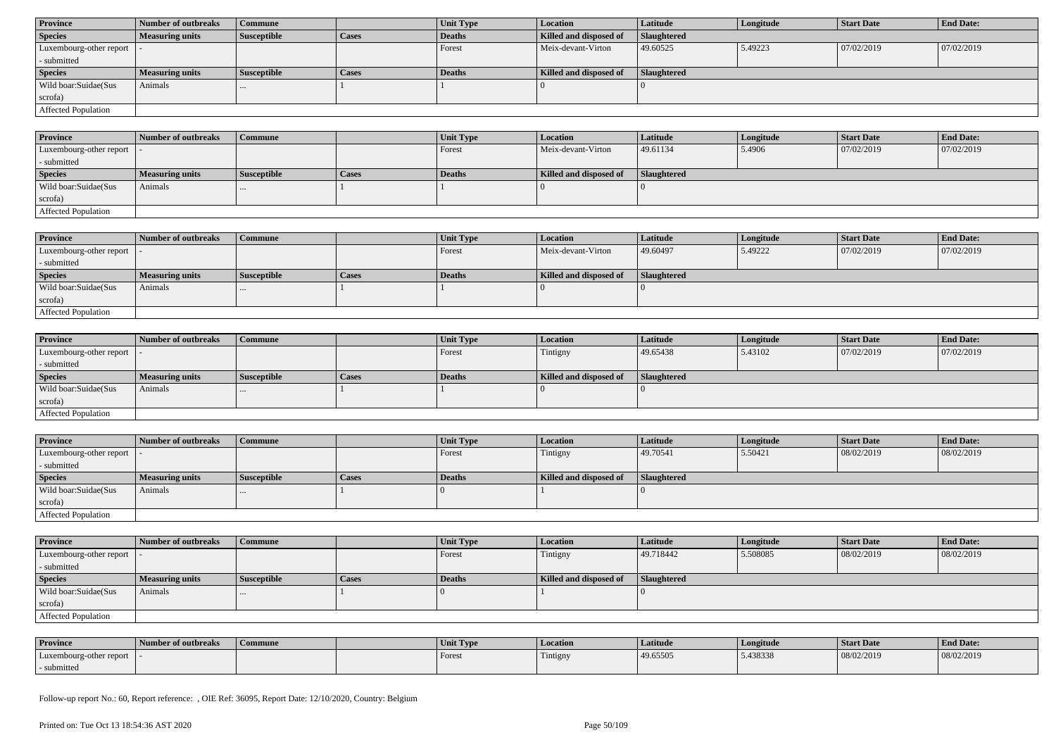| Province | Number of outbreaks | Commune | | Unit Type | Location | Latitude | Longitude | Start Date | End Date: |
|---|---|---|---|---|---|---|---|---|---|
| Luxembourg-other report - submitted | - | | | Forest | Meix-devant-Virton | 49.60525 | 5.49223 | 07/02/2019 | 07/02/2019 |
| **Species** | **Measuring units** | **Susceptible** | **Cases** | **Deaths** | **Killed and disposed of** | **Slaughtered** | | | |
| Wild boar:Suidae(Sus scrofa) | Animals | ... | 1 | 1 | 0 | 0 | | | |
| Affected Population | | | | | | | | | |

| Province | Number of outbreaks | Commune | | Unit Type | Location | Latitude | Longitude | Start Date | End Date: |
|---|---|---|---|---|---|---|---|---|---|
| Luxembourg-other report - submitted | - | | | Forest | Meix-devant-Virton | 49.61134 | 5.4906 | 07/02/2019 | 07/02/2019 |
| **Species** | **Measuring units** | **Susceptible** | **Cases** | **Deaths** | **Killed and disposed of** | **Slaughtered** | | | |
| Wild boar:Suidae(Sus scrofa) | Animals | ... | 1 | 1 | 0 | 0 | | | |
| Affected Population | | | | | | | | | |

| Province | Number of outbreaks | Commune | | Unit Type | Location | Latitude | Longitude | Start Date | End Date: |
|---|---|---|---|---|---|---|---|---|---|
| Luxembourg-other report - submitted | - | | | Forest | Meix-devant-Virton | 49.60497 | 5.49222 | 07/02/2019 | 07/02/2019 |
| **Species** | **Measuring units** | **Susceptible** | **Cases** | **Deaths** | **Killed and disposed of** | **Slaughtered** | | | |
| Wild boar:Suidae(Sus scrofa) | Animals | ... | 1 | 1 | 0 | 0 | | | |
| Affected Population | | | | | | | | | |

| Province | Number of outbreaks | Commune | | Unit Type | Location | Latitude | Longitude | Start Date | End Date: |
|---|---|---|---|---|---|---|---|---|---|
| Luxembourg-other report - submitted | - | | | Forest | Tintigny | 49.65438 | 5.43102 | 07/02/2019 | 07/02/2019 |
| **Species** | **Measuring units** | **Susceptible** | **Cases** | **Deaths** | **Killed and disposed of** | **Slaughtered** | | | |
| Wild boar:Suidae(Sus scrofa) | Animals | ... | 1 | 1 | 0 | 0 | | | |
| Affected Population | | | | | | | | | |

| Province | Number of outbreaks | Commune | | Unit Type | Location | Latitude | Longitude | Start Date | End Date: |
|---|---|---|---|---|---|---|---|---|---|
| Luxembourg-other report - submitted | - | | | Forest | Tintigny | 49.70541 | 5.50421 | 08/02/2019 | 08/02/2019 |
| **Species** | **Measuring units** | **Susceptible** | **Cases** | **Deaths** | **Killed and disposed of** | **Slaughtered** | | | |
| Wild boar:Suidae(Sus scrofa) | Animals | ... | 1 | 0 | 1 | 0 | | | |
| Affected Population | | | | | | | | | |

| Province | Number of outbreaks | Commune | | Unit Type | Location | Latitude | Longitude | Start Date | End Date: |
|---|---|---|---|---|---|---|---|---|---|
| Luxembourg-other report - submitted | - | | | Forest | Tintigny | 49.718442 | 5.508085 | 08/02/2019 | 08/02/2019 |
| **Species** | **Measuring units** | **Susceptible** | **Cases** | **Deaths** | **Killed and disposed of** | **Slaughtered** | | | |
| Wild boar:Suidae(Sus scrofa) | Animals | ... | 1 | 0 | 1 | 0 | | | |
| Affected Population | | | | | | | | | |

| Province | Number of outbreaks | Commune | | Unit Type | Location | Latitude | Longitude | Start Date | End Date: |
|---|---|---|---|---|---|---|---|---|---|
| Luxembourg-other report - submitted | - | | | Forest | Tintigny | 49.65505 | 5.438338 | 08/02/2019 | 08/02/2019 |

Follow-up report No.: 60, Report reference: , OIE Ref: 36095, Report Date: 12/10/2020, Country: Belgium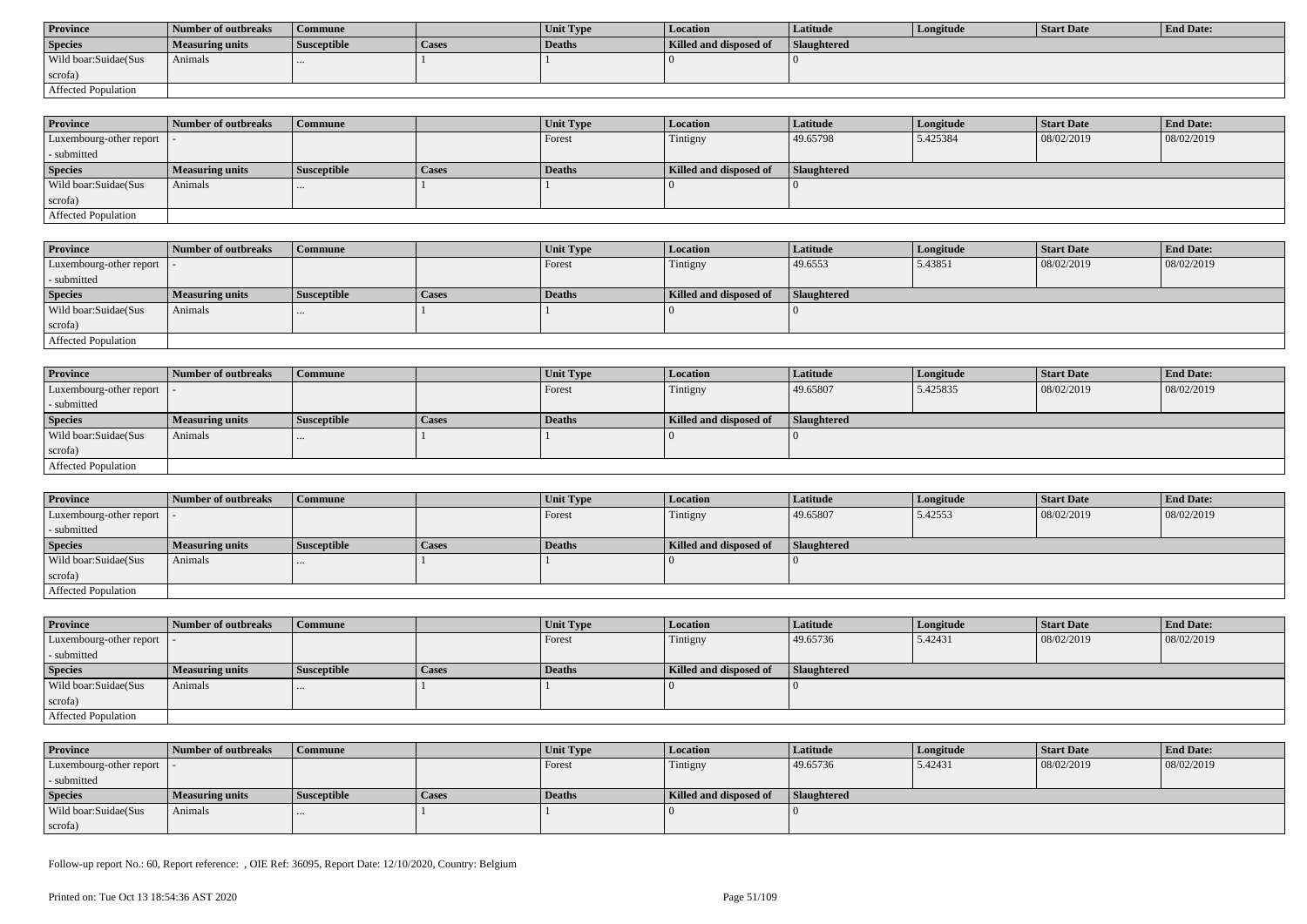| Province | Number of outbreaks | Commune | | Unit Type | Location | Latitude | Longitude | Start Date | End Date: |
|---|---|---|---|---|---|---|---|---|---|
| **Species** | **Measuring units** | **Susceptible** | **Cases** | **Deaths** | **Killed and disposed of** | **Slaughtered** | | | |
| Wild boar:Suidae(Sus scrofa) | Animals | ... | 1 | 1 | 0 | 0 | | | |
| Affected Population | | | | | | | | | |

| Province | Number of outbreaks | Commune | | Unit Type | Location | Latitude | Longitude | Start Date | End Date: |
|---|---|---|---|---|---|---|---|---|---|
| Luxembourg-other report - submitted | - | | | Forest | Tintigny | 49.65798 | 5.425384 | 08/02/2019 | 08/02/2019 |
| **Species** | **Measuring units** | **Susceptible** | **Cases** | **Deaths** | **Killed and disposed of** | **Slaughtered** | | | |
| Wild boar:Suidae(Sus scrofa) | Animals | ... | 1 | 1 | 0 | 0 | | | |
| Affected Population | | | | | | | | | |

| Province | Number of outbreaks | Commune | | Unit Type | Location | Latitude | Longitude | Start Date | End Date: |
|---|---|---|---|---|---|---|---|---|---|
| Luxembourg-other report - submitted | - | | | Forest | Tintigny | 49.6553 | 5.43851 | 08/02/2019 | 08/02/2019 |
| **Species** | **Measuring units** | **Susceptible** | **Cases** | **Deaths** | **Killed and disposed of** | **Slaughtered** | | | |
| Wild boar:Suidae(Sus scrofa) | Animals | ... | 1 | 1 | 0 | 0 | | | |
| Affected Population | | | | | | | | | |

| Province | Number of outbreaks | Commune | | Unit Type | Location | Latitude | Longitude | Start Date | End Date: |
|---|---|---|---|---|---|---|---|---|---|
| Luxembourg-other report - submitted | - | | | Forest | Tintigny | 49.65807 | 5.425835 | 08/02/2019 | 08/02/2019 |
| **Species** | **Measuring units** | **Susceptible** | **Cases** | **Deaths** | **Killed and disposed of** | **Slaughtered** | | | |
| Wild boar:Suidae(Sus scrofa) | Animals | ... | 1 | 1 | 0 | 0 | | | |
| Affected Population | | | | | | | | | |

| Province | Number of outbreaks | Commune | | Unit Type | Location | Latitude | Longitude | Start Date | End Date: |
|---|---|---|---|---|---|---|---|---|---|
| Luxembourg-other report - submitted | - | | | Forest | Tintigny | 49.65807 | 5.42553 | 08/02/2019 | 08/02/2019 |
| **Species** | **Measuring units** | **Susceptible** | **Cases** | **Deaths** | **Killed and disposed of** | **Slaughtered** | | | |
| Wild boar:Suidae(Sus scrofa) | Animals | ... | 1 | 1 | 0 | 0 | | | |
| Affected Population | | | | | | | | | |

| Province | Number of outbreaks | Commune | | Unit Type | Location | Latitude | Longitude | Start Date | End Date: |
|---|---|---|---|---|---|---|---|---|---|
| Luxembourg-other report - submitted | - | | | Forest | Tintigny | 49.65736 | 5.42431 | 08/02/2019 | 08/02/2019 |
| **Species** | **Measuring units** | **Susceptible** | **Cases** | **Deaths** | **Killed and disposed of** | **Slaughtered** | | | |
| Wild boar:Suidae(Sus scrofa) | Animals | ... | 1 | 1 | 0 | 0 | | | |
| Affected Population | | | | | | | | | |

| Province | Number of outbreaks | Commune | | Unit Type | Location | Latitude | Longitude | Start Date | End Date: |
|---|---|---|---|---|---|---|---|---|---|
| Luxembourg-other report - submitted | - | | | Forest | Tintigny | 49.65736 | 5.42431 | 08/02/2019 | 08/02/2019 |
| **Species** | **Measuring units** | **Susceptible** | **Cases** | **Deaths** | **Killed and disposed of** | **Slaughtered** | | | |
| Wild boar:Suidae(Sus scrofa) | Animals | ... | 1 | 1 | 0 | 0 | | | |

Follow-up report No.: 60, Report reference: , OIE Ref: 36095, Report Date: 12/10/2020, Country: Belgium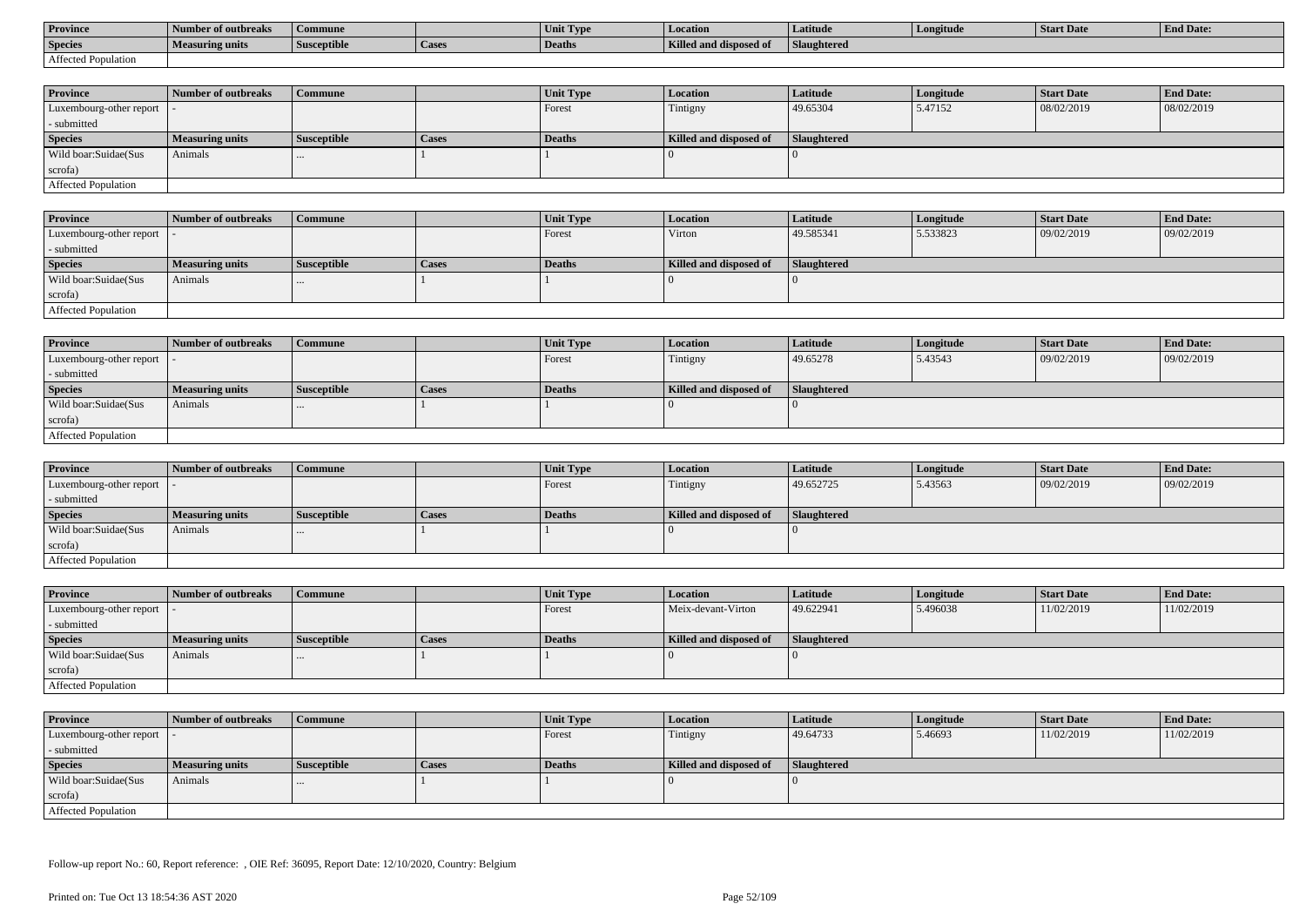| Province | Number of outbreaks | Commune | | Unit Type | Location | Latitude | Longitude | Start Date | End Date: |
|---|---|---|---|---|---|---|---|---|---|
| Species | Measuring units | Susceptible | Cases | Deaths | Killed and disposed of | Slaughtered | | | |
| Affected Population | | | | | | | | | |

| Province | Number of outbreaks | Commune | | Unit Type | Location | Latitude | Longitude | Start Date | End Date: |
|---|---|---|---|---|---|---|---|---|---|
| Luxembourg-other report - submitted | - | | | Forest | Tintigny | 49.65304 | 5.47152 | 08/02/2019 | 08/02/2019 |
| Species | Measuring units | Susceptible | Cases | Deaths | Killed and disposed of | Slaughtered | | | |
| Wild boar:Suidae(Sus scrofa) | Animals | ... | 1 | 1 | 0 | 0 | | | |
| Affected Population | | | | | | | | | |

| Province | Number of outbreaks | Commune | | Unit Type | Location | Latitude | Longitude | Start Date | End Date: |
|---|---|---|---|---|---|---|---|---|---|
| Luxembourg-other report - submitted | - | | | Forest | Virton | 49.585341 | 5.533823 | 09/02/2019 | 09/02/2019 |
| Species | Measuring units | Susceptible | Cases | Deaths | Killed and disposed of | Slaughtered | | | |
| Wild boar:Suidae(Sus scrofa) | Animals | ... | 1 | 1 | 0 | 0 | | | |
| Affected Population | | | | | | | | | |

| Province | Number of outbreaks | Commune | | Unit Type | Location | Latitude | Longitude | Start Date | End Date: |
|---|---|---|---|---|---|---|---|---|---|
| Luxembourg-other report - submitted | - | | | Forest | Tintigny | 49.65278 | 5.43543 | 09/02/2019 | 09/02/2019 |
| Species | Measuring units | Susceptible | Cases | Deaths | Killed and disposed of | Slaughtered | | | |
| Wild boar:Suidae(Sus scrofa) | Animals | ... | 1 | 1 | 0 | 0 | | | |
| Affected Population | | | | | | | | | |

| Province | Number of outbreaks | Commune | | Unit Type | Location | Latitude | Longitude | Start Date | End Date: |
|---|---|---|---|---|---|---|---|---|---|
| Luxembourg-other report - submitted | - | | | Forest | Tintigny | 49.652725 | 5.43563 | 09/02/2019 | 09/02/2019 |
| Species | Measuring units | Susceptible | Cases | Deaths | Killed and disposed of | Slaughtered | | | |
| Wild boar:Suidae(Sus scrofa) | Animals | ... | 1 | 1 | 0 | 0 | | | |
| Affected Population | | | | | | | | | |

| Province | Number of outbreaks | Commune | | Unit Type | Location | Latitude | Longitude | Start Date | End Date: |
|---|---|---|---|---|---|---|---|---|---|
| Luxembourg-other report - submitted | - | | | Forest | Meix-devant-Virton | 49.622941 | 5.496038 | 11/02/2019 | 11/02/2019 |
| Species | Measuring units | Susceptible | Cases | Deaths | Killed and disposed of | Slaughtered | | | |
| Wild boar:Suidae(Sus scrofa) | Animals | ... | 1 | 1 | 0 | 0 | | | |
| Affected Population | | | | | | | | | |

| Province | Number of outbreaks | Commune | | Unit Type | Location | Latitude | Longitude | Start Date | End Date: |
|---|---|---|---|---|---|---|---|---|---|
| Luxembourg-other report - submitted | - | | | Forest | Tintigny | 49.64733 | 5.46693 | 11/02/2019 | 11/02/2019 |
| Species | Measuring units | Susceptible | Cases | Deaths | Killed and disposed of | Slaughtered | | | |
| Wild boar:Suidae(Sus scrofa) | Animals | ... | 1 | 1 | 0 | 0 | | | |
| Affected Population | | | | | | | | | |

Follow-up report No.: 60, Report reference: , OIE Ref: 36095, Report Date: 12/10/2020, Country: Belgium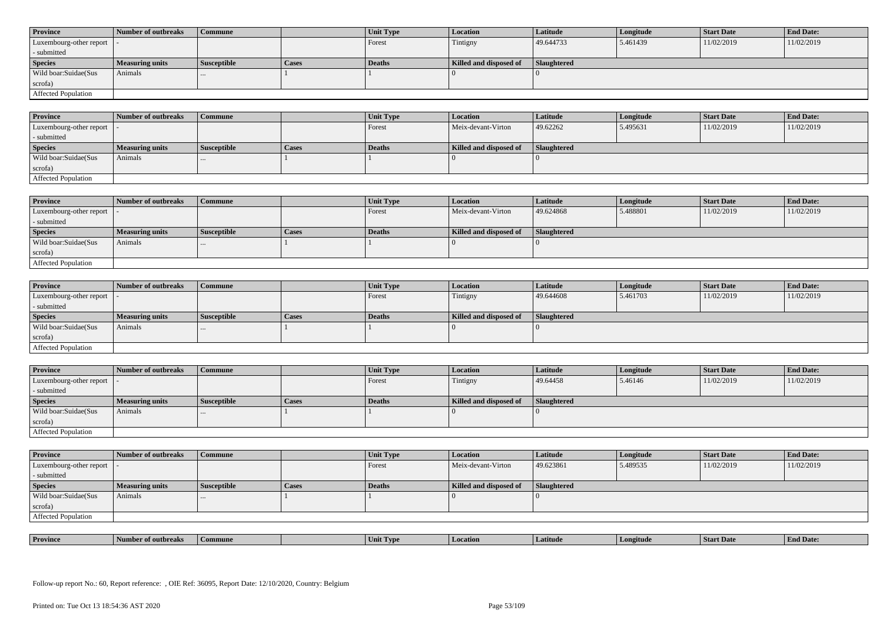| Province | Number of outbreaks | Commune | | Unit Type | Location | Latitude | Longitude | Start Date | End Date: |
|---|---|---|---|---|---|---|---|---|---|
| Luxembourg-other report - submitted | - | | | Forest | Tintigny | 49.644733 | 5.461439 | 11/02/2019 | 11/02/2019 |
| **Species** | **Measuring units** | **Susceptible** | **Cases** | **Deaths** | **Killed and disposed of** | **Slaughtered** | | | |
| Wild boar:Suidae(Sus scrofa) | Animals | ... | 1 | 1 | 0 | 0 | | | |
| Affected Population | | | | | | | | | |

| Province | Number of outbreaks | Commune | | Unit Type | Location | Latitude | Longitude | Start Date | End Date: |
|---|---|---|---|---|---|---|---|---|---|
| Luxembourg-other report - submitted | - | | | Forest | Meix-devant-Virton | 49.62262 | 5.495631 | 11/02/2019 | 11/02/2019 |
| **Species** | **Measuring units** | **Susceptible** | **Cases** | **Deaths** | **Killed and disposed of** | **Slaughtered** | | | |
| Wild boar:Suidae(Sus scrofa) | Animals | ... | 1 | 1 | 0 | 0 | | | |
| Affected Population | | | | | | | | | |

| Province | Number of outbreaks | Commune | | Unit Type | Location | Latitude | Longitude | Start Date | End Date: |
|---|---|---|---|---|---|---|---|---|---|
| Luxembourg-other report - submitted | - | | | Forest | Meix-devant-Virton | 49.624868 | 5.488801 | 11/02/2019 | 11/02/2019 |
| **Species** | **Measuring units** | **Susceptible** | **Cases** | **Deaths** | **Killed and disposed of** | **Slaughtered** | | | |
| Wild boar:Suidae(Sus scrofa) | Animals | ... | 1 | 1 | 0 | 0 | | | |
| Affected Population | | | | | | | | | |

| Province | Number of outbreaks | Commune | | Unit Type | Location | Latitude | Longitude | Start Date | End Date: |
|---|---|---|---|---|---|---|---|---|---|
| Luxembourg-other report - submitted | - | | | Forest | Tintigny | 49.644608 | 5.461703 | 11/02/2019 | 11/02/2019 |
| **Species** | **Measuring units** | **Susceptible** | **Cases** | **Deaths** | **Killed and disposed of** | **Slaughtered** | | | |
| Wild boar:Suidae(Sus scrofa) | Animals | ... | 1 | 1 | 0 | 0 | | | |
| Affected Population | | | | | | | | | |

| Province | Number of outbreaks | Commune | | Unit Type | Location | Latitude | Longitude | Start Date | End Date: |
|---|---|---|---|---|---|---|---|---|---|
| Luxembourg-other report - submitted | - | | | Forest | Tintigny | 49.64458 | 5.46146 | 11/02/2019 | 11/02/2019 |
| **Species** | **Measuring units** | **Susceptible** | **Cases** | **Deaths** | **Killed and disposed of** | **Slaughtered** | | | |
| Wild boar:Suidae(Sus scrofa) | Animals | ... | 1 | 1 | 0 | 0 | | | |
| Affected Population | | | | | | | | | |

| Province | Number of outbreaks | Commune | | Unit Type | Location | Latitude | Longitude | Start Date | End Date: |
|---|---|---|---|---|---|---|---|---|---|
| Luxembourg-other report - submitted | - | | | Forest | Meix-devant-Virton | 49.623861 | 5.489535 | 11/02/2019 | 11/02/2019 |
| **Species** | **Measuring units** | **Susceptible** | **Cases** | **Deaths** | **Killed and disposed of** | **Slaughtered** | | | |
| Wild boar:Suidae(Sus scrofa) | Animals | ... | 1 | 1 | 0 | 0 | | | |
| Affected Population | | | | | | | | | |

| Province | Number of outbreaks | Commune | | Unit Type | Location | Latitude | Longitude | Start Date | End Date: |
|---|---|---|---|---|---|---|---|---|---|

Follow-up report No.: 60, Report reference: , OIE Ref: 36095, Report Date: 12/10/2020, Country: Belgium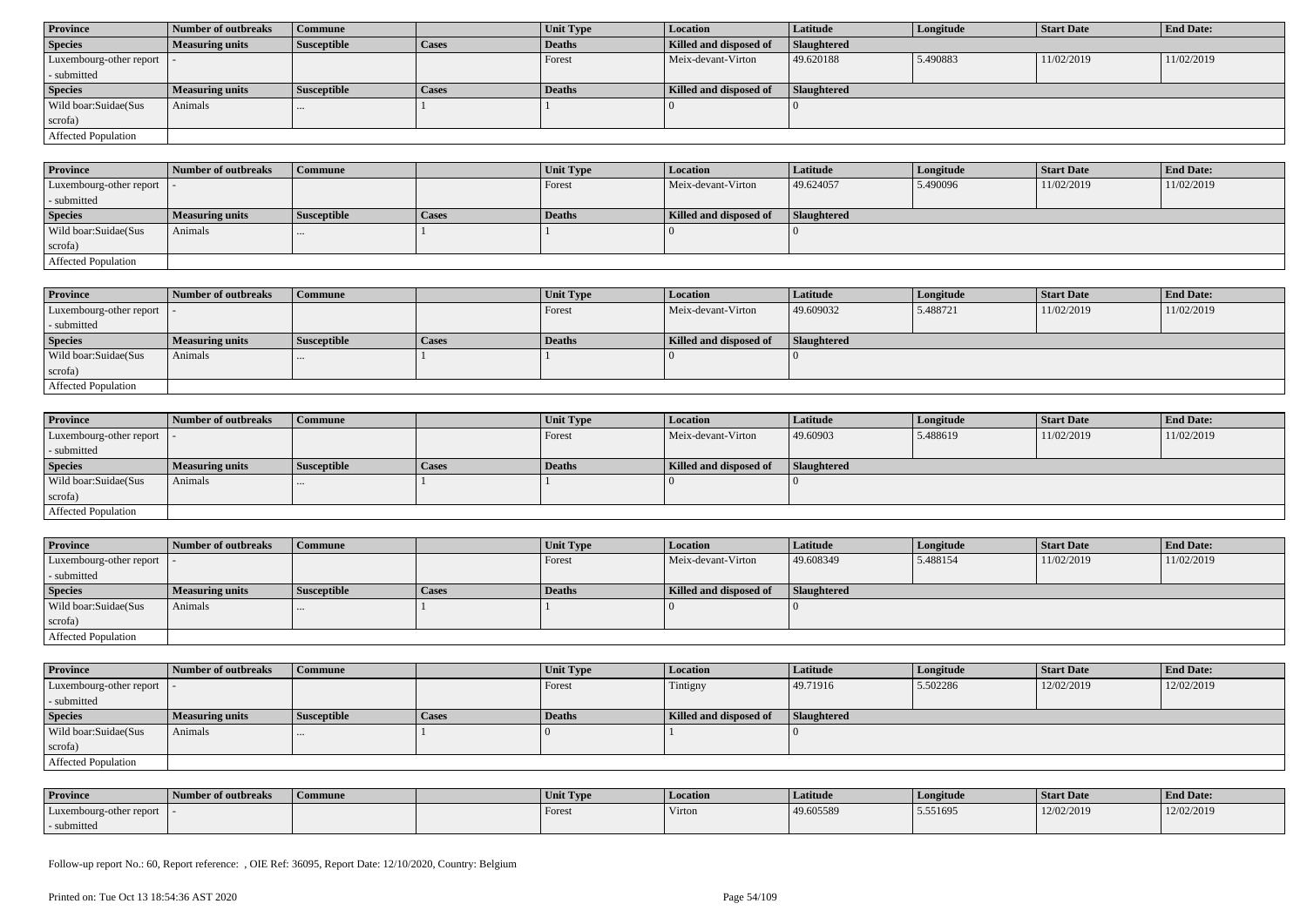| Province | Number of outbreaks | Commune | | Unit Type | Location | Latitude | Longitude | Start Date | End Date: |
|---|---|---|---|---|---|---|---|---|---|
| Luxembourg-other report - submitted | - | | | Forest | Meix-devant-Virton | 49.620188 | 5.490883 | 11/02/2019 | 11/02/2019 |
| **Species** | **Measuring units** | **Susceptible** | **Cases** | **Deaths** | **Killed and disposed of** | **Slaughtered** | | | |
| Wild boar:Suidae(Sus scrofa) | Animals | ... | 1 | 1 | 0 | 0 | | | |
| Affected Population | | | | | | | | | |

| Province | Number of outbreaks | Commune | | Unit Type | Location | Latitude | Longitude | Start Date | End Date: |
|---|---|---|---|---|---|---|---|---|---|
| Luxembourg-other report - submitted | - | | | Forest | Meix-devant-Virton | 49.624057 | 5.490096 | 11/02/2019 | 11/02/2019 |
| **Species** | **Measuring units** | **Susceptible** | **Cases** | **Deaths** | **Killed and disposed of** | **Slaughtered** | | | |
| Wild boar:Suidae(Sus scrofa) | Animals | ... | 1 | 1 | 0 | 0 | | | |
| Affected Population | | | | | | | | | |

| Province | Number of outbreaks | Commune | | Unit Type | Location | Latitude | Longitude | Start Date | End Date: |
|---|---|---|---|---|---|---|---|---|---|
| Luxembourg-other report - submitted | - | | | Forest | Meix-devant-Virton | 49.609032 | 5.488721 | 11/02/2019 | 11/02/2019 |
| **Species** | **Measuring units** | **Susceptible** | **Cases** | **Deaths** | **Killed and disposed of** | **Slaughtered** | | | |
| Wild boar:Suidae(Sus scrofa) | Animals | ... | 1 | 1 | 0 | 0 | | | |
| Affected Population | | | | | | | | | |

| Province | Number of outbreaks | Commune | | Unit Type | Location | Latitude | Longitude | Start Date | End Date: |
|---|---|---|---|---|---|---|---|---|---|
| Luxembourg-other report - submitted | - | | | Forest | Meix-devant-Virton | 49.60903 | 5.488619 | 11/02/2019 | 11/02/2019 |
| **Species** | **Measuring units** | **Susceptible** | **Cases** | **Deaths** | **Killed and disposed of** | **Slaughtered** | | | |
| Wild boar:Suidae(Sus scrofa) | Animals | ... | 1 | 1 | 0 | 0 | | | |
| Affected Population | | | | | | | | | |

| Province | Number of outbreaks | Commune | | Unit Type | Location | Latitude | Longitude | Start Date | End Date: |
|---|---|---|---|---|---|---|---|---|---|
| Luxembourg-other report - submitted | - | | | Forest | Meix-devant-Virton | 49.608349 | 5.488154 | 11/02/2019 | 11/02/2019 |
| **Species** | **Measuring units** | **Susceptible** | **Cases** | **Deaths** | **Killed and disposed of** | **Slaughtered** | | | |
| Wild boar:Suidae(Sus scrofa) | Animals | ... | 1 | 1 | 0 | 0 | | | |
| Affected Population | | | | | | | | | |

| Province | Number of outbreaks | Commune | | Unit Type | Location | Latitude | Longitude | Start Date | End Date: |
|---|---|---|---|---|---|---|---|---|---|
| Luxembourg-other report - submitted | - | | | Forest | Tintigny | 49.71916 | 5.502286 | 12/02/2019 | 12/02/2019 |
| **Species** | **Measuring units** | **Susceptible** | **Cases** | **Deaths** | **Killed and disposed of** | **Slaughtered** | | | |
| Wild boar:Suidae(Sus scrofa) | Animals | ... | 1 | 0 | 1 | 0 | | | |
| Affected Population | | | | | | | | | |

| Province | Number of outbreaks | Commune | | Unit Type | Location | Latitude | Longitude | Start Date | End Date: |
|---|---|---|---|---|---|---|---|---|---|
| Luxembourg-other report - submitted | - | | | Forest | Virton | 49.605589 | 5.551695 | 12/02/2019 | 12/02/2019 |

Follow-up report No.: 60, Report reference: , OIE Ref: 36095, Report Date: 12/10/2020, Country: Belgium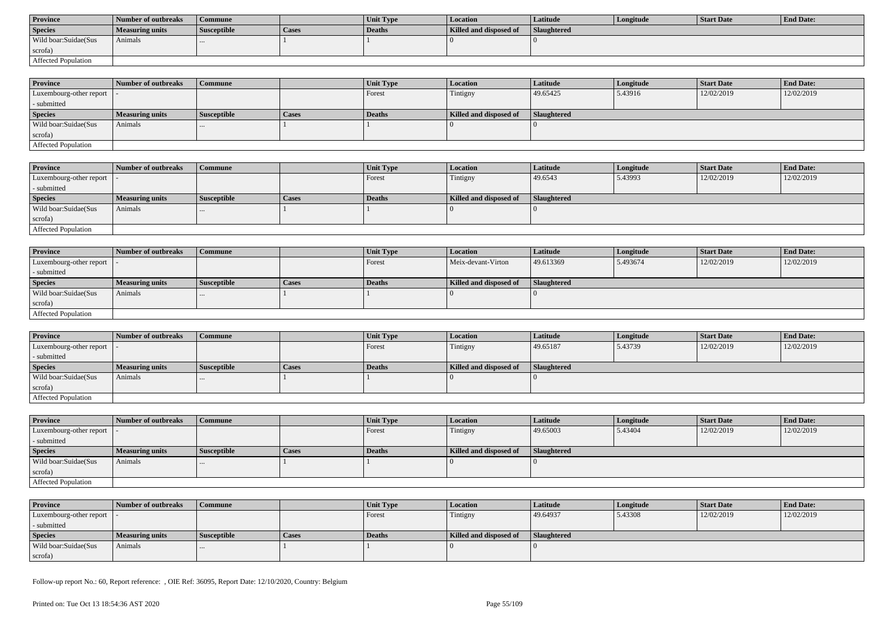| Province | Number of outbreaks | Commune | | Unit Type | Location | Latitude | Longitude | Start Date | End Date: |
|---|---|---|---|---|---|---|---|---|---|
| **Species** | **Measuring units** | **Susceptible** | **Cases** | **Deaths** | **Killed and disposed of** | **Slaughtered** | | | |
| Wild boar:Suidae(Sus scrofa) | Animals | ... | 1 | 1 | 0 | 0 | | | |
| Affected Population | | | | | | | | | |

| Province | Number of outbreaks | Commune | | Unit Type | Location | Latitude | Longitude | Start Date | End Date: |
|---|---|---|---|---|---|---|---|---|---|
| Luxembourg-other report - submitted | - | | | Forest | Tintigny | 49.65425 | 5.43916 | 12/02/2019 | 12/02/2019 |
| **Species** | **Measuring units** | **Susceptible** | **Cases** | **Deaths** | **Killed and disposed of** | **Slaughtered** | | | |
| Wild boar:Suidae(Sus scrofa) | Animals | ... | 1 | 1 | 0 | 0 | | | |
| Affected Population | | | | | | | | | |

| Province | Number of outbreaks | Commune | | Unit Type | Location | Latitude | Longitude | Start Date | End Date: |
|---|---|---|---|---|---|---|---|---|---|
| Luxembourg-other report - submitted | - | | | Forest | Tintigny | 49.6543 | 5.43993 | 12/02/2019 | 12/02/2019 |
| **Species** | **Measuring units** | **Susceptible** | **Cases** | **Deaths** | **Killed and disposed of** | **Slaughtered** | | | |
| Wild boar:Suidae(Sus scrofa) | Animals | ... | 1 | 1 | 0 | 0 | | | |
| Affected Population | | | | | | | | | |

| Province | Number of outbreaks | Commune | | Unit Type | Location | Latitude | Longitude | Start Date | End Date: |
|---|---|---|---|---|---|---|---|---|---|
| Luxembourg-other report - submitted | - | | | Forest | Meix-devant-Virton | 49.613369 | 5.493674 | 12/02/2019 | 12/02/2019 |
| **Species** | **Measuring units** | **Susceptible** | **Cases** | **Deaths** | **Killed and disposed of** | **Slaughtered** | | | |
| Wild boar:Suidae(Sus scrofa) | Animals | ... | 1 | 1 | 0 | 0 | | | |
| Affected Population | | | | | | | | | |

| Province | Number of outbreaks | Commune | | Unit Type | Location | Latitude | Longitude | Start Date | End Date: |
|---|---|---|---|---|---|---|---|---|---|
| Luxembourg-other report - submitted | - | | | Forest | Tintigny | 49.65187 | 5.43739 | 12/02/2019 | 12/02/2019 |
| **Species** | **Measuring units** | **Susceptible** | **Cases** | **Deaths** | **Killed and disposed of** | **Slaughtered** | | | |
| Wild boar:Suidae(Sus scrofa) | Animals | ... | 1 | 1 | 0 | 0 | | | |
| Affected Population | | | | | | | | | |

| Province | Number of outbreaks | Commune | | Unit Type | Location | Latitude | Longitude | Start Date | End Date: |
|---|---|---|---|---|---|---|---|---|---|
| Luxembourg-other report - submitted | - | | | Forest | Tintigny | 49.65003 | 5.43404 | 12/02/2019 | 12/02/2019 |
| **Species** | **Measuring units** | **Susceptible** | **Cases** | **Deaths** | **Killed and disposed of** | **Slaughtered** | | | |
| Wild boar:Suidae(Sus scrofa) | Animals | ... | 1 | 1 | 0 | 0 | | | |
| Affected Population | | | | | | | | | |

| Province | Number of outbreaks | Commune | | Unit Type | Location | Latitude | Longitude | Start Date | End Date: |
|---|---|---|---|---|---|---|---|---|---|
| Luxembourg-other report - submitted | - | | | Forest | Tintigny | 49.64937 | 5.43308 | 12/02/2019 | 12/02/2019 |
| **Species** | **Measuring units** | **Susceptible** | **Cases** | **Deaths** | **Killed and disposed of** | **Slaughtered** | | | |
| Wild boar:Suidae(Sus scrofa) | Animals | ... | 1 | 1 | 0 | 0 | | | |

Follow-up report No.: 60, Report reference: , OIE Ref: 36095, Report Date: 12/10/2020, Country: Belgium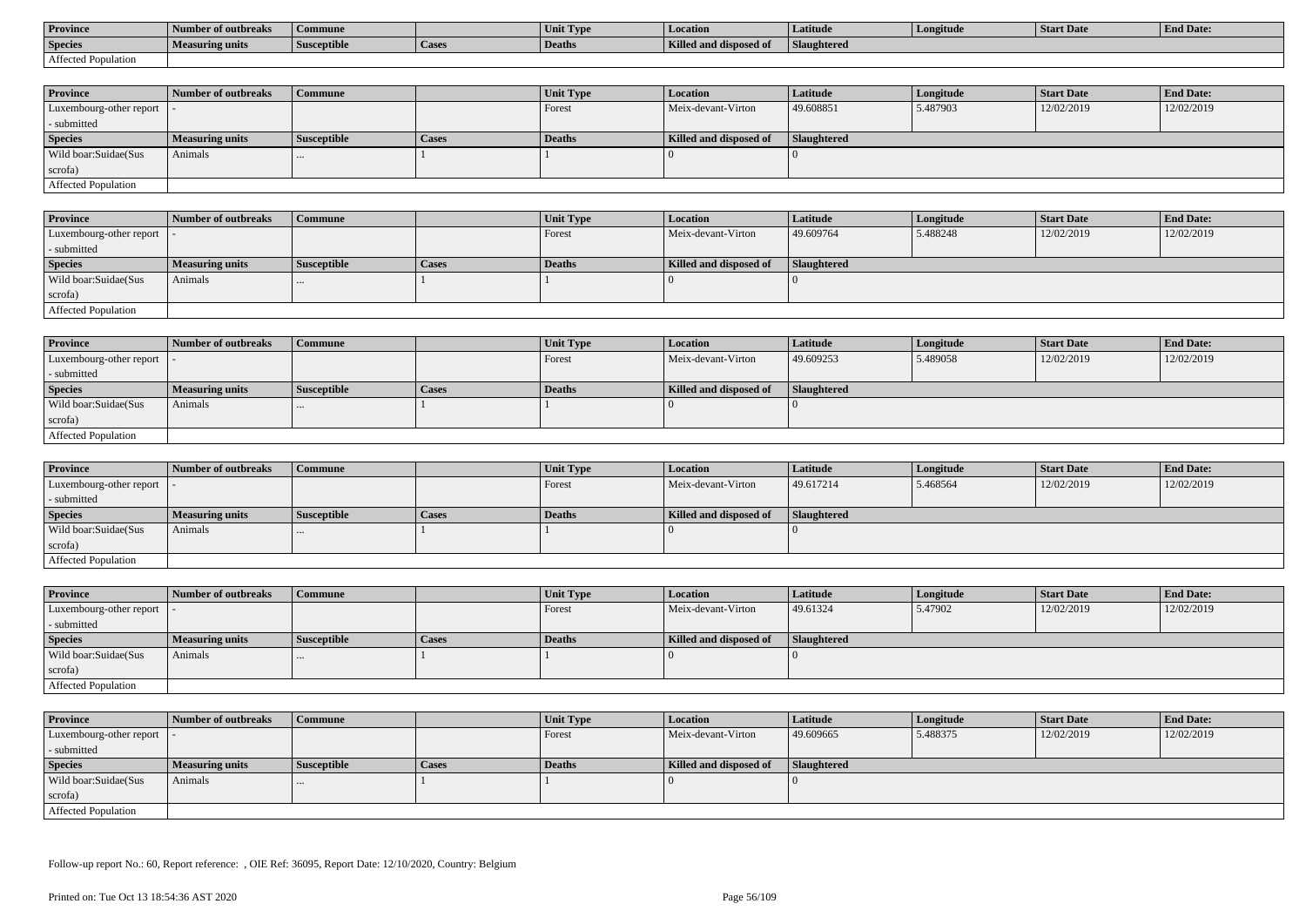| Province | Number of outbreaks | Commune | | Unit Type | Location | Latitude | Longitude | Start Date | End Date: |
|---|---|---|---|---|---|---|---|---|---|
| Species | Measuring units | Susceptible | Cases | Deaths | Killed and disposed of | Slaughtered | | | |
| Affected Population | | | | | | | | | |

| Province | Number of outbreaks | Commune | | Unit Type | Location | Latitude | Longitude | Start Date | End Date: |
|---|---|---|---|---|---|---|---|---|---|
| Luxembourg-other report - submitted | - | | | Forest | Meix-devant-Virton | 49.608851 | 5.487903 | 12/02/2019 | 12/02/2019 |
| Species | Measuring units | Susceptible | Cases | Deaths | Killed and disposed of | Slaughtered | | | |
| Wild boar:Suidae(Sus scrofa) | Animals | ... | 1 | 1 | 0 | 0 | | | |
| Affected Population | | | | | | | | | |

| Province | Number of outbreaks | Commune | | Unit Type | Location | Latitude | Longitude | Start Date | End Date: |
|---|---|---|---|---|---|---|---|---|---|
| Luxembourg-other report - submitted | - | | | Forest | Meix-devant-Virton | 49.609764 | 5.488248 | 12/02/2019 | 12/02/2019 |
| Species | Measuring units | Susceptible | Cases | Deaths | Killed and disposed of | Slaughtered | | | |
| Wild boar:Suidae(Sus scrofa) | Animals | ... | 1 | 1 | 0 | 0 | | | |
| Affected Population | | | | | | | | | |

| Province | Number of outbreaks | Commune | | Unit Type | Location | Latitude | Longitude | Start Date | End Date: |
|---|---|---|---|---|---|---|---|---|---|
| Luxembourg-other report - submitted | - | | | Forest | Meix-devant-Virton | 49.609253 | 5.489058 | 12/02/2019 | 12/02/2019 |
| Species | Measuring units | Susceptible | Cases | Deaths | Killed and disposed of | Slaughtered | | | |
| Wild boar:Suidae(Sus scrofa) | Animals | ... | 1 | 1 | 0 | 0 | | | |
| Affected Population | | | | | | | | | |

| Province | Number of outbreaks | Commune | | Unit Type | Location | Latitude | Longitude | Start Date | End Date: |
|---|---|---|---|---|---|---|---|---|---|
| Luxembourg-other report - submitted | - | | | Forest | Meix-devant-Virton | 49.617214 | 5.468564 | 12/02/2019 | 12/02/2019 |
| Species | Measuring units | Susceptible | Cases | Deaths | Killed and disposed of | Slaughtered | | | |
| Wild boar:Suidae(Sus scrofa) | Animals | ... | 1 | 1 | 0 | 0 | | | |
| Affected Population | | | | | | | | | |

| Province | Number of outbreaks | Commune | | Unit Type | Location | Latitude | Longitude | Start Date | End Date: |
|---|---|---|---|---|---|---|---|---|---|
| Luxembourg-other report - submitted | - | | | Forest | Meix-devant-Virton | 49.61324 | 5.47902 | 12/02/2019 | 12/02/2019 |
| Species | Measuring units | Susceptible | Cases | Deaths | Killed and disposed of | Slaughtered | | | |
| Wild boar:Suidae(Sus scrofa) | Animals | ... | 1 | 1 | 0 | 0 | | | |
| Affected Population | | | | | | | | | |

| Province | Number of outbreaks | Commune | | Unit Type | Location | Latitude | Longitude | Start Date | End Date: |
|---|---|---|---|---|---|---|---|---|---|
| Luxembourg-other report - submitted | - | | | Forest | Meix-devant-Virton | 49.609665 | 5.488375 | 12/02/2019 | 12/02/2019 |
| Species | Measuring units | Susceptible | Cases | Deaths | Killed and disposed of | Slaughtered | | | |
| Wild boar:Suidae(Sus scrofa) | Animals | ... | 1 | 1 | 0 | 0 | | | |
| Affected Population | | | | | | | | | |

Follow-up report No.: 60, Report reference: , OIE Ref: 36095, Report Date: 12/10/2020, Country: Belgium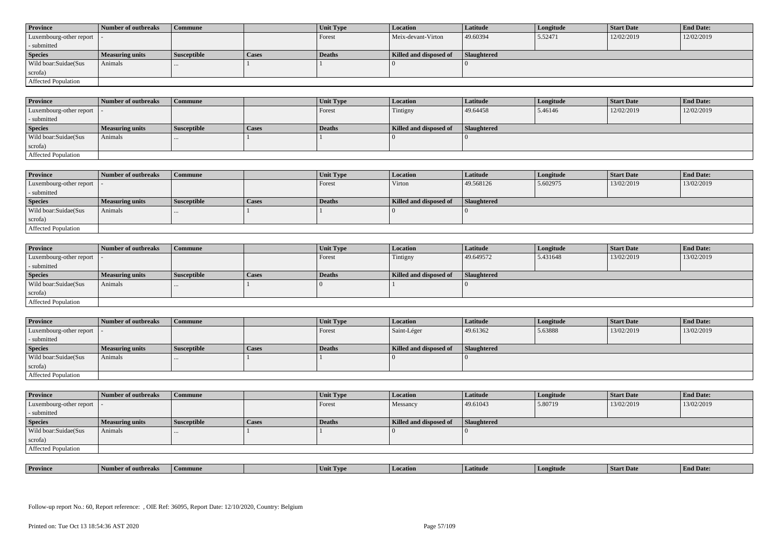| Province | Number of outbreaks | Commune | | Unit Type | Location | Latitude | Longitude | Start Date | End Date: |
|---|---|---|---|---|---|---|---|---|---|
| Luxembourg-other report - submitted | - | | | Forest | Meix-devant-Virton | 49.60394 | 5.52471 | 12/02/2019 | 12/02/2019 |
| **Species** | **Measuring units** | **Susceptible** | **Cases** | **Deaths** | **Killed and disposed of** | **Slaughtered** | | | |
| Wild boar:Suidae(Sus scrofa) | Animals | ... | 1 | 1 | 0 | 0 | | | |
| Affected Population | | | | | | | | | |

| Province | Number of outbreaks | Commune | | Unit Type | Location | Latitude | Longitude | Start Date | End Date: |
|---|---|---|---|---|---|---|---|---|---|
| Luxembourg-other report - submitted | - | | | Forest | Tintigny | 49.64458 | 5.46146 | 12/02/2019 | 12/02/2019 |
| **Species** | **Measuring units** | **Susceptible** | **Cases** | **Deaths** | **Killed and disposed of** | **Slaughtered** | | | |
| Wild boar:Suidae(Sus scrofa) | Animals | ... | 1 | 1 | 0 | 0 | | | |
| Affected Population | | | | | | | | | |

| Province | Number of outbreaks | Commune | | Unit Type | Location | Latitude | Longitude | Start Date | End Date: |
|---|---|---|---|---|---|---|---|---|---|
| Luxembourg-other report - submitted | - | | | Forest | Virton | 49.568126 | 5.602975 | 13/02/2019 | 13/02/2019 |
| **Species** | **Measuring units** | **Susceptible** | **Cases** | **Deaths** | **Killed and disposed of** | **Slaughtered** | | | |
| Wild boar:Suidae(Sus scrofa) | Animals | ... | 1 | 1 | 0 | 0 | | | |
| Affected Population | | | | | | | | | |

| Province | Number of outbreaks | Commune | | Unit Type | Location | Latitude | Longitude | Start Date | End Date: |
|---|---|---|---|---|---|---|---|---|---|
| Luxembourg-other report - submitted | - | | | Forest | Tintigny | 49.649572 | 5.431648 | 13/02/2019 | 13/02/2019 |
| **Species** | **Measuring units** | **Susceptible** | **Cases** | **Deaths** | **Killed and disposed of** | **Slaughtered** | | | |
| Wild boar:Suidae(Sus scrofa) | Animals | ... | 1 | 0 | 1 | 0 | | | |
| Affected Population | | | | | | | | | |

| Province | Number of outbreaks | Commune | | Unit Type | Location | Latitude | Longitude | Start Date | End Date: |
|---|---|---|---|---|---|---|---|---|---|
| Luxembourg-other report - submitted | - | | | Forest | Saint-Léger | 49.61362 | 5.63888 | 13/02/2019 | 13/02/2019 |
| **Species** | **Measuring units** | **Susceptible** | **Cases** | **Deaths** | **Killed and disposed of** | **Slaughtered** | | | |
| Wild boar:Suidae(Sus scrofa) | Animals | ... | 1 | 1 | 0 | 0 | | | |
| Affected Population | | | | | | | | | |

| Province | Number of outbreaks | Commune | | Unit Type | Location | Latitude | Longitude | Start Date | End Date: |
|---|---|---|---|---|---|---|---|---|---|
| Luxembourg-other report - submitted | - | | | Forest | Messancy | 49.61043 | 5.80719 | 13/02/2019 | 13/02/2019 |
| **Species** | **Measuring units** | **Susceptible** | **Cases** | **Deaths** | **Killed and disposed of** | **Slaughtered** | | | |
| Wild boar:Suidae(Sus scrofa) | Animals | ... | 1 | 1 | 0 | 0 | | | |
| Affected Population | | | | | | | | | |

| Province | Number of outbreaks | Commune | | Unit Type | Location | Latitude | Longitude | Start Date | End Date: |
|---|---|---|---|---|---|---|---|---|---|

Follow-up report No.: 60, Report reference: , OIE Ref: 36095, Report Date: 12/10/2020, Country: Belgium

Printed on: Tue Oct 13 18:54:36 AST 2020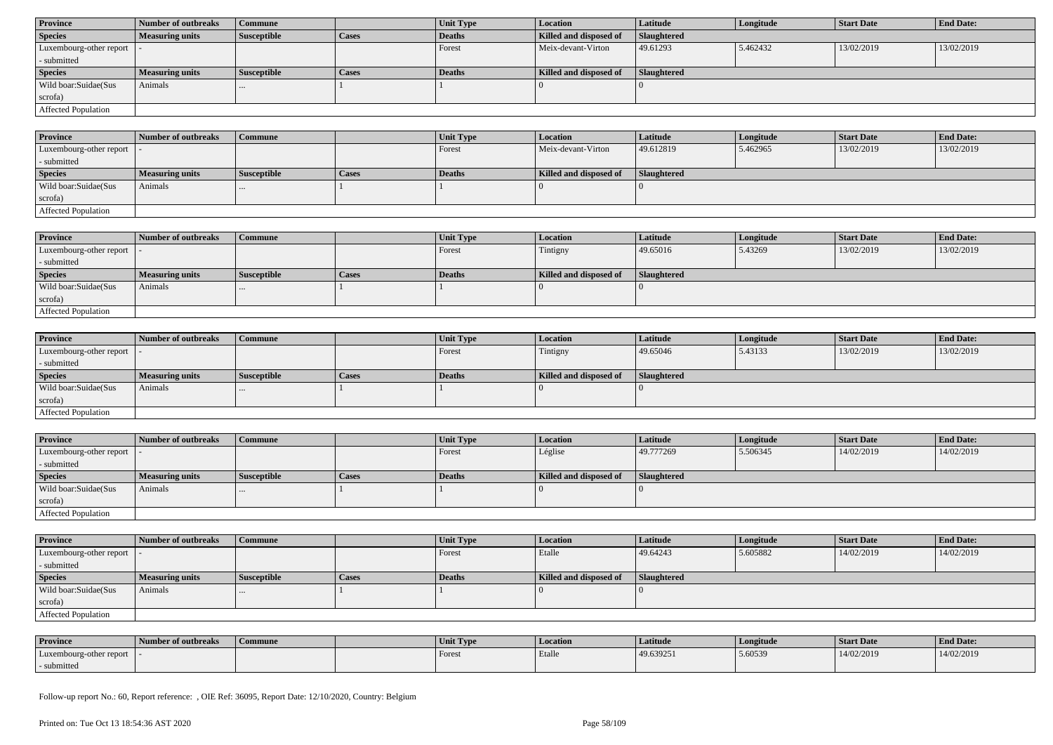| Province | Number of outbreaks | Commune | | Unit Type | Location | Latitude | Longitude | Start Date | End Date: |
|---|---|---|---|---|---|---|---|---|---|
| Luxembourg-other report - submitted | - | | | Forest | Meix-devant-Virton | 49.61293 | 5.462432 | 13/02/2019 | 13/02/2019 |
| **Species** | **Measuring units** | **Susceptible** | **Cases** | **Deaths** | **Killed and disposed of** | **Slaughtered** | | | |
| Wild boar:Suidae(Sus scrofa) | Animals | ... | 1 | 1 | 0 | 0 | | | |
| Affected Population | | | | | | | | | |

| Province | Number of outbreaks | Commune | | Unit Type | Location | Latitude | Longitude | Start Date | End Date: |
|---|---|---|---|---|---|---|---|---|---|
| Luxembourg-other report - submitted | - | | | Forest | Meix-devant-Virton | 49.612819 | 5.462965 | 13/02/2019 | 13/02/2019 |
| **Species** | **Measuring units** | **Susceptible** | **Cases** | **Deaths** | **Killed and disposed of** | **Slaughtered** | | | |
| Wild boar:Suidae(Sus scrofa) | Animals | ... | 1 | 1 | 0 | 0 | | | |
| Affected Population | | | | | | | | | |

| Province | Number of outbreaks | Commune | | Unit Type | Location | Latitude | Longitude | Start Date | End Date: |
|---|---|---|---|---|---|---|---|---|---|
| Luxembourg-other report - submitted | - | | | Forest | Tintigny | 49.65016 | 5.43269 | 13/02/2019 | 13/02/2019 |
| **Species** | **Measuring units** | **Susceptible** | **Cases** | **Deaths** | **Killed and disposed of** | **Slaughtered** | | | |
| Wild boar:Suidae(Sus scrofa) | Animals | ... | 1 | 1 | 0 | 0 | | | |
| Affected Population | | | | | | | | | |

| Province | Number of outbreaks | Commune | | Unit Type | Location | Latitude | Longitude | Start Date | End Date: |
|---|---|---|---|---|---|---|---|---|---|
| Luxembourg-other report - submitted | - | | | Forest | Tintigny | 49.65046 | 5.43133 | 13/02/2019 | 13/02/2019 |
| **Species** | **Measuring units** | **Susceptible** | **Cases** | **Deaths** | **Killed and disposed of** | **Slaughtered** | | | |
| Wild boar:Suidae(Sus scrofa) | Animals | ... | 1 | 1 | 0 | 0 | | | |
| Affected Population | | | | | | | | | |

| Province | Number of outbreaks | Commune | | Unit Type | Location | Latitude | Longitude | Start Date | End Date: |
|---|---|---|---|---|---|---|---|---|---|
| Luxembourg-other report - submitted | - | | | Forest | Léglise | 49.777269 | 5.506345 | 14/02/2019 | 14/02/2019 |
| **Species** | **Measuring units** | **Susceptible** | **Cases** | **Deaths** | **Killed and disposed of** | **Slaughtered** | | | |
| Wild boar:Suidae(Sus scrofa) | Animals | ... | 1 | 1 | 0 | 0 | | | |
| Affected Population | | | | | | | | | |

| Province | Number of outbreaks | Commune | | Unit Type | Location | Latitude | Longitude | Start Date | End Date: |
|---|---|---|---|---|---|---|---|---|---|
| Luxembourg-other report - submitted | - | | | Forest | Etalle | 49.64243 | 5.605882 | 14/02/2019 | 14/02/2019 |
| **Species** | **Measuring units** | **Susceptible** | **Cases** | **Deaths** | **Killed and disposed of** | **Slaughtered** | | | |
| Wild boar:Suidae(Sus scrofa) | Animals | ... | 1 | 1 | 0 | 0 | | | |
| Affected Population | | | | | | | | | |

| Province | Number of outbreaks | Commune | | Unit Type | Location | Latitude | Longitude | Start Date | End Date: |
|---|---|---|---|---|---|---|---|---|---|
| Luxembourg-other report - submitted | - | | | Forest | Etalle | 49.639251 | 5.60539 | 14/02/2019 | 14/02/2019 |

Follow-up report No.: 60, Report reference: , OIE Ref: 36095, Report Date: 12/10/2020, Country: Belgium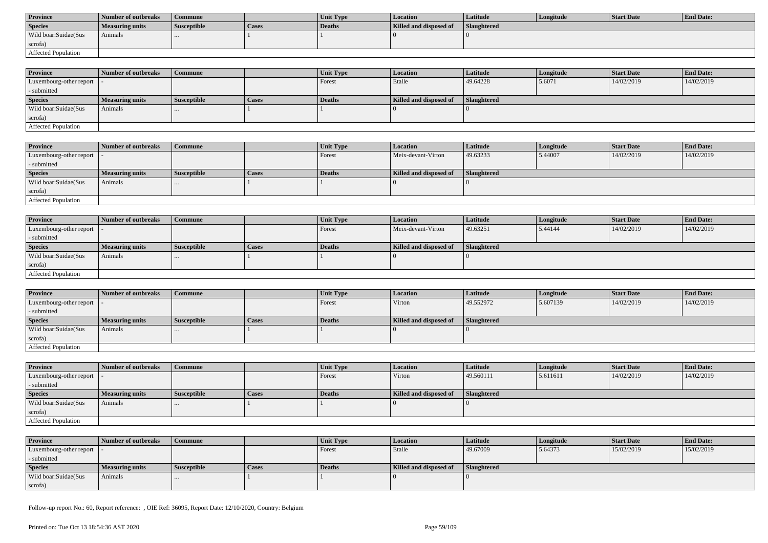| Province | Number of outbreaks | Commune | | Unit Type | Location | Latitude | Longitude | Start Date | End Date: |
|---|---|---|---|---|---|---|---|---|---|
| Species | Measuring units | Susceptible | Cases | Deaths | Killed and disposed of | Slaughtered | | | |
| Wild boar:Suidae(Sus scrofa) | Animals | ... | 1 | 1 | 0 | 0 | | | |
| Affected Population | | | | | | | | | |

| Province | Number of outbreaks | Commune | | Unit Type | Location | Latitude | Longitude | Start Date | End Date: |
|---|---|---|---|---|---|---|---|---|---|
| Luxembourg-other report - submitted | - | | | Forest | Etalle | 49.64228 | 5.6071 | 14/02/2019 | 14/02/2019 |
| Species | Measuring units | Susceptible | Cases | Deaths | Killed and disposed of | Slaughtered | | | |
| Wild boar:Suidae(Sus scrofa) | Animals | ... | 1 | 1 | 0 | 0 | | | |
| Affected Population | | | | | | | | | |

| Province | Number of outbreaks | Commune | | Unit Type | Location | Latitude | Longitude | Start Date | End Date: |
|---|---|---|---|---|---|---|---|---|---|
| Luxembourg-other report - submitted | - | | | Forest | Meix-devant-Virton | 49.63233 | 5.44007 | 14/02/2019 | 14/02/2019 |
| Species | Measuring units | Susceptible | Cases | Deaths | Killed and disposed of | Slaughtered | | | |
| Wild boar:Suidae(Sus scrofa) | Animals | ... | 1 | 1 | 0 | 0 | | | |
| Affected Population | | | | | | | | | |

| Province | Number of outbreaks | Commune | | Unit Type | Location | Latitude | Longitude | Start Date | End Date: |
|---|---|---|---|---|---|---|---|---|---|
| Luxembourg-other report - submitted | - | | | Forest | Meix-devant-Virton | 49.63251 | 5.44144 | 14/02/2019 | 14/02/2019 |
| Species | Measuring units | Susceptible | Cases | Deaths | Killed and disposed of | Slaughtered | | | |
| Wild boar:Suidae(Sus scrofa) | Animals | ... | 1 | 1 | 0 | 0 | | | |
| Affected Population | | | | | | | | | |

| Province | Number of outbreaks | Commune | | Unit Type | Location | Latitude | Longitude | Start Date | End Date: |
|---|---|---|---|---|---|---|---|---|---|
| Luxembourg-other report - submitted | - | | | Forest | Virton | 49.552972 | 5.607139 | 14/02/2019 | 14/02/2019 |
| Species | Measuring units | Susceptible | Cases | Deaths | Killed and disposed of | Slaughtered | | | |
| Wild boar:Suidae(Sus scrofa) | Animals | ... | 1 | 1 | 0 | 0 | | | |
| Affected Population | | | | | | | | | |

| Province | Number of outbreaks | Commune | | Unit Type | Location | Latitude | Longitude | Start Date | End Date: |
|---|---|---|---|---|---|---|---|---|---|
| Luxembourg-other report - submitted | - | | | Forest | Virton | 49.560111 | 5.611611 | 14/02/2019 | 14/02/2019 |
| Species | Measuring units | Susceptible | Cases | Deaths | Killed and disposed of | Slaughtered | | | |
| Wild boar:Suidae(Sus scrofa) | Animals | ... | 1 | 1 | 0 | 0 | | | |
| Affected Population | | | | | | | | | |

| Province | Number of outbreaks | Commune | | Unit Type | Location | Latitude | Longitude | Start Date | End Date: |
|---|---|---|---|---|---|---|---|---|---|
| Luxembourg-other report - submitted | - | | | Forest | Etalle | 49.67009 | 5.64373 | 15/02/2019 | 15/02/2019 |
| Species | Measuring units | Susceptible | Cases | Deaths | Killed and disposed of | Slaughtered | | | |
| Wild boar:Suidae(Sus scrofa) | Animals | ... | 1 | 1 | 0 | 0 | | | |

Follow-up report No.: 60, Report reference: , OIE Ref: 36095, Report Date: 12/10/2020, Country: Belgium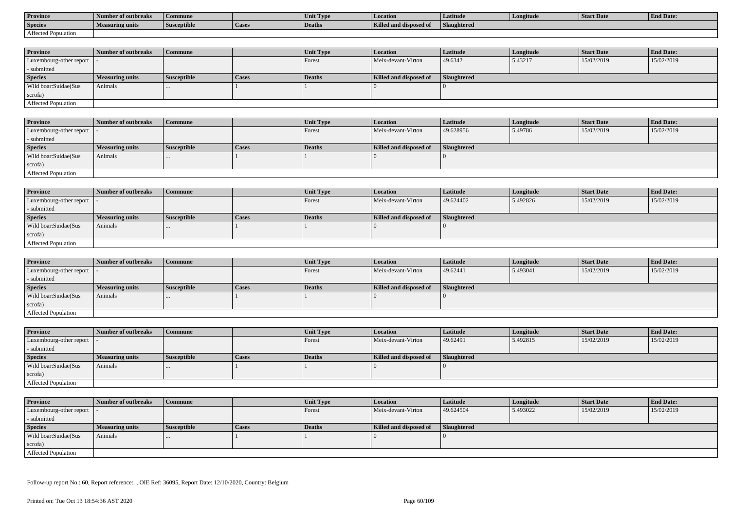| Province | Number of outbreaks | Commune | | Unit Type | Location | Latitude | Longitude | Start Date | End Date: |
|---|---|---|---|---|---|---|---|---|---|
| **Species** | **Measuring units** | **Susceptible** | **Cases** | **Deaths** | **Killed and disposed of** | **Slaughtered** | | | |
| Affected Population | | | | | | | | | |

| Province | Number of outbreaks | Commune | | Unit Type | Location | Latitude | Longitude | Start Date | End Date: |
|---|---|---|---|---|---|---|---|---|---|
| Luxembourg-other report - submitted | - | | | Forest | Meix-devant-Virton | 49.6342 | 5.43217 | 15/02/2019 | 15/02/2019 |
| **Species** | **Measuring units** | **Susceptible** | **Cases** | **Deaths** | **Killed and disposed of** | **Slaughtered** | | | |
| Wild boar:Suidae(Sus scrofa) | Animals | ... | 1 | 1 | 0 | 0 | | | |
| Affected Population | | | | | | | | | |

| Province | Number of outbreaks | Commune | | Unit Type | Location | Latitude | Longitude | Start Date | End Date: |
|---|---|---|---|---|---|---|---|---|---|
| Luxembourg-other report - submitted | - | | | Forest | Meix-devant-Virton | 49.628956 | 5.49786 | 15/02/2019 | 15/02/2019 |
| **Species** | **Measuring units** | **Susceptible** | **Cases** | **Deaths** | **Killed and disposed of** | **Slaughtered** | | | |
| Wild boar:Suidae(Sus scrofa) | Animals | ... | 1 | 1 | 0 | 0 | | | |
| Affected Population | | | | | | | | | |

| Province | Number of outbreaks | Commune | | Unit Type | Location | Latitude | Longitude | Start Date | End Date: |
|---|---|---|---|---|---|---|---|---|---|
| Luxembourg-other report - submitted | - | | | Forest | Meix-devant-Virton | 49.624402 | 5.492826 | 15/02/2019 | 15/02/2019 |
| **Species** | **Measuring units** | **Susceptible** | **Cases** | **Deaths** | **Killed and disposed of** | **Slaughtered** | | | |
| Wild boar:Suidae(Sus scrofa) | Animals | ... | 1 | 1 | 0 | 0 | | | |
| Affected Population | | | | | | | | | |

| Province | Number of outbreaks | Commune | | Unit Type | Location | Latitude | Longitude | Start Date | End Date: |
|---|---|---|---|---|---|---|---|---|---|
| Luxembourg-other report - submitted | - | | | Forest | Meix-devant-Virton | 49.62441 | 5.493041 | 15/02/2019 | 15/02/2019 |
| **Species** | **Measuring units** | **Susceptible** | **Cases** | **Deaths** | **Killed and disposed of** | **Slaughtered** | | | |
| Wild boar:Suidae(Sus scrofa) | Animals | ... | 1 | 1 | 0 | 0 | | | |
| Affected Population | | | | | | | | | |

| Province | Number of outbreaks | Commune | | Unit Type | Location | Latitude | Longitude | Start Date | End Date: |
|---|---|---|---|---|---|---|---|---|---|
| Luxembourg-other report - submitted | - | | | Forest | Meix-devant-Virton | 49.62491 | 5.492815 | 15/02/2019 | 15/02/2019 |
| **Species** | **Measuring units** | **Susceptible** | **Cases** | **Deaths** | **Killed and disposed of** | **Slaughtered** | | | |
| Wild boar:Suidae(Sus scrofa) | Animals | ... | 1 | 1 | 0 | 0 | | | |
| Affected Population | | | | | | | | | |

| Province | Number of outbreaks | Commune | | Unit Type | Location | Latitude | Longitude | Start Date | End Date: |
|---|---|---|---|---|---|---|---|---|---|
| Luxembourg-other report - submitted | - | | | Forest | Meix-devant-Virton | 49.624504 | 5.493022 | 15/02/2019 | 15/02/2019 |
| **Species** | **Measuring units** | **Susceptible** | **Cases** | **Deaths** | **Killed and disposed of** | **Slaughtered** | | | |
| Wild boar:Suidae(Sus scrofa) | Animals | ... | 1 | 1 | 0 | 0 | | | |
| Affected Population | | | | | | | | | |

Follow-up report No.: 60, Report reference: , OIE Ref: 36095, Report Date: 12/10/2020, Country: Belgium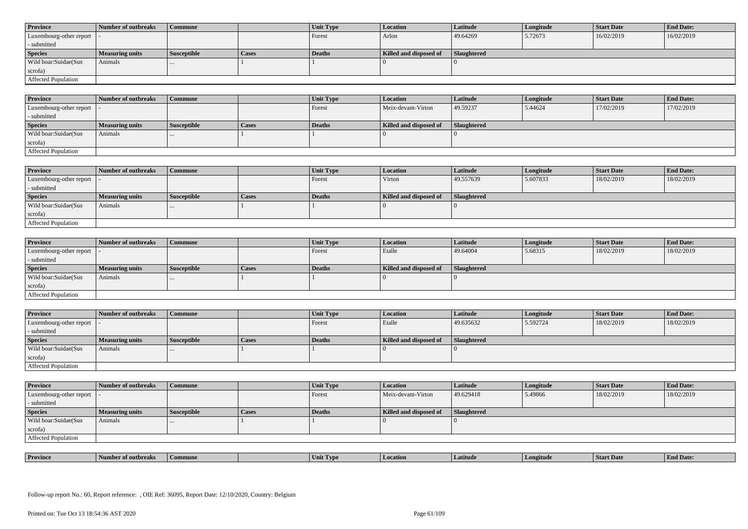| Province | Number of outbreaks | Commune | | Unit Type | Location | Latitude | Longitude | Start Date | End Date: |
|---|---|---|---|---|---|---|---|---|---|
| Luxembourg-other report - submitted | - | | | Forest | Arlon | 49.64269 | 5.72673 | 16/02/2019 | 16/02/2019 |
| **Species** | **Measuring units** | **Susceptible** | **Cases** | **Deaths** | **Killed and disposed of** | **Slaughtered** | | | |
| Wild boar:Suidae(Sus scrofa) | Animals | ... | 1 | 1 | 0 | 0 | | | |
| Affected Population | | | | | | | | | |

| Province | Number of outbreaks | Commune | | Unit Type | Location | Latitude | Longitude | Start Date | End Date: |
|---|---|---|---|---|---|---|---|---|---|
| Luxembourg-other report - submitted | - | | | Forest | Meix-devant-Virton | 49.59237 | 5.44624 | 17/02/2019 | 17/02/2019 |
| **Species** | **Measuring units** | **Susceptible** | **Cases** | **Deaths** | **Killed and disposed of** | **Slaughtered** | | | |
| Wild boar:Suidae(Sus scrofa) | Animals | ... | 1 | 1 | 0 | 0 | | | |
| Affected Population | | | | | | | | | |

| Province | Number of outbreaks | Commune | | Unit Type | Location | Latitude | Longitude | Start Date | End Date: |
|---|---|---|---|---|---|---|---|---|---|
| Luxembourg-other report - submitted | - | | | Forest | Virton | 49.557639 | 5.607833 | 18/02/2019 | 18/02/2019 |
| **Species** | **Measuring units** | **Susceptible** | **Cases** | **Deaths** | **Killed and disposed of** | **Slaughtered** | | | |
| Wild boar:Suidae(Sus scrofa) | Animals | ... | 1 | 1 | 0 | 0 | | | |
| Affected Population | | | | | | | | | |

| Province | Number of outbreaks | Commune | | Unit Type | Location | Latitude | Longitude | Start Date | End Date: |
|---|---|---|---|---|---|---|---|---|---|
| Luxembourg-other report - submitted | - | | | Forest | Etalle | 49.64004 | 5.68315 | 18/02/2019 | 18/02/2019 |
| **Species** | **Measuring units** | **Susceptible** | **Cases** | **Deaths** | **Killed and disposed of** | **Slaughtered** | | | |
| Wild boar:Suidae(Sus scrofa) | Animals | ... | 1 | 1 | 0 | 0 | | | |
| Affected Population | | | | | | | | | |

| Province | Number of outbreaks | Commune | | Unit Type | Location | Latitude | Longitude | Start Date | End Date: |
|---|---|---|---|---|---|---|---|---|---|
| Luxembourg-other report - submitted | - | | | Forest | Etalle | 49.635632 | 5.592724 | 18/02/2019 | 18/02/2019 |
| **Species** | **Measuring units** | **Susceptible** | **Cases** | **Deaths** | **Killed and disposed of** | **Slaughtered** | | | |
| Wild boar:Suidae(Sus scrofa) | Animals | ... | 1 | 1 | 0 | 0 | | | |
| Affected Population | | | | | | | | | |

| Province | Number of outbreaks | Commune | | Unit Type | Location | Latitude | Longitude | Start Date | End Date: |
|---|---|---|---|---|---|---|---|---|---|
| Luxembourg-other report - submitted | - | | | Forest | Meix-devant-Virton | 49.629418 | 5.49866 | 18/02/2019 | 18/02/2019 |
| **Species** | **Measuring units** | **Susceptible** | **Cases** | **Deaths** | **Killed and disposed of** | **Slaughtered** | | | |
| Wild boar:Suidae(Sus scrofa) | Animals | ... | 1 | 1 | 0 | 0 | | | |
| Affected Population | | | | | | | | | |

| Province | Number of outbreaks | Commune | | Unit Type | Location | Latitude | Longitude | Start Date | End Date: |
|---|---|---|---|---|---|---|---|---|---|

Follow-up report No.: 60, Report reference: , OIE Ref: 36095, Report Date: 12/10/2020, Country: Belgium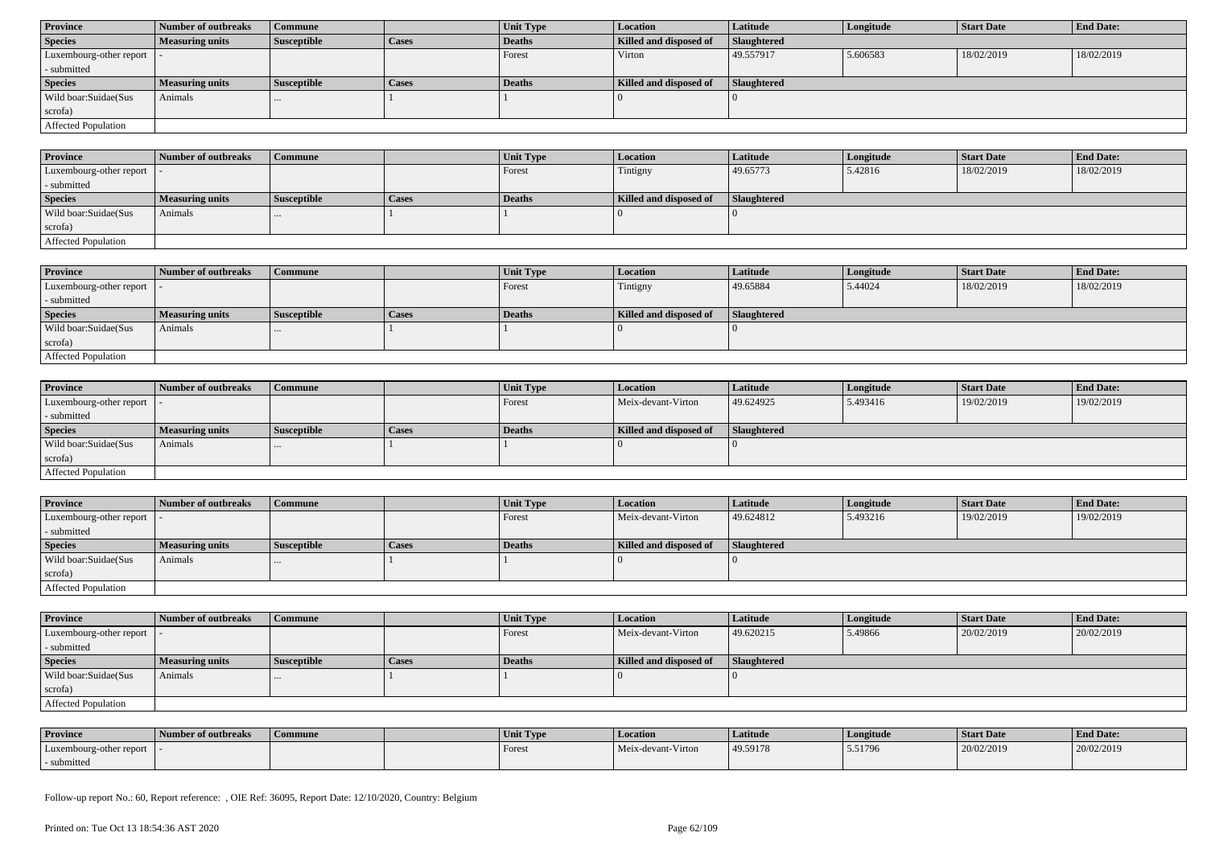| Province | Number of outbreaks | Commune | | Unit Type | Location | Latitude | Longitude | Start Date | End Date: |
|---|---|---|---|---|---|---|---|---|---|
| Luxembourg-other report - submitted | - | | | Forest | Virton | 49.557917 | 5.606583 | 18/02/2019 | 18/02/2019 |
| **Species** | **Measuring units** | **Susceptible** | **Cases** | **Deaths** | **Killed and disposed of** | **Slaughtered** | | | |
| Wild boar:Suidae(Sus scrofa) | Animals | ... | 1 | 1 | 0 | 0 | | | |
| Affected Population | | | | | | | | | |

| Province | Number of outbreaks | Commune | | Unit Type | Location | Latitude | Longitude | Start Date | End Date: |
|---|---|---|---|---|---|---|---|---|---|
| Luxembourg-other report - submitted | - | | | Forest | Tintigny | 49.65773 | 5.42816 | 18/02/2019 | 18/02/2019 |
| **Species** | **Measuring units** | **Susceptible** | **Cases** | **Deaths** | **Killed and disposed of** | **Slaughtered** | | | |
| Wild boar:Suidae(Sus scrofa) | Animals | ... | 1 | 1 | 0 | 0 | | | |
| Affected Population | | | | | | | | | |

| Province | Number of outbreaks | Commune | | Unit Type | Location | Latitude | Longitude | Start Date | End Date: |
|---|---|---|---|---|---|---|---|---|---|
| Luxembourg-other report - submitted | - | | | Forest | Tintigny | 49.65884 | 5.44024 | 18/02/2019 | 18/02/2019 |
| **Species** | **Measuring units** | **Susceptible** | **Cases** | **Deaths** | **Killed and disposed of** | **Slaughtered** | | | |
| Wild boar:Suidae(Sus scrofa) | Animals | ... | 1 | 1 | 0 | 0 | | | |
| Affected Population | | | | | | | | | |

| Province | Number of outbreaks | Commune | | Unit Type | Location | Latitude | Longitude | Start Date | End Date: |
|---|---|---|---|---|---|---|---|---|---|
| Luxembourg-other report - submitted | - | | | Forest | Meix-devant-Virton | 49.624925 | 5.493416 | 19/02/2019 | 19/02/2019 |
| **Species** | **Measuring units** | **Susceptible** | **Cases** | **Deaths** | **Killed and disposed of** | **Slaughtered** | | | |
| Wild boar:Suidae(Sus scrofa) | Animals | ... | 1 | 1 | 0 | 0 | | | |
| Affected Population | | | | | | | | | |

| Province | Number of outbreaks | Commune | | Unit Type | Location | Latitude | Longitude | Start Date | End Date: |
|---|---|---|---|---|---|---|---|---|---|
| Luxembourg-other report - submitted | - | | | Forest | Meix-devant-Virton | 49.624812 | 5.493216 | 19/02/2019 | 19/02/2019 |
| **Species** | **Measuring units** | **Susceptible** | **Cases** | **Deaths** | **Killed and disposed of** | **Slaughtered** | | | |
| Wild boar:Suidae(Sus scrofa) | Animals | ... | 1 | 1 | 0 | 0 | | | |
| Affected Population | | | | | | | | | |

| Province | Number of outbreaks | Commune | | Unit Type | Location | Latitude | Longitude | Start Date | End Date: |
|---|---|---|---|---|---|---|---|---|---|
| Luxembourg-other report - submitted | - | | | Forest | Meix-devant-Virton | 49.620215 | 5.49866 | 20/02/2019 | 20/02/2019 |
| **Species** | **Measuring units** | **Susceptible** | **Cases** | **Deaths** | **Killed and disposed of** | **Slaughtered** | | | |
| Wild boar:Suidae(Sus scrofa) | Animals | ... | 1 | 1 | 0 | 0 | | | |
| Affected Population | | | | | | | | | |

| Province | Number of outbreaks | Commune | | Unit Type | Location | Latitude | Longitude | Start Date | End Date: |
|---|---|---|---|---|---|---|---|---|---|
| Luxembourg-other report - submitted | - | | | Forest | Meix-devant-Virton | 49.59178 | 5.51796 | 20/02/2019 | 20/02/2019 |

Follow-up report No.: 60, Report reference: , OIE Ref: 36095, Report Date: 12/10/2020, Country: Belgium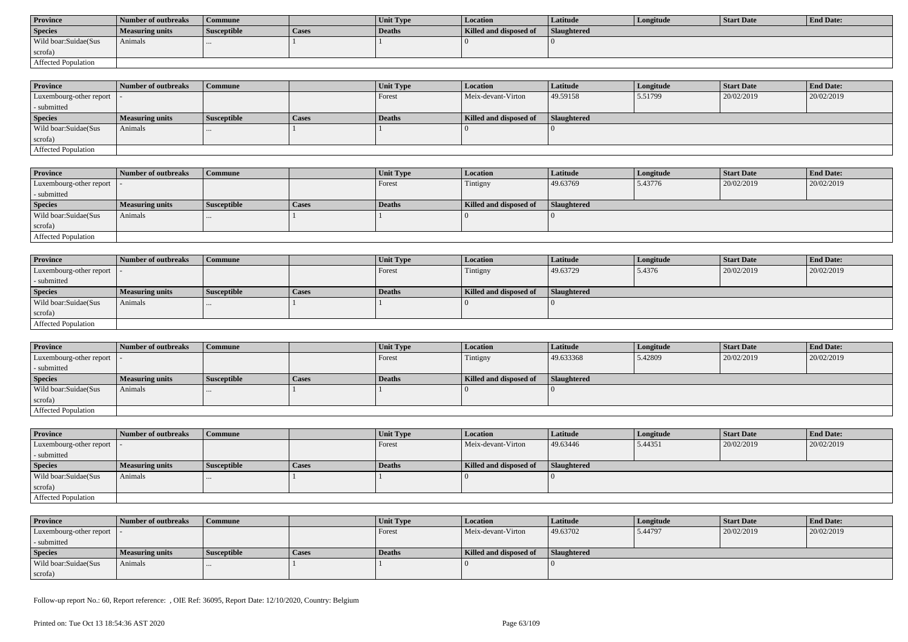| Province | Number of outbreaks | Commune | | Unit Type | Location | Latitude | Longitude | Start Date | End Date: |
|---|---|---|---|---|---|---|---|---|---|
| Species | Measuring units | Susceptible | Cases | Deaths | Killed and disposed of | Slaughtered | | | |
| Wild boar:Suidae(Sus scrofa) | Animals | ... | 1 | 1 | 0 | 0 | | | |
| Affected Population | | | | | | | | | |

| Province | Number of outbreaks | Commune | | Unit Type | Location | Latitude | Longitude | Start Date | End Date: |
|---|---|---|---|---|---|---|---|---|---|
| Luxembourg-other report - submitted | - | | | Forest | Meix-devant-Virton | 49.59158 | 5.51799 | 20/02/2019 | 20/02/2019 |
| Species | Measuring units | Susceptible | Cases | Deaths | Killed and disposed of | Slaughtered | | | |
| Wild boar:Suidae(Sus scrofa) | Animals | ... | 1 | 1 | 0 | 0 | | | |
| Affected Population | | | | | | | | | |

| Province | Number of outbreaks | Commune | | Unit Type | Location | Latitude | Longitude | Start Date | End Date: |
|---|---|---|---|---|---|---|---|---|---|
| Luxembourg-other report - submitted | - | | | Forest | Tintigny | 49.63769 | 5.43776 | 20/02/2019 | 20/02/2019 |
| Species | Measuring units | Susceptible | Cases | Deaths | Killed and disposed of | Slaughtered | | | |
| Wild boar:Suidae(Sus scrofa) | Animals | ... | 1 | 1 | 0 | 0 | | | |
| Affected Population | | | | | | | | | |

| Province | Number of outbreaks | Commune | | Unit Type | Location | Latitude | Longitude | Start Date | End Date: |
|---|---|---|---|---|---|---|---|---|---|
| Luxembourg-other report - submitted | - | | | Forest | Tintigny | 49.63729 | 5.4376 | 20/02/2019 | 20/02/2019 |
| Species | Measuring units | Susceptible | Cases | Deaths | Killed and disposed of | Slaughtered | | | |
| Wild boar:Suidae(Sus scrofa) | Animals | ... | 1 | 1 | 0 | 0 | | | |
| Affected Population | | | | | | | | | |

| Province | Number of outbreaks | Commune | | Unit Type | Location | Latitude | Longitude | Start Date | End Date: |
|---|---|---|---|---|---|---|---|---|---|
| Luxembourg-other report - submitted | - | | | Forest | Tintigny | 49.633368 | 5.42809 | 20/02/2019 | 20/02/2019 |
| Species | Measuring units | Susceptible | Cases | Deaths | Killed and disposed of | Slaughtered | | | |
| Wild boar:Suidae(Sus scrofa) | Animals | ... | 1 | 1 | 0 | 0 | | | |
| Affected Population | | | | | | | | | |

| Province | Number of outbreaks | Commune | | Unit Type | Location | Latitude | Longitude | Start Date | End Date: |
|---|---|---|---|---|---|---|---|---|---|
| Luxembourg-other report - submitted | - | | | Forest | Meix-devant-Virton | 49.63446 | 5.44351 | 20/02/2019 | 20/02/2019 |
| Species | Measuring units | Susceptible | Cases | Deaths | Killed and disposed of | Slaughtered | | | |
| Wild boar:Suidae(Sus scrofa) | Animals | ... | 1 | 1 | 0 | 0 | | | |
| Affected Population | | | | | | | | | |

| Province | Number of outbreaks | Commune | | Unit Type | Location | Latitude | Longitude | Start Date | End Date: |
|---|---|---|---|---|---|---|---|---|---|
| Luxembourg-other report - submitted | - | | | Forest | Meix-devant-Virton | 49.63702 | 5.44797 | 20/02/2019 | 20/02/2019 |
| Species | Measuring units | Susceptible | Cases | Deaths | Killed and disposed of | Slaughtered | | | |
| Wild boar:Suidae(Sus scrofa) | Animals | ... | 1 | 1 | 0 | 0 | | | |

Follow-up report No.: 60, Report reference: , OIE Ref: 36095, Report Date: 12/10/2020, Country: Belgium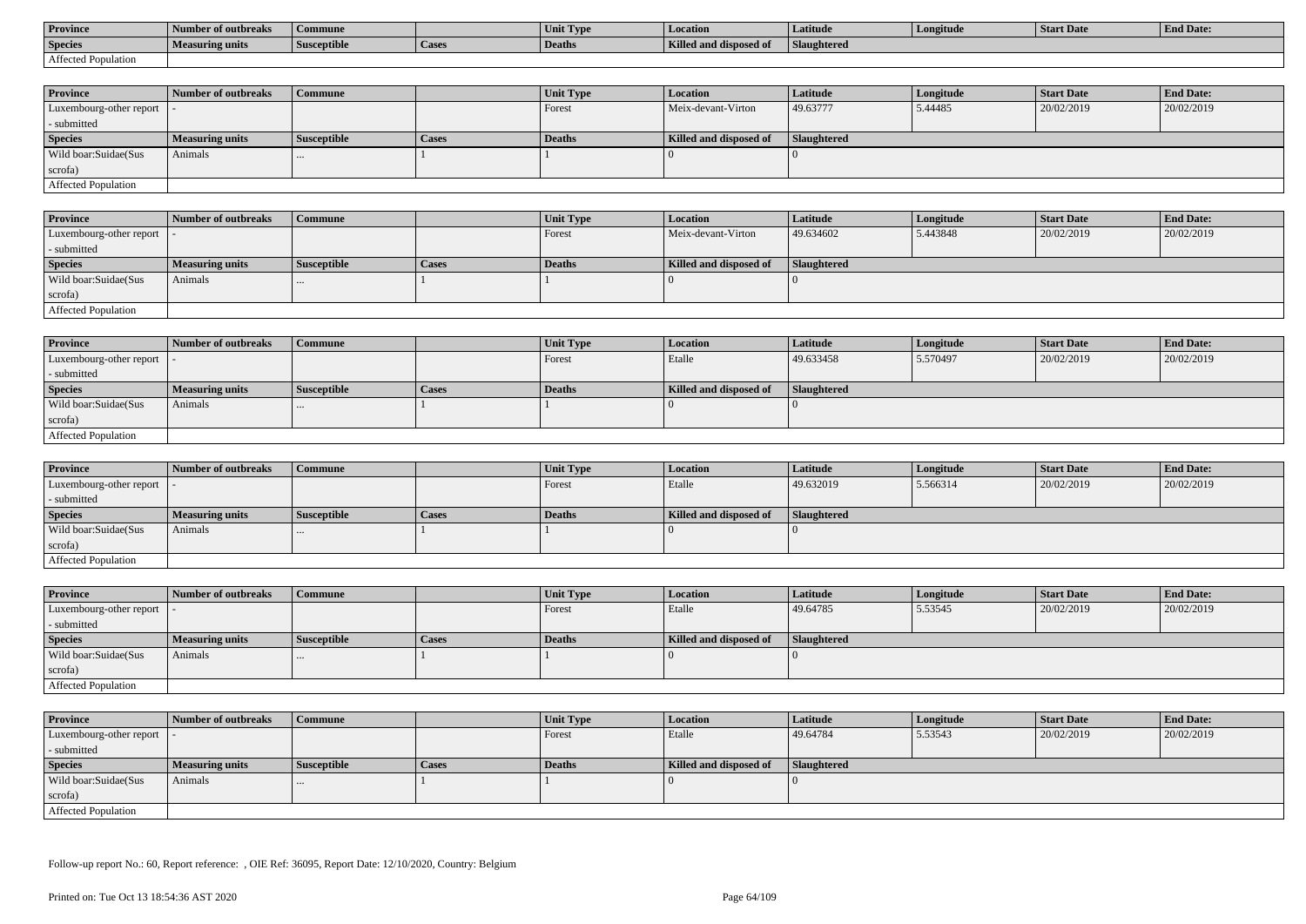| Province | Number of outbreaks | Commune | | Unit Type | Location | Latitude | Longitude | Start Date | End Date: |
|---|---|---|---|---|---|---|---|---|---|
| **Species** | **Measuring units** | **Susceptible** | **Cases** | **Deaths** | **Killed and disposed of** | **Slaughtered** | | | |
| Affected Population | | | | | | | | | |

| Province | Number of outbreaks | Commune | | Unit Type | Location | Latitude | Longitude | Start Date | End Date: |
|---|---|---|---|---|---|---|---|---|---|
| Luxembourg-other report - submitted | - | | | Forest | Meix-devant-Virton | 49.63777 | 5.44485 | 20/02/2019 | 20/02/2019 |
| **Species** | **Measuring units** | **Susceptible** | **Cases** | **Deaths** | **Killed and disposed of** | **Slaughtered** | | | |
| Wild boar:Suidae(Sus scrofa) | Animals | ... | 1 | 1 | 0 | 0 | | | |
| Affected Population | | | | | | | | | |

| Province | Number of outbreaks | Commune | | Unit Type | Location | Latitude | Longitude | Start Date | End Date: |
|---|---|---|---|---|---|---|---|---|---|
| Luxembourg-other report - submitted | - | | | Forest | Meix-devant-Virton | 49.634602 | 5.443848 | 20/02/2019 | 20/02/2019 |
| **Species** | **Measuring units** | **Susceptible** | **Cases** | **Deaths** | **Killed and disposed of** | **Slaughtered** | | | |
| Wild boar:Suidae(Sus scrofa) | Animals | ... | 1 | 1 | 0 | 0 | | | |
| Affected Population | | | | | | | | | |

| Province | Number of outbreaks | Commune | | Unit Type | Location | Latitude | Longitude | Start Date | End Date: |
|---|---|---|---|---|---|---|---|---|---|
| Luxembourg-other report - submitted | - | | | Forest | Etalle | 49.633458 | 5.570497 | 20/02/2019 | 20/02/2019 |
| **Species** | **Measuring units** | **Susceptible** | **Cases** | **Deaths** | **Killed and disposed of** | **Slaughtered** | | | |
| Wild boar:Suidae(Sus scrofa) | Animals | ... | 1 | 1 | 0 | 0 | | | |
| Affected Population | | | | | | | | | |

| Province | Number of outbreaks | Commune | | Unit Type | Location | Latitude | Longitude | Start Date | End Date: |
|---|---|---|---|---|---|---|---|---|---|
| Luxembourg-other report - submitted | - | | | Forest | Etalle | 49.632019 | 5.566314 | 20/02/2019 | 20/02/2019 |
| **Species** | **Measuring units** | **Susceptible** | **Cases** | **Deaths** | **Killed and disposed of** | **Slaughtered** | | | |
| Wild boar:Suidae(Sus scrofa) | Animals | ... | 1 | 1 | 0 | 0 | | | |
| Affected Population | | | | | | | | | |

| Province | Number of outbreaks | Commune | | Unit Type | Location | Latitude | Longitude | Start Date | End Date: |
|---|---|---|---|---|---|---|---|---|---|
| Luxembourg-other report - submitted | - | | | Forest | Etalle | 49.64785 | 5.53545 | 20/02/2019 | 20/02/2019 |
| **Species** | **Measuring units** | **Susceptible** | **Cases** | **Deaths** | **Killed and disposed of** | **Slaughtered** | | | |
| Wild boar:Suidae(Sus scrofa) | Animals | ... | 1 | 1 | 0 | 0 | | | |
| Affected Population | | | | | | | | | |

| Province | Number of outbreaks | Commune | | Unit Type | Location | Latitude | Longitude | Start Date | End Date: |
|---|---|---|---|---|---|---|---|---|---|
| Luxembourg-other report - submitted | - | | | Forest | Etalle | 49.64784 | 5.53543 | 20/02/2019 | 20/02/2019 |
| **Species** | **Measuring units** | **Susceptible** | **Cases** | **Deaths** | **Killed and disposed of** | **Slaughtered** | | | |
| Wild boar:Suidae(Sus scrofa) | Animals | ... | 1 | 1 | 0 | 0 | | | |
| Affected Population | | | | | | | | | |

Follow-up report No.: 60, Report reference: , OIE Ref: 36095, Report Date: 12/10/2020, Country: Belgium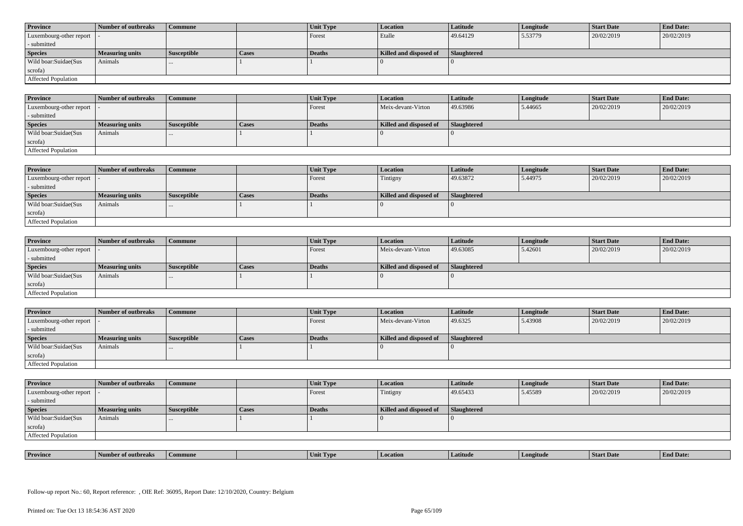| Province | Number of outbreaks | Commune | | Unit Type | Location | Latitude | Longitude | Start Date | End Date: |
|---|---|---|---|---|---|---|---|---|---|
| Luxembourg-other report - submitted | - | | | Forest | Etalle | 49.64129 | 5.53779 | 20/02/2019 | 20/02/2019 |
| **Species** | **Measuring units** | **Susceptible** | **Cases** | **Deaths** | **Killed and disposed of** | **Slaughtered** | | | |
| Wild boar:Suidae(Sus scrofa) | Animals | ... | 1 | 1 | 0 | 0 | | | |
| Affected Population | | | | | | | | | |

| Province | Number of outbreaks | Commune | | Unit Type | Location | Latitude | Longitude | Start Date | End Date: |
|---|---|---|---|---|---|---|---|---|---|
| Luxembourg-other report - submitted | - | | | Forest | Meix-devant-Virton | 49.63986 | 5.44665 | 20/02/2019 | 20/02/2019 |
| **Species** | **Measuring units** | **Susceptible** | **Cases** | **Deaths** | **Killed and disposed of** | **Slaughtered** | | | |
| Wild boar:Suidae(Sus scrofa) | Animals | ... | 1 | 1 | 0 | 0 | | | |
| Affected Population | | | | | | | | | |

| Province | Number of outbreaks | Commune | | Unit Type | Location | Latitude | Longitude | Start Date | End Date: |
|---|---|---|---|---|---|---|---|---|---|
| Luxembourg-other report - submitted | - | | | Forest | Tintigny | 49.63872 | 5.44975 | 20/02/2019 | 20/02/2019 |
| **Species** | **Measuring units** | **Susceptible** | **Cases** | **Deaths** | **Killed and disposed of** | **Slaughtered** | | | |
| Wild boar:Suidae(Sus scrofa) | Animals | ... | 1 | 1 | 0 | 0 | | | |
| Affected Population | | | | | | | | | |

| Province | Number of outbreaks | Commune | | Unit Type | Location | Latitude | Longitude | Start Date | End Date: |
|---|---|---|---|---|---|---|---|---|---|
| Luxembourg-other report - submitted | - | | | Forest | Meix-devant-Virton | 49.63085 | 5.42601 | 20/02/2019 | 20/02/2019 |
| **Species** | **Measuring units** | **Susceptible** | **Cases** | **Deaths** | **Killed and disposed of** | **Slaughtered** | | | |
| Wild boar:Suidae(Sus scrofa) | Animals | ... | 1 | 1 | 0 | 0 | | | |
| Affected Population | | | | | | | | | |

| Province | Number of outbreaks | Commune | | Unit Type | Location | Latitude | Longitude | Start Date | End Date: |
|---|---|---|---|---|---|---|---|---|---|
| Luxembourg-other report - submitted | - | | | Forest | Meix-devant-Virton | 49.6325 | 5.43908 | 20/02/2019 | 20/02/2019 |
| **Species** | **Measuring units** | **Susceptible** | **Cases** | **Deaths** | **Killed and disposed of** | **Slaughtered** | | | |
| Wild boar:Suidae(Sus scrofa) | Animals | ... | 1 | 1 | 0 | 0 | | | |
| Affected Population | | | | | | | | | |

| Province | Number of outbreaks | Commune | | Unit Type | Location | Latitude | Longitude | Start Date | End Date: |
|---|---|---|---|---|---|---|---|---|---|
| Luxembourg-other report - submitted | - | | | Forest | Tintigny | 49.65433 | 5.45589 | 20/02/2019 | 20/02/2019 |
| **Species** | **Measuring units** | **Susceptible** | **Cases** | **Deaths** | **Killed and disposed of** | **Slaughtered** | | | |
| Wild boar:Suidae(Sus scrofa) | Animals | ... | 1 | 1 | 0 | 0 | | | |
| Affected Population | | | | | | | | | |

| Province | Number of outbreaks | Commune | | Unit Type | Location | Latitude | Longitude | Start Date | End Date: |
|---|---|---|---|---|---|---|---|---|---|

Follow-up report No.: 60, Report reference: , OIE Ref: 36095, Report Date: 12/10/2020, Country: Belgium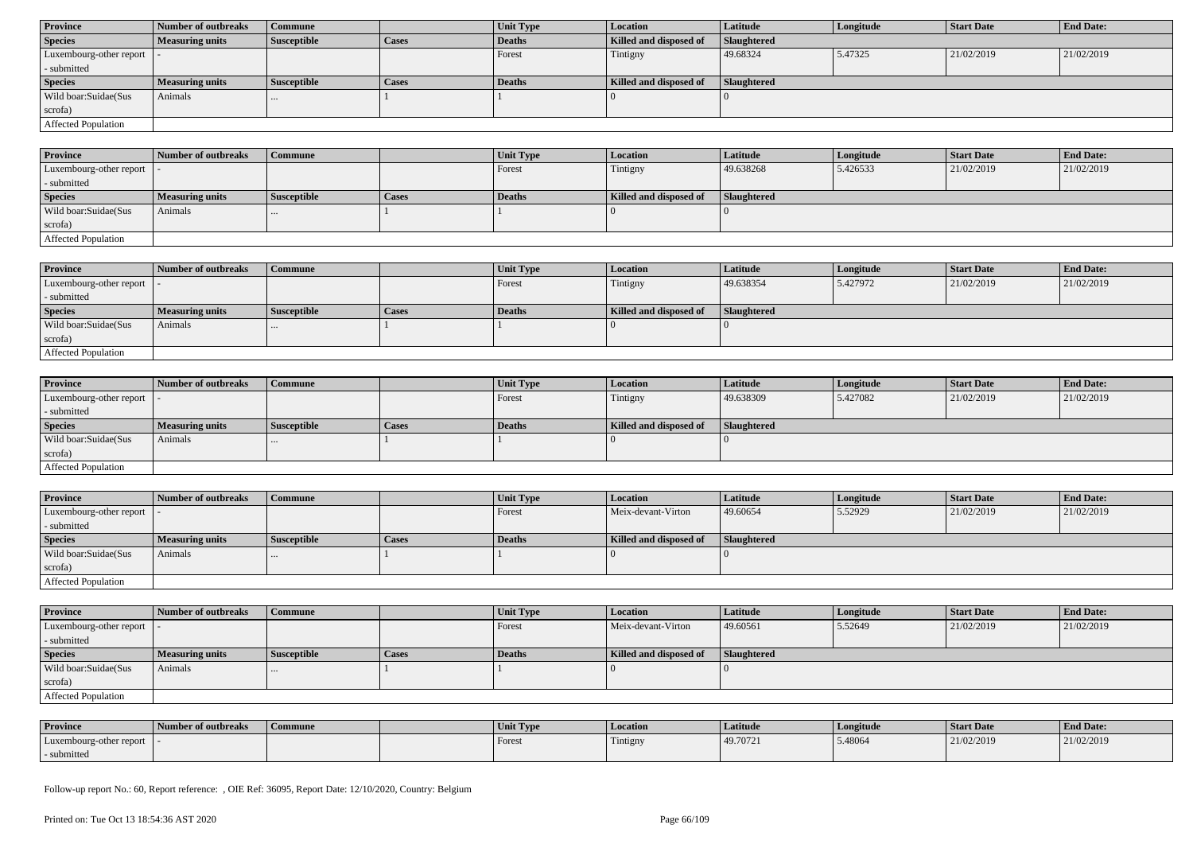| Province | Number of outbreaks | Commune | | Unit Type | Location | Latitude | Longitude | Start Date | End Date: |
|---|---|---|---|---|---|---|---|---|---|
| Luxembourg-other report - submitted | - | | | Forest | Tintigny | 49.68324 | 5.47325 | 21/02/2019 | 21/02/2019 |
| **Species** | **Measuring units** | **Susceptible** | **Cases** | **Deaths** | **Killed and disposed of** | **Slaughtered** | | | |
| Wild boar:Suidae(Sus scrofa) | Animals | ... | 1 | 1 | 0 | 0 | | | |
| Affected Population | | | | | | | | | |

| Province | Number of outbreaks | Commune | | Unit Type | Location | Latitude | Longitude | Start Date | End Date: |
|---|---|---|---|---|---|---|---|---|---|
| Luxembourg-other report - submitted | - | | | Forest | Tintigny | 49.638268 | 5.426533 | 21/02/2019 | 21/02/2019 |
| **Species** | **Measuring units** | **Susceptible** | **Cases** | **Deaths** | **Killed and disposed of** | **Slaughtered** | | | |
| Wild boar:Suidae(Sus scrofa) | Animals | ... | 1 | 1 | 0 | 0 | | | |
| Affected Population | | | | | | | | | |

| Province | Number of outbreaks | Commune | | Unit Type | Location | Latitude | Longitude | Start Date | End Date: |
|---|---|---|---|---|---|---|---|---|---|
| Luxembourg-other report - submitted | - | | | Forest | Tintigny | 49.638354 | 5.427972 | 21/02/2019 | 21/02/2019 |
| **Species** | **Measuring units** | **Susceptible** | **Cases** | **Deaths** | **Killed and disposed of** | **Slaughtered** | | | |
| Wild boar:Suidae(Sus scrofa) | Animals | ... | 1 | 1 | 0 | 0 | | | |
| Affected Population | | | | | | | | | |

| Province | Number of outbreaks | Commune | | Unit Type | Location | Latitude | Longitude | Start Date | End Date: |
|---|---|---|---|---|---|---|---|---|---|
| Luxembourg-other report - submitted | - | | | Forest | Tintigny | 49.638309 | 5.427082 | 21/02/2019 | 21/02/2019 |
| **Species** | **Measuring units** | **Susceptible** | **Cases** | **Deaths** | **Killed and disposed of** | **Slaughtered** | | | |
| Wild boar:Suidae(Sus scrofa) | Animals | ... | 1 | 1 | 0 | 0 | | | |
| Affected Population | | | | | | | | | |

| Province | Number of outbreaks | Commune | | Unit Type | Location | Latitude | Longitude | Start Date | End Date: |
|---|---|---|---|---|---|---|---|---|---|
| Luxembourg-other report - submitted | - | | | Forest | Meix-devant-Virton | 49.60654 | 5.52929 | 21/02/2019 | 21/02/2019 |
| **Species** | **Measuring units** | **Susceptible** | **Cases** | **Deaths** | **Killed and disposed of** | **Slaughtered** | | | |
| Wild boar:Suidae(Sus scrofa) | Animals | ... | 1 | 1 | 0 | 0 | | | |
| Affected Population | | | | | | | | | |

| Province | Number of outbreaks | Commune | | Unit Type | Location | Latitude | Longitude | Start Date | End Date: |
|---|---|---|---|---|---|---|---|---|---|
| Luxembourg-other report - submitted | - | | | Forest | Meix-devant-Virton | 49.60561 | 5.52649 | 21/02/2019 | 21/02/2019 |
| **Species** | **Measuring units** | **Susceptible** | **Cases** | **Deaths** | **Killed and disposed of** | **Slaughtered** | | | |
| Wild boar:Suidae(Sus scrofa) | Animals | ... | 1 | 1 | 0 | 0 | | | |
| Affected Population | | | | | | | | | |

| Province | Number of outbreaks | Commune | | Unit Type | Location | Latitude | Longitude | Start Date | End Date: |
|---|---|---|---|---|---|---|---|---|---|
| Luxembourg-other report - submitted | - | | | Forest | Tintigny | 49.70721 | 5.48064 | 21/02/2019 | 21/02/2019 |

Follow-up report No.: 60, Report reference: , OIE Ref: 36095, Report Date: 12/10/2020, Country: Belgium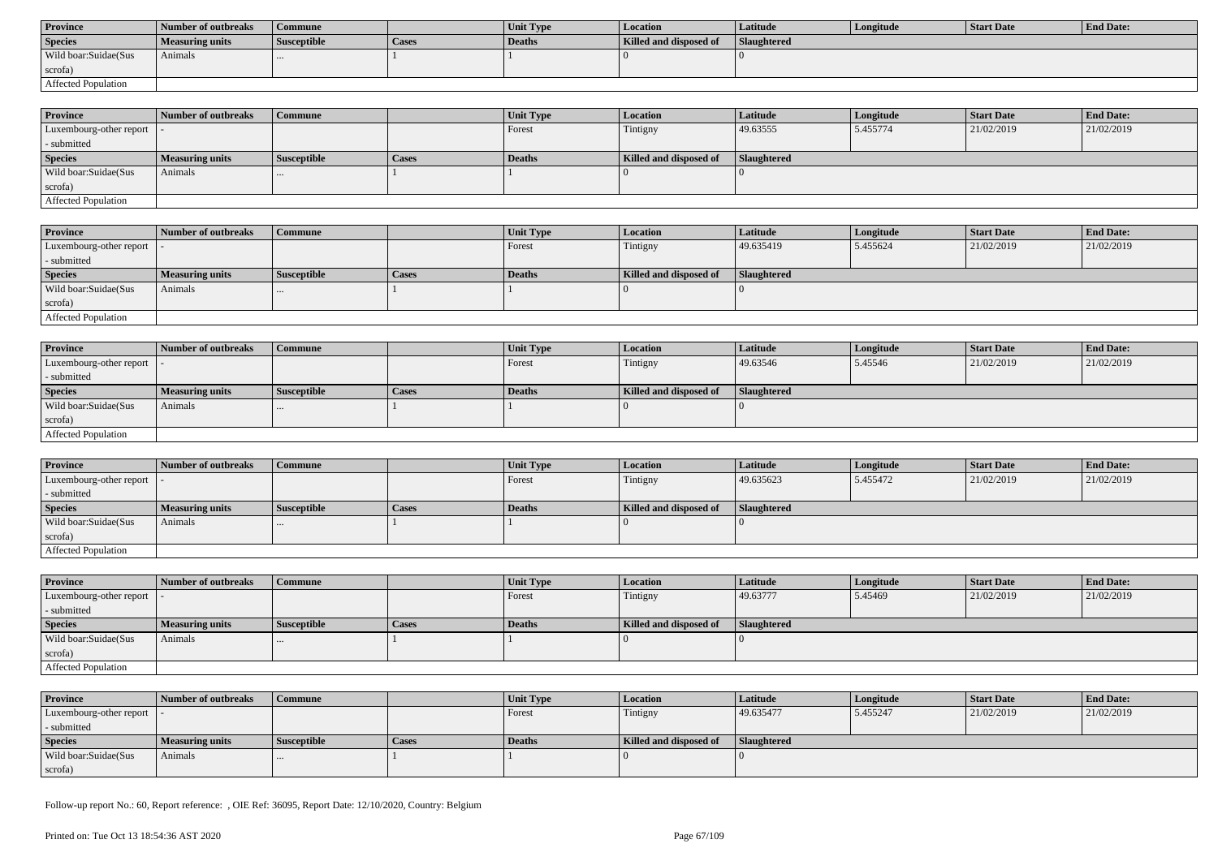| Province | Number of outbreaks | Commune | | Unit Type | Location | Latitude | Longitude | Start Date | End Date: |
|---|---|---|---|---|---|---|---|---|---|
| Species | Measuring units | Susceptible | Cases | Deaths | Killed and disposed of | Slaughtered | | | |
| Wild boar:Suidae(Sus scrofa) | Animals | ... | 1 | 1 | 0 | 0 | | | |
| Affected Population | | | | | | | | | |

| Province | Number of outbreaks | Commune | | Unit Type | Location | Latitude | Longitude | Start Date | End Date: |
|---|---|---|---|---|---|---|---|---|---|
| Luxembourg-other report - submitted | - | | | Forest | Tintigny | 49.63555 | 5.455774 | 21/02/2019 | 21/02/2019 |
| Species | Measuring units | Susceptible | Cases | Deaths | Killed and disposed of | Slaughtered | | | |
| Wild boar:Suidae(Sus scrofa) | Animals | ... | 1 | 1 | 0 | 0 | | | |
| Affected Population | | | | | | | | | |

| Province | Number of outbreaks | Commune | | Unit Type | Location | Latitude | Longitude | Start Date | End Date: |
|---|---|---|---|---|---|---|---|---|---|
| Luxembourg-other report - submitted | - | | | Forest | Tintigny | 49.635419 | 5.455624 | 21/02/2019 | 21/02/2019 |
| Species | Measuring units | Susceptible | Cases | Deaths | Killed and disposed of | Slaughtered | | | |
| Wild boar:Suidae(Sus scrofa) | Animals | ... | 1 | 1 | 0 | 0 | | | |
| Affected Population | | | | | | | | | |

| Province | Number of outbreaks | Commune | | Unit Type | Location | Latitude | Longitude | Start Date | End Date: |
|---|---|---|---|---|---|---|---|---|---|
| Luxembourg-other report - submitted | - | | | Forest | Tintigny | 49.63546 | 5.45546 | 21/02/2019 | 21/02/2019 |
| Species | Measuring units | Susceptible | Cases | Deaths | Killed and disposed of | Slaughtered | | | |
| Wild boar:Suidae(Sus scrofa) | Animals | ... | 1 | 1 | 0 | 0 | | | |
| Affected Population | | | | | | | | | |

| Province | Number of outbreaks | Commune | | Unit Type | Location | Latitude | Longitude | Start Date | End Date: |
|---|---|---|---|---|---|---|---|---|---|
| Luxembourg-other report - submitted | - | | | Forest | Tintigny | 49.635623 | 5.455472 | 21/02/2019 | 21/02/2019 |
| Species | Measuring units | Susceptible | Cases | Deaths | Killed and disposed of | Slaughtered | | | |
| Wild boar:Suidae(Sus scrofa) | Animals | ... | 1 | 1 | 0 | 0 | | | |
| Affected Population | | | | | | | | | |

| Province | Number of outbreaks | Commune | | Unit Type | Location | Latitude | Longitude | Start Date | End Date: |
|---|---|---|---|---|---|---|---|---|---|
| Luxembourg-other report - submitted | - | | | Forest | Tintigny | 49.63777 | 5.45469 | 21/02/2019 | 21/02/2019 |
| Species | Measuring units | Susceptible | Cases | Deaths | Killed and disposed of | Slaughtered | | | |
| Wild boar:Suidae(Sus scrofa) | Animals | ... | 1 | 1 | 0 | 0 | | | |
| Affected Population | | | | | | | | | |

| Province | Number of outbreaks | Commune | | Unit Type | Location | Latitude | Longitude | Start Date | End Date: |
|---|---|---|---|---|---|---|---|---|---|
| Luxembourg-other report - submitted | - | | | Forest | Tintigny | 49.635477 | 5.455247 | 21/02/2019 | 21/02/2019 |
| Species | Measuring units | Susceptible | Cases | Deaths | Killed and disposed of | Slaughtered | | | |
| Wild boar:Suidae(Sus scrofa) | Animals | ... | 1 | 1 | 0 | 0 | | | |

Follow-up report No.: 60, Report reference: , OIE Ref: 36095, Report Date: 12/10/2020, Country: Belgium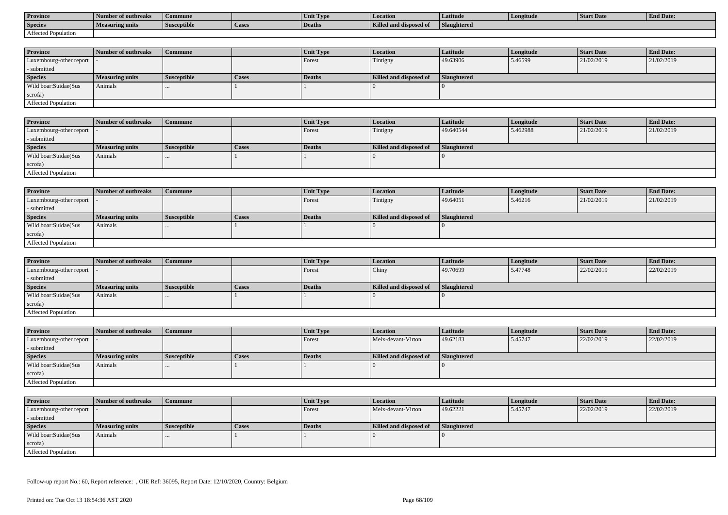| Province | Number of outbreaks | Commune | | Unit Type | Location | Latitude | Longitude | Start Date | End Date: |
|---|---|---|---|---|---|---|---|---|---|
| Species | Measuring units | Susceptible | Cases | Deaths | Killed and disposed of | Slaughtered | | | |
| Affected Population | | | | | | | | | |

| Province | Number of outbreaks | Commune | | Unit Type | Location | Latitude | Longitude | Start Date | End Date: |
|---|---|---|---|---|---|---|---|---|---|
| Luxembourg-other report - submitted | - | | | Forest | Tintigny | 49.63906 | 5.46599 | 21/02/2019 | 21/02/2019 |
| Species | Measuring units | Susceptible | Cases | Deaths | Killed and disposed of | Slaughtered | | | |
| Wild boar:Suidae(Sus scrofa) | Animals | ... | 1 | 1 | 0 | 0 | | | |
| Affected Population | | | | | | | | | |

| Province | Number of outbreaks | Commune | | Unit Type | Location | Latitude | Longitude | Start Date | End Date: |
|---|---|---|---|---|---|---|---|---|---|
| Luxembourg-other report - submitted | - | | | Forest | Tintigny | 49.640544 | 5.462988 | 21/02/2019 | 21/02/2019 |
| Species | Measuring units | Susceptible | Cases | Deaths | Killed and disposed of | Slaughtered | | | |
| Wild boar:Suidae(Sus scrofa) | Animals | ... | 1 | 1 | 0 | 0 | | | |
| Affected Population | | | | | | | | | |

| Province | Number of outbreaks | Commune | | Unit Type | Location | Latitude | Longitude | Start Date | End Date: |
|---|---|---|---|---|---|---|---|---|---|
| Luxembourg-other report - submitted | - | | | Forest | Tintigny | 49.64051 | 5.46216 | 21/02/2019 | 21/02/2019 |
| Species | Measuring units | Susceptible | Cases | Deaths | Killed and disposed of | Slaughtered | | | |
| Wild boar:Suidae(Sus scrofa) | Animals | ... | 1 | 1 | 0 | 0 | | | |
| Affected Population | | | | | | | | | |

| Province | Number of outbreaks | Commune | | Unit Type | Location | Latitude | Longitude | Start Date | End Date: |
|---|---|---|---|---|---|---|---|---|---|
| Luxembourg-other report - submitted | - | | | Forest | Chiny | 49.70699 | 5.47748 | 22/02/2019 | 22/02/2019 |
| Species | Measuring units | Susceptible | Cases | Deaths | Killed and disposed of | Slaughtered | | | |
| Wild boar:Suidae(Sus scrofa) | Animals | ... | 1 | 1 | 0 | 0 | | | |
| Affected Population | | | | | | | | | |

| Province | Number of outbreaks | Commune | | Unit Type | Location | Latitude | Longitude | Start Date | End Date: |
|---|---|---|---|---|---|---|---|---|---|
| Luxembourg-other report - submitted | - | | | Forest | Meix-devant-Virton | 49.62183 | 5.45747 | 22/02/2019 | 22/02/2019 |
| Species | Measuring units | Susceptible | Cases | Deaths | Killed and disposed of | Slaughtered | | | |
| Wild boar:Suidae(Sus scrofa) | Animals | ... | 1 | 1 | 0 | 0 | | | |
| Affected Population | | | | | | | | | |

| Province | Number of outbreaks | Commune | | Unit Type | Location | Latitude | Longitude | Start Date | End Date: |
|---|---|---|---|---|---|---|---|---|---|
| Luxembourg-other report - submitted | - | | | Forest | Meix-devant-Virton | 49.62221 | 5.45747 | 22/02/2019 | 22/02/2019 |
| Species | Measuring units | Susceptible | Cases | Deaths | Killed and disposed of | Slaughtered | | | |
| Wild boar:Suidae(Sus scrofa) | Animals | ... | 1 | 1 | 0 | 0 | | | |
| Affected Population | | | | | | | | | |

Follow-up report No.: 60, Report reference: , OIE Ref: 36095, Report Date: 12/10/2020, Country: Belgium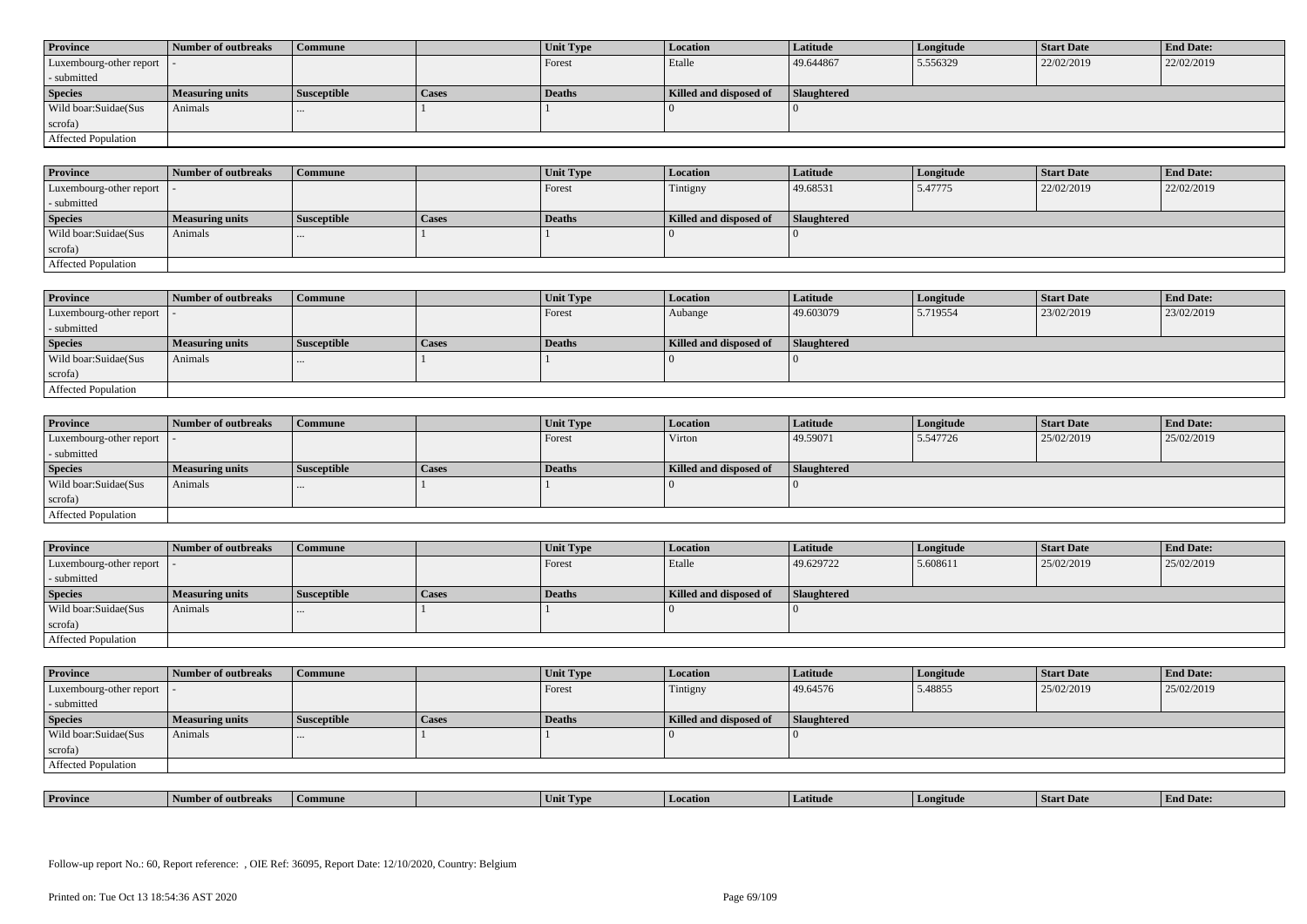| Province | Number of outbreaks | Commune | | Unit Type | Location | Latitude | Longitude | Start Date | End Date: |
|---|---|---|---|---|---|---|---|---|---|
| Luxembourg-other report - submitted | - | | | Forest | Etalle | 49.644867 | 5.556329 | 22/02/2019 | 22/02/2019 |
| **Species** | **Measuring units** | **Susceptible** | **Cases** | **Deaths** | **Killed and disposed of** | **Slaughtered** | | | |
| Wild boar:Suidae(Sus scrofa) | Animals | ... | 1 | 1 | 0 | 0 | | | |
| Affected Population | | | | | | | | | |

| Province | Number of outbreaks | Commune | | Unit Type | Location | Latitude | Longitude | Start Date | End Date: |
|---|---|---|---|---|---|---|---|---|---|
| Luxembourg-other report - submitted | - | | | Forest | Tintigny | 49.68531 | 5.47775 | 22/02/2019 | 22/02/2019 |
| **Species** | **Measuring units** | **Susceptible** | **Cases** | **Deaths** | **Killed and disposed of** | **Slaughtered** | | | |
| Wild boar:Suidae(Sus scrofa) | Animals | ... | 1 | 1 | 0 | 0 | | | |
| Affected Population | | | | | | | | | |

| Province | Number of outbreaks | Commune | | Unit Type | Location | Latitude | Longitude | Start Date | End Date: |
|---|---|---|---|---|---|---|---|---|---|
| Luxembourg-other report - submitted | - | | | Forest | Aubange | 49.603079 | 5.719554 | 23/02/2019 | 23/02/2019 |
| **Species** | **Measuring units** | **Susceptible** | **Cases** | **Deaths** | **Killed and disposed of** | **Slaughtered** | | | |
| Wild boar:Suidae(Sus scrofa) | Animals | ... | 1 | 1 | 0 | 0 | | | |
| Affected Population | | | | | | | | | |

| Province | Number of outbreaks | Commune | | Unit Type | Location | Latitude | Longitude | Start Date | End Date: |
|---|---|---|---|---|---|---|---|---|---|
| Luxembourg-other report - submitted | - | | | Forest | Virton | 49.59071 | 5.547726 | 25/02/2019 | 25/02/2019 |
| **Species** | **Measuring units** | **Susceptible** | **Cases** | **Deaths** | **Killed and disposed of** | **Slaughtered** | | | |
| Wild boar:Suidae(Sus scrofa) | Animals | ... | 1 | 1 | 0 | 0 | | | |
| Affected Population | | | | | | | | | |

| Province | Number of outbreaks | Commune | | Unit Type | Location | Latitude | Longitude | Start Date | End Date: |
|---|---|---|---|---|---|---|---|---|---|
| Luxembourg-other report - submitted | - | | | Forest | Etalle | 49.629722 | 5.608611 | 25/02/2019 | 25/02/2019 |
| **Species** | **Measuring units** | **Susceptible** | **Cases** | **Deaths** | **Killed and disposed of** | **Slaughtered** | | | |
| Wild boar:Suidae(Sus scrofa) | Animals | ... | 1 | 1 | 0 | 0 | | | |
| Affected Population | | | | | | | | | |

| Province | Number of outbreaks | Commune | | Unit Type | Location | Latitude | Longitude | Start Date | End Date: |
|---|---|---|---|---|---|---|---|---|---|
| Luxembourg-other report - submitted | - | | | Forest | Tintigny | 49.64576 | 5.48855 | 25/02/2019 | 25/02/2019 |
| **Species** | **Measuring units** | **Susceptible** | **Cases** | **Deaths** | **Killed and disposed of** | **Slaughtered** | | | |
| Wild boar:Suidae(Sus scrofa) | Animals | ... | 1 | 1 | 0 | 0 | | | |
| Affected Population | | | | | | | | | |

| Province | Number of outbreaks | Commune | | Unit Type | Location | Latitude | Longitude | Start Date | End Date: |
|---|---|---|---|---|---|---|---|---|---|

Follow-up report No.: 60, Report reference: , OIE Ref: 36095, Report Date: 12/10/2020, Country: Belgium

Printed on: Tue Oct 13 18:54:36 AST 2020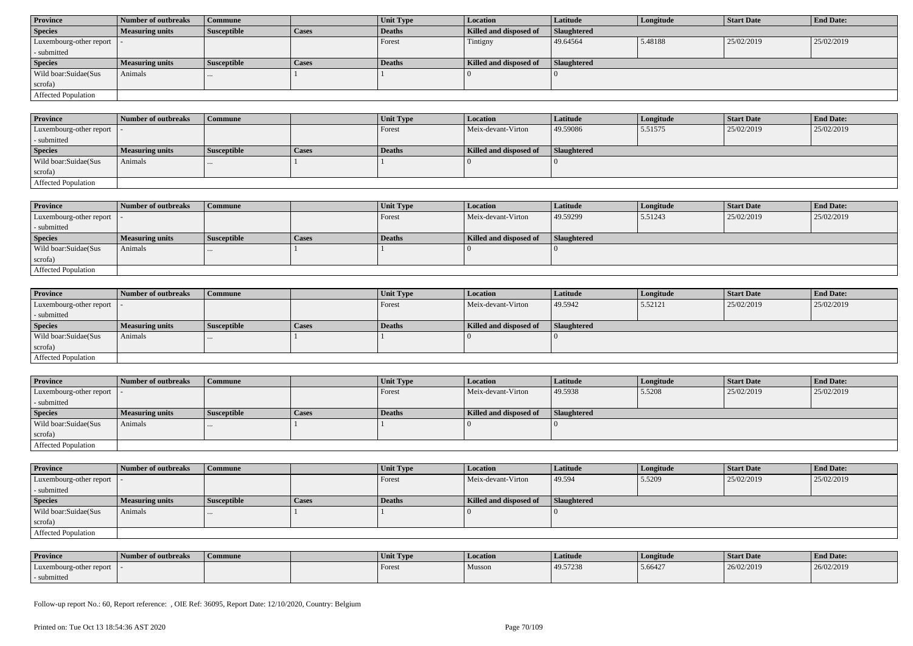| Province | Number of outbreaks | Commune | | Unit Type | Location | Latitude | Longitude | Start Date | End Date: |
|---|---|---|---|---|---|---|---|---|---|
| Species | Measuring units | Susceptible | Cases | Deaths | Killed and disposed of | Slaughtered | | | |
| Luxembourg-other report - submitted | - | | | Forest | Tintigny | 49.64564 | 5.48188 | 25/02/2019 | 25/02/2019 |
| Species | Measuring units | Susceptible | Cases | Deaths | Killed and disposed of | Slaughtered | | | |
| Wild boar:Suidae(Sus scrofa) | Animals | ... | 1 | 1 | 0 | 0 | | | |
| Affected Population | | | | | | | | | |

| Province | Number of outbreaks | Commune | | Unit Type | Location | Latitude | Longitude | Start Date | End Date: |
|---|---|---|---|---|---|---|---|---|---|
| Luxembourg-other report - submitted | - | | | Forest | Meix-devant-Virton | 49.59086 | 5.51575 | 25/02/2019 | 25/02/2019 |
| Species | Measuring units | Susceptible | Cases | Deaths | Killed and disposed of | Slaughtered | | | |
| Wild boar:Suidae(Sus scrofa) | Animals | ... | 1 | 1 | 0 | 0 | | | |
| Affected Population | | | | | | | | | |

| Province | Number of outbreaks | Commune | | Unit Type | Location | Latitude | Longitude | Start Date | End Date: |
|---|---|---|---|---|---|---|---|---|---|
| Luxembourg-other report - submitted | - | | | Forest | Meix-devant-Virton | 49.59299 | 5.51243 | 25/02/2019 | 25/02/2019 |
| Species | Measuring units | Susceptible | Cases | Deaths | Killed and disposed of | Slaughtered | | | |
| Wild boar:Suidae(Sus scrofa) | Animals | ... | 1 | 1 | 0 | 0 | | | |
| Affected Population | | | | | | | | | |

| Province | Number of outbreaks | Commune | | Unit Type | Location | Latitude | Longitude | Start Date | End Date: |
|---|---|---|---|---|---|---|---|---|---|
| Luxembourg-other report - submitted | - | | | Forest | Meix-devant-Virton | 49.5942 | 5.52121 | 25/02/2019 | 25/02/2019 |
| Species | Measuring units | Susceptible | Cases | Deaths | Killed and disposed of | Slaughtered | | | |
| Wild boar:Suidae(Sus scrofa) | Animals | ... | 1 | 1 | 0 | 0 | | | |
| Affected Population | | | | | | | | | |

| Province | Number of outbreaks | Commune | | Unit Type | Location | Latitude | Longitude | Start Date | End Date: |
|---|---|---|---|---|---|---|---|---|---|
| Luxembourg-other report - submitted | - | | | Forest | Meix-devant-Virton | 49.5938 | 5.5208 | 25/02/2019 | 25/02/2019 |
| Species | Measuring units | Susceptible | Cases | Deaths | Killed and disposed of | Slaughtered | | | |
| Wild boar:Suidae(Sus scrofa) | Animals | ... | 1 | 1 | 0 | 0 | | | |
| Affected Population | | | | | | | | | |

| Province | Number of outbreaks | Commune | | Unit Type | Location | Latitude | Longitude | Start Date | End Date: |
|---|---|---|---|---|---|---|---|---|---|
| Luxembourg-other report - submitted | - | | | Forest | Meix-devant-Virton | 49.594 | 5.5209 | 25/02/2019 | 25/02/2019 |
| Species | Measuring units | Susceptible | Cases | Deaths | Killed and disposed of | Slaughtered | | | |
| Wild boar:Suidae(Sus scrofa) | Animals | ... | 1 | 1 | 0 | 0 | | | |
| Affected Population | | | | | | | | | |

| Province | Number of outbreaks | Commune | | Unit Type | Location | Latitude | Longitude | Start Date | End Date: |
|---|---|---|---|---|---|---|---|---|---|
| Luxembourg-other report - submitted | - | | | Forest | Musson | 49.57238 | 5.66427 | 26/02/2019 | 26/02/2019 |

Follow-up report No.: 60, Report reference: , OIE Ref: 36095, Report Date: 12/10/2020, Country: Belgium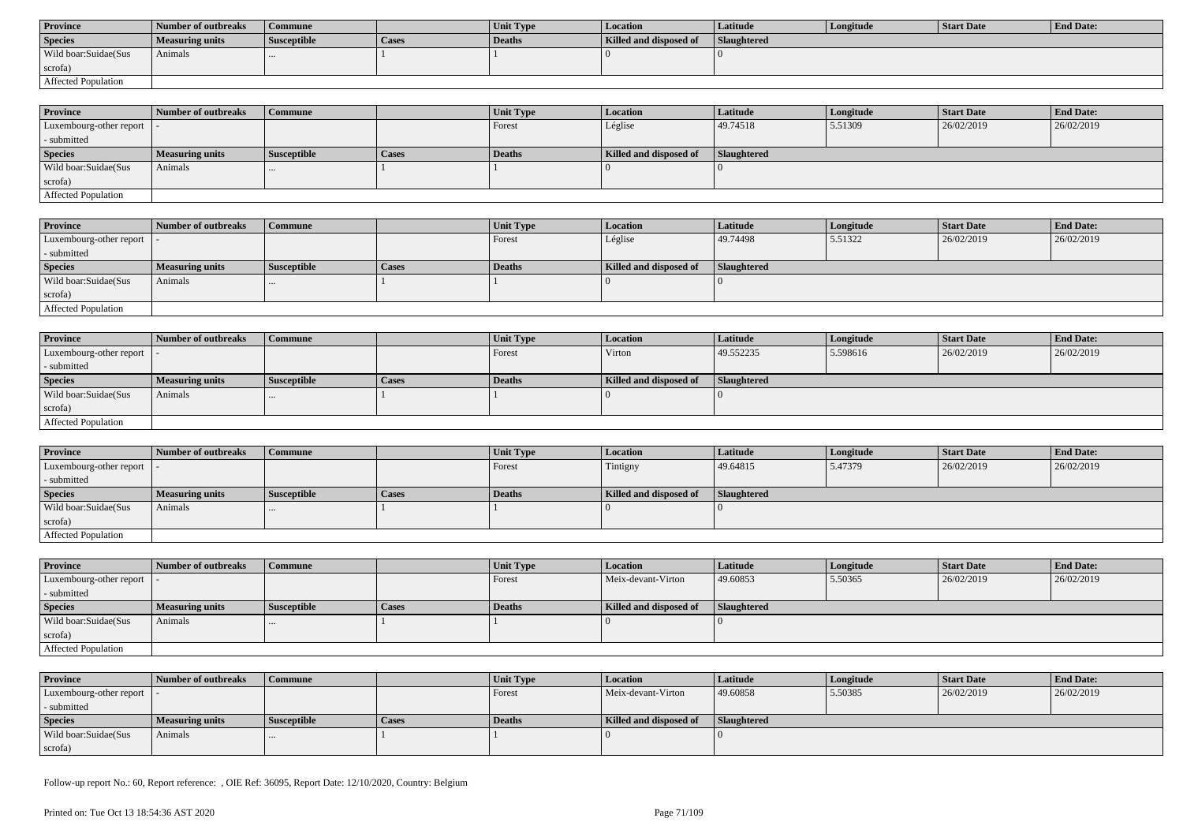| Province | Number of outbreaks | Commune | | Unit Type | Location | Latitude | Longitude | Start Date | End Date: |
|---|---|---|---|---|---|---|---|---|---|
| **Species** | **Measuring units** | **Susceptible** | **Cases** | **Deaths** | **Killed and disposed of** | **Slaughtered** | | | |
| Wild boar:Suidae(Sus scrofa) | Animals | ... | 1 | 1 | 0 | 0 | | | |
| Affected Population | | | | | | | | | |

| Province | Number of outbreaks | Commune | | Unit Type | Location | Latitude | Longitude | Start Date | End Date: |
|---|---|---|---|---|---|---|---|---|---|
| Luxembourg-other report - submitted | - | | | Forest | Léglise | 49.74518 | 5.51309 | 26/02/2019 | 26/02/2019 |
| **Species** | **Measuring units** | **Susceptible** | **Cases** | **Deaths** | **Killed and disposed of** | **Slaughtered** | | | |
| Wild boar:Suidae(Sus scrofa) | Animals | ... | 1 | 1 | 0 | 0 | | | |
| Affected Population | | | | | | | | | |

| Province | Number of outbreaks | Commune | | Unit Type | Location | Latitude | Longitude | Start Date | End Date: |
|---|---|---|---|---|---|---|---|---|---|
| Luxembourg-other report - submitted | - | | | Forest | Léglise | 49.74498 | 5.51322 | 26/02/2019 | 26/02/2019 |
| **Species** | **Measuring units** | **Susceptible** | **Cases** | **Deaths** | **Killed and disposed of** | **Slaughtered** | | | |
| Wild boar:Suidae(Sus scrofa) | Animals | ... | 1 | 1 | 0 | 0 | | | |
| Affected Population | | | | | | | | | |

| Province | Number of outbreaks | Commune | | Unit Type | Location | Latitude | Longitude | Start Date | End Date: |
|---|---|---|---|---|---|---|---|---|---|
| Luxembourg-other report - submitted | - | | | Forest | Virton | 49.552235 | 5.598616 | 26/02/2019 | 26/02/2019 |
| **Species** | **Measuring units** | **Susceptible** | **Cases** | **Deaths** | **Killed and disposed of** | **Slaughtered** | | | |
| Wild boar:Suidae(Sus scrofa) | Animals | ... | 1 | 1 | 0 | 0 | | | |
| Affected Population | | | | | | | | | |

| Province | Number of outbreaks | Commune | | Unit Type | Location | Latitude | Longitude | Start Date | End Date: |
|---|---|---|---|---|---|---|---|---|---|
| Luxembourg-other report - submitted | - | | | Forest | Tintigny | 49.64815 | 5.47379 | 26/02/2019 | 26/02/2019 |
| **Species** | **Measuring units** | **Susceptible** | **Cases** | **Deaths** | **Killed and disposed of** | **Slaughtered** | | | |
| Wild boar:Suidae(Sus scrofa) | Animals | ... | 1 | 1 | 0 | 0 | | | |
| Affected Population | | | | | | | | | |

| Province | Number of outbreaks | Commune | | Unit Type | Location | Latitude | Longitude | Start Date | End Date: |
|---|---|---|---|---|---|---|---|---|---|
| Luxembourg-other report - submitted | - | | | Forest | Meix-devant-Virton | 49.60853 | 5.50365 | 26/02/2019 | 26/02/2019 |
| **Species** | **Measuring units** | **Susceptible** | **Cases** | **Deaths** | **Killed and disposed of** | **Slaughtered** | | | |
| Wild boar:Suidae(Sus scrofa) | Animals | ... | 1 | 1 | 0 | 0 | | | |
| Affected Population | | | | | | | | | |

| Province | Number of outbreaks | Commune | | Unit Type | Location | Latitude | Longitude | Start Date | End Date: |
|---|---|---|---|---|---|---|---|---|---|
| Luxembourg-other report - submitted | - | | | Forest | Meix-devant-Virton | 49.60858 | 5.50385 | 26/02/2019 | 26/02/2019 |
| **Species** | **Measuring units** | **Susceptible** | **Cases** | **Deaths** | **Killed and disposed of** | **Slaughtered** | | | |
| Wild boar:Suidae(Sus scrofa) | Animals | ... | 1 | 1 | 0 | 0 | | | |

Follow-up report No.: 60, Report reference: , OIE Ref: 36095, Report Date: 12/10/2020, Country: Belgium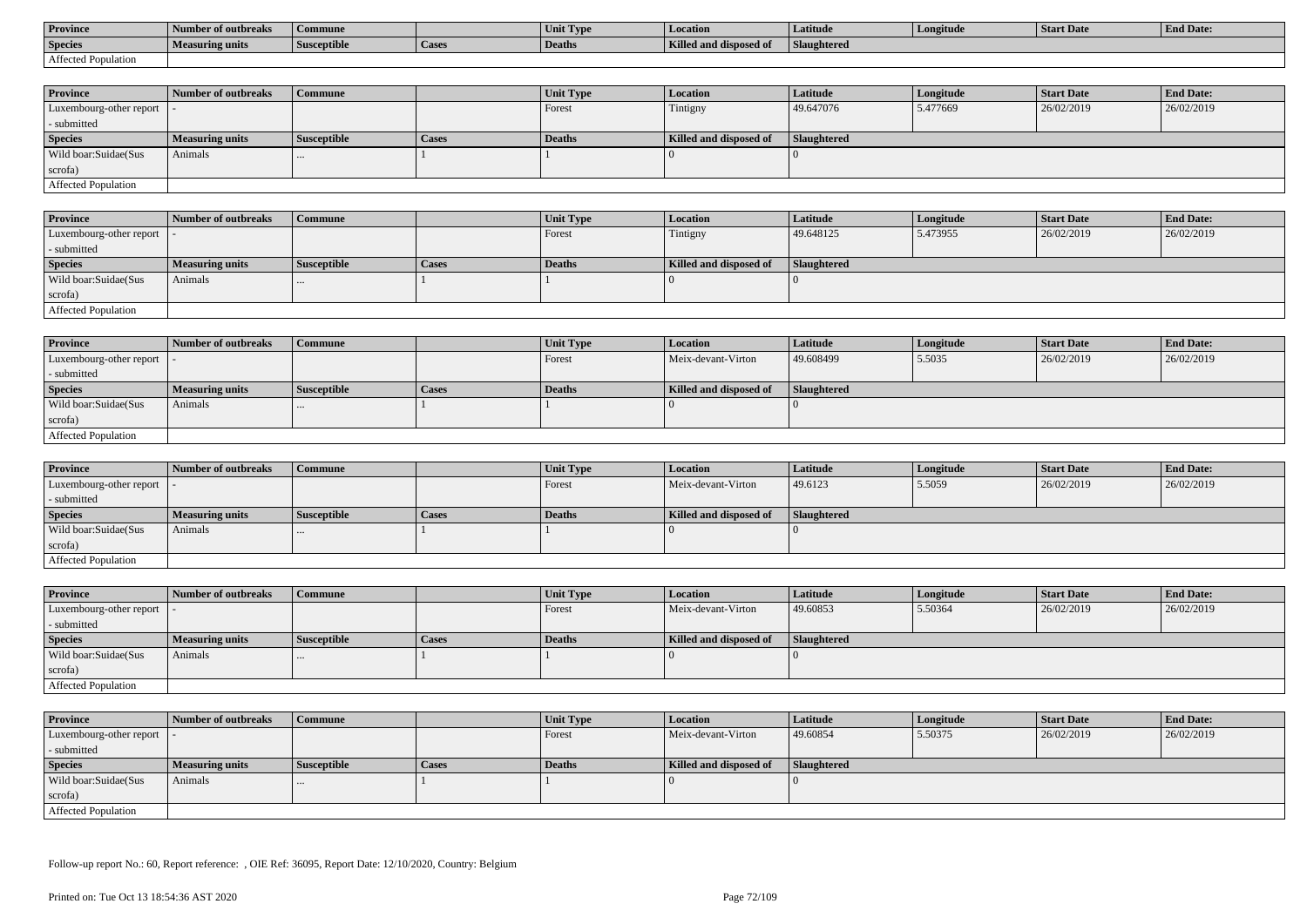| Province | Number of outbreaks | Commune | | Unit Type | Location | Latitude | Longitude | Start Date | End Date: |
|---|---|---|---|---|---|---|---|---|---|
| Species | Measuring units | Susceptible | Cases | Deaths | Killed and disposed of | Slaughtered | | | |
| Affected Population | | | | | | | | | |

| Province | Number of outbreaks | Commune | | Unit Type | Location | Latitude | Longitude | Start Date | End Date: |
|---|---|---|---|---|---|---|---|---|---|
| Luxembourg-other report - submitted | - | | | Forest | Tintigny | 49.647076 | 5.477669 | 26/02/2019 | 26/02/2019 |
| Species | Measuring units | Susceptible | Cases | Deaths | Killed and disposed of | Slaughtered | | | |
| Wild boar:Suidae(Sus scrofa) | Animals | ... | 1 | 1 | 0 | 0 | | | |
| Affected Population | | | | | | | | | |

| Province | Number of outbreaks | Commune | | Unit Type | Location | Latitude | Longitude | Start Date | End Date: |
|---|---|---|---|---|---|---|---|---|---|
| Luxembourg-other report - submitted | - | | | Forest | Tintigny | 49.648125 | 5.473955 | 26/02/2019 | 26/02/2019 |
| Species | Measuring units | Susceptible | Cases | Deaths | Killed and disposed of | Slaughtered | | | |
| Wild boar:Suidae(Sus scrofa) | Animals | ... | 1 | 1 | 0 | 0 | | | |
| Affected Population | | | | | | | | | |

| Province | Number of outbreaks | Commune | | Unit Type | Location | Latitude | Longitude | Start Date | End Date: |
|---|---|---|---|---|---|---|---|---|---|
| Luxembourg-other report - submitted | - | | | Forest | Meix-devant-Virton | 49.608499 | 5.5035 | 26/02/2019 | 26/02/2019 |
| Species | Measuring units | Susceptible | Cases | Deaths | Killed and disposed of | Slaughtered | | | |
| Wild boar:Suidae(Sus scrofa) | Animals | ... | 1 | 1 | 0 | 0 | | | |
| Affected Population | | | | | | | | | |

| Province | Number of outbreaks | Commune | | Unit Type | Location | Latitude | Longitude | Start Date | End Date: |
|---|---|---|---|---|---|---|---|---|---|
| Luxembourg-other report - submitted | - | | | Forest | Meix-devant-Virton | 49.6123 | 5.5059 | 26/02/2019 | 26/02/2019 |
| Species | Measuring units | Susceptible | Cases | Deaths | Killed and disposed of | Slaughtered | | | |
| Wild boar:Suidae(Sus scrofa) | Animals | ... | 1 | 1 | 0 | 0 | | | |
| Affected Population | | | | | | | | | |

| Province | Number of outbreaks | Commune | | Unit Type | Location | Latitude | Longitude | Start Date | End Date: |
|---|---|---|---|---|---|---|---|---|---|
| Luxembourg-other report - submitted | - | | | Forest | Meix-devant-Virton | 49.60853 | 5.50364 | 26/02/2019 | 26/02/2019 |
| Species | Measuring units | Susceptible | Cases | Deaths | Killed and disposed of | Slaughtered | | | |
| Wild boar:Suidae(Sus scrofa) | Animals | ... | 1 | 1 | 0 | 0 | | | |
| Affected Population | | | | | | | | | |

| Province | Number of outbreaks | Commune | | Unit Type | Location | Latitude | Longitude | Start Date | End Date: |
|---|---|---|---|---|---|---|---|---|---|
| Luxembourg-other report - submitted | - | | | Forest | Meix-devant-Virton | 49.60854 | 5.50375 | 26/02/2019 | 26/02/2019 |
| Species | Measuring units | Susceptible | Cases | Deaths | Killed and disposed of | Slaughtered | | | |
| Wild boar:Suidae(Sus scrofa) | Animals | ... | 1 | 1 | 0 | 0 | | | |
| Affected Population | | | | | | | | | |

Follow-up report No.: 60, Report reference: , OIE Ref: 36095, Report Date: 12/10/2020, Country: Belgium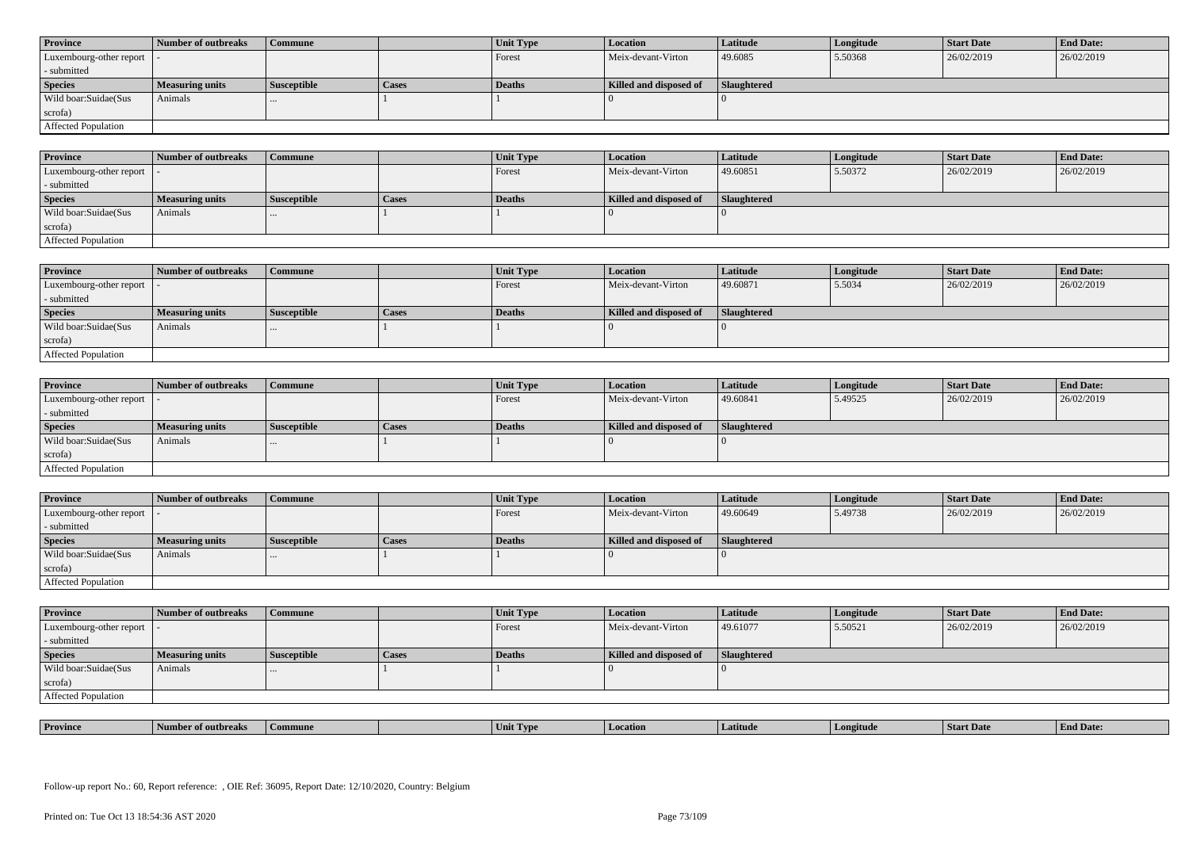| Province | Number of outbreaks | Commune | | Unit Type | Location | Latitude | Longitude | Start Date | End Date: |
|---|---|---|---|---|---|---|---|---|---|
| Luxembourg-other report - submitted | - | | | Forest | Meix-devant-Virton | 49.6085 | 5.50368 | 26/02/2019 | 26/02/2019 |
| **Species** | **Measuring units** | **Susceptible** | **Cases** | **Deaths** | **Killed and disposed of** | **Slaughtered** | | | |
| Wild boar:Suidae(Sus scrofa) | Animals | ... | 1 | 1 | 0 | 0 | | | |
| Affected Population | | | | | | | | | |

| Province | Number of outbreaks | Commune | | Unit Type | Location | Latitude | Longitude | Start Date | End Date: |
|---|---|---|---|---|---|---|---|---|---|
| Luxembourg-other report - submitted | - | | | Forest | Meix-devant-Virton | 49.60851 | 5.50372 | 26/02/2019 | 26/02/2019 |
| **Species** | **Measuring units** | **Susceptible** | **Cases** | **Deaths** | **Killed and disposed of** | **Slaughtered** | | | |
| Wild boar:Suidae(Sus scrofa) | Animals | ... | 1 | 1 | 0 | 0 | | | |
| Affected Population | | | | | | | | | |

| Province | Number of outbreaks | Commune | | Unit Type | Location | Latitude | Longitude | Start Date | End Date: |
|---|---|---|---|---|---|---|---|---|---|
| Luxembourg-other report - submitted | - | | | Forest | Meix-devant-Virton | 49.60871 | 5.5034 | 26/02/2019 | 26/02/2019 |
| **Species** | **Measuring units** | **Susceptible** | **Cases** | **Deaths** | **Killed and disposed of** | **Slaughtered** | | | |
| Wild boar:Suidae(Sus scrofa) | Animals | ... | 1 | 1 | 0 | 0 | | | |
| Affected Population | | | | | | | | | |

| Province | Number of outbreaks | Commune | | Unit Type | Location | Latitude | Longitude | Start Date | End Date: |
|---|---|---|---|---|---|---|---|---|---|
| Luxembourg-other report - submitted | - | | | Forest | Meix-devant-Virton | 49.60841 | 5.49525 | 26/02/2019 | 26/02/2019 |
| **Species** | **Measuring units** | **Susceptible** | **Cases** | **Deaths** | **Killed and disposed of** | **Slaughtered** | | | |
| Wild boar:Suidae(Sus scrofa) | Animals | ... | 1 | 1 | 0 | 0 | | | |
| Affected Population | | | | | | | | | |

| Province | Number of outbreaks | Commune | | Unit Type | Location | Latitude | Longitude | Start Date | End Date: |
|---|---|---|---|---|---|---|---|---|---|
| Luxembourg-other report - submitted | - | | | Forest | Meix-devant-Virton | 49.60649 | 5.49738 | 26/02/2019 | 26/02/2019 |
| **Species** | **Measuring units** | **Susceptible** | **Cases** | **Deaths** | **Killed and disposed of** | **Slaughtered** | | | |
| Wild boar:Suidae(Sus scrofa) | Animals | ... | 1 | 1 | 0 | 0 | | | |
| Affected Population | | | | | | | | | |

| Province | Number of outbreaks | Commune | | Unit Type | Location | Latitude | Longitude | Start Date | End Date: |
|---|---|---|---|---|---|---|---|---|---|
| Luxembourg-other report - submitted | - | | | Forest | Meix-devant-Virton | 49.61077 | 5.50521 | 26/02/2019 | 26/02/2019 |
| **Species** | **Measuring units** | **Susceptible** | **Cases** | **Deaths** | **Killed and disposed of** | **Slaughtered** | | | |
| Wild boar:Suidae(Sus scrofa) | Animals | ... | 1 | 1 | 0 | 0 | | | |
| Affected Population | | | | | | | | | |

| Province | Number of outbreaks | Commune | | Unit Type | Location | Latitude | Longitude | Start Date | End Date: |
|---|---|---|---|---|---|---|---|---|---|

Follow-up report No.: 60, Report reference: , OIE Ref: 36095, Report Date: 12/10/2020, Country: Belgium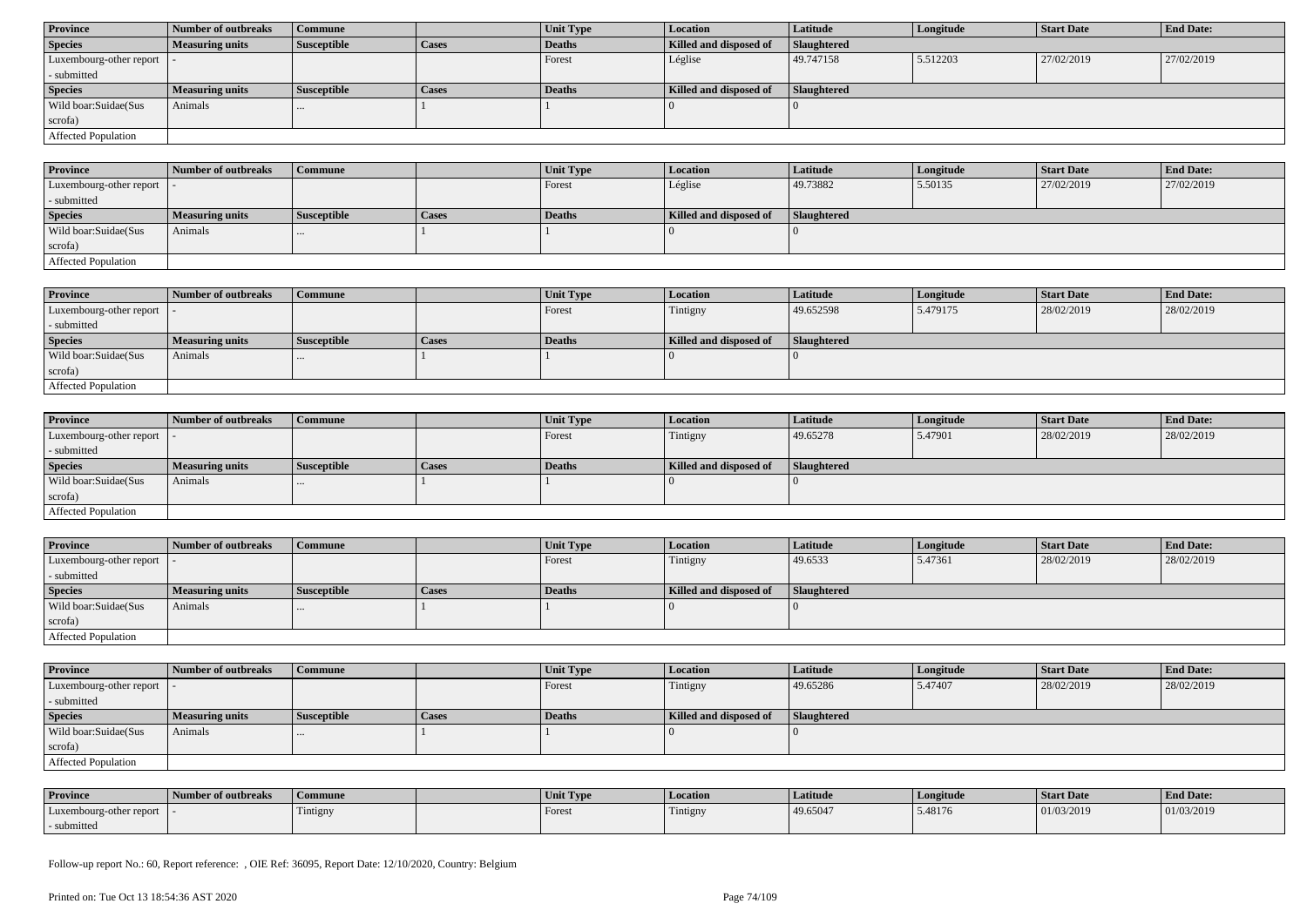| Province | Number of outbreaks | Commune | | Unit Type | Location | Latitude | Longitude | Start Date | End Date: |
|---|---|---|---|---|---|---|---|---|---|
| Luxembourg-other report - submitted | - | | | Forest | Léglise | 49.747158 | 5.512203 | 27/02/2019 | 27/02/2019 |
| **Species** | **Measuring units** | **Susceptible** | **Cases** | **Deaths** | **Killed and disposed of** | **Slaughtered** | | | |
| Wild boar:Suidae(Sus scrofa) | Animals | ... | 1 | 1 | 0 | 0 | | | |
| Affected Population | | | | | | | | | |

| Province | Number of outbreaks | Commune | | Unit Type | Location | Latitude | Longitude | Start Date | End Date: |
|---|---|---|---|---|---|---|---|---|---|
| Luxembourg-other report - submitted | - | | | Forest | Léglise | 49.73882 | 5.50135 | 27/02/2019 | 27/02/2019 |
| **Species** | **Measuring units** | **Susceptible** | **Cases** | **Deaths** | **Killed and disposed of** | **Slaughtered** | | | |
| Wild boar:Suidae(Sus scrofa) | Animals | ... | 1 | 1 | 0 | 0 | | | |
| Affected Population | | | | | | | | | |

| Province | Number of outbreaks | Commune | | Unit Type | Location | Latitude | Longitude | Start Date | End Date: |
|---|---|---|---|---|---|---|---|---|---|
| Luxembourg-other report - submitted | - | | | Forest | Tintigny | 49.652598 | 5.479175 | 28/02/2019 | 28/02/2019 |
| **Species** | **Measuring units** | **Susceptible** | **Cases** | **Deaths** | **Killed and disposed of** | **Slaughtered** | | | |
| Wild boar:Suidae(Sus scrofa) | Animals | ... | 1 | 1 | 0 | 0 | | | |
| Affected Population | | | | | | | | | |

| Province | Number of outbreaks | Commune | | Unit Type | Location | Latitude | Longitude | Start Date | End Date: |
|---|---|---|---|---|---|---|---|---|---|
| Luxembourg-other report - submitted | - | | | Forest | Tintigny | 49.65278 | 5.47901 | 28/02/2019 | 28/02/2019 |
| **Species** | **Measuring units** | **Susceptible** | **Cases** | **Deaths** | **Killed and disposed of** | **Slaughtered** | | | |
| Wild boar:Suidae(Sus scrofa) | Animals | ... | 1 | 1 | 0 | 0 | | | |
| Affected Population | | | | | | | | | |

| Province | Number of outbreaks | Commune | | Unit Type | Location | Latitude | Longitude | Start Date | End Date: |
|---|---|---|---|---|---|---|---|---|---|
| Luxembourg-other report - submitted | - | | | Forest | Tintigny | 49.6533 | 5.47361 | 28/02/2019 | 28/02/2019 |
| **Species** | **Measuring units** | **Susceptible** | **Cases** | **Deaths** | **Killed and disposed of** | **Slaughtered** | | | |
| Wild boar:Suidae(Sus scrofa) | Animals | ... | 1 | 1 | 0 | 0 | | | |
| Affected Population | | | | | | | | | |

| Province | Number of outbreaks | Commune | | Unit Type | Location | Latitude | Longitude | Start Date | End Date: |
|---|---|---|---|---|---|---|---|---|---|
| Luxembourg-other report - submitted | - | | | Forest | Tintigny | 49.65286 | 5.47407 | 28/02/2019 | 28/02/2019 |
| **Species** | **Measuring units** | **Susceptible** | **Cases** | **Deaths** | **Killed and disposed of** | **Slaughtered** | | | |
| Wild boar:Suidae(Sus scrofa) | Animals | ... | 1 | 1 | 0 | 0 | | | |
| Affected Population | | | | | | | | | |

| Province | Number of outbreaks | Commune | | Unit Type | Location | Latitude | Longitude | Start Date | End Date: |
|---|---|---|---|---|---|---|---|---|---|
| Luxembourg-other report - submitted | - | Tintigny | | Forest | Tintigny | 49.65047 | 5.48176 | 01/03/2019 | 01/03/2019 |

Follow-up report No.: 60, Report reference: , OIE Ref: 36095, Report Date: 12/10/2020, Country: Belgium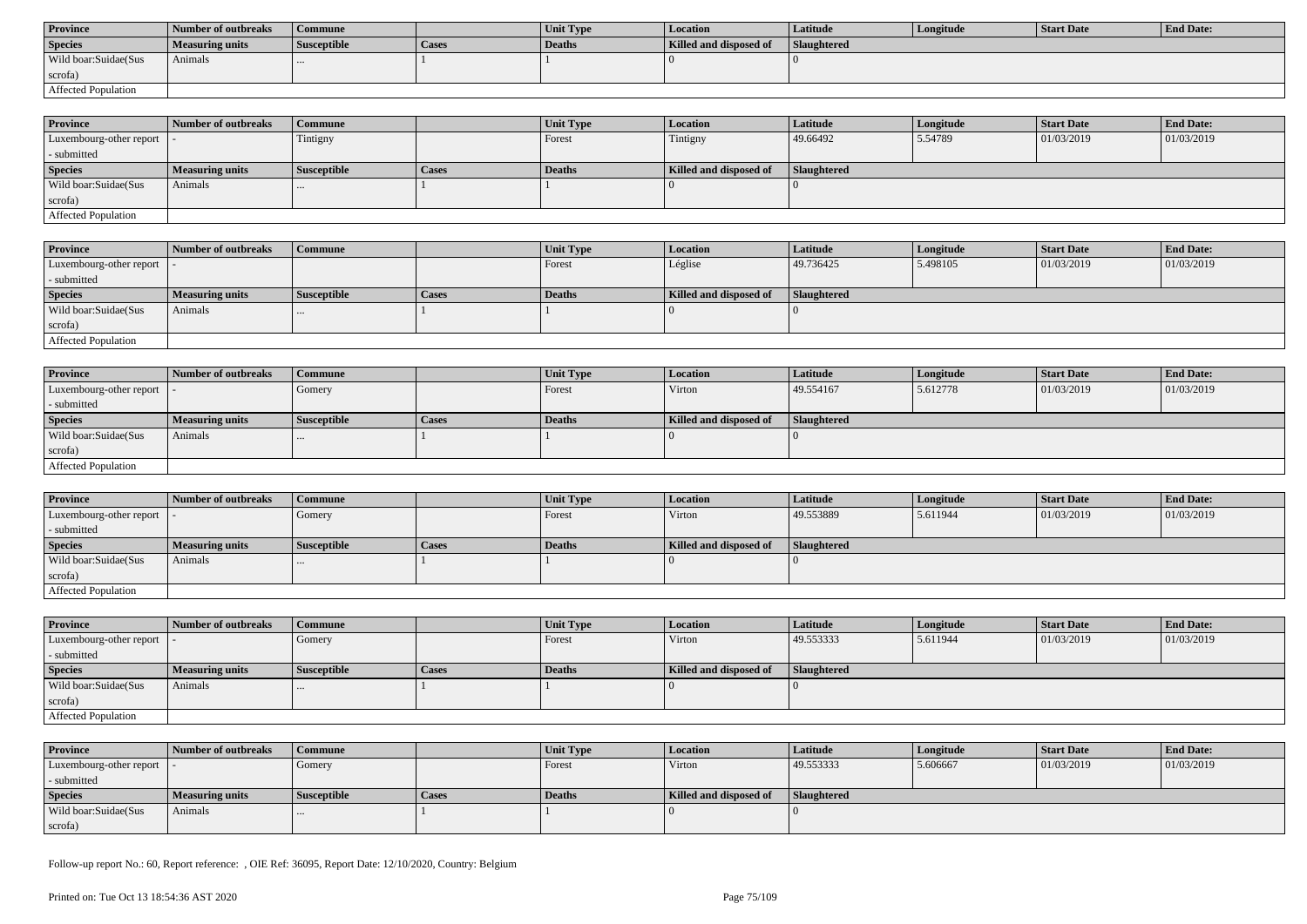| Province | Number of outbreaks | Commune | | Unit Type | Location | Latitude | Longitude | Start Date | End Date: |
|---|---|---|---|---|---|---|---|---|---|
| **Species** | **Measuring units** | **Susceptible** | **Cases** | **Deaths** | **Killed and disposed of** | **Slaughtered** | | | |
| Wild boar:Suidae(Sus scrofa) | Animals | ... | 1 | 1 | 0 | 0 | | | |
| Affected Population | | | | | | | | | |

| Province | Number of outbreaks | Commune | | Unit Type | Location | Latitude | Longitude | Start Date | End Date: |
|---|---|---|---|---|---|---|---|---|---|
| Luxembourg-other report - submitted | - | Tintigny | | Forest | Tintigny | 49.66492 | 5.54789 | 01/03/2019 | 01/03/2019 |
| **Species** | **Measuring units** | **Susceptible** | **Cases** | **Deaths** | **Killed and disposed of** | **Slaughtered** | | | |
| Wild boar:Suidae(Sus scrofa) | Animals | ... | 1 | 1 | 0 | 0 | | | |
| Affected Population | | | | | | | | | |

| Province | Number of outbreaks | Commune | | Unit Type | Location | Latitude | Longitude | Start Date | End Date: |
|---|---|---|---|---|---|---|---|---|---|
| Luxembourg-other report - submitted | - | | | Forest | Léglise | 49.736425 | 5.498105 | 01/03/2019 | 01/03/2019 |
| **Species** | **Measuring units** | **Susceptible** | **Cases** | **Deaths** | **Killed and disposed of** | **Slaughtered** | | | |
| Wild boar:Suidae(Sus scrofa) | Animals | ... | 1 | 1 | 0 | 0 | | | |
| Affected Population | | | | | | | | | |

| Province | Number of outbreaks | Commune | | Unit Type | Location | Latitude | Longitude | Start Date | End Date: |
|---|---|---|---|---|---|---|---|---|---|
| Luxembourg-other report - submitted | - | Gomery | | Forest | Virton | 49.554167 | 5.612778 | 01/03/2019 | 01/03/2019 |
| **Species** | **Measuring units** | **Susceptible** | **Cases** | **Deaths** | **Killed and disposed of** | **Slaughtered** | | | |
| Wild boar:Suidae(Sus scrofa) | Animals | ... | 1 | 1 | 0 | 0 | | | |
| Affected Population | | | | | | | | | |

| Province | Number of outbreaks | Commune | | Unit Type | Location | Latitude | Longitude | Start Date | End Date: |
|---|---|---|---|---|---|---|---|---|---|
| Luxembourg-other report - submitted | - | Gomery | | Forest | Virton | 49.553889 | 5.611944 | 01/03/2019 | 01/03/2019 |
| **Species** | **Measuring units** | **Susceptible** | **Cases** | **Deaths** | **Killed and disposed of** | **Slaughtered** | | | |
| Wild boar:Suidae(Sus scrofa) | Animals | ... | 1 | 1 | 0 | 0 | | | |
| Affected Population | | | | | | | | | |

| Province | Number of outbreaks | Commune | | Unit Type | Location | Latitude | Longitude | Start Date | End Date: |
|---|---|---|---|---|---|---|---|---|---|
| Luxembourg-other report - submitted | - | Gomery | | Forest | Virton | 49.553333 | 5.611944 | 01/03/2019 | 01/03/2019 |
| **Species** | **Measuring units** | **Susceptible** | **Cases** | **Deaths** | **Killed and disposed of** | **Slaughtered** | | | |
| Wild boar:Suidae(Sus scrofa) | Animals | ... | 1 | 1 | 0 | 0 | | | |
| Affected Population | | | | | | | | | |

| Province | Number of outbreaks | Commune | | Unit Type | Location | Latitude | Longitude | Start Date | End Date: |
|---|---|---|---|---|---|---|---|---|---|
| Luxembourg-other report - submitted | - | Gomery | | Forest | Virton | 49.553333 | 5.606667 | 01/03/2019 | 01/03/2019 |
| **Species** | **Measuring units** | **Susceptible** | **Cases** | **Deaths** | **Killed and disposed of** | **Slaughtered** | | | |
| Wild boar:Suidae(Sus scrofa) | Animals | ... | 1 | 1 | 0 | 0 | | | |

Follow-up report No.: 60, Report reference: , OIE Ref: 36095, Report Date: 12/10/2020, Country: Belgium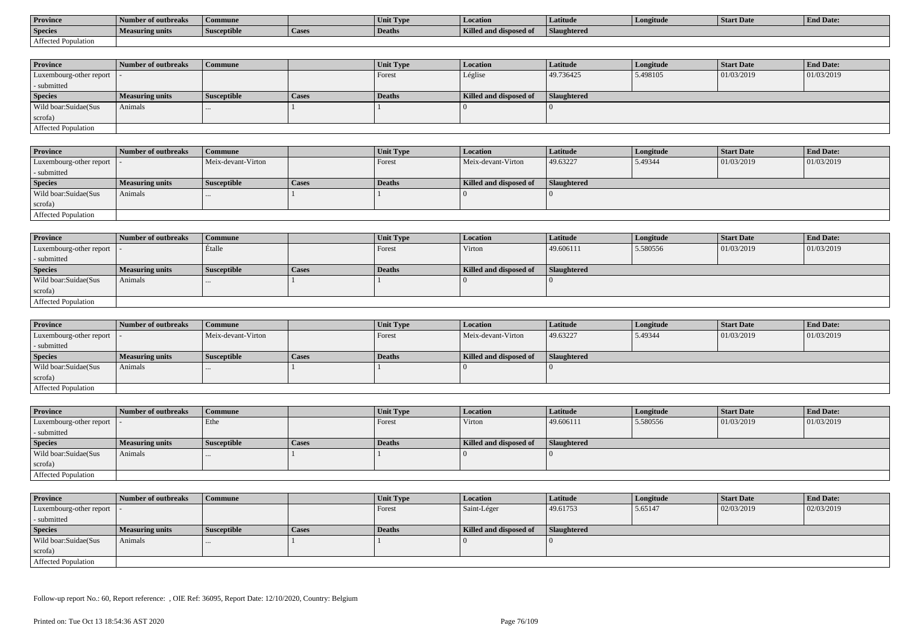| Province | Number of outbreaks | Commune | | Unit Type | Location | Latitude | Longitude | Start Date | End Date: |
|---|---|---|---|---|---|---|---|---|---|
| **Species** | **Measuring units** | **Susceptible** | **Cases** | **Deaths** | **Killed and disposed of** | **Slaughtered** | | | |
| Affected Population | | | | | | | | | |

| Province | Number of outbreaks | Commune | | Unit Type | Location | Latitude | Longitude | Start Date | End Date: |
|---|---|---|---|---|---|---|---|---|---|
| Luxembourg-other report - submitted | - | | | Forest | Léglise | 49.736425 | 5.498105 | 01/03/2019 | 01/03/2019 |
| **Species** | **Measuring units** | **Susceptible** | **Cases** | **Deaths** | **Killed and disposed of** | **Slaughtered** | | | |
| Wild boar:Suidae(Sus scrofa) | Animals | ... | 1 | 1 | 0 | 0 | | | |
| Affected Population | | | | | | | | | |

| Province | Number of outbreaks | Commune | | Unit Type | Location | Latitude | Longitude | Start Date | End Date: |
|---|---|---|---|---|---|---|---|---|---|
| Luxembourg-other report - submitted | - | Meix-devant-Virton | | Forest | Meix-devant-Virton | 49.63227 | 5.49344 | 01/03/2019 | 01/03/2019 |
| **Species** | **Measuring units** | **Susceptible** | **Cases** | **Deaths** | **Killed and disposed of** | **Slaughtered** | | | |
| Wild boar:Suidae(Sus scrofa) | Animals | ... | 1 | 1 | 0 | 0 | | | |
| Affected Population | | | | | | | | | |

| Province | Number of outbreaks | Commune | | Unit Type | Location | Latitude | Longitude | Start Date | End Date: |
|---|---|---|---|---|---|---|---|---|---|
| Luxembourg-other report - submitted | - | Étalle | | Forest | Virton | 49.606111 | 5.580556 | 01/03/2019 | 01/03/2019 |
| **Species** | **Measuring units** | **Susceptible** | **Cases** | **Deaths** | **Killed and disposed of** | **Slaughtered** | | | |
| Wild boar:Suidae(Sus scrofa) | Animals | ... | 1 | 1 | 0 | 0 | | | |
| Affected Population | | | | | | | | | |

| Province | Number of outbreaks | Commune | | Unit Type | Location | Latitude | Longitude | Start Date | End Date: |
|---|---|---|---|---|---|---|---|---|---|
| Luxembourg-other report - submitted | - | Meix-devant-Virton | | Forest | Meix-devant-Virton | 49.63227 | 5.49344 | 01/03/2019 | 01/03/2019 |
| **Species** | **Measuring units** | **Susceptible** | **Cases** | **Deaths** | **Killed and disposed of** | **Slaughtered** | | | |
| Wild boar:Suidae(Sus scrofa) | Animals | ... | 1 | 1 | 0 | 0 | | | |
| Affected Population | | | | | | | | | |

| Province | Number of outbreaks | Commune | | Unit Type | Location | Latitude | Longitude | Start Date | End Date: |
|---|---|---|---|---|---|---|---|---|---|
| Luxembourg-other report - submitted | - | Ethe | | Forest | Virton | 49.606111 | 5.580556 | 01/03/2019 | 01/03/2019 |
| **Species** | **Measuring units** | **Susceptible** | **Cases** | **Deaths** | **Killed and disposed of** | **Slaughtered** | | | |
| Wild boar:Suidae(Sus scrofa) | Animals | ... | 1 | 1 | 0 | 0 | | | |
| Affected Population | | | | | | | | | |

| Province | Number of outbreaks | Commune | | Unit Type | Location | Latitude | Longitude | Start Date | End Date: |
|---|---|---|---|---|---|---|---|---|---|
| Luxembourg-other report - submitted | - | | | Forest | Saint-Léger | 49.61753 | 5.65147 | 02/03/2019 | 02/03/2019 |
| **Species** | **Measuring units** | **Susceptible** | **Cases** | **Deaths** | **Killed and disposed of** | **Slaughtered** | | | |
| Wild boar:Suidae(Sus scrofa) | Animals | ... | 1 | 1 | 0 | 0 | | | |
| Affected Population | | | | | | | | | |

Follow-up report No.: 60, Report reference: , OIE Ref: 36095, Report Date: 12/10/2020, Country: Belgium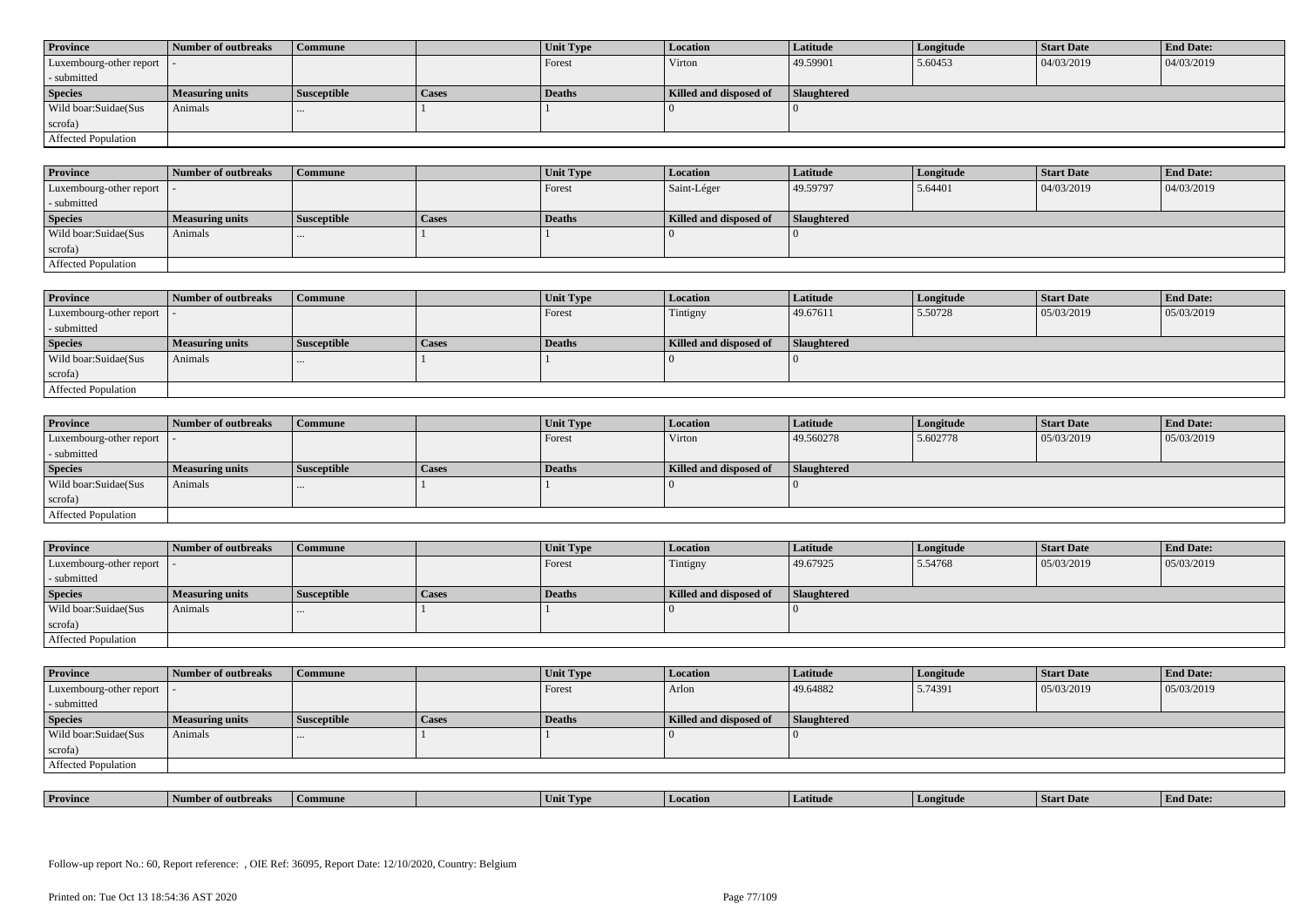| Province | Number of outbreaks | Commune | | Unit Type | Location | Latitude | Longitude | Start Date | End Date: |
|---|---|---|---|---|---|---|---|---|---|
| Luxembourg-other report - submitted | - | | | Forest | Virton | 49.59901 | 5.60453 | 04/03/2019 | 04/03/2019 |
| **Species** | **Measuring units** | **Susceptible** | **Cases** | **Deaths** | **Killed and disposed of** | **Slaughtered** | | | |
| Wild boar:Suidae(Sus scrofa) | Animals | ... | 1 | 1 | 0 | 0 | | | |
| Affected Population | | | | | | | | | |

| Province | Number of outbreaks | Commune | | Unit Type | Location | Latitude | Longitude | Start Date | End Date: |
|---|---|---|---|---|---|---|---|---|---|
| Luxembourg-other report - submitted | - | | | Forest | Saint-Léger | 49.59797 | 5.64401 | 04/03/2019 | 04/03/2019 |
| **Species** | **Measuring units** | **Susceptible** | **Cases** | **Deaths** | **Killed and disposed of** | **Slaughtered** | | | |
| Wild boar:Suidae(Sus scrofa) | Animals | ... | 1 | 1 | 0 | 0 | | | |
| Affected Population | | | | | | | | | |

| Province | Number of outbreaks | Commune | | Unit Type | Location | Latitude | Longitude | Start Date | End Date: |
|---|---|---|---|---|---|---|---|---|---|
| Luxembourg-other report - submitted | - | | | Forest | Tintigny | 49.67611 | 5.50728 | 05/03/2019 | 05/03/2019 |
| **Species** | **Measuring units** | **Susceptible** | **Cases** | **Deaths** | **Killed and disposed of** | **Slaughtered** | | | |
| Wild boar:Suidae(Sus scrofa) | Animals | ... | 1 | 1 | 0 | 0 | | | |
| Affected Population | | | | | | | | | |

| Province | Number of outbreaks | Commune | | Unit Type | Location | Latitude | Longitude | Start Date | End Date: |
|---|---|---|---|---|---|---|---|---|---|
| Luxembourg-other report - submitted | - | | | Forest | Virton | 49.560278 | 5.602778 | 05/03/2019 | 05/03/2019 |
| **Species** | **Measuring units** | **Susceptible** | **Cases** | **Deaths** | **Killed and disposed of** | **Slaughtered** | | | |
| Wild boar:Suidae(Sus scrofa) | Animals | ... | 1 | 1 | 0 | 0 | | | |
| Affected Population | | | | | | | | | |

| Province | Number of outbreaks | Commune | | Unit Type | Location | Latitude | Longitude | Start Date | End Date: |
|---|---|---|---|---|---|---|---|---|---|
| Luxembourg-other report - submitted | - | | | Forest | Tintigny | 49.67925 | 5.54768 | 05/03/2019 | 05/03/2019 |
| **Species** | **Measuring units** | **Susceptible** | **Cases** | **Deaths** | **Killed and disposed of** | **Slaughtered** | | | |
| Wild boar:Suidae(Sus scrofa) | Animals | ... | 1 | 1 | 0 | 0 | | | |
| Affected Population | | | | | | | | | |

| Province | Number of outbreaks | Commune | | Unit Type | Location | Latitude | Longitude | Start Date | End Date: |
|---|---|---|---|---|---|---|---|---|---|
| Luxembourg-other report - submitted | - | | | Forest | Arlon | 49.64882 | 5.74391 | 05/03/2019 | 05/03/2019 |
| **Species** | **Measuring units** | **Susceptible** | **Cases** | **Deaths** | **Killed and disposed of** | **Slaughtered** | | | |
| Wild boar:Suidae(Sus scrofa) | Animals | ... | 1 | 1 | 0 | 0 | | | |
| Affected Population | | | | | | | | | |

| Province | Number of outbreaks | Commune | | Unit Type | Location | Latitude | Longitude | Start Date | End Date: |
|---|---|---|---|---|---|---|---|---|---|

Follow-up report No.: 60, Report reference: , OIE Ref: 36095, Report Date: 12/10/2020, Country: Belgium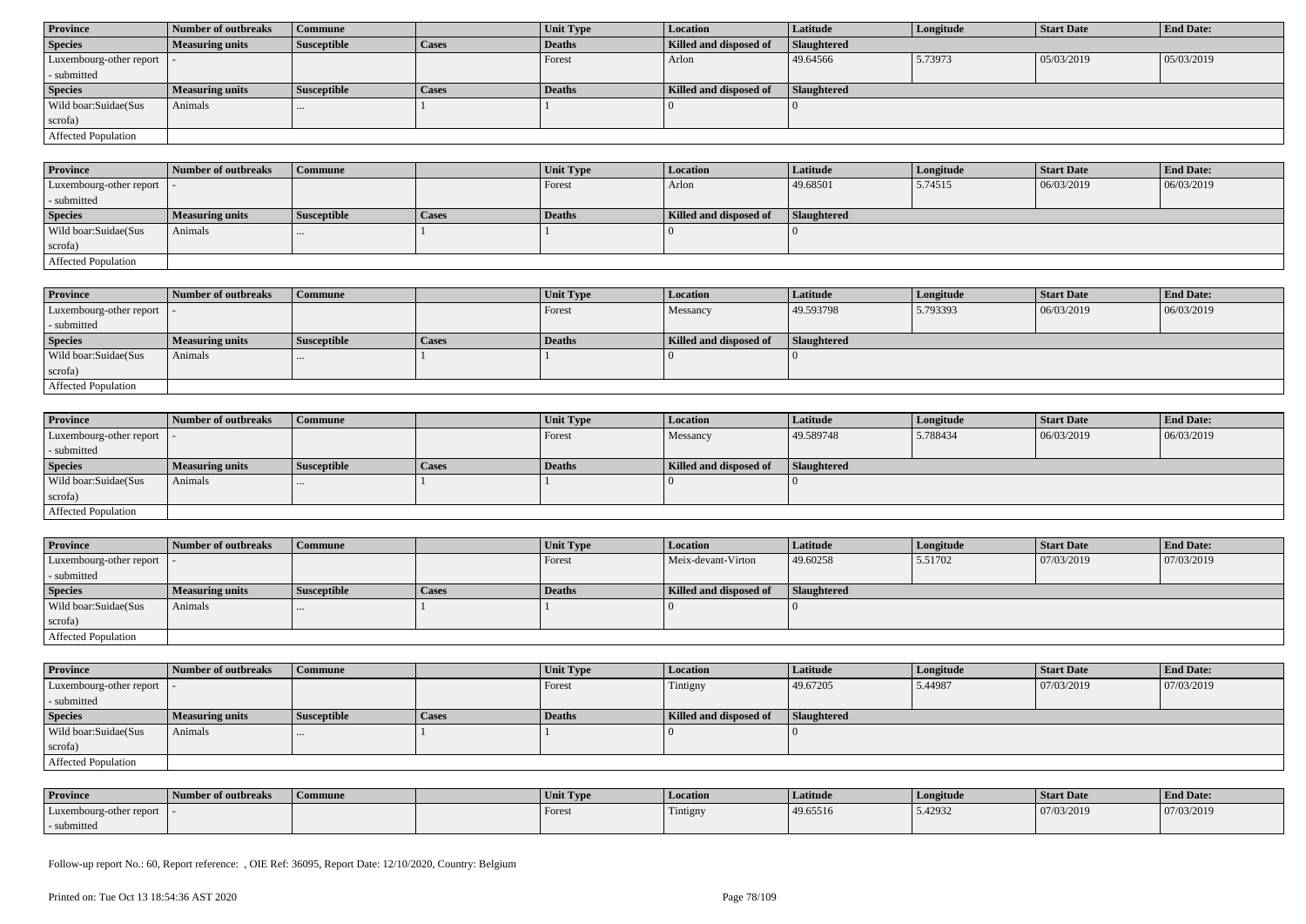| Province | Number of outbreaks | Commune | | Unit Type | Location | Latitude | Longitude | Start Date | End Date: |
|---|---|---|---|---|---|---|---|---|---|
| Luxembourg-other report - submitted | - | | | Forest | Arlon | 49.64566 | 5.73973 | 05/03/2019 | 05/03/2019 |
| **Species** | **Measuring units** | **Susceptible** | **Cases** | **Deaths** | **Killed and disposed of** | **Slaughtered** | | | |
| Wild boar:Suidae(Sus scrofa) | Animals | ... | 1 | 1 | 0 | 0 | | | |
| Affected Population | | | | | | | | | |

| Province | Number of outbreaks | Commune | | Unit Type | Location | Latitude | Longitude | Start Date | End Date: |
|---|---|---|---|---|---|---|---|---|---|
| Luxembourg-other report - submitted | - | | | Forest | Arlon | 49.68501 | 5.74515 | 06/03/2019 | 06/03/2019 |
| **Species** | **Measuring units** | **Susceptible** | **Cases** | **Deaths** | **Killed and disposed of** | **Slaughtered** | | | |
| Wild boar:Suidae(Sus scrofa) | Animals | ... | 1 | 1 | 0 | 0 | | | |
| Affected Population | | | | | | | | | |

| Province | Number of outbreaks | Commune | | Unit Type | Location | Latitude | Longitude | Start Date | End Date: |
|---|---|---|---|---|---|---|---|---|---|
| Luxembourg-other report - submitted | - | | | Forest | Messancy | 49.593798 | 5.793393 | 06/03/2019 | 06/03/2019 |
| **Species** | **Measuring units** | **Susceptible** | **Cases** | **Deaths** | **Killed and disposed of** | **Slaughtered** | | | |
| Wild boar:Suidae(Sus scrofa) | Animals | ... | 1 | 1 | 0 | 0 | | | |
| Affected Population | | | | | | | | | |

| Province | Number of outbreaks | Commune | | Unit Type | Location | Latitude | Longitude | Start Date | End Date: |
|---|---|---|---|---|---|---|---|---|---|
| Luxembourg-other report - submitted | - | | | Forest | Messancy | 49.589748 | 5.788434 | 06/03/2019 | 06/03/2019 |
| **Species** | **Measuring units** | **Susceptible** | **Cases** | **Deaths** | **Killed and disposed of** | **Slaughtered** | | | |
| Wild boar:Suidae(Sus scrofa) | Animals | ... | 1 | 1 | 0 | 0 | | | |
| Affected Population | | | | | | | | | |

| Province | Number of outbreaks | Commune | | Unit Type | Location | Latitude | Longitude | Start Date | End Date: |
|---|---|---|---|---|---|---|---|---|---|
| Luxembourg-other report - submitted | - | | | Forest | Meix-devant-Virton | 49.60258 | 5.51702 | 07/03/2019 | 07/03/2019 |
| **Species** | **Measuring units** | **Susceptible** | **Cases** | **Deaths** | **Killed and disposed of** | **Slaughtered** | | | |
| Wild boar:Suidae(Sus scrofa) | Animals | ... | 1 | 1 | 0 | 0 | | | |
| Affected Population | | | | | | | | | |

| Province | Number of outbreaks | Commune | | Unit Type | Location | Latitude | Longitude | Start Date | End Date: |
|---|---|---|---|---|---|---|---|---|---|
| Luxembourg-other report - submitted | - | | | Forest | Tintigny | 49.67205 | 5.44987 | 07/03/2019 | 07/03/2019 |
| **Species** | **Measuring units** | **Susceptible** | **Cases** | **Deaths** | **Killed and disposed of** | **Slaughtered** | | | |
| Wild boar:Suidae(Sus scrofa) | Animals | ... | 1 | 1 | 0 | 0 | | | |
| Affected Population | | | | | | | | | |

| Province | Number of outbreaks | Commune | | Unit Type | Location | Latitude | Longitude | Start Date | End Date: |
|---|---|---|---|---|---|---|---|---|---|
| Luxembourg-other report - submitted | - | | | Forest | Tintigny | 49.65516 | 5.42932 | 07/03/2019 | 07/03/2019 |

Follow-up report No.: 60, Report reference: , OIE Ref: 36095, Report Date: 12/10/2020, Country: Belgium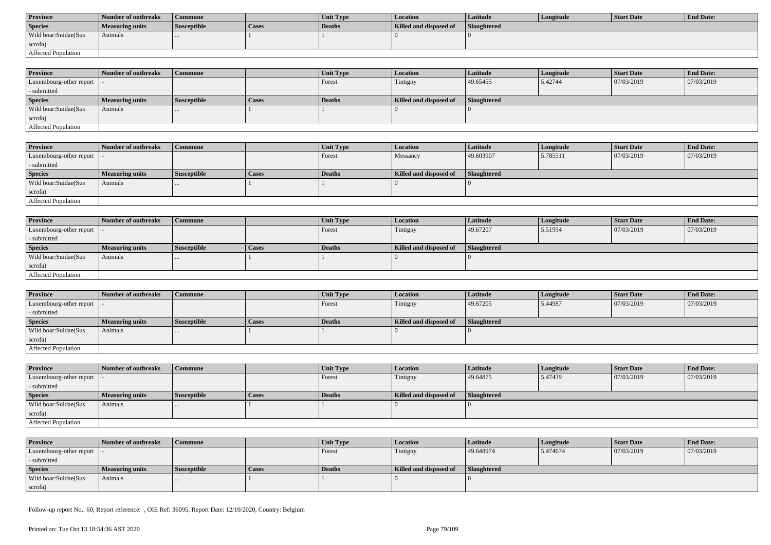| Province | Number of outbreaks | Commune | | Unit Type | Location | Latitude | Longitude | Start Date | End Date: |
|---|---|---|---|---|---|---|---|---|---|
| **Species** | **Measuring units** | **Susceptible** | **Cases** | **Deaths** | **Killed and disposed of** | **Slaughtered** | | | |
| Wild boar:Suidae(Sus scrofa) | Animals | ... | 1 | 1 | 0 | 0 | | | |
| Affected Population | | | | | | | | | |

| Province | Number of outbreaks | Commune | | Unit Type | Location | Latitude | Longitude | Start Date | End Date: |
|---|---|---|---|---|---|---|---|---|---|
| Luxembourg-other report - submitted | - | | | Forest | Tintigny | 49.65455 | 5.42744 | 07/03/2019 | 07/03/2019 |
| **Species** | **Measuring units** | **Susceptible** | **Cases** | **Deaths** | **Killed and disposed of** | **Slaughtered** | | | |
| Wild boar:Suidae(Sus scrofa) | Animals | ... | 1 | 1 | 0 | 0 | | | |
| Affected Population | | | | | | | | | |

| Province | Number of outbreaks | Commune | | Unit Type | Location | Latitude | Longitude | Start Date | End Date: |
|---|---|---|---|---|---|---|---|---|---|
| Luxembourg-other report - submitted | - | | | Forest | Messancy | 49.603907 | 5.785511 | 07/03/2019 | 07/03/2019 |
| **Species** | **Measuring units** | **Susceptible** | **Cases** | **Deaths** | **Killed and disposed of** | **Slaughtered** | | | |
| Wild boar:Suidae(Sus scrofa) | Animals | ... | 1 | 1 | 0 | 0 | | | |
| Affected Population | | | | | | | | | |

| Province | Number of outbreaks | Commune | | Unit Type | Location | Latitude | Longitude | Start Date | End Date: |
|---|---|---|---|---|---|---|---|---|---|
| Luxembourg-other report - submitted | - | | | Forest | Tintigny | 49.67207 | 5.51994 | 07/03/2019 | 07/03/2019 |
| **Species** | **Measuring units** | **Susceptible** | **Cases** | **Deaths** | **Killed and disposed of** | **Slaughtered** | | | |
| Wild boar:Suidae(Sus scrofa) | Animals | ... | 1 | 1 | 0 | 0 | | | |
| Affected Population | | | | | | | | | |

| Province | Number of outbreaks | Commune | | Unit Type | Location | Latitude | Longitude | Start Date | End Date: |
|---|---|---|---|---|---|---|---|---|---|
| Luxembourg-other report - submitted | - | | | Forest | Tintigny | 49.67205 | 5.44987 | 07/03/2019 | 07/03/2019 |
| **Species** | **Measuring units** | **Susceptible** | **Cases** | **Deaths** | **Killed and disposed of** | **Slaughtered** | | | |
| Wild boar:Suidae(Sus scrofa) | Animals | ... | 1 | 1 | 0 | 0 | | | |
| Affected Population | | | | | | | | | |

| Province | Number of outbreaks | Commune | | Unit Type | Location | Latitude | Longitude | Start Date | End Date: |
|---|---|---|---|---|---|---|---|---|---|
| Luxembourg-other report - submitted | - | | | Forest | Tintigny | 49.64875 | 5.47439 | 07/03/2019 | 07/03/2019 |
| **Species** | **Measuring units** | **Susceptible** | **Cases** | **Deaths** | **Killed and disposed of** | **Slaughtered** | | | |
| Wild boar:Suidae(Sus scrofa) | Animals | ... | 1 | 1 | 0 | 0 | | | |
| Affected Population | | | | | | | | | |

| Province | Number of outbreaks | Commune | | Unit Type | Location | Latitude | Longitude | Start Date | End Date: |
|---|---|---|---|---|---|---|---|---|---|
| Luxembourg-other report - submitted | - | | | Forest | Tintigny | 49.648974 | 5.474674 | 07/03/2019 | 07/03/2019 |
| **Species** | **Measuring units** | **Susceptible** | **Cases** | **Deaths** | **Killed and disposed of** | **Slaughtered** | | | |
| Wild boar:Suidae(Sus scrofa) | Animals | ... | 1 | 1 | 0 | 0 | | | |

Follow-up report No.: 60, Report reference: , OIE Ref: 36095, Report Date: 12/10/2020, Country: Belgium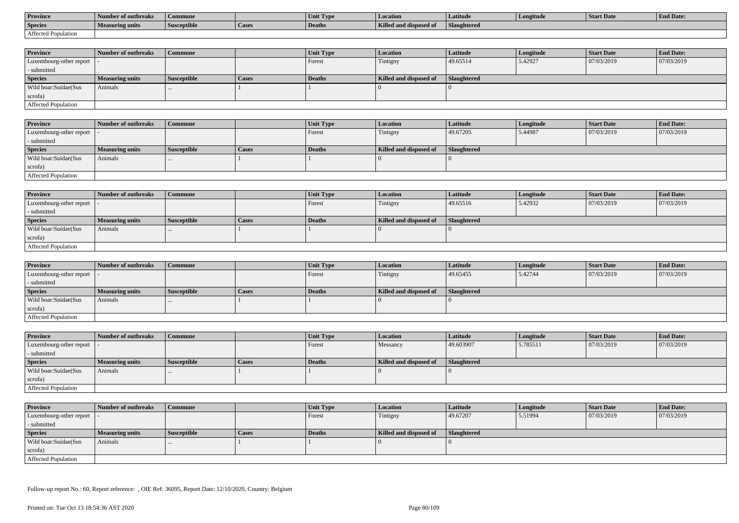| Province | Number of outbreaks | Commune | | Unit Type | Location | Latitude | Longitude | Start Date | End Date: |
|---|---|---|---|---|---|---|---|---|---|
| Species | Measuring units | Susceptible | Cases | Deaths | Killed and disposed of | Slaughtered | | | |
| Affected Population | | | | | | | | | |

| Province | Number of outbreaks | Commune | | Unit Type | Location | Latitude | Longitude | Start Date | End Date: |
|---|---|---|---|---|---|---|---|---|---|
| Luxembourg-other report - submitted | - | | | Forest | Tintigny | 49.65514 | 5.42927 | 07/03/2019 | 07/03/2019 |
| Species | Measuring units | Susceptible | Cases | Deaths | Killed and disposed of | Slaughtered | | | |
| Wild boar:Suidae(Sus scrofa) | Animals | ... | 1 | 1 | 0 | 0 | | | |
| Affected Population | | | | | | | | | |

| Province | Number of outbreaks | Commune | | Unit Type | Location | Latitude | Longitude | Start Date | End Date: |
|---|---|---|---|---|---|---|---|---|---|
| Luxembourg-other report - submitted | - | | | Forest | Tintigny | 49.67205 | 5.44987 | 07/03/2019 | 07/03/2019 |
| Species | Measuring units | Susceptible | Cases | Deaths | Killed and disposed of | Slaughtered | | | |
| Wild boar:Suidae(Sus scrofa) | Animals | ... | 1 | 1 | 0 | 0 | | | |
| Affected Population | | | | | | | | | |

| Province | Number of outbreaks | Commune | | Unit Type | Location | Latitude | Longitude | Start Date | End Date: |
|---|---|---|---|---|---|---|---|---|---|
| Luxembourg-other report - submitted | - | | | Forest | Tintigny | 49.65516 | 5.42932 | 07/03/2019 | 07/03/2019 |
| Species | Measuring units | Susceptible | Cases | Deaths | Killed and disposed of | Slaughtered | | | |
| Wild boar:Suidae(Sus scrofa) | Animals | ... | 1 | 1 | 0 | 0 | | | |
| Affected Population | | | | | | | | | |

| Province | Number of outbreaks | Commune | | Unit Type | Location | Latitude | Longitude | Start Date | End Date: |
|---|---|---|---|---|---|---|---|---|---|
| Luxembourg-other report - submitted | - | | | Forest | Tintigny | 49.65455 | 5.42744 | 07/03/2019 | 07/03/2019 |
| Species | Measuring units | Susceptible | Cases | Deaths | Killed and disposed of | Slaughtered | | | |
| Wild boar:Suidae(Sus scrofa) | Animals | ... | 1 | 1 | 0 | 0 | | | |
| Affected Population | | | | | | | | | |

| Province | Number of outbreaks | Commune | | Unit Type | Location | Latitude | Longitude | Start Date | End Date: |
|---|---|---|---|---|---|---|---|---|---|
| Luxembourg-other report - submitted | - | | | Forest | Messancy | 49.603907 | 5.785511 | 07/03/2019 | 07/03/2019 |
| Species | Measuring units | Susceptible | Cases | Deaths | Killed and disposed of | Slaughtered | | | |
| Wild boar:Suidae(Sus scrofa) | Animals | ... | 1 | 1 | 0 | 0 | | | |
| Affected Population | | | | | | | | | |

| Province | Number of outbreaks | Commune | | Unit Type | Location | Latitude | Longitude | Start Date | End Date: |
|---|---|---|---|---|---|---|---|---|---|
| Luxembourg-other report - submitted | - | | | Forest | Tintigny | 49.67207 | 5.51994 | 07/03/2019 | 07/03/2019 |
| Species | Measuring units | Susceptible | Cases | Deaths | Killed and disposed of | Slaughtered | | | |
| Wild boar:Suidae(Sus scrofa) | Animals | ... | 1 | 1 | 0 | 0 | | | |
| Affected Population | | | | | | | | | |

Follow-up report No.: 60, Report reference: , OIE Ref: 36095, Report Date: 12/10/2020, Country: Belgium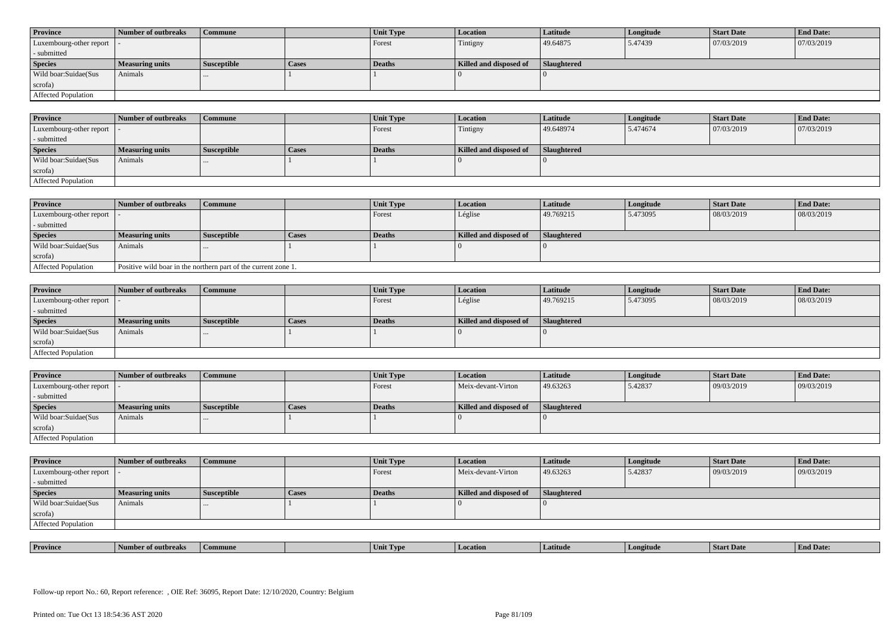| Province | Number of outbreaks | Commune | | Unit Type | Location | Latitude | Longitude | Start Date | End Date: |
|---|---|---|---|---|---|---|---|---|---|
| Luxembourg-other report - submitted | - | | | Forest | Tintigny | 49.64875 | 5.47439 | 07/03/2019 | 07/03/2019 |
| **Species** | **Measuring units** | **Susceptible** | **Cases** | **Deaths** | **Killed and disposed of** | **Slaughtered** | | | |
| Wild boar:Suidae(Sus scrofa) | Animals | ... | 1 | 1 | 0 | 0 | | | |
| Affected Population | | | | | | | | | |

| Province | Number of outbreaks | Commune | | Unit Type | Location | Latitude | Longitude | Start Date | End Date: |
|---|---|---|---|---|---|---|---|---|---|
| Luxembourg-other report - submitted | - | | | Forest | Tintigny | 49.648974 | 5.474674 | 07/03/2019 | 07/03/2019 |
| **Species** | **Measuring units** | **Susceptible** | **Cases** | **Deaths** | **Killed and disposed of** | **Slaughtered** | | | |
| Wild boar:Suidae(Sus scrofa) | Animals | ... | 1 | 1 | 0 | 0 | | | |
| Affected Population | | | | | | | | | |

| Province | Number of outbreaks | Commune | | Unit Type | Location | Latitude | Longitude | Start Date | End Date: |
|---|---|---|---|---|---|---|---|---|---|
| Luxembourg-other report - submitted | - | | | Forest | Léglise | 49.769215 | 5.473095 | 08/03/2019 | 08/03/2019 |
| **Species** | **Measuring units** | **Susceptible** | **Cases** | **Deaths** | **Killed and disposed of** | **Slaughtered** | | | |
| Wild boar:Suidae(Sus scrofa) | Animals | ... | 1 | 1 | 0 | 0 | | | |
| Affected Population | Positive wild boar in the northern part of the current zone 1. | | | | | | | | |

| Province | Number of outbreaks | Commune | | Unit Type | Location | Latitude | Longitude | Start Date | End Date: |
|---|---|---|---|---|---|---|---|---|---|
| Luxembourg-other report - submitted | - | | | Forest | Léglise | 49.769215 | 5.473095 | 08/03/2019 | 08/03/2019 |
| **Species** | **Measuring units** | **Susceptible** | **Cases** | **Deaths** | **Killed and disposed of** | **Slaughtered** | | | |
| Wild boar:Suidae(Sus scrofa) | Animals | ... | 1 | 1 | 0 | 0 | | | |
| Affected Population | | | | | | | | | |

| Province | Number of outbreaks | Commune | | Unit Type | Location | Latitude | Longitude | Start Date | End Date: |
|---|---|---|---|---|---|---|---|---|---|
| Luxembourg-other report - submitted | - | | | Forest | Meix-devant-Virton | 49.63263 | 5.42837 | 09/03/2019 | 09/03/2019 |
| **Species** | **Measuring units** | **Susceptible** | **Cases** | **Deaths** | **Killed and disposed of** | **Slaughtered** | | | |
| Wild boar:Suidae(Sus scrofa) | Animals | ... | 1 | 1 | 0 | 0 | | | |
| Affected Population | | | | | | | | | |

| Province | Number of outbreaks | Commune | | Unit Type | Location | Latitude | Longitude | Start Date | End Date: |
|---|---|---|---|---|---|---|---|---|---|
| Luxembourg-other report - submitted | - | | | Forest | Meix-devant-Virton | 49.63263 | 5.42837 | 09/03/2019 | 09/03/2019 |
| **Species** | **Measuring units** | **Susceptible** | **Cases** | **Deaths** | **Killed and disposed of** | **Slaughtered** | | | |
| Wild boar:Suidae(Sus scrofa) | Animals | ... | 1 | 1 | 0 | 0 | | | |
| Affected Population | | | | | | | | | |

| Province | Number of outbreaks | Commune | | Unit Type | Location | Latitude | Longitude | Start Date | End Date: |
|---|---|---|---|---|---|---|---|---|---|

Follow-up report No.: 60, Report reference: , OIE Ref: 36095, Report Date: 12/10/2020, Country: Belgium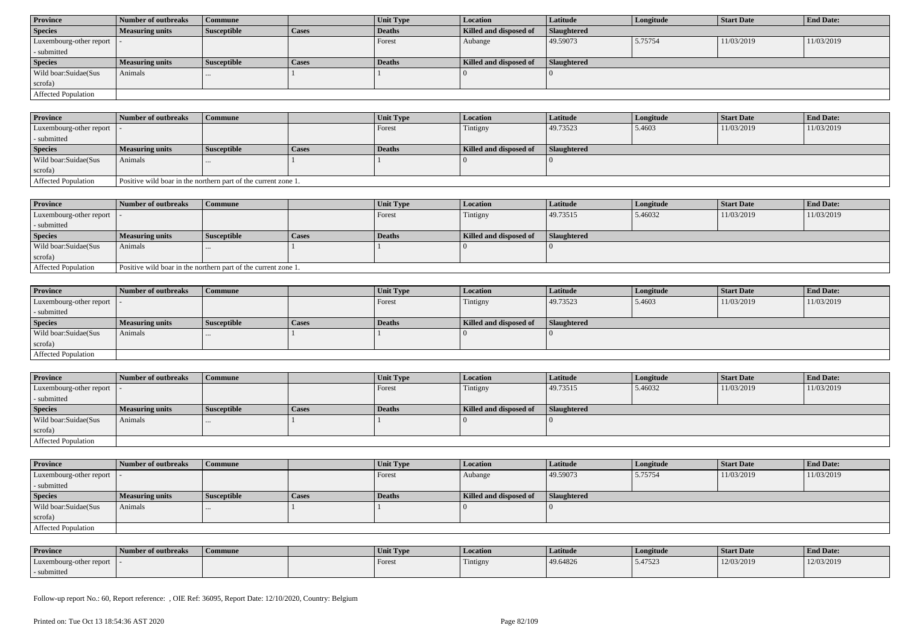| Province | Number of outbreaks | Commune | | Unit Type | Location | Latitude | Longitude | Start Date | End Date: |
|---|---|---|---|---|---|---|---|---|---|
| Luxembourg-other report - submitted | - | | | Forest | Aubange | 49.59073 | 5.75754 | 11/03/2019 | 11/03/2019 |
| **Species** | **Measuring units** | **Susceptible** | **Cases** | **Deaths** | **Killed and disposed of** | **Slaughtered** | | | |
| Wild boar:Suidae(Sus scrofa) | Animals | ... | 1 | 1 | 0 | 0 | | | |
| Affected Population | | | | | | | | | |

| Province | Number of outbreaks | Commune | | Unit Type | Location | Latitude | Longitude | Start Date | End Date: |
|---|---|---|---|---|---|---|---|---|---|
| Luxembourg-other report - submitted | - | | | Forest | Tintigny | 49.73523 | 5.4603 | 11/03/2019 | 11/03/2019 |
| **Species** | **Measuring units** | **Susceptible** | **Cases** | **Deaths** | **Killed and disposed of** | **Slaughtered** | | | |
| Wild boar:Suidae(Sus scrofa) | Animals | ... | 1 | 1 | 0 | 0 | | | |
| Affected Population | Positive wild boar in the northern part of the current zone 1. | | | | | | | | |

| Province | Number of outbreaks | Commune | | Unit Type | Location | Latitude | Longitude | Start Date | End Date: |
|---|---|---|---|---|---|---|---|---|---|
| Luxembourg-other report - submitted | - | | | Forest | Tintigny | 49.73515 | 5.46032 | 11/03/2019 | 11/03/2019 |
| **Species** | **Measuring units** | **Susceptible** | **Cases** | **Deaths** | **Killed and disposed of** | **Slaughtered** | | | |
| Wild boar:Suidae(Sus scrofa) | Animals | ... | 1 | 1 | 0 | 0 | | | |
| Affected Population | Positive wild boar in the northern part of the current zone 1. | | | | | | | | |

| Province | Number of outbreaks | Commune | | Unit Type | Location | Latitude | Longitude | Start Date | End Date: |
|---|---|---|---|---|---|---|---|---|---|
| Luxembourg-other report - submitted | - | | | Forest | Tintigny | 49.73523 | 5.4603 | 11/03/2019 | 11/03/2019 |
| **Species** | **Measuring units** | **Susceptible** | **Cases** | **Deaths** | **Killed and disposed of** | **Slaughtered** | | | |
| Wild boar:Suidae(Sus scrofa) | Animals | ... | 1 | 1 | 0 | 0 | | | |
| Affected Population | | | | | | | | | |

| Province | Number of outbreaks | Commune | | Unit Type | Location | Latitude | Longitude | Start Date | End Date: |
|---|---|---|---|---|---|---|---|---|---|
| Luxembourg-other report - submitted | - | | | Forest | Tintigny | 49.73515 | 5.46032 | 11/03/2019 | 11/03/2019 |
| **Species** | **Measuring units** | **Susceptible** | **Cases** | **Deaths** | **Killed and disposed of** | **Slaughtered** | | | |
| Wild boar:Suidae(Sus scrofa) | Animals | ... | 1 | 1 | 0 | 0 | | | |
| Affected Population | | | | | | | | | |

| Province | Number of outbreaks | Commune | | Unit Type | Location | Latitude | Longitude | Start Date | End Date: |
|---|---|---|---|---|---|---|---|---|---|
| Luxembourg-other report - submitted | - | | | Forest | Aubange | 49.59073 | 5.75754 | 11/03/2019 | 11/03/2019 |
| **Species** | **Measuring units** | **Susceptible** | **Cases** | **Deaths** | **Killed and disposed of** | **Slaughtered** | | | |
| Wild boar:Suidae(Sus scrofa) | Animals | ... | 1 | 1 | 0 | 0 | | | |
| Affected Population | | | | | | | | | |

| Province | Number of outbreaks | Commune | | Unit Type | Location | Latitude | Longitude | Start Date | End Date: |
|---|---|---|---|---|---|---|---|---|---|
| Luxembourg-other report - submitted | - | | | Forest | Tintigny | 49.64826 | 5.47523 | 12/03/2019 | 12/03/2019 |

Follow-up report No.: 60, Report reference: , OIE Ref: 36095, Report Date: 12/10/2020, Country: Belgium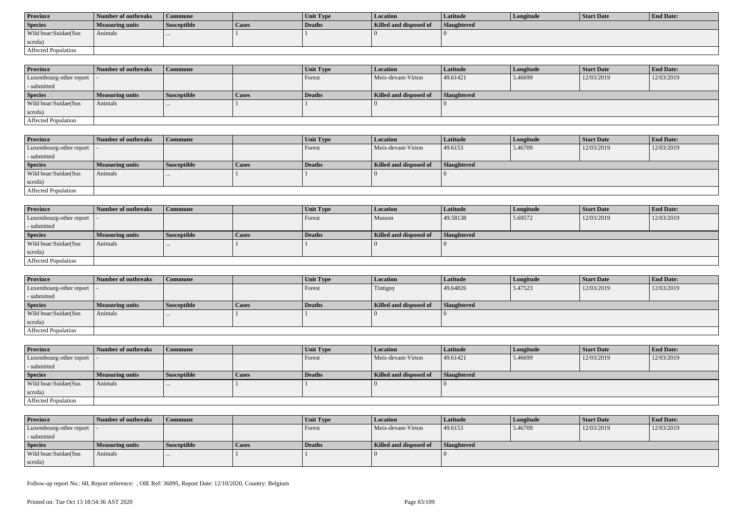| Province | Number of outbreaks | Commune | | Unit Type | Location | Latitude | Longitude | Start Date | End Date: |
|---|---|---|---|---|---|---|---|---|---|
| **Species** | **Measuring units** | **Susceptible** | **Cases** | **Deaths** | **Killed and disposed of** | **Slaughtered** | | | |
| Wild boar:Suidae(Sus scrofa) | Animals | ... | 1 | 1 | 0 | 0 | | | |
| Affected Population | | | | | | | | | |

| Province | Number of outbreaks | Commune | | Unit Type | Location | Latitude | Longitude | Start Date | End Date: |
|---|---|---|---|---|---|---|---|---|---|
| Luxembourg-other report - submitted | - | | | Forest | Meix-devant-Virton | 49.61421 | 5.46699 | 12/03/2019 | 12/03/2019 |
| **Species** | **Measuring units** | **Susceptible** | **Cases** | **Deaths** | **Killed and disposed of** | **Slaughtered** | | | |
| Wild boar:Suidae(Sus scrofa) | Animals | ... | 1 | 1 | 0 | 0 | | | |
| Affected Population | | | | | | | | | |

| Province | Number of outbreaks | Commune | | Unit Type | Location | Latitude | Longitude | Start Date | End Date: |
|---|---|---|---|---|---|---|---|---|---|
| Luxembourg-other report - submitted | - | | | Forest | Meix-devant-Virton | 49.6153 | 5.46709 | 12/03/2019 | 12/03/2019 |
| **Species** | **Measuring units** | **Susceptible** | **Cases** | **Deaths** | **Killed and disposed of** | **Slaughtered** | | | |
| Wild boar:Suidae(Sus scrofa) | Animals | ... | 1 | 1 | 0 | 0 | | | |
| Affected Population | | | | | | | | | |

| Province | Number of outbreaks | Commune | | Unit Type | Location | Latitude | Longitude | Start Date | End Date: |
|---|---|---|---|---|---|---|---|---|---|
| Luxembourg-other report - submitted | - | | | Forest | Musson | 49.58138 | 5.69572 | 12/03/2019 | 12/03/2019 |
| **Species** | **Measuring units** | **Susceptible** | **Cases** | **Deaths** | **Killed and disposed of** | **Slaughtered** | | | |
| Wild boar:Suidae(Sus scrofa) | Animals | ... | 1 | 1 | 0 | 0 | | | |
| Affected Population | | | | | | | | | |

| Province | Number of outbreaks | Commune | | Unit Type | Location | Latitude | Longitude | Start Date | End Date: |
|---|---|---|---|---|---|---|---|---|---|
| Luxembourg-other report - submitted | - | | | Forest | Tintigny | 49.64826 | 5.47523 | 12/03/2019 | 12/03/2019 |
| **Species** | **Measuring units** | **Susceptible** | **Cases** | **Deaths** | **Killed and disposed of** | **Slaughtered** | | | |
| Wild boar:Suidae(Sus scrofa) | Animals | ... | 1 | 1 | 0 | 0 | | | |
| Affected Population | | | | | | | | | |

| Province | Number of outbreaks | Commune | | Unit Type | Location | Latitude | Longitude | Start Date | End Date: |
|---|---|---|---|---|---|---|---|---|---|
| Luxembourg-other report - submitted | - | | | Forest | Meix-devant-Virton | 49.61421 | 5.46699 | 12/03/2019 | 12/03/2019 |
| **Species** | **Measuring units** | **Susceptible** | **Cases** | **Deaths** | **Killed and disposed of** | **Slaughtered** | | | |
| Wild boar:Suidae(Sus scrofa) | Animals | ... | 1 | 1 | 0 | 0 | | | |
| Affected Population | | | | | | | | | |

| Province | Number of outbreaks | Commune | | Unit Type | Location | Latitude | Longitude | Start Date | End Date: |
|---|---|---|---|---|---|---|---|---|---|
| Luxembourg-other report - submitted | - | | | Forest | Meix-devant-Virton | 49.6153 | 5.46709 | 12/03/2019 | 12/03/2019 |
| **Species** | **Measuring units** | **Susceptible** | **Cases** | **Deaths** | **Killed and disposed of** | **Slaughtered** | | | |
| Wild boar:Suidae(Sus scrofa) | Animals | ... | 1 | 1 | 0 | 0 | | | |

Follow-up report No.: 60, Report reference: , OIE Ref: 36095, Report Date: 12/10/2020, Country: Belgium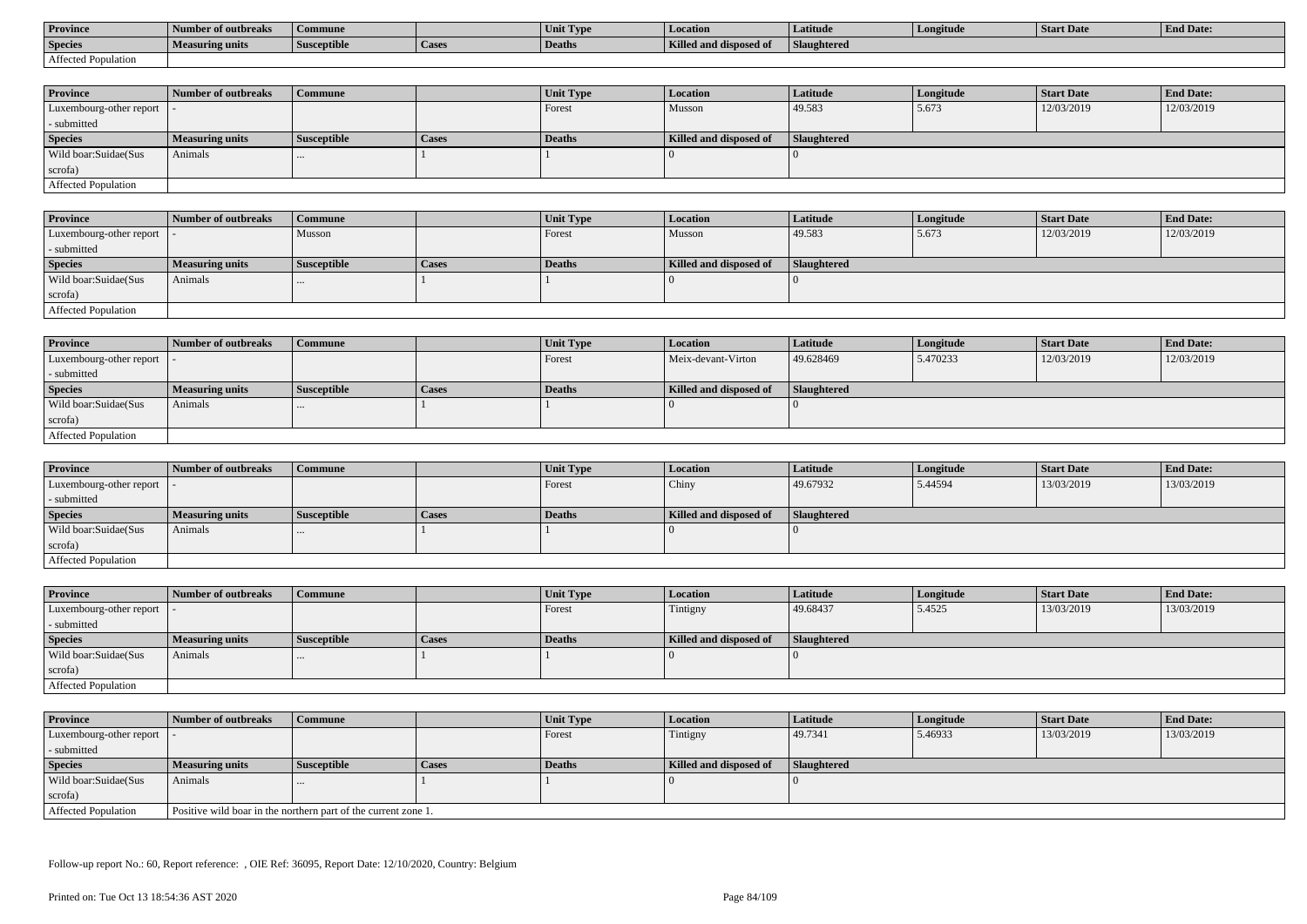| Province | Number of outbreaks | Commune | | Unit Type | Location | Latitude | Longitude | Start Date | End Date: |
|---|---|---|---|---|---|---|---|---|---|
| Species | Measuring units | Susceptible | Cases | Deaths | Killed and disposed of | Slaughtered | | | |
| Affected Population | | | | | | | | | |

| Province | Number of outbreaks | Commune | | Unit Type | Location | Latitude | Longitude | Start Date | End Date: |
|---|---|---|---|---|---|---|---|---|---|
| Luxembourg-other report - submitted | - | | | Forest | Musson | 49.583 | 5.673 | 12/03/2019 | 12/03/2019 |
| Species | Measuring units | Susceptible | Cases | Deaths | Killed and disposed of | Slaughtered | | | |
| Wild boar:Suidae(Sus scrofa) | Animals | ... | 1 | 1 | 0 | 0 | | | |
| Affected Population | | | | | | | | | |

| Province | Number of outbreaks | Commune | | Unit Type | Location | Latitude | Longitude | Start Date | End Date: |
|---|---|---|---|---|---|---|---|---|---|
| Luxembourg-other report - submitted | - | Musson | | Forest | Musson | 49.583 | 5.673 | 12/03/2019 | 12/03/2019 |
| Species | Measuring units | Susceptible | Cases | Deaths | Killed and disposed of | Slaughtered | | | |
| Wild boar:Suidae(Sus scrofa) | Animals | ... | 1 | 1 | 0 | 0 | | | |
| Affected Population | | | | | | | | | |

| Province | Number of outbreaks | Commune | | Unit Type | Location | Latitude | Longitude | Start Date | End Date: |
|---|---|---|---|---|---|---|---|---|---|
| Luxembourg-other report - submitted | - | | | Forest | Meix-devant-Virton | 49.628469 | 5.470233 | 12/03/2019 | 12/03/2019 |
| Species | Measuring units | Susceptible | Cases | Deaths | Killed and disposed of | Slaughtered | | | |
| Wild boar:Suidae(Sus scrofa) | Animals | ... | 1 | 1 | 0 | 0 | | | |
| Affected Population | | | | | | | | | |

| Province | Number of outbreaks | Commune | | Unit Type | Location | Latitude | Longitude | Start Date | End Date: |
|---|---|---|---|---|---|---|---|---|---|
| Luxembourg-other report - submitted | - | | | Forest | Chiny | 49.67932 | 5.44594 | 13/03/2019 | 13/03/2019 |
| Species | Measuring units | Susceptible | Cases | Deaths | Killed and disposed of | Slaughtered | | | |
| Wild boar:Suidae(Sus scrofa) | Animals | ... | 1 | 1 | 0 | 0 | | | |
| Affected Population | | | | | | | | | |

| Province | Number of outbreaks | Commune | | Unit Type | Location | Latitude | Longitude | Start Date | End Date: |
|---|---|---|---|---|---|---|---|---|---|
| Luxembourg-other report - submitted | - | | | Forest | Tintigny | 49.68437 | 5.4525 | 13/03/2019 | 13/03/2019 |
| Species | Measuring units | Susceptible | Cases | Deaths | Killed and disposed of | Slaughtered | | | |
| Wild boar:Suidae(Sus scrofa) | Animals | ... | 1 | 1 | 0 | 0 | | | |
| Affected Population | | | | | | | | | |

| Province | Number of outbreaks | Commune | | Unit Type | Location | Latitude | Longitude | Start Date | End Date: |
|---|---|---|---|---|---|---|---|---|---|
| Luxembourg-other report - submitted | - | | | Forest | Tintigny | 49.7341 | 5.46933 | 13/03/2019 | 13/03/2019 |
| Species | Measuring units | Susceptible | Cases | Deaths | Killed and disposed of | Slaughtered | | | |
| Wild boar:Suidae(Sus scrofa) | Animals | ... | 1 | 1 | 0 | 0 | | | |
| Affected Population | Positive wild boar in the northern part of the current zone 1. | | | | | | | | |

Follow-up report No.: 60, Report reference: , OIE Ref: 36095, Report Date: 12/10/2020, Country: Belgium

Printed on: Tue Oct 13 18:54:36 AST 2020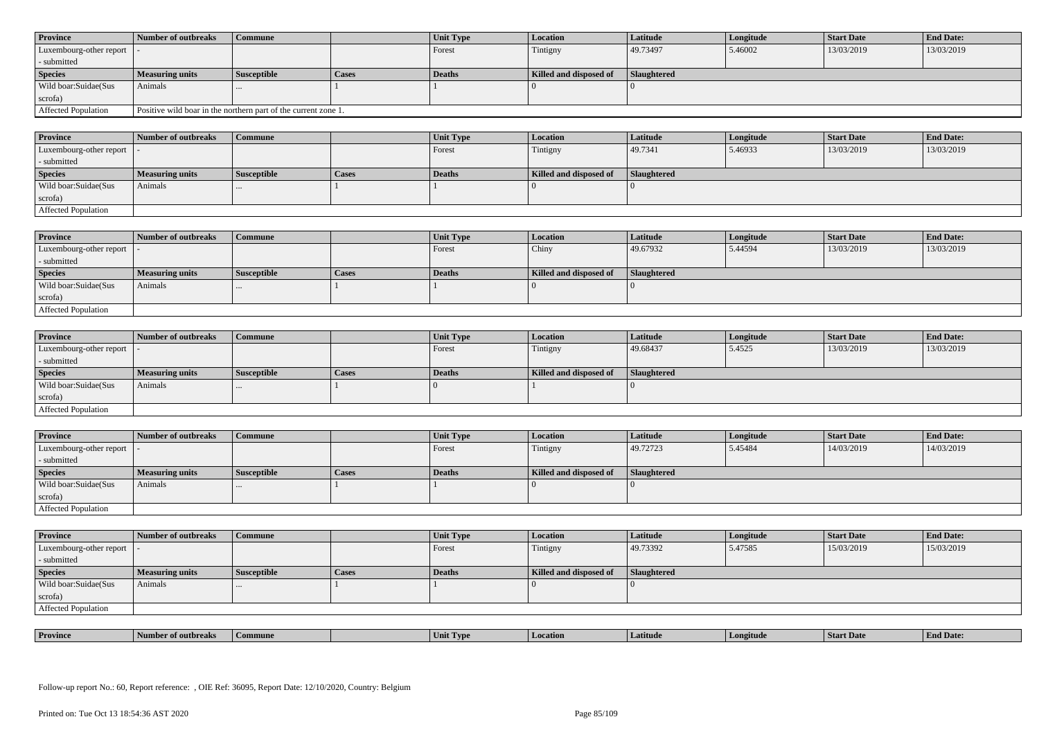| Province | Number of outbreaks | Commune | | Unit Type | Location | Latitude | Longitude | Start Date | End Date: |
|---|---|---|---|---|---|---|---|---|---|
| Luxembourg-other report - submitted | - | | | Forest | Tintigny | 49.73497 | 5.46002 | 13/03/2019 | 13/03/2019 |
| **Species** | **Measuring units** | **Susceptible** | **Cases** | **Deaths** | **Killed and disposed of** | **Slaughtered** | | | |
| Wild boar:Suidae(Sus scrofa) | Animals | ... | 1 | 1 | 0 | 0 | | | |
| Affected Population | Positive wild boar in the northern part of the current zone 1. | | | | | | | | |

| Province | Number of outbreaks | Commune | | Unit Type | Location | Latitude | Longitude | Start Date | End Date: |
|---|---|---|---|---|---|---|---|---|---|
| Luxembourg-other report - submitted | - | | | Forest | Tintigny | 49.7341 | 5.46933 | 13/03/2019 | 13/03/2019 |
| **Species** | **Measuring units** | **Susceptible** | **Cases** | **Deaths** | **Killed and disposed of** | **Slaughtered** | | | |
| Wild boar:Suidae(Sus scrofa) | Animals | ... | 1 | 1 | 0 | 0 | | | |
| Affected Population | | | | | | | | | |

| Province | Number of outbreaks | Commune | | Unit Type | Location | Latitude | Longitude | Start Date | End Date: |
|---|---|---|---|---|---|---|---|---|---|
| Luxembourg-other report - submitted | - | | | Forest | Chiny | 49.67932 | 5.44594 | 13/03/2019 | 13/03/2019 |
| **Species** | **Measuring units** | **Susceptible** | **Cases** | **Deaths** | **Killed and disposed of** | **Slaughtered** | | | |
| Wild boar:Suidae(Sus scrofa) | Animals | ... | 1 | 1 | 0 | 0 | | | |
| Affected Population | | | | | | | | | |

| Province | Number of outbreaks | Commune | | Unit Type | Location | Latitude | Longitude | Start Date | End Date: |
|---|---|---|---|---|---|---|---|---|---|
| Luxembourg-other report - submitted | - | | | Forest | Tintigny | 49.68437 | 5.4525 | 13/03/2019 | 13/03/2019 |
| **Species** | **Measuring units** | **Susceptible** | **Cases** | **Deaths** | **Killed and disposed of** | **Slaughtered** | | | |
| Wild boar:Suidae(Sus scrofa) | Animals | ... | 1 | 0 | 1 | 0 | | | |
| Affected Population | | | | | | | | | |

| Province | Number of outbreaks | Commune | | Unit Type | Location | Latitude | Longitude | Start Date | End Date: |
|---|---|---|---|---|---|---|---|---|---|
| Luxembourg-other report - submitted | - | | | Forest | Tintigny | 49.72723 | 5.45484 | 14/03/2019 | 14/03/2019 |
| **Species** | **Measuring units** | **Susceptible** | **Cases** | **Deaths** | **Killed and disposed of** | **Slaughtered** | | | |
| Wild boar:Suidae(Sus scrofa) | Animals | ... | 1 | 1 | 0 | 0 | | | |
| Affected Population | | | | | | | | | |

| Province | Number of outbreaks | Commune | | Unit Type | Location | Latitude | Longitude | Start Date | End Date: |
|---|---|---|---|---|---|---|---|---|---|
| Luxembourg-other report - submitted | - | | | Forest | Tintigny | 49.73392 | 5.47585 | 15/03/2019 | 15/03/2019 |
| **Species** | **Measuring units** | **Susceptible** | **Cases** | **Deaths** | **Killed and disposed of** | **Slaughtered** | | | |
| Wild boar:Suidae(Sus scrofa) | Animals | ... | 1 | 1 | 0 | 0 | | | |
| Affected Population | | | | | | | | | |

| Province | Number of outbreaks | Commune | | Unit Type | Location | Latitude | Longitude | Start Date | End Date: |
|---|---|---|---|---|---|---|---|---|---|

Follow-up report No.: 60, Report reference: , OIE Ref: 36095, Report Date: 12/10/2020, Country: Belgium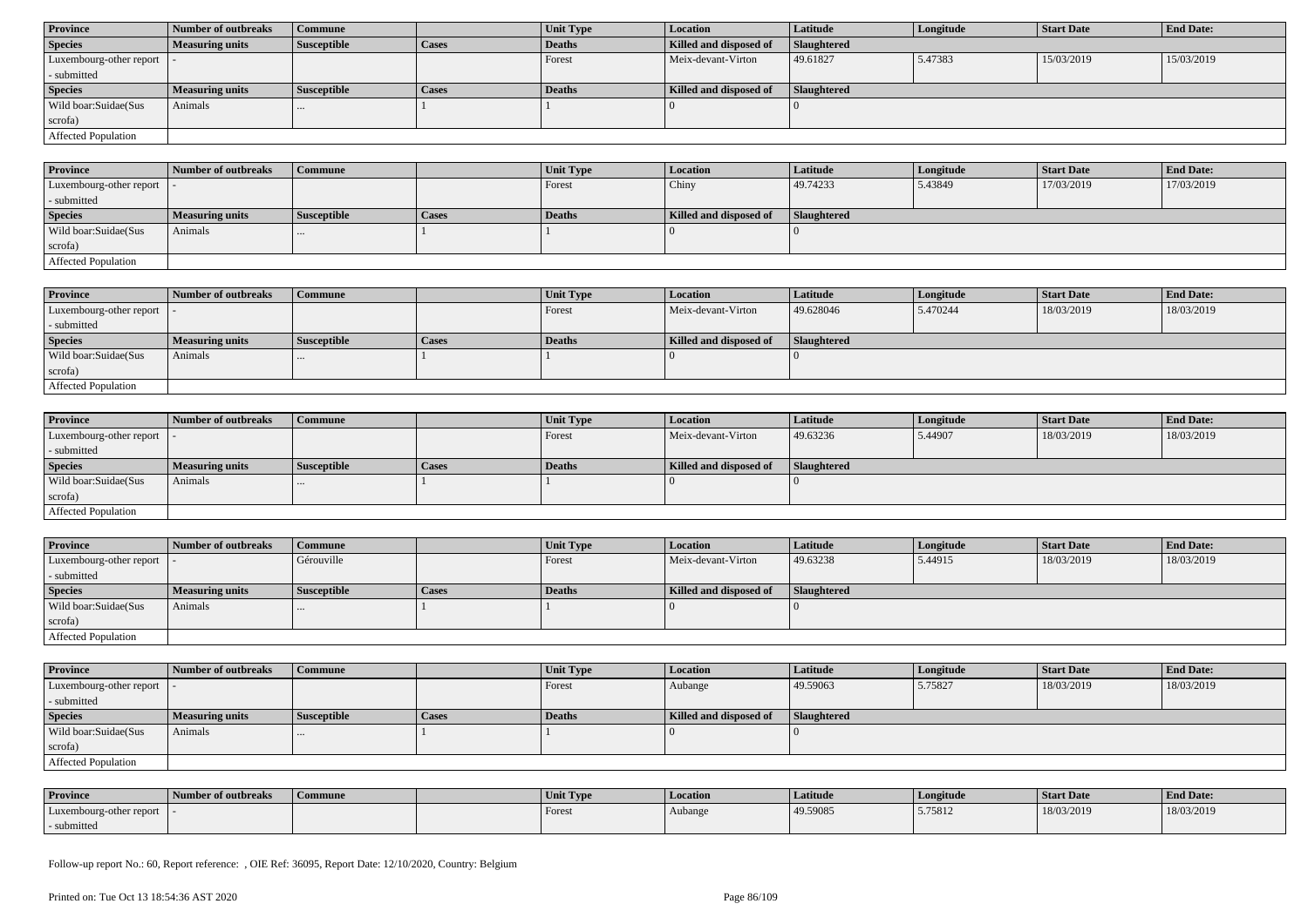| Province | Number of outbreaks | Commune | | Unit Type | Location | Latitude | Longitude | Start Date | End Date: |
|---|---|---|---|---|---|---|---|---|---|
| Luxembourg-other report - submitted | - | | | Forest | Meix-devant-Virton | 49.61827 | 5.47383 | 15/03/2019 | 15/03/2019 |
| **Species** | **Measuring units** | **Susceptible** | **Cases** | **Deaths** | **Killed and disposed of** | **Slaughtered** | | | |
| Wild boar:Suidae(Sus scrofa) | Animals | ... | 1 | 1 | 0 | 0 | | | |
| Affected Population | | | | | | | | | |

| Province | Number of outbreaks | Commune | | Unit Type | Location | Latitude | Longitude | Start Date | End Date: |
|---|---|---|---|---|---|---|---|---|---|
| Luxembourg-other report - submitted | - | | | Forest | Chiny | 49.74233 | 5.43849 | 17/03/2019 | 17/03/2019 |
| **Species** | **Measuring units** | **Susceptible** | **Cases** | **Deaths** | **Killed and disposed of** | **Slaughtered** | | | |
| Wild boar:Suidae(Sus scrofa) | Animals | ... | 1 | 1 | 0 | 0 | | | |
| Affected Population | | | | | | | | | |

| Province | Number of outbreaks | Commune | | Unit Type | Location | Latitude | Longitude | Start Date | End Date: |
|---|---|---|---|---|---|---|---|---|---|
| Luxembourg-other report - submitted | - | | | Forest | Meix-devant-Virton | 49.628046 | 5.470244 | 18/03/2019 | 18/03/2019 |
| **Species** | **Measuring units** | **Susceptible** | **Cases** | **Deaths** | **Killed and disposed of** | **Slaughtered** | | | |
| Wild boar:Suidae(Sus scrofa) | Animals | ... | 1 | 1 | 0 | 0 | | | |
| Affected Population | | | | | | | | | |

| Province | Number of outbreaks | Commune | | Unit Type | Location | Latitude | Longitude | Start Date | End Date: |
|---|---|---|---|---|---|---|---|---|---|
| Luxembourg-other report - submitted | - | | | Forest | Meix-devant-Virton | 49.63236 | 5.44907 | 18/03/2019 | 18/03/2019 |
| **Species** | **Measuring units** | **Susceptible** | **Cases** | **Deaths** | **Killed and disposed of** | **Slaughtered** | | | |
| Wild boar:Suidae(Sus scrofa) | Animals | ... | 1 | 1 | 0 | 0 | | | |
| Affected Population | | | | | | | | | |

| Province | Number of outbreaks | Commune | | Unit Type | Location | Latitude | Longitude | Start Date | End Date: |
|---|---|---|---|---|---|---|---|---|---|
| Luxembourg-other report - submitted | - | Gérouville | | Forest | Meix-devant-Virton | 49.63238 | 5.44915 | 18/03/2019 | 18/03/2019 |
| **Species** | **Measuring units** | **Susceptible** | **Cases** | **Deaths** | **Killed and disposed of** | **Slaughtered** | | | |
| Wild boar:Suidae(Sus scrofa) | Animals | ... | 1 | 1 | 0 | 0 | | | |
| Affected Population | | | | | | | | | |

| Province | Number of outbreaks | Commune | | Unit Type | Location | Latitude | Longitude | Start Date | End Date: |
|---|---|---|---|---|---|---|---|---|---|
| Luxembourg-other report - submitted | - | | | Forest | Aubange | 49.59063 | 5.75827 | 18/03/2019 | 18/03/2019 |
| **Species** | **Measuring units** | **Susceptible** | **Cases** | **Deaths** | **Killed and disposed of** | **Slaughtered** | | | |
| Wild boar:Suidae(Sus scrofa) | Animals | ... | 1 | 1 | 0 | 0 | | | |
| Affected Population | | | | | | | | | |

| Province | Number of outbreaks | Commune | | Unit Type | Location | Latitude | Longitude | Start Date | End Date: |
|---|---|---|---|---|---|---|---|---|---|
| Luxembourg-other report - submitted | - | | | Forest | Aubange | 49.59085 | 5.75812 | 18/03/2019 | 18/03/2019 |

Follow-up report No.: 60, Report reference: , OIE Ref: 36095, Report Date: 12/10/2020, Country: Belgium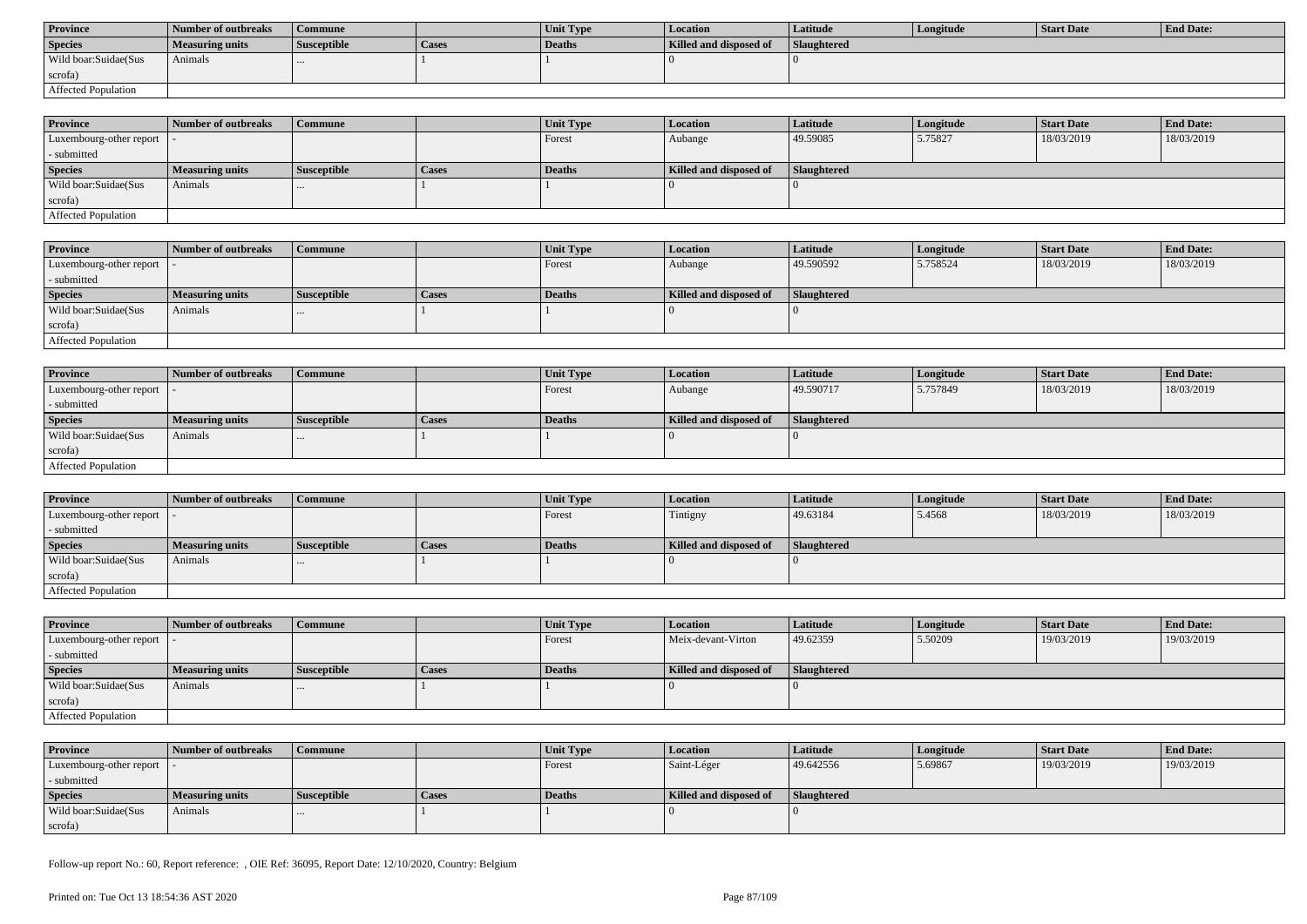| Province | Number of outbreaks | Commune | | Unit Type | Location | Latitude | Longitude | Start Date | End Date: |
|---|---|---|---|---|---|---|---|---|---|
| **Species** | **Measuring units** | **Susceptible** | **Cases** | **Deaths** | **Killed and disposed of** | **Slaughtered** | | | |
| Wild boar:Suidae(Sus scrofa) | Animals | ... | 1 | 1 | 0 | 0 | | | |
| Affected Population | | | | | | | | | |

| Province | Number of outbreaks | Commune | | Unit Type | Location | Latitude | Longitude | Start Date | End Date: |
|---|---|---|---|---|---|---|---|---|---|
| Luxembourg-other report - submitted | - | | | Forest | Aubange | 49.59085 | 5.75827 | 18/03/2019 | 18/03/2019 |
| **Species** | **Measuring units** | **Susceptible** | **Cases** | **Deaths** | **Killed and disposed of** | **Slaughtered** | | | |
| Wild boar:Suidae(Sus scrofa) | Animals | ... | 1 | 1 | 0 | 0 | | | |
| Affected Population | | | | | | | | | |

| Province | Number of outbreaks | Commune | | Unit Type | Location | Latitude | Longitude | Start Date | End Date: |
|---|---|---|---|---|---|---|---|---|---|
| Luxembourg-other report - submitted | - | | | Forest | Aubange | 49.590592 | 5.758524 | 18/03/2019 | 18/03/2019 |
| **Species** | **Measuring units** | **Susceptible** | **Cases** | **Deaths** | **Killed and disposed of** | **Slaughtered** | | | |
| Wild boar:Suidae(Sus scrofa) | Animals | ... | 1 | 1 | 0 | 0 | | | |
| Affected Population | | | | | | | | | |

| Province | Number of outbreaks | Commune | | Unit Type | Location | Latitude | Longitude | Start Date | End Date: |
|---|---|---|---|---|---|---|---|---|---|
| Luxembourg-other report - submitted | - | | | Forest | Aubange | 49.590717 | 5.757849 | 18/03/2019 | 18/03/2019 |
| **Species** | **Measuring units** | **Susceptible** | **Cases** | **Deaths** | **Killed and disposed of** | **Slaughtered** | | | |
| Wild boar:Suidae(Sus scrofa) | Animals | ... | 1 | 1 | 0 | 0 | | | |
| Affected Population | | | | | | | | | |

| Province | Number of outbreaks | Commune | | Unit Type | Location | Latitude | Longitude | Start Date | End Date: |
|---|---|---|---|---|---|---|---|---|---|
| Luxembourg-other report - submitted | - | | | Forest | Tintigny | 49.63184 | 5.4568 | 18/03/2019 | 18/03/2019 |
| **Species** | **Measuring units** | **Susceptible** | **Cases** | **Deaths** | **Killed and disposed of** | **Slaughtered** | | | |
| Wild boar:Suidae(Sus scrofa) | Animals | ... | 1 | 1 | 0 | 0 | | | |
| Affected Population | | | | | | | | | |

| Province | Number of outbreaks | Commune | | Unit Type | Location | Latitude | Longitude | Start Date | End Date: |
|---|---|---|---|---|---|---|---|---|---|
| Luxembourg-other report - submitted | - | | | Forest | Meix-devant-Virton | 49.62359 | 5.50209 | 19/03/2019 | 19/03/2019 |
| **Species** | **Measuring units** | **Susceptible** | **Cases** | **Deaths** | **Killed and disposed of** | **Slaughtered** | | | |
| Wild boar:Suidae(Sus scrofa) | Animals | ... | 1 | 1 | 0 | 0 | | | |
| Affected Population | | | | | | | | | |

| Province | Number of outbreaks | Commune | | Unit Type | Location | Latitude | Longitude | Start Date | End Date: |
|---|---|---|---|---|---|---|---|---|---|
| Luxembourg-other report - submitted | - | | | Forest | Saint-Léger | 49.642556 | 5.69867 | 19/03/2019 | 19/03/2019 |
| **Species** | **Measuring units** | **Susceptible** | **Cases** | **Deaths** | **Killed and disposed of** | **Slaughtered** | | | |
| Wild boar:Suidae(Sus scrofa) | Animals | ... | 1 | 1 | 0 | 0 | | | |

Follow-up report No.: 60, Report reference: , OIE Ref: 36095, Report Date: 12/10/2020, Country: Belgium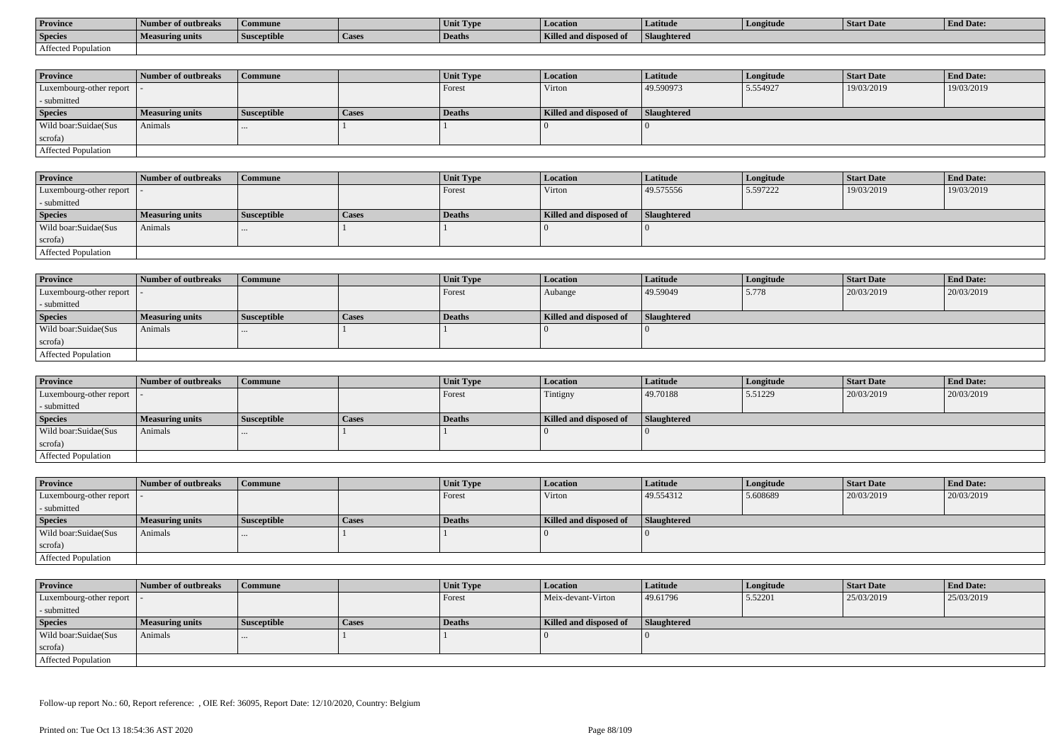| Province | Number of outbreaks | Commune | | Unit Type | Location | Latitude | Longitude | Start Date | End Date: |
|---|---|---|---|---|---|---|---|---|---|
| Species | Measuring units | Susceptible | Cases | Deaths | Killed and disposed of | Slaughtered | | | |
| Affected Population | | | | | | | | | |

| Province | Number of outbreaks | Commune | | Unit Type | Location | Latitude | Longitude | Start Date | End Date: |
|---|---|---|---|---|---|---|---|---|---|
| Luxembourg-other report - submitted | - | | | Forest | Virton | 49.590973 | 5.554927 | 19/03/2019 | 19/03/2019 |
| Species | Measuring units | Susceptible | Cases | Deaths | Killed and disposed of | Slaughtered | | | |
| Wild boar:Suidae(Sus scrofa) | Animals | ... | 1 | 1 | 0 | 0 | | | |
| Affected Population | | | | | | | | | |

| Province | Number of outbreaks | Commune | | Unit Type | Location | Latitude | Longitude | Start Date | End Date: |
|---|---|---|---|---|---|---|---|---|---|
| Luxembourg-other report - submitted | - | | | Forest | Virton | 49.575556 | 5.597222 | 19/03/2019 | 19/03/2019 |
| Species | Measuring units | Susceptible | Cases | Deaths | Killed and disposed of | Slaughtered | | | |
| Wild boar:Suidae(Sus scrofa) | Animals | ... | 1 | 1 | 0 | 0 | | | |
| Affected Population | | | | | | | | | |

| Province | Number of outbreaks | Commune | | Unit Type | Location | Latitude | Longitude | Start Date | End Date: |
|---|---|---|---|---|---|---|---|---|---|
| Luxembourg-other report - submitted | - | | | Forest | Aubange | 49.59049 | 5.778 | 20/03/2019 | 20/03/2019 |
| Species | Measuring units | Susceptible | Cases | Deaths | Killed and disposed of | Slaughtered | | | |
| Wild boar:Suidae(Sus scrofa) | Animals | ... | 1 | 1 | 0 | 0 | | | |
| Affected Population | | | | | | | | | |

| Province | Number of outbreaks | Commune | | Unit Type | Location | Latitude | Longitude | Start Date | End Date: |
|---|---|---|---|---|---|---|---|---|---|
| Luxembourg-other report - submitted | - | | | Forest | Tintigny | 49.70188 | 5.51229 | 20/03/2019 | 20/03/2019 |
| Species | Measuring units | Susceptible | Cases | Deaths | Killed and disposed of | Slaughtered | | | |
| Wild boar:Suidae(Sus scrofa) | Animals | ... | 1 | 1 | 0 | 0 | | | |
| Affected Population | | | | | | | | | |

| Province | Number of outbreaks | Commune | | Unit Type | Location | Latitude | Longitude | Start Date | End Date: |
|---|---|---|---|---|---|---|---|---|---|
| Luxembourg-other report - submitted | - | | | Forest | Virton | 49.554312 | 5.608689 | 20/03/2019 | 20/03/2019 |
| Species | Measuring units | Susceptible | Cases | Deaths | Killed and disposed of | Slaughtered | | | |
| Wild boar:Suidae(Sus scrofa) | Animals | ... | 1 | 1 | 0 | 0 | | | |
| Affected Population | | | | | | | | | |

| Province | Number of outbreaks | Commune | | Unit Type | Location | Latitude | Longitude | Start Date | End Date: |
|---|---|---|---|---|---|---|---|---|---|
| Luxembourg-other report - submitted | - | | | Forest | Meix-devant-Virton | 49.61796 | 5.52201 | 25/03/2019 | 25/03/2019 |
| Species | Measuring units | Susceptible | Cases | Deaths | Killed and disposed of | Slaughtered | | | |
| Wild boar:Suidae(Sus scrofa) | Animals | ... | 1 | 1 | 0 | 0 | | | |
| Affected Population | | | | | | | | | |

Follow-up report No.: 60, Report reference: , OIE Ref: 36095, Report Date: 12/10/2020, Country: Belgium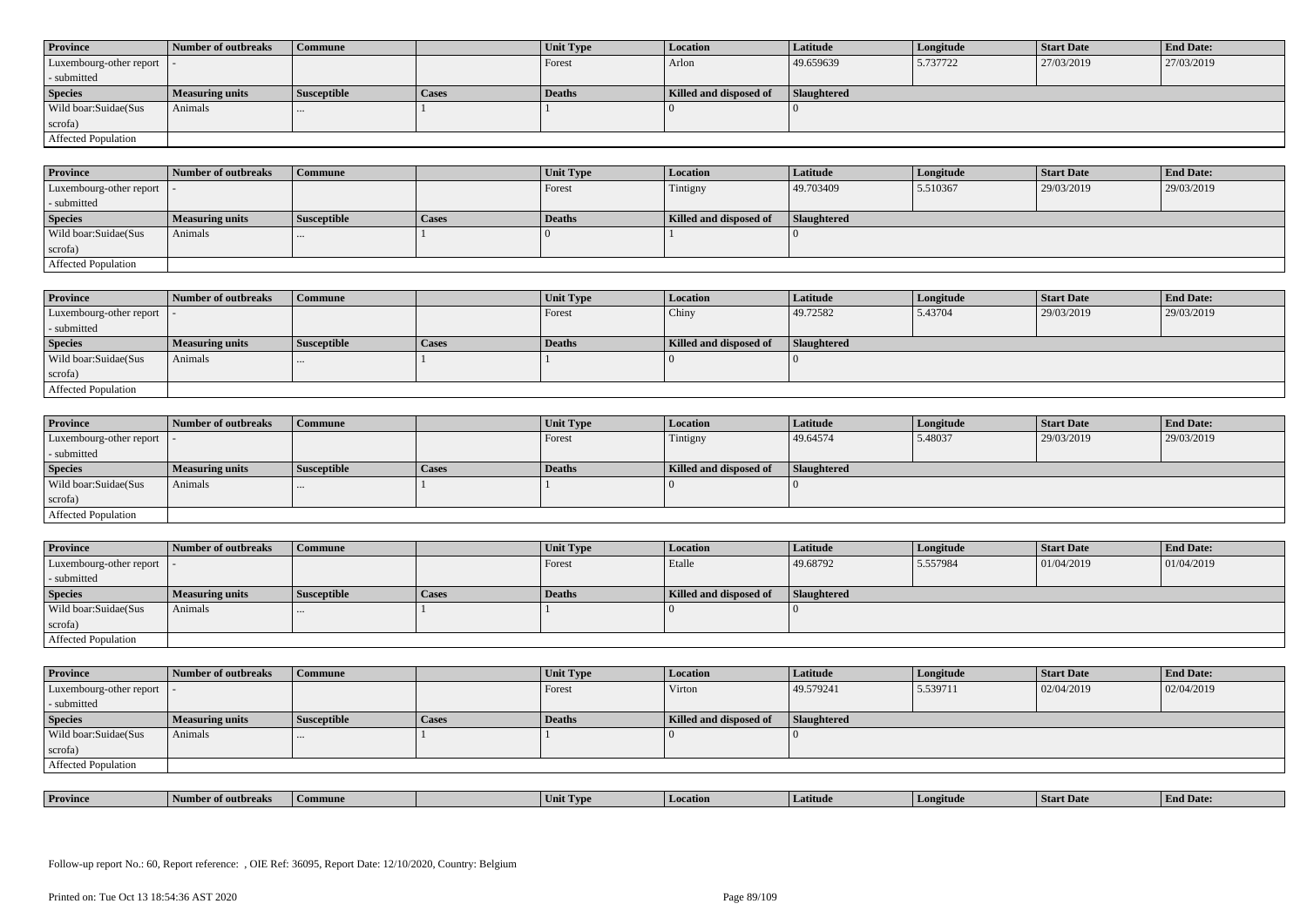| Province | Number of outbreaks | Commune | | Unit Type | Location | Latitude | Longitude | Start Date | End Date: |
|---|---|---|---|---|---|---|---|---|---|
| Luxembourg-other report - submitted | - | | | Forest | Arlon | 49.659639 | 5.737722 | 27/03/2019 | 27/03/2019 |
| **Species** | **Measuring units** | **Susceptible** | **Cases** | **Deaths** | **Killed and disposed of** | **Slaughtered** | | | |
| Wild boar:Suidae(Sus scrofa) | Animals | ... | 1 | 1 | 0 | 0 | | | |
| Affected Population | | | | | | | | | |

| Province | Number of outbreaks | Commune | | Unit Type | Location | Latitude | Longitude | Start Date | End Date: |
|---|---|---|---|---|---|---|---|---|---|
| Luxembourg-other report - submitted | - | | | Forest | Tintigny | 49.703409 | 5.510367 | 29/03/2019 | 29/03/2019 |
| **Species** | **Measuring units** | **Susceptible** | **Cases** | **Deaths** | **Killed and disposed of** | **Slaughtered** | | | |
| Wild boar:Suidae(Sus scrofa) | Animals | ... | 1 | 0 | 1 | 0 | | | |
| Affected Population | | | | | | | | | |

| Province | Number of outbreaks | Commune | | Unit Type | Location | Latitude | Longitude | Start Date | End Date: |
|---|---|---|---|---|---|---|---|---|---|
| Luxembourg-other report - submitted | - | | | Forest | Chiny | 49.72582 | 5.43704 | 29/03/2019 | 29/03/2019 |
| **Species** | **Measuring units** | **Susceptible** | **Cases** | **Deaths** | **Killed and disposed of** | **Slaughtered** | | | |
| Wild boar:Suidae(Sus scrofa) | Animals | ... | 1 | 1 | 0 | 0 | | | |
| Affected Population | | | | | | | | | |

| Province | Number of outbreaks | Commune | | Unit Type | Location | Latitude | Longitude | Start Date | End Date: |
|---|---|---|---|---|---|---|---|---|---|
| Luxembourg-other report - submitted | - | | | Forest | Tintigny | 49.64574 | 5.48037 | 29/03/2019 | 29/03/2019 |
| **Species** | **Measuring units** | **Susceptible** | **Cases** | **Deaths** | **Killed and disposed of** | **Slaughtered** | | | |
| Wild boar:Suidae(Sus scrofa) | Animals | ... | 1 | 1 | 0 | 0 | | | |
| Affected Population | | | | | | | | | |

| Province | Number of outbreaks | Commune | | Unit Type | Location | Latitude | Longitude | Start Date | End Date: |
|---|---|---|---|---|---|---|---|---|---|
| Luxembourg-other report - submitted | - | | | Forest | Etalle | 49.68792 | 5.557984 | 01/04/2019 | 01/04/2019 |
| **Species** | **Measuring units** | **Susceptible** | **Cases** | **Deaths** | **Killed and disposed of** | **Slaughtered** | | | |
| Wild boar:Suidae(Sus scrofa) | Animals | ... | 1 | 1 | 0 | 0 | | | |
| Affected Population | | | | | | | | | |

| Province | Number of outbreaks | Commune | | Unit Type | Location | Latitude | Longitude | Start Date | End Date: |
|---|---|---|---|---|---|---|---|---|---|
| Luxembourg-other report - submitted | - | | | Forest | Virton | 49.579241 | 5.539711 | 02/04/2019 | 02/04/2019 |
| **Species** | **Measuring units** | **Susceptible** | **Cases** | **Deaths** | **Killed and disposed of** | **Slaughtered** | | | |
| Wild boar:Suidae(Sus scrofa) | Animals | ... | 1 | 1 | 0 | 0 | | | |
| Affected Population | | | | | | | | | |

| Province | Number of outbreaks | Commune | | Unit Type | Location | Latitude | Longitude | Start Date | End Date: |
|---|---|---|---|---|---|---|---|---|---|

Follow-up report No.: 60, Report reference: , OIE Ref: 36095, Report Date: 12/10/2020, Country: Belgium

Printed on: Tue Oct 13 18:54:36 AST 2020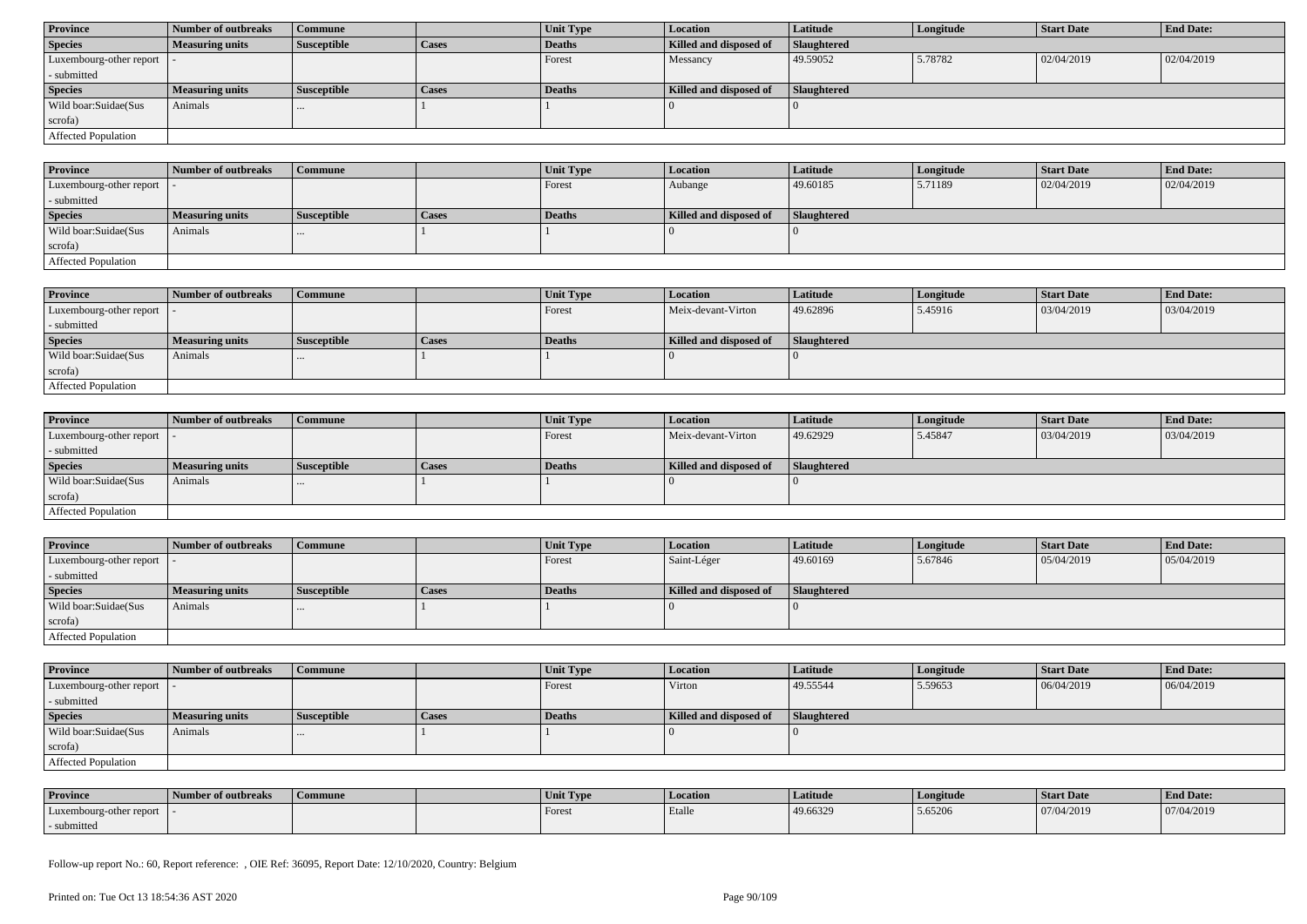| Province | Number of outbreaks | Commune | | Unit Type | Location | Latitude | Longitude | Start Date | End Date: |
|---|---|---|---|---|---|---|---|---|---|
| Species | Measuring units | Susceptible | Cases | Deaths | Killed and disposed of | Slaughtered | | | |
| Luxembourg-other report - submitted | - | | | Forest | Messancy | 49.59052 | 5.78782 | 02/04/2019 | 02/04/2019 |
| Species | Measuring units | Susceptible | Cases | Deaths | Killed and disposed of | Slaughtered | | | |
| Wild boar:Suidae(Sus scrofa) | Animals | ... | 1 | 1 | 0 | 0 | | | |
| Affected Population | | | | | | | | | |

| Province | Number of outbreaks | Commune | | Unit Type | Location | Latitude | Longitude | Start Date | End Date: |
|---|---|---|---|---|---|---|---|---|---|
| Luxembourg-other report - submitted | - | | | Forest | Aubange | 49.60185 | 5.71189 | 02/04/2019 | 02/04/2019 |
| Species | Measuring units | Susceptible | Cases | Deaths | Killed and disposed of | Slaughtered | | | |
| Wild boar:Suidae(Sus scrofa) | Animals | ... | 1 | 1 | 0 | 0 | | | |
| Affected Population | | | | | | | | | |

| Province | Number of outbreaks | Commune | | Unit Type | Location | Latitude | Longitude | Start Date | End Date: |
|---|---|---|---|---|---|---|---|---|---|
| Luxembourg-other report - submitted | - | | | Forest | Meix-devant-Virton | 49.62896 | 5.45916 | 03/04/2019 | 03/04/2019 |
| Species | Measuring units | Susceptible | Cases | Deaths | Killed and disposed of | Slaughtered | | | |
| Wild boar:Suidae(Sus scrofa) | Animals | ... | 1 | 1 | 0 | 0 | | | |
| Affected Population | | | | | | | | | |

| Province | Number of outbreaks | Commune | | Unit Type | Location | Latitude | Longitude | Start Date | End Date: |
|---|---|---|---|---|---|---|---|---|---|
| Luxembourg-other report - submitted | - | | | Forest | Meix-devant-Virton | 49.62929 | 5.45847 | 03/04/2019 | 03/04/2019 |
| Species | Measuring units | Susceptible | Cases | Deaths | Killed and disposed of | Slaughtered | | | |
| Wild boar:Suidae(Sus scrofa) | Animals | ... | 1 | 1 | 0 | 0 | | | |
| Affected Population | | | | | | | | | |

| Province | Number of outbreaks | Commune | | Unit Type | Location | Latitude | Longitude | Start Date | End Date: |
|---|---|---|---|---|---|---|---|---|---|
| Luxembourg-other report - submitted | - | | | Forest | Saint-Léger | 49.60169 | 5.67846 | 05/04/2019 | 05/04/2019 |
| Species | Measuring units | Susceptible | Cases | Deaths | Killed and disposed of | Slaughtered | | | |
| Wild boar:Suidae(Sus scrofa) | Animals | ... | 1 | 1 | 0 | 0 | | | |
| Affected Population | | | | | | | | | |

| Province | Number of outbreaks | Commune | | Unit Type | Location | Latitude | Longitude | Start Date | End Date: |
|---|---|---|---|---|---|---|---|---|---|
| Luxembourg-other report - submitted | - | | | Forest | Virton | 49.55544 | 5.59653 | 06/04/2019 | 06/04/2019 |
| Species | Measuring units | Susceptible | Cases | Deaths | Killed and disposed of | Slaughtered | | | |
| Wild boar:Suidae(Sus scrofa) | Animals | ... | 1 | 1 | 0 | 0 | | | |
| Affected Population | | | | | | | | | |

| Province | Number of outbreaks | Commune | | Unit Type | Location | Latitude | Longitude | Start Date | End Date: |
|---|---|---|---|---|---|---|---|---|---|
| Luxembourg-other report - submitted | - | | | Forest | Etalle | 49.66329 | 5.65206 | 07/04/2019 | 07/04/2019 |

Follow-up report No.: 60, Report reference: , OIE Ref: 36095, Report Date: 12/10/2020, Country: Belgium

Printed on: Tue Oct 13 18:54:36 AST 2020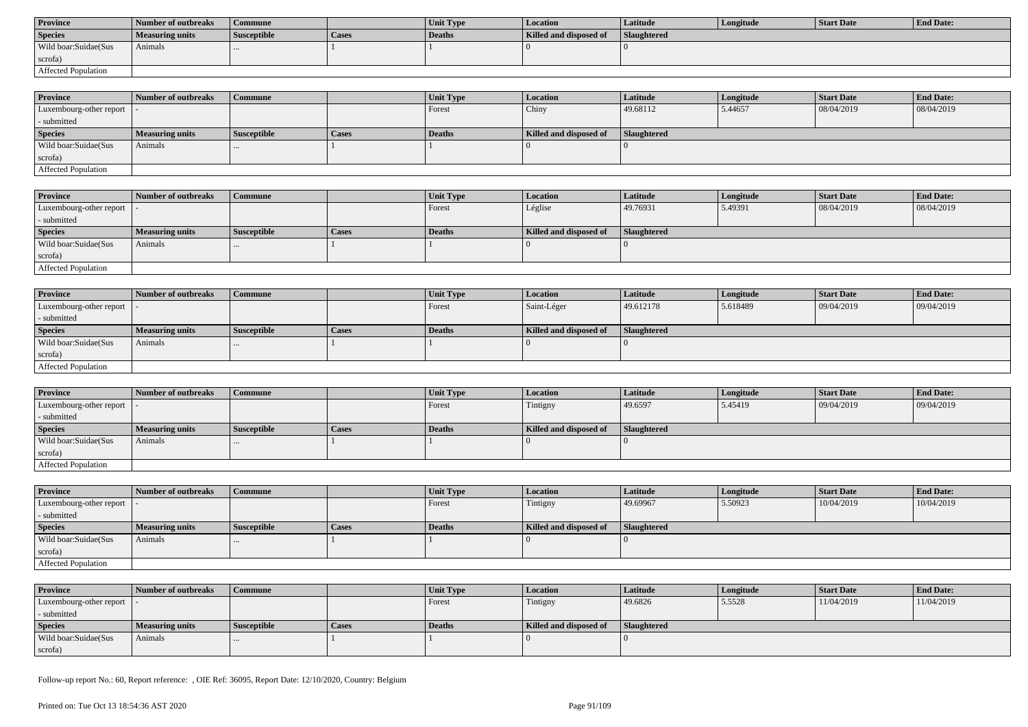| Province | Number of outbreaks | Commune | | Unit Type | Location | Latitude | Longitude | Start Date | End Date: |
|---|---|---|---|---|---|---|---|---|---|
| **Species** | **Measuring units** | **Susceptible** | **Cases** | **Deaths** | **Killed and disposed of** | **Slaughtered** | | | |
| Wild boar:Suidae(Sus scrofa) | Animals | ... | 1 | 1 | 0 | 0 | | | |
| Affected Population | | | | | | | | | |

| Province | Number of outbreaks | Commune | | Unit Type | Location | Latitude | Longitude | Start Date | End Date: |
|---|---|---|---|---|---|---|---|---|---|
| Luxembourg-other report - submitted | - | | | Forest | Chiny | 49.68112 | 5.44657 | 08/04/2019 | 08/04/2019 |
| **Species** | **Measuring units** | **Susceptible** | **Cases** | **Deaths** | **Killed and disposed of** | **Slaughtered** | | | |
| Wild boar:Suidae(Sus scrofa) | Animals | ... | 1 | 1 | 0 | 0 | | | |
| Affected Population | | | | | | | | | |

| Province | Number of outbreaks | Commune | | Unit Type | Location | Latitude | Longitude | Start Date | End Date: |
|---|---|---|---|---|---|---|---|---|---|
| Luxembourg-other report - submitted | - | | | Forest | Léglise | 49.76931 | 5.49391 | 08/04/2019 | 08/04/2019 |
| **Species** | **Measuring units** | **Susceptible** | **Cases** | **Deaths** | **Killed and disposed of** | **Slaughtered** | | | |
| Wild boar:Suidae(Sus scrofa) | Animals | ... | 1 | 1 | 0 | 0 | | | |
| Affected Population | | | | | | | | | |

| Province | Number of outbreaks | Commune | | Unit Type | Location | Latitude | Longitude | Start Date | End Date: |
|---|---|---|---|---|---|---|---|---|---|
| Luxembourg-other report - submitted | - | | | Forest | Saint-Léger | 49.612178 | 5.618489 | 09/04/2019 | 09/04/2019 |
| **Species** | **Measuring units** | **Susceptible** | **Cases** | **Deaths** | **Killed and disposed of** | **Slaughtered** | | | |
| Wild boar:Suidae(Sus scrofa) | Animals | ... | 1 | 1 | 0 | 0 | | | |
| Affected Population | | | | | | | | | |

| Province | Number of outbreaks | Commune | | Unit Type | Location | Latitude | Longitude | Start Date | End Date: |
|---|---|---|---|---|---|---|---|---|---|
| Luxembourg-other report - submitted | - | | | Forest | Tintigny | 49.6597 | 5.45419 | 09/04/2019 | 09/04/2019 |
| **Species** | **Measuring units** | **Susceptible** | **Cases** | **Deaths** | **Killed and disposed of** | **Slaughtered** | | | |
| Wild boar:Suidae(Sus scrofa) | Animals | ... | 1 | 1 | 0 | 0 | | | |
| Affected Population | | | | | | | | | |

| Province | Number of outbreaks | Commune | | Unit Type | Location | Latitude | Longitude | Start Date | End Date: |
|---|---|---|---|---|---|---|---|---|---|
| Luxembourg-other report - submitted | - | | | Forest | Tintigny | 49.69967 | 5.50923 | 10/04/2019 | 10/04/2019 |
| **Species** | **Measuring units** | **Susceptible** | **Cases** | **Deaths** | **Killed and disposed of** | **Slaughtered** | | | |
| Wild boar:Suidae(Sus scrofa) | Animals | ... | 1 | 1 | 0 | 0 | | | |
| Affected Population | | | | | | | | | |

| Province | Number of outbreaks | Commune | | Unit Type | Location | Latitude | Longitude | Start Date | End Date: |
|---|---|---|---|---|---|---|---|---|---|
| Luxembourg-other report - submitted | - | | | Forest | Tintigny | 49.6826 | 5.5528 | 11/04/2019 | 11/04/2019 |
| **Species** | **Measuring units** | **Susceptible** | **Cases** | **Deaths** | **Killed and disposed of** | **Slaughtered** | | | |
| Wild boar:Suidae(Sus scrofa) | Animals | ... | 1 | 1 | 0 | 0 | | | |

Follow-up report No.: 60, Report reference: , OIE Ref: 36095, Report Date: 12/10/2020, Country: Belgium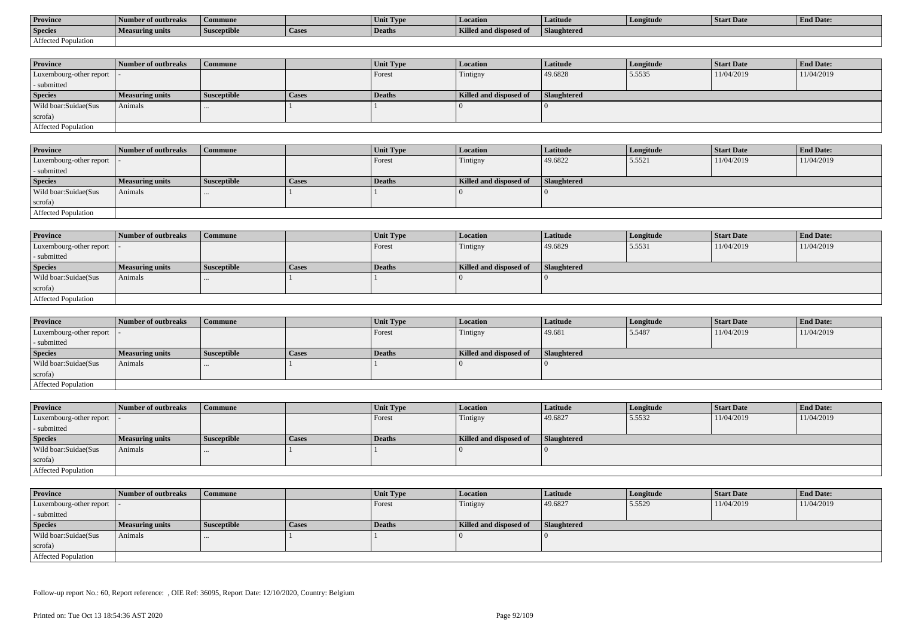| Province | Number of outbreaks | Commune | | Unit Type | Location | Latitude | Longitude | Start Date | End Date: |
|---|---|---|---|---|---|---|---|---|---|
| Species | Measuring units | Susceptible | Cases | Deaths | Killed and disposed of | Slaughtered | | | |
| Affected Population | | | | | | | | | |

| Province | Number of outbreaks | Commune | | Unit Type | Location | Latitude | Longitude | Start Date | End Date: |
|---|---|---|---|---|---|---|---|---|---|
| Luxembourg-other report - submitted | - | | | Forest | Tintigny | 49.6828 | 5.5535 | 11/04/2019 | 11/04/2019 |
| Species | Measuring units | Susceptible | Cases | Deaths | Killed and disposed of | Slaughtered | | | |
| Wild boar:Suidae(Sus scrofa) | Animals | ... | 1 | 1 | 0 | 0 | | | |
| Affected Population | | | | | | | | | |

| Province | Number of outbreaks | Commune | | Unit Type | Location | Latitude | Longitude | Start Date | End Date: |
|---|---|---|---|---|---|---|---|---|---|
| Luxembourg-other report - submitted | - | | | Forest | Tintigny | 49.6822 | 5.5521 | 11/04/2019 | 11/04/2019 |
| Species | Measuring units | Susceptible | Cases | Deaths | Killed and disposed of | Slaughtered | | | |
| Wild boar:Suidae(Sus scrofa) | Animals | ... | 1 | 1 | 0 | 0 | | | |
| Affected Population | | | | | | | | | |

| Province | Number of outbreaks | Commune | | Unit Type | Location | Latitude | Longitude | Start Date | End Date: |
|---|---|---|---|---|---|---|---|---|---|
| Luxembourg-other report - submitted | - | | | Forest | Tintigny | 49.6829 | 5.5531 | 11/04/2019 | 11/04/2019 |
| Species | Measuring units | Susceptible | Cases | Deaths | Killed and disposed of | Slaughtered | | | |
| Wild boar:Suidae(Sus scrofa) | Animals | ... | 1 | 1 | 0 | 0 | | | |
| Affected Population | | | | | | | | | |

| Province | Number of outbreaks | Commune | | Unit Type | Location | Latitude | Longitude | Start Date | End Date: |
|---|---|---|---|---|---|---|---|---|---|
| Luxembourg-other report - submitted | - | | | Forest | Tintigny | 49.681 | 5.5487 | 11/04/2019 | 11/04/2019 |
| Species | Measuring units | Susceptible | Cases | Deaths | Killed and disposed of | Slaughtered | | | |
| Wild boar:Suidae(Sus scrofa) | Animals | ... | 1 | 1 | 0 | 0 | | | |
| Affected Population | | | | | | | | | |

| Province | Number of outbreaks | Commune | | Unit Type | Location | Latitude | Longitude | Start Date | End Date: |
|---|---|---|---|---|---|---|---|---|---|
| Luxembourg-other report - submitted | - | | | Forest | Tintigny | 49.6827 | 5.5532 | 11/04/2019 | 11/04/2019 |
| Species | Measuring units | Susceptible | Cases | Deaths | Killed and disposed of | Slaughtered | | | |
| Wild boar:Suidae(Sus scrofa) | Animals | ... | 1 | 1 | 0 | 0 | | | |
| Affected Population | | | | | | | | | |

| Province | Number of outbreaks | Commune | | Unit Type | Location | Latitude | Longitude | Start Date | End Date: |
|---|---|---|---|---|---|---|---|---|---|
| Luxembourg-other report - submitted | - | | | Forest | Tintigny | 49.6827 | 5.5529 | 11/04/2019 | 11/04/2019 |
| Species | Measuring units | Susceptible | Cases | Deaths | Killed and disposed of | Slaughtered | | | |
| Wild boar:Suidae(Sus scrofa) | Animals | ... | 1 | 1 | 0 | 0 | | | |
| Affected Population | | | | | | | | | |

Follow-up report No.: 60, Report reference: , OIE Ref: 36095, Report Date: 12/10/2020, Country: Belgium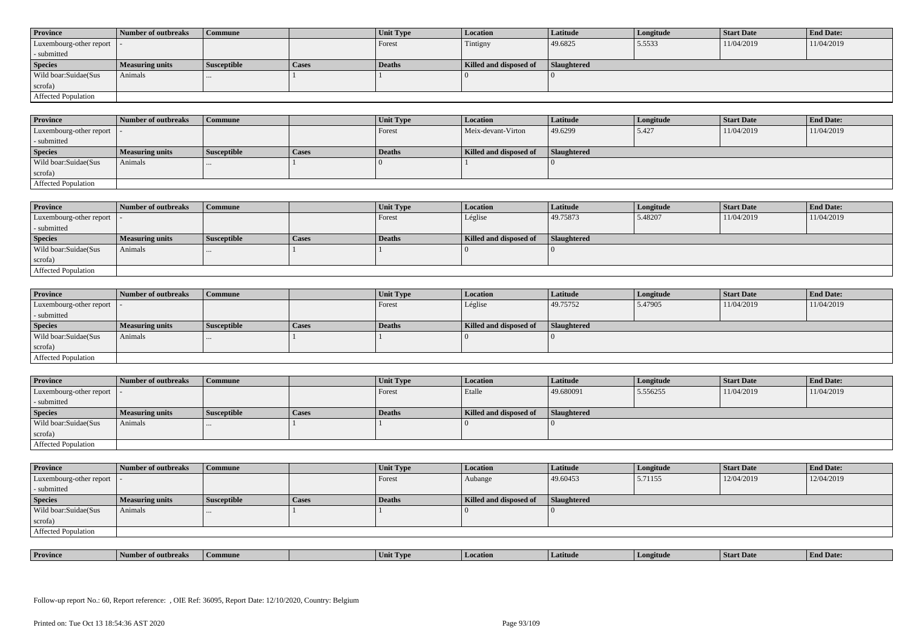| Province | Number of outbreaks | Commune | | Unit Type | Location | Latitude | Longitude | Start Date | End Date: |
|---|---|---|---|---|---|---|---|---|---|
| Luxembourg-other report - submitted | - | | | Forest | Tintigny | 49.6825 | 5.5533 | 11/04/2019 | 11/04/2019 |
| **Species** | **Measuring units** | **Susceptible** | **Cases** | **Deaths** | **Killed and disposed of** | **Slaughtered** | | | |
| Wild boar:Suidae(Sus scrofa) | Animals | ... | 1 | 1 | 0 | 0 | | | |
| Affected Population | | | | | | | | | |

| Province | Number of outbreaks | Commune | | Unit Type | Location | Latitude | Longitude | Start Date | End Date: |
|---|---|---|---|---|---|---|---|---|---|
| Luxembourg-other report - submitted | - | | | Forest | Meix-devant-Virton | 49.6299 | 5.427 | 11/04/2019 | 11/04/2019 |
| **Species** | **Measuring units** | **Susceptible** | **Cases** | **Deaths** | **Killed and disposed of** | **Slaughtered** | | | |
| Wild boar:Suidae(Sus scrofa) | Animals | ... | 1 | 0 | 1 | 0 | | | |
| Affected Population | | | | | | | | | |

| Province | Number of outbreaks | Commune | | Unit Type | Location | Latitude | Longitude | Start Date | End Date: |
|---|---|---|---|---|---|---|---|---|---|
| Luxembourg-other report - submitted | - | | | Forest | Léglise | 49.75873 | 5.48207 | 11/04/2019 | 11/04/2019 |
| **Species** | **Measuring units** | **Susceptible** | **Cases** | **Deaths** | **Killed and disposed of** | **Slaughtered** | | | |
| Wild boar:Suidae(Sus scrofa) | Animals | ... | 1 | 1 | 0 | 0 | | | |
| Affected Population | | | | | | | | | |

| Province | Number of outbreaks | Commune | | Unit Type | Location | Latitude | Longitude | Start Date | End Date: |
|---|---|---|---|---|---|---|---|---|---|
| Luxembourg-other report - submitted | - | | | Forest | Léglise | 49.75752 | 5.47905 | 11/04/2019 | 11/04/2019 |
| **Species** | **Measuring units** | **Susceptible** | **Cases** | **Deaths** | **Killed and disposed of** | **Slaughtered** | | | |
| Wild boar:Suidae(Sus scrofa) | Animals | ... | 1 | 1 | 0 | 0 | | | |
| Affected Population | | | | | | | | | |

| Province | Number of outbreaks | Commune | | Unit Type | Location | Latitude | Longitude | Start Date | End Date: |
|---|---|---|---|---|---|---|---|---|---|
| Luxembourg-other report - submitted | - | | | Forest | Etalle | 49.680091 | 5.556255 | 11/04/2019 | 11/04/2019 |
| **Species** | **Measuring units** | **Susceptible** | **Cases** | **Deaths** | **Killed and disposed of** | **Slaughtered** | | | |
| Wild boar:Suidae(Sus scrofa) | Animals | ... | 1 | 1 | 0 | 0 | | | |
| Affected Population | | | | | | | | | |

| Province | Number of outbreaks | Commune | | Unit Type | Location | Latitude | Longitude | Start Date | End Date: |
|---|---|---|---|---|---|---|---|---|---|
| Luxembourg-other report - submitted | - | | | Forest | Aubange | 49.60453 | 5.71155 | 12/04/2019 | 12/04/2019 |
| **Species** | **Measuring units** | **Susceptible** | **Cases** | **Deaths** | **Killed and disposed of** | **Slaughtered** | | | |
| Wild boar:Suidae(Sus scrofa) | Animals | ... | 1 | 1 | 0 | 0 | | | |
| Affected Population | | | | | | | | | |

| Province | Number of outbreaks | Commune | | Unit Type | Location | Latitude | Longitude | Start Date | End Date: |
|---|---|---|---|---|---|---|---|---|---|

Follow-up report No.: 60, Report reference: , OIE Ref: 36095, Report Date: 12/10/2020, Country: Belgium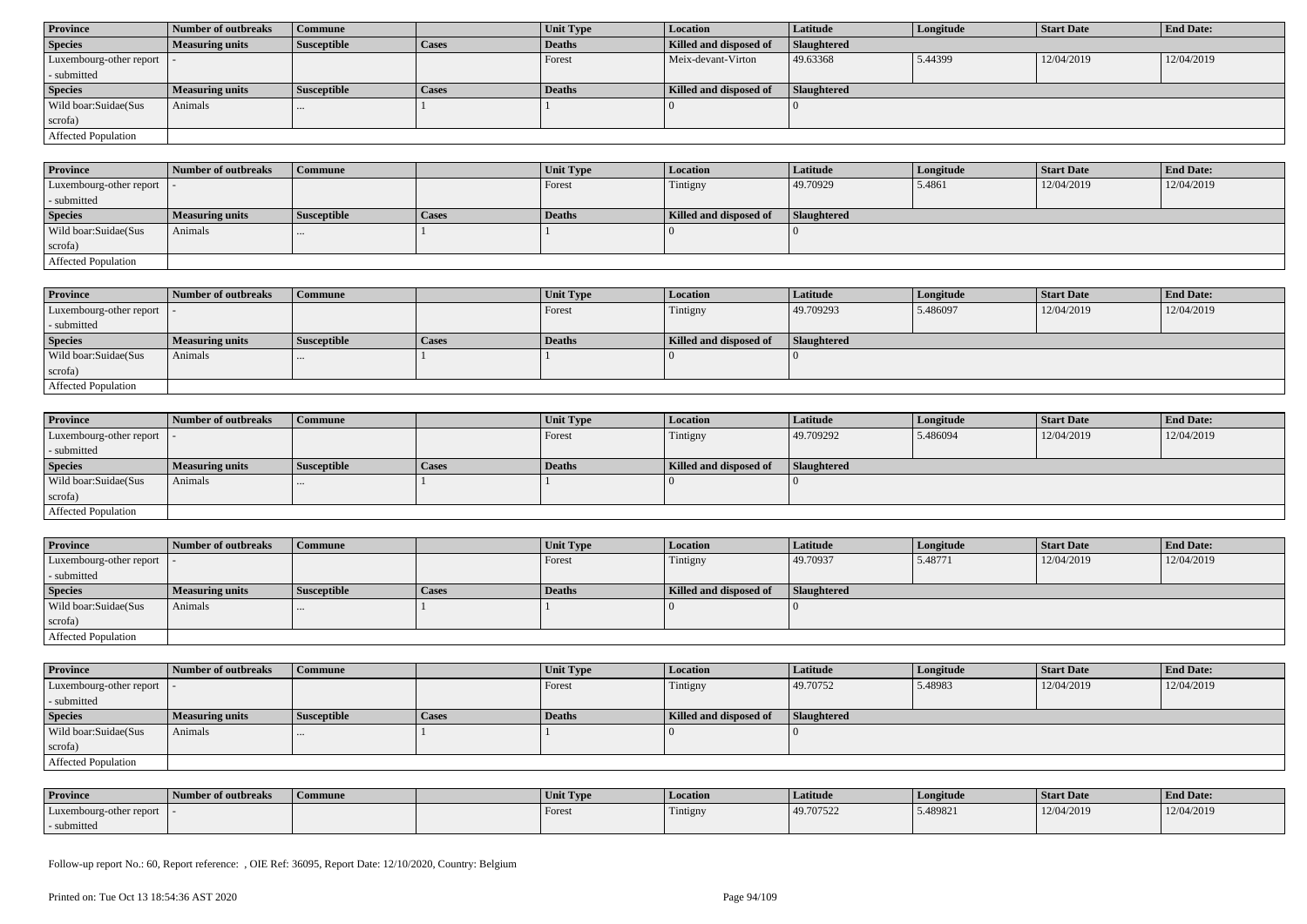| Province | Number of outbreaks | Commune | | Unit Type | Location | Latitude | Longitude | Start Date | End Date: |
|---|---|---|---|---|---|---|---|---|---|
| Species | Measuring units | Susceptible | Cases | Deaths | Killed and disposed of | Slaughtered | | | |
| Luxembourg-other report - submitted | - | | | Forest | Meix-devant-Virton | 49.63368 | 5.44399 | 12/04/2019 | 12/04/2019 |
| Species | Measuring units | Susceptible | Cases | Deaths | Killed and disposed of | Slaughtered | | | |
| Wild boar:Suidae(Sus scrofa) | Animals | ... | 1 | 1 | 0 | 0 | | | |
| Affected Population | | | | | | | | | |

| Province | Number of outbreaks | Commune | | Unit Type | Location | Latitude | Longitude | Start Date | End Date: |
|---|---|---|---|---|---|---|---|---|---|
| Species | Measuring units | Susceptible | Cases | Deaths | Killed and disposed of | Slaughtered | | | |
| Luxembourg-other report - submitted | - | | | Forest | Tintigny | 49.70929 | 5.4861 | 12/04/2019 | 12/04/2019 |
| Species | Measuring units | Susceptible | Cases | Deaths | Killed and disposed of | Slaughtered | | | |
| Wild boar:Suidae(Sus scrofa) | Animals | ... | 1 | 1 | 0 | 0 | | | |
| Affected Population | | | | | | | | | |

| Province | Number of outbreaks | Commune | | Unit Type | Location | Latitude | Longitude | Start Date | End Date: |
|---|---|---|---|---|---|---|---|---|---|
| Species | Measuring units | Susceptible | Cases | Deaths | Killed and disposed of | Slaughtered | | | |
| Luxembourg-other report - submitted | - | | | Forest | Tintigny | 49.709293 | 5.486097 | 12/04/2019 | 12/04/2019 |
| Species | Measuring units | Susceptible | Cases | Deaths | Killed and disposed of | Slaughtered | | | |
| Wild boar:Suidae(Sus scrofa) | Animals | ... | 1 | 1 | 0 | 0 | | | |
| Affected Population | | | | | | | | | |

| Province | Number of outbreaks | Commune | | Unit Type | Location | Latitude | Longitude | Start Date | End Date: |
|---|---|---|---|---|---|---|---|---|---|
| Species | Measuring units | Susceptible | Cases | Deaths | Killed and disposed of | Slaughtered | | | |
| Luxembourg-other report - submitted | - | | | Forest | Tintigny | 49.709292 | 5.486094 | 12/04/2019 | 12/04/2019 |
| Species | Measuring units | Susceptible | Cases | Deaths | Killed and disposed of | Slaughtered | | | |
| Wild boar:Suidae(Sus scrofa) | Animals | ... | 1 | 1 | 0 | 0 | | | |
| Affected Population | | | | | | | | | |

| Province | Number of outbreaks | Commune | | Unit Type | Location | Latitude | Longitude | Start Date | End Date: |
|---|---|---|---|---|---|---|---|---|---|
| Species | Measuring units | Susceptible | Cases | Deaths | Killed and disposed of | Slaughtered | | | |
| Luxembourg-other report - submitted | - | | | Forest | Tintigny | 49.70937 | 5.48771 | 12/04/2019 | 12/04/2019 |
| Species | Measuring units | Susceptible | Cases | Deaths | Killed and disposed of | Slaughtered | | | |
| Wild boar:Suidae(Sus scrofa) | Animals | ... | 1 | 1 | 0 | 0 | | | |
| Affected Population | | | | | | | | | |

| Province | Number of outbreaks | Commune | | Unit Type | Location | Latitude | Longitude | Start Date | End Date: |
|---|---|---|---|---|---|---|---|---|---|
| Species | Measuring units | Susceptible | Cases | Deaths | Killed and disposed of | Slaughtered | | | |
| Luxembourg-other report - submitted | - | | | Forest | Tintigny | 49.70752 | 5.48983 | 12/04/2019 | 12/04/2019 |
| Species | Measuring units | Susceptible | Cases | Deaths | Killed and disposed of | Slaughtered | | | |
| Wild boar:Suidae(Sus scrofa) | Animals | ... | 1 | 1 | 0 | 0 | | | |
| Affected Population | | | | | | | | | |

| Province | Number of outbreaks | Commune | | Unit Type | Location | Latitude | Longitude | Start Date | End Date: |
|---|---|---|---|---|---|---|---|---|---|
| Luxembourg-other report - submitted | - | | | Forest | Tintigny | 49.707522 | 5.489821 | 12/04/2019 | 12/04/2019 |

Follow-up report No.: 60, Report reference: , OIE Ref: 36095, Report Date: 12/10/2020, Country: Belgium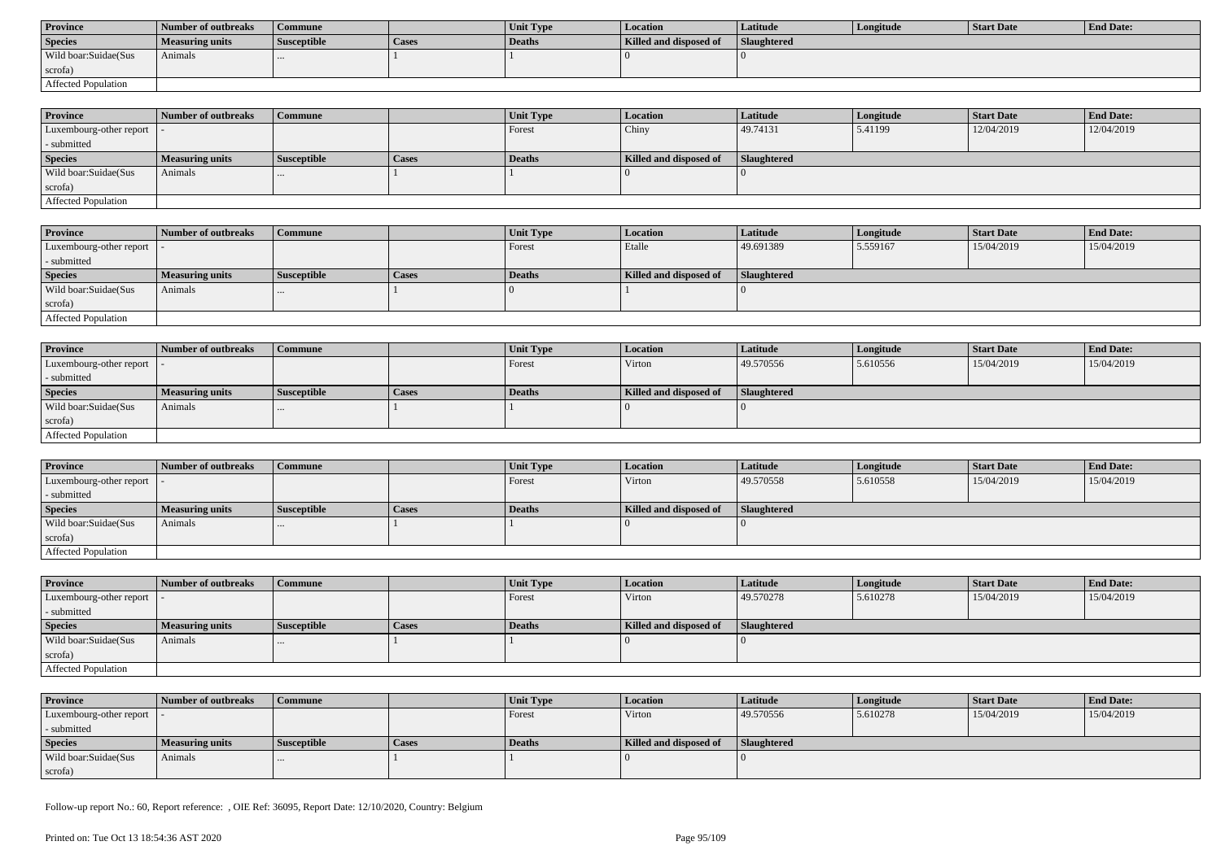| Province | Number of outbreaks | Commune | | Unit Type | Location | Latitude | Longitude | Start Date | End Date: |
|---|---|---|---|---|---|---|---|---|---|
| Species | Measuring units | Susceptible | Cases | Deaths | Killed and disposed of | Slaughtered | | | |
| Wild boar:Suidae(Sus scrofa) | Animals | ... | 1 | 1 | 0 | 0 | | | |
| Affected Population | | | | | | | | | |

| Province | Number of outbreaks | Commune | | Unit Type | Location | Latitude | Longitude | Start Date | End Date: |
|---|---|---|---|---|---|---|---|---|---|
| Luxembourg-other report - submitted | - | | | Forest | Chiny | 49.74131 | 5.41199 | 12/04/2019 | 12/04/2019 |
| Species | Measuring units | Susceptible | Cases | Deaths | Killed and disposed of | Slaughtered | | | |
| Wild boar:Suidae(Sus scrofa) | Animals | ... | 1 | 1 | 0 | 0 | | | |
| Affected Population | | | | | | | | | |

| Province | Number of outbreaks | Commune | | Unit Type | Location | Latitude | Longitude | Start Date | End Date: |
|---|---|---|---|---|---|---|---|---|---|
| Luxembourg-other report - submitted | - | | | Forest | Etalle | 49.691389 | 5.559167 | 15/04/2019 | 15/04/2019 |
| Species | Measuring units | Susceptible | Cases | Deaths | Killed and disposed of | Slaughtered | | | |
| Wild boar:Suidae(Sus scrofa) | Animals | ... | 1 | 0 | 1 | 0 | | | |
| Affected Population | | | | | | | | | |

| Province | Number of outbreaks | Commune | | Unit Type | Location | Latitude | Longitude | Start Date | End Date: |
|---|---|---|---|---|---|---|---|---|---|
| Luxembourg-other report - submitted | - | | | Forest | Virton | 49.570556 | 5.610556 | 15/04/2019 | 15/04/2019 |
| Species | Measuring units | Susceptible | Cases | Deaths | Killed and disposed of | Slaughtered | | | |
| Wild boar:Suidae(Sus scrofa) | Animals | ... | 1 | 1 | 0 | 0 | | | |
| Affected Population | | | | | | | | | |

| Province | Number of outbreaks | Commune | | Unit Type | Location | Latitude | Longitude | Start Date | End Date: |
|---|---|---|---|---|---|---|---|---|---|
| Luxembourg-other report - submitted | - | | | Forest | Virton | 49.570558 | 5.610558 | 15/04/2019 | 15/04/2019 |
| Species | Measuring units | Susceptible | Cases | Deaths | Killed and disposed of | Slaughtered | | | |
| Wild boar:Suidae(Sus scrofa) | Animals | ... | 1 | 1 | 0 | 0 | | | |
| Affected Population | | | | | | | | | |

| Province | Number of outbreaks | Commune | | Unit Type | Location | Latitude | Longitude | Start Date | End Date: |
|---|---|---|---|---|---|---|---|---|---|
| Luxembourg-other report - submitted | - | | | Forest | Virton | 49.570278 | 5.610278 | 15/04/2019 | 15/04/2019 |
| Species | Measuring units | Susceptible | Cases | Deaths | Killed and disposed of | Slaughtered | | | |
| Wild boar:Suidae(Sus scrofa) | Animals | ... | 1 | 1 | 0 | 0 | | | |
| Affected Population | | | | | | | | | |

| Province | Number of outbreaks | Commune | | Unit Type | Location | Latitude | Longitude | Start Date | End Date: |
|---|---|---|---|---|---|---|---|---|---|
| Luxembourg-other report - submitted | - | | | Forest | Virton | 49.570556 | 5.610278 | 15/04/2019 | 15/04/2019 |
| Species | Measuring units | Susceptible | Cases | Deaths | Killed and disposed of | Slaughtered | | | |
| Wild boar:Suidae(Sus scrofa) | Animals | ... | 1 | 1 | 0 | 0 | | | |

Follow-up report No.: 60, Report reference: , OIE Ref: 36095, Report Date: 12/10/2020, Country: Belgium

Printed on: Tue Oct 13 18:54:36 AST 2020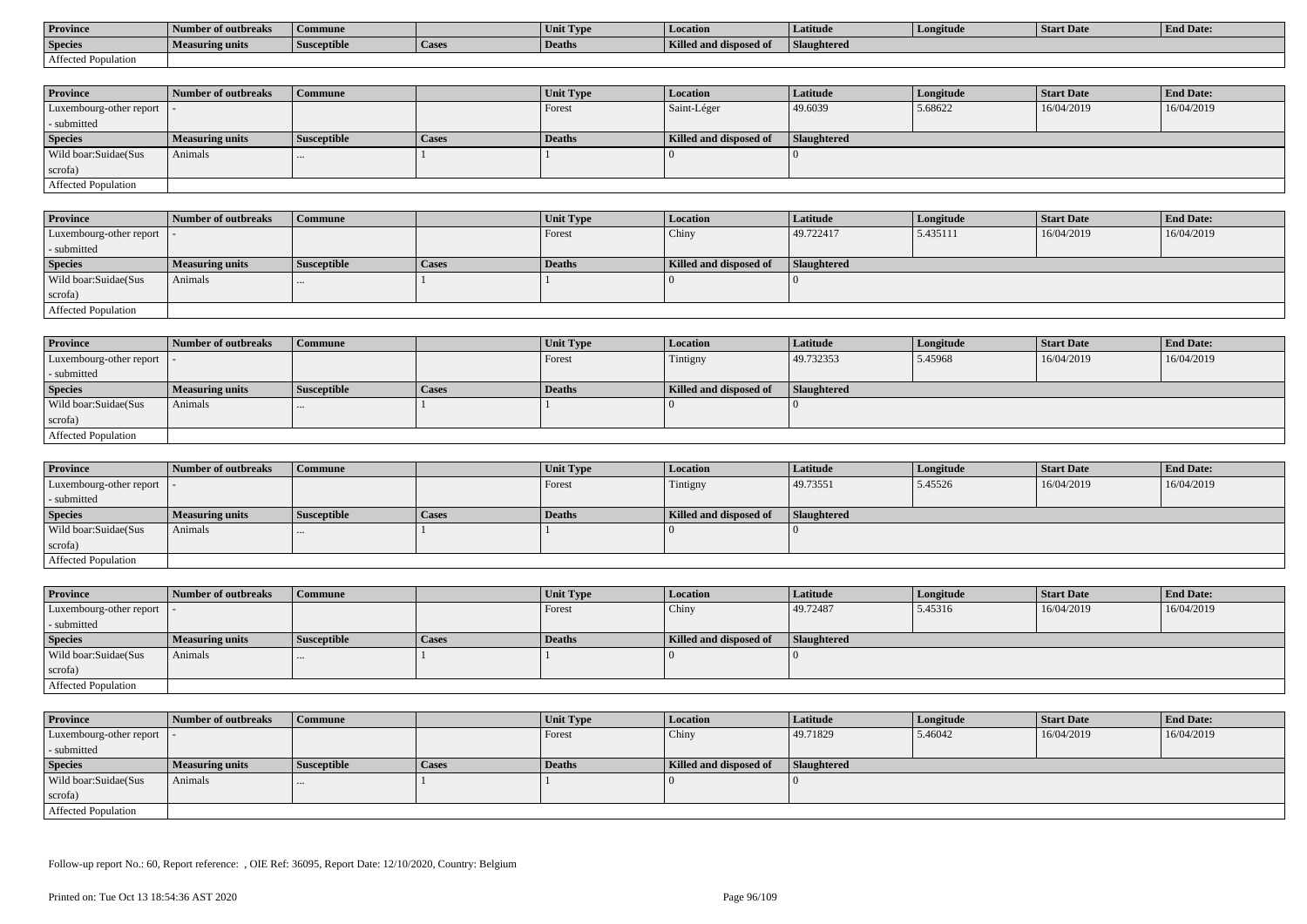| Province | Number of outbreaks | Commune | | Unit Type | Location | Latitude | Longitude | Start Date | End Date: |
|---|---|---|---|---|---|---|---|---|---|
| Species | Measuring units | Susceptible | Cases | Deaths | Killed and disposed of | Slaughtered | | | |
| Affected Population | | | | | | | | | |

| Province | Number of outbreaks | Commune | | Unit Type | Location | Latitude | Longitude | Start Date | End Date: |
|---|---|---|---|---|---|---|---|---|---|
| Luxembourg-other report - submitted | - | | | Forest | Saint-Léger | 49.6039 | 5.68622 | 16/04/2019 | 16/04/2019 |
| Species | Measuring units | Susceptible | Cases | Deaths | Killed and disposed of | Slaughtered | | | |
| Wild boar:Suidae(Sus scrofa) | Animals | ... | 1 | 1 | 0 | 0 | | | |
| Affected Population | | | | | | | | | |

| Province | Number of outbreaks | Commune | | Unit Type | Location | Latitude | Longitude | Start Date | End Date: |
|---|---|---|---|---|---|---|---|---|---|
| Luxembourg-other report - submitted | - | | | Forest | Chiny | 49.722417 | 5.435111 | 16/04/2019 | 16/04/2019 |
| Species | Measuring units | Susceptible | Cases | Deaths | Killed and disposed of | Slaughtered | | | |
| Wild boar:Suidae(Sus scrofa) | Animals | ... | 1 | 1 | 0 | 0 | | | |
| Affected Population | | | | | | | | | |

| Province | Number of outbreaks | Commune | | Unit Type | Location | Latitude | Longitude | Start Date | End Date: |
|---|---|---|---|---|---|---|---|---|---|
| Luxembourg-other report - submitted | - | | | Forest | Tintigny | 49.732353 | 5.45968 | 16/04/2019 | 16/04/2019 |
| Species | Measuring units | Susceptible | Cases | Deaths | Killed and disposed of | Slaughtered | | | |
| Wild boar:Suidae(Sus scrofa) | Animals | ... | 1 | 1 | 0 | 0 | | | |
| Affected Population | | | | | | | | | |

| Province | Number of outbreaks | Commune | | Unit Type | Location | Latitude | Longitude | Start Date | End Date: |
|---|---|---|---|---|---|---|---|---|---|
| Luxembourg-other report - submitted | - | | | Forest | Tintigny | 49.73551 | 5.45526 | 16/04/2019 | 16/04/2019 |
| Species | Measuring units | Susceptible | Cases | Deaths | Killed and disposed of | Slaughtered | | | |
| Wild boar:Suidae(Sus scrofa) | Animals | ... | 1 | 1 | 0 | 0 | | | |
| Affected Population | | | | | | | | | |

| Province | Number of outbreaks | Commune | | Unit Type | Location | Latitude | Longitude | Start Date | End Date: |
|---|---|---|---|---|---|---|---|---|---|
| Luxembourg-other report - submitted | - | | | Forest | Chiny | 49.72487 | 5.45316 | 16/04/2019 | 16/04/2019 |
| Species | Measuring units | Susceptible | Cases | Deaths | Killed and disposed of | Slaughtered | | | |
| Wild boar:Suidae(Sus scrofa) | Animals | ... | 1 | 1 | 0 | 0 | | | |
| Affected Population | | | | | | | | | |

| Province | Number of outbreaks | Commune | | Unit Type | Location | Latitude | Longitude | Start Date | End Date: |
|---|---|---|---|---|---|---|---|---|---|
| Luxembourg-other report - submitted | - | | | Forest | Chiny | 49.71829 | 5.46042 | 16/04/2019 | 16/04/2019 |
| Species | Measuring units | Susceptible | Cases | Deaths | Killed and disposed of | Slaughtered | | | |
| Wild boar:Suidae(Sus scrofa) | Animals | ... | 1 | 1 | 0 | 0 | | | |
| Affected Population | | | | | | | | | |

Follow-up report No.: 60, Report reference: , OIE Ref: 36095, Report Date: 12/10/2020, Country: Belgium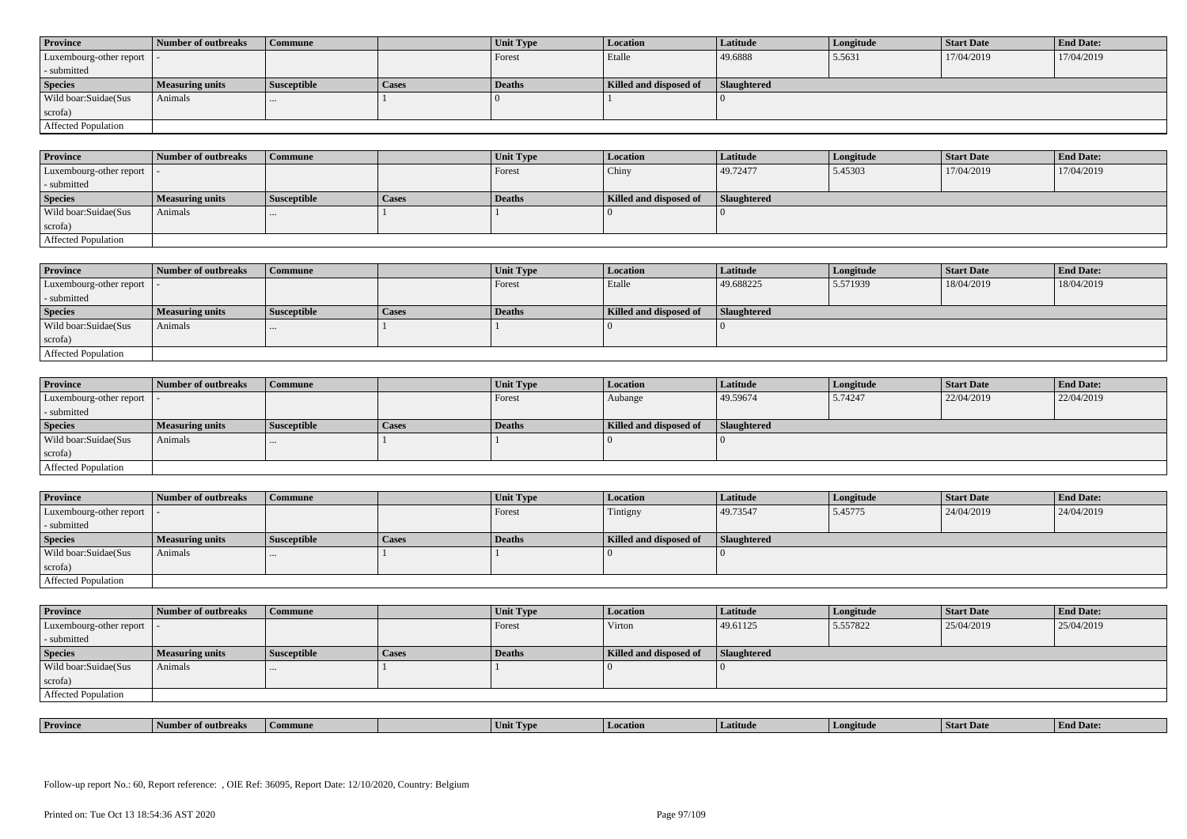| Province | Number of outbreaks | Commune | | Unit Type | Location | Latitude | Longitude | Start Date | End Date: |
|---|---|---|---|---|---|---|---|---|---|
| Luxembourg-other report - submitted | - | | | Forest | Etalle | 49.6888 | 5.5631 | 17/04/2019 | 17/04/2019 |
| **Species** | **Measuring units** | **Susceptible** | **Cases** | **Deaths** | **Killed and disposed of** | **Slaughtered** | | | |
| Wild boar:Suidae(Sus scrofa) | Animals | ... | 1 | 0 | 1 | 0 | | | |
| Affected Population | | | | | | | | | |

| Province | Number of outbreaks | Commune | | Unit Type | Location | Latitude | Longitude | Start Date | End Date: |
|---|---|---|---|---|---|---|---|---|---|
| Luxembourg-other report - submitted | - | | | Forest | Chiny | 49.72477 | 5.45303 | 17/04/2019 | 17/04/2019 |
| **Species** | **Measuring units** | **Susceptible** | **Cases** | **Deaths** | **Killed and disposed of** | **Slaughtered** | | | |
| Wild boar:Suidae(Sus scrofa) | Animals | ... | 1 | 1 | 0 | 0 | | | |
| Affected Population | | | | | | | | | |

| Province | Number of outbreaks | Commune | | Unit Type | Location | Latitude | Longitude | Start Date | End Date: |
|---|---|---|---|---|---|---|---|---|---|
| Luxembourg-other report - submitted | - | | | Forest | Etalle | 49.688225 | 5.571939 | 18/04/2019 | 18/04/2019 |
| **Species** | **Measuring units** | **Susceptible** | **Cases** | **Deaths** | **Killed and disposed of** | **Slaughtered** | | | |
| Wild boar:Suidae(Sus scrofa) | Animals | ... | 1 | 1 | 0 | 0 | | | |
| Affected Population | | | | | | | | | |

| Province | Number of outbreaks | Commune | | Unit Type | Location | Latitude | Longitude | Start Date | End Date: |
|---|---|---|---|---|---|---|---|---|---|
| Luxembourg-other report - submitted | - | | | Forest | Aubange | 49.59674 | 5.74247 | 22/04/2019 | 22/04/2019 |
| **Species** | **Measuring units** | **Susceptible** | **Cases** | **Deaths** | **Killed and disposed of** | **Slaughtered** | | | |
| Wild boar:Suidae(Sus scrofa) | Animals | ... | 1 | 1 | 0 | 0 | | | |
| Affected Population | | | | | | | | | |

| Province | Number of outbreaks | Commune | | Unit Type | Location | Latitude | Longitude | Start Date | End Date: |
|---|---|---|---|---|---|---|---|---|---|
| Luxembourg-other report - submitted | - | | | Forest | Tintigny | 49.73547 | 5.45775 | 24/04/2019 | 24/04/2019 |
| **Species** | **Measuring units** | **Susceptible** | **Cases** | **Deaths** | **Killed and disposed of** | **Slaughtered** | | | |
| Wild boar:Suidae(Sus scrofa) | Animals | ... | 1 | 1 | 0 | 0 | | | |
| Affected Population | | | | | | | | | |

| Province | Number of outbreaks | Commune | | Unit Type | Location | Latitude | Longitude | Start Date | End Date: |
|---|---|---|---|---|---|---|---|---|---|
| Luxembourg-other report - submitted | - | | | Forest | Virton | 49.61125 | 5.557822 | 25/04/2019 | 25/04/2019 |
| **Species** | **Measuring units** | **Susceptible** | **Cases** | **Deaths** | **Killed and disposed of** | **Slaughtered** | | | |
| Wild boar:Suidae(Sus scrofa) | Animals | ... | 1 | 1 | 0 | 0 | | | |
| Affected Population | | | | | | | | | |

| Province | Number of outbreaks | Commune | | Unit Type | Location | Latitude | Longitude | Start Date | End Date: |
|---|---|---|---|---|---|---|---|---|---|

Follow-up report No.: 60, Report reference: , OIE Ref: 36095, Report Date: 12/10/2020, Country: Belgium

Printed on: Tue Oct 13 18:54:36 AST 2020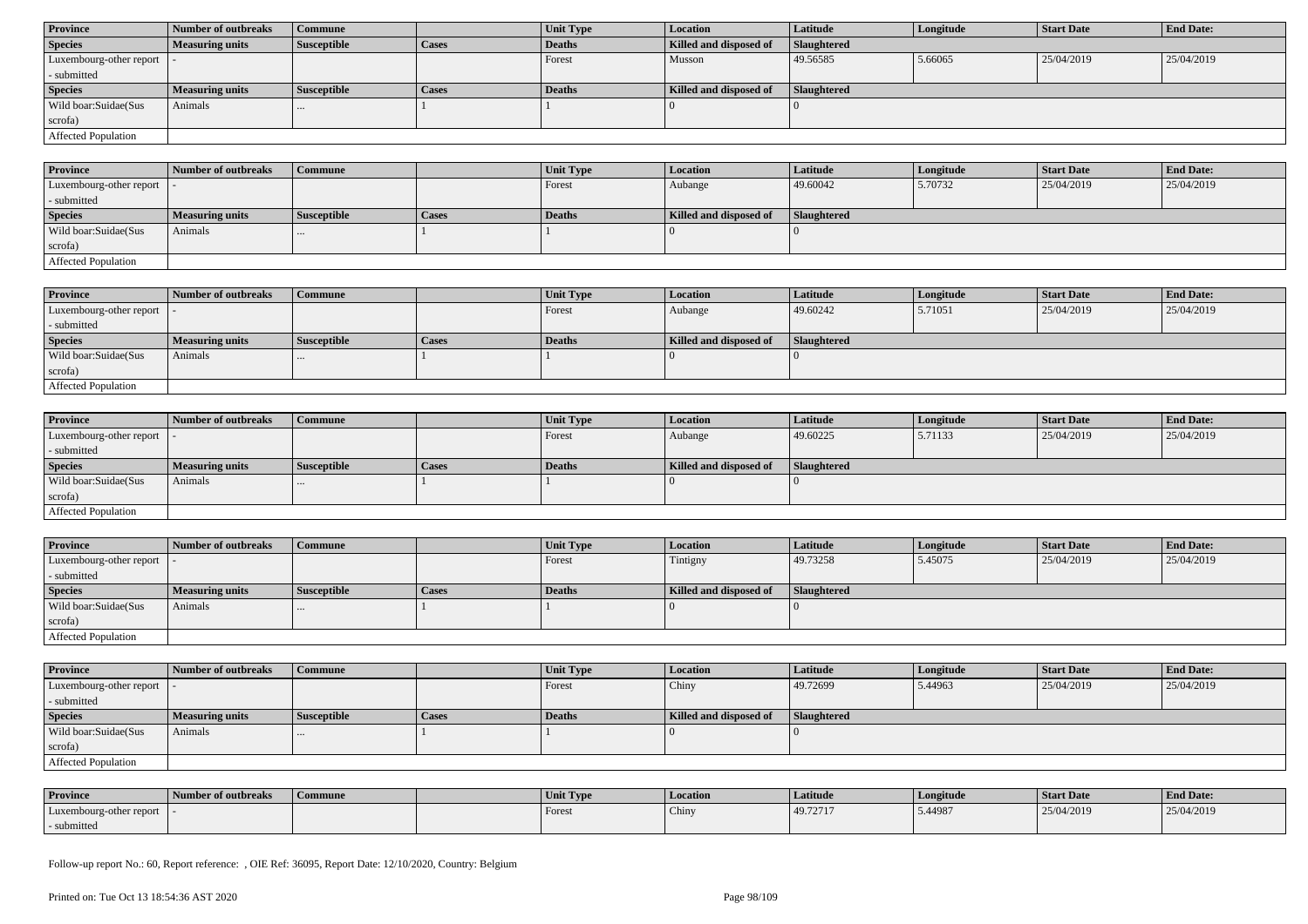| Province | Number of outbreaks | Commune | | Unit Type | Location | Latitude | Longitude | Start Date | End Date: |
|---|---|---|---|---|---|---|---|---|---|
| Species | Measuring units | Susceptible | Cases | Deaths | Killed and disposed of | Slaughtered | | | |
| Luxembourg-other report - submitted | - | | | Forest | Musson | 49.56585 | 5.66065 | 25/04/2019 | 25/04/2019 |
| Species | Measuring units | Susceptible | Cases | Deaths | Killed and disposed of | Slaughtered | | | |
| Wild boar:Suidae(Sus scrofa) | Animals | ... | 1 | 1 | 0 | 0 | | | |
| Affected Population | | | | | | | | | |

| Province | Number of outbreaks | Commune | | Unit Type | Location | Latitude | Longitude | Start Date | End Date: |
|---|---|---|---|---|---|---|---|---|---|
| Luxembourg-other report - submitted | - | | | Forest | Aubange | 49.60042 | 5.70732 | 25/04/2019 | 25/04/2019 |
| Species | Measuring units | Susceptible | Cases | Deaths | Killed and disposed of | Slaughtered | | | |
| Wild boar:Suidae(Sus scrofa) | Animals | ... | 1 | 1 | 0 | 0 | | | |
| Affected Population | | | | | | | | | |

| Province | Number of outbreaks | Commune | | Unit Type | Location | Latitude | Longitude | Start Date | End Date: |
|---|---|---|---|---|---|---|---|---|---|
| Luxembourg-other report - submitted | - | | | Forest | Aubange | 49.60242 | 5.71051 | 25/04/2019 | 25/04/2019 |
| Species | Measuring units | Susceptible | Cases | Deaths | Killed and disposed of | Slaughtered | | | |
| Wild boar:Suidae(Sus scrofa) | Animals | ... | 1 | 1 | 0 | 0 | | | |
| Affected Population | | | | | | | | | |

| Province | Number of outbreaks | Commune | | Unit Type | Location | Latitude | Longitude | Start Date | End Date: |
|---|---|---|---|---|---|---|---|---|---|
| Luxembourg-other report - submitted | - | | | Forest | Aubange | 49.60225 | 5.71133 | 25/04/2019 | 25/04/2019 |
| Species | Measuring units | Susceptible | Cases | Deaths | Killed and disposed of | Slaughtered | | | |
| Wild boar:Suidae(Sus scrofa) | Animals | ... | 1 | 1 | 0 | 0 | | | |
| Affected Population | | | | | | | | | |

| Province | Number of outbreaks | Commune | | Unit Type | Location | Latitude | Longitude | Start Date | End Date: |
|---|---|---|---|---|---|---|---|---|---|
| Luxembourg-other report - submitted | - | | | Forest | Tintigny | 49.73258 | 5.45075 | 25/04/2019 | 25/04/2019 |
| Species | Measuring units | Susceptible | Cases | Deaths | Killed and disposed of | Slaughtered | | | |
| Wild boar:Suidae(Sus scrofa) | Animals | ... | 1 | 1 | 0 | 0 | | | |
| Affected Population | | | | | | | | | |

| Province | Number of outbreaks | Commune | | Unit Type | Location | Latitude | Longitude | Start Date | End Date: |
|---|---|---|---|---|---|---|---|---|---|
| Luxembourg-other report - submitted | - | | | Forest | Chiny | 49.72699 | 5.44963 | 25/04/2019 | 25/04/2019 |
| Species | Measuring units | Susceptible | Cases | Deaths | Killed and disposed of | Slaughtered | | | |
| Wild boar:Suidae(Sus scrofa) | Animals | ... | 1 | 1 | 0 | 0 | | | |
| Affected Population | | | | | | | | | |

| Province | Number of outbreaks | Commune | | Unit Type | Location | Latitude | Longitude | Start Date | End Date: |
|---|---|---|---|---|---|---|---|---|---|
| Luxembourg-other report - submitted | - | | | Forest | Chiny | 49.72717 | 5.44987 | 25/04/2019 | 25/04/2019 |

Follow-up report No.: 60, Report reference: , OIE Ref: 36095, Report Date: 12/10/2020, Country: Belgium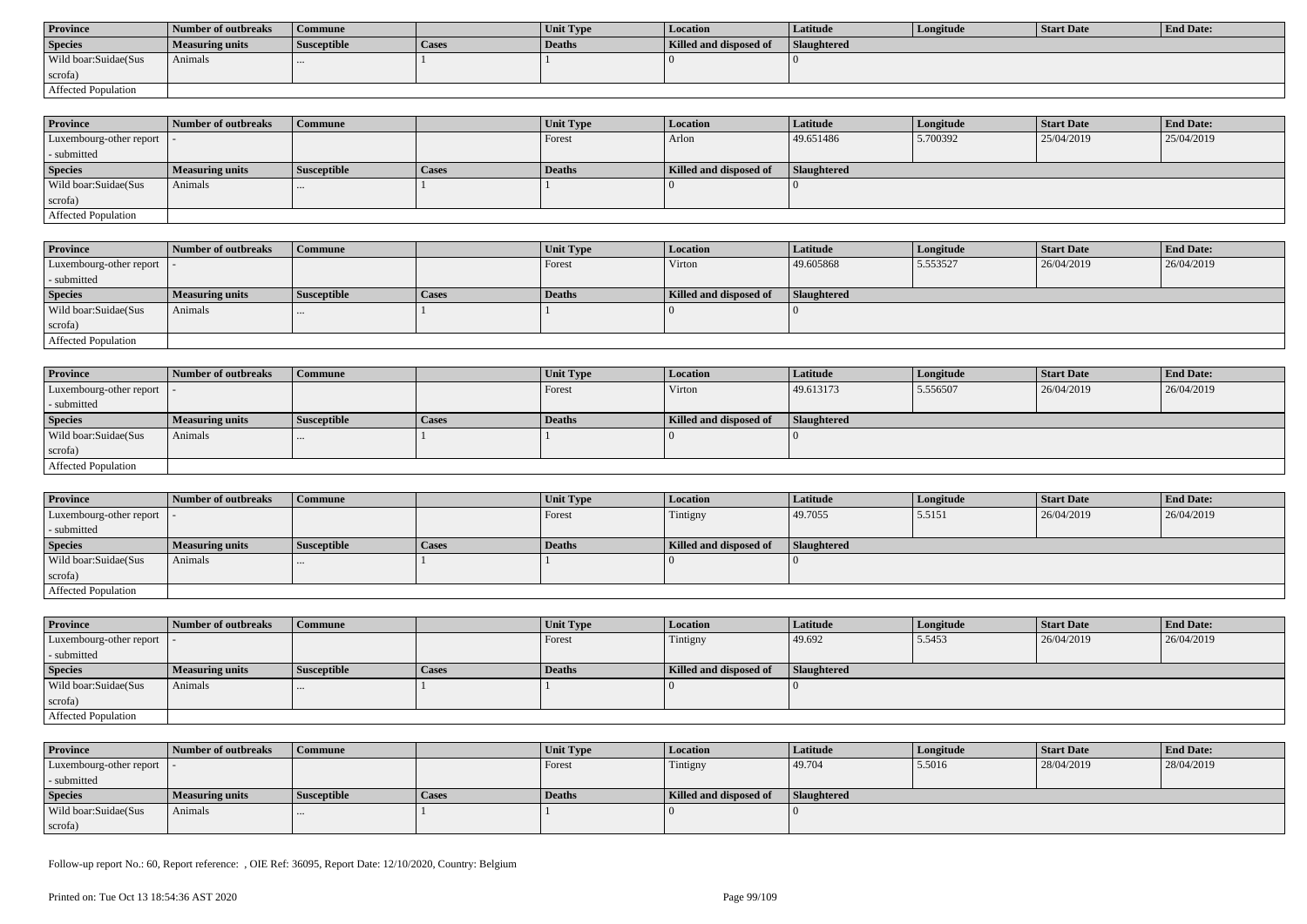| Province | Number of outbreaks | Commune | | Unit Type | Location | Latitude | Longitude | Start Date | End Date: |
|---|---|---|---|---|---|---|---|---|---|
| Species | Measuring units | Susceptible | Cases | Deaths | Killed and disposed of | Slaughtered | | | |
| Wild boar:Suidae(Sus scrofa) | Animals | ... | 1 | 1 | 0 | 0 | | | |
| Affected Population | | | | | | | | | |

| Province | Number of outbreaks | Commune | | Unit Type | Location | Latitude | Longitude | Start Date | End Date: |
|---|---|---|---|---|---|---|---|---|---|
| Luxembourg-other report - submitted | - | | | Forest | Arlon | 49.651486 | 5.700392 | 25/04/2019 | 25/04/2019 |
| Species | Measuring units | Susceptible | Cases | Deaths | Killed and disposed of | Slaughtered | | | |
| Wild boar:Suidae(Sus scrofa) | Animals | ... | 1 | 1 | 0 | 0 | | | |
| Affected Population | | | | | | | | | |

| Province | Number of outbreaks | Commune | | Unit Type | Location | Latitude | Longitude | Start Date | End Date: |
|---|---|---|---|---|---|---|---|---|---|
| Luxembourg-other report - submitted | - | | | Forest | Virton | 49.605868 | 5.553527 | 26/04/2019 | 26/04/2019 |
| Species | Measuring units | Susceptible | Cases | Deaths | Killed and disposed of | Slaughtered | | | |
| Wild boar:Suidae(Sus scrofa) | Animals | ... | 1 | 1 | 0 | 0 | | | |
| Affected Population | | | | | | | | | |

| Province | Number of outbreaks | Commune | | Unit Type | Location | Latitude | Longitude | Start Date | End Date: |
|---|---|---|---|---|---|---|---|---|---|
| Luxembourg-other report - submitted | - | | | Forest | Virton | 49.613173 | 5.556507 | 26/04/2019 | 26/04/2019 |
| Species | Measuring units | Susceptible | Cases | Deaths | Killed and disposed of | Slaughtered | | | |
| Wild boar:Suidae(Sus scrofa) | Animals | ... | 1 | 1 | 0 | 0 | | | |
| Affected Population | | | | | | | | | |

| Province | Number of outbreaks | Commune | | Unit Type | Location | Latitude | Longitude | Start Date | End Date: |
|---|---|---|---|---|---|---|---|---|---|
| Luxembourg-other report - submitted | - | | | Forest | Tintigny | 49.7055 | 5.5151 | 26/04/2019 | 26/04/2019 |
| Species | Measuring units | Susceptible | Cases | Deaths | Killed and disposed of | Slaughtered | | | |
| Wild boar:Suidae(Sus scrofa) | Animals | ... | 1 | 1 | 0 | 0 | | | |
| Affected Population | | | | | | | | | |

| Province | Number of outbreaks | Commune | | Unit Type | Location | Latitude | Longitude | Start Date | End Date: |
|---|---|---|---|---|---|---|---|---|---|
| Luxembourg-other report - submitted | - | | | Forest | Tintigny | 49.692 | 5.5453 | 26/04/2019 | 26/04/2019 |
| Species | Measuring units | Susceptible | Cases | Deaths | Killed and disposed of | Slaughtered | | | |
| Wild boar:Suidae(Sus scrofa) | Animals | ... | 1 | 1 | 0 | 0 | | | |
| Affected Population | | | | | | | | | |

| Province | Number of outbreaks | Commune | | Unit Type | Location | Latitude | Longitude | Start Date | End Date: |
|---|---|---|---|---|---|---|---|---|---|
| Luxembourg-other report - submitted | - | | | Forest | Tintigny | 49.704 | 5.5016 | 28/04/2019 | 28/04/2019 |
| Species | Measuring units | Susceptible | Cases | Deaths | Killed and disposed of | Slaughtered | | | |
| Wild boar:Suidae(Sus scrofa) | Animals | ... | 1 | 1 | 0 | 0 | | | |

Follow-up report No.: 60, Report reference: , OIE Ref: 36095, Report Date: 12/10/2020, Country: Belgium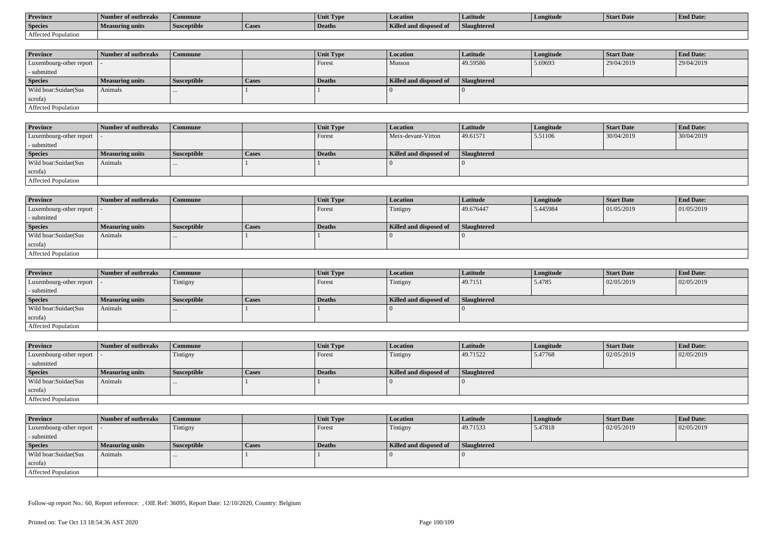| Province | Number of outbreaks | Commune | | Unit Type | Location | Latitude | Longitude | Start Date | End Date: |
|---|---|---|---|---|---|---|---|---|---|
| Species | Measuring units | Susceptible | Cases | Deaths | Killed and disposed of | Slaughtered | | | |
| Affected Population | | | | | | | | | |

| Province | Number of outbreaks | Commune | | Unit Type | Location | Latitude | Longitude | Start Date | End Date: |
|---|---|---|---|---|---|---|---|---|---|
| Luxembourg-other report - submitted | - | | | Forest | Musson | 49.59586 | 5.69693 | 29/04/2019 | 29/04/2019 |
| Species | Measuring units | Susceptible | Cases | Deaths | Killed and disposed of | Slaughtered | | | |
| Wild boar:Suidae(Sus scrofa) | Animals | ... | 1 | 1 | 0 | 0 | | | |
| Affected Population | | | | | | | | | |

| Province | Number of outbreaks | Commune | | Unit Type | Location | Latitude | Longitude | Start Date | End Date: |
|---|---|---|---|---|---|---|---|---|---|
| Luxembourg-other report - submitted | - | | | Forest | Meix-devant-Virton | 49.61571 | 5.51106 | 30/04/2019 | 30/04/2019 |
| Species | Measuring units | Susceptible | Cases | Deaths | Killed and disposed of | Slaughtered | | | |
| Wild boar:Suidae(Sus scrofa) | Animals | ... | 1 | 1 | 0 | 0 | | | |
| Affected Population | | | | | | | | | |

| Province | Number of outbreaks | Commune | | Unit Type | Location | Latitude | Longitude | Start Date | End Date: |
|---|---|---|---|---|---|---|---|---|---|
| Luxembourg-other report - submitted | - | | | Forest | Tintigny | 49.676447 | 5.445984 | 01/05/2019 | 01/05/2019 |
| Species | Measuring units | Susceptible | Cases | Deaths | Killed and disposed of | Slaughtered | | | |
| Wild boar:Suidae(Sus scrofa) | Animals | ... | 1 | 1 | 0 | 0 | | | |
| Affected Population | | | | | | | | | |

| Province | Number of outbreaks | Commune | | Unit Type | Location | Latitude | Longitude | Start Date | End Date: |
|---|---|---|---|---|---|---|---|---|---|
| Luxembourg-other report - submitted | - | Tintigny | | Forest | Tintigny | 49.7151 | 5.4785 | 02/05/2019 | 02/05/2019 |
| Species | Measuring units | Susceptible | Cases | Deaths | Killed and disposed of | Slaughtered | | | |
| Wild boar:Suidae(Sus scrofa) | Animals | ... | 1 | 1 | 0 | 0 | | | |
| Affected Population | | | | | | | | | |

| Province | Number of outbreaks | Commune | | Unit Type | Location | Latitude | Longitude | Start Date | End Date: |
|---|---|---|---|---|---|---|---|---|---|
| Luxembourg-other report - submitted | - | Tintigny | | Forest | Tintigny | 49.71522 | 5.47768 | 02/05/2019 | 02/05/2019 |
| Species | Measuring units | Susceptible | Cases | Deaths | Killed and disposed of | Slaughtered | | | |
| Wild boar:Suidae(Sus scrofa) | Animals | ... | 1 | 1 | 0 | 0 | | | |
| Affected Population | | | | | | | | | |

| Province | Number of outbreaks | Commune | | Unit Type | Location | Latitude | Longitude | Start Date | End Date: |
|---|---|---|---|---|---|---|---|---|---|
| Luxembourg-other report - submitted | - | Tintigny | | Forest | Tintigny | 49.71533 | 5.47818 | 02/05/2019 | 02/05/2019 |
| Species | Measuring units | Susceptible | Cases | Deaths | Killed and disposed of | Slaughtered | | | |
| Wild boar:Suidae(Sus scrofa) | Animals | ... | 1 | 1 | 0 | 0 | | | |
| Affected Population | | | | | | | | | |

Follow-up report No.: 60, Report reference: , OIE Ref: 36095, Report Date: 12/10/2020, Country: Belgium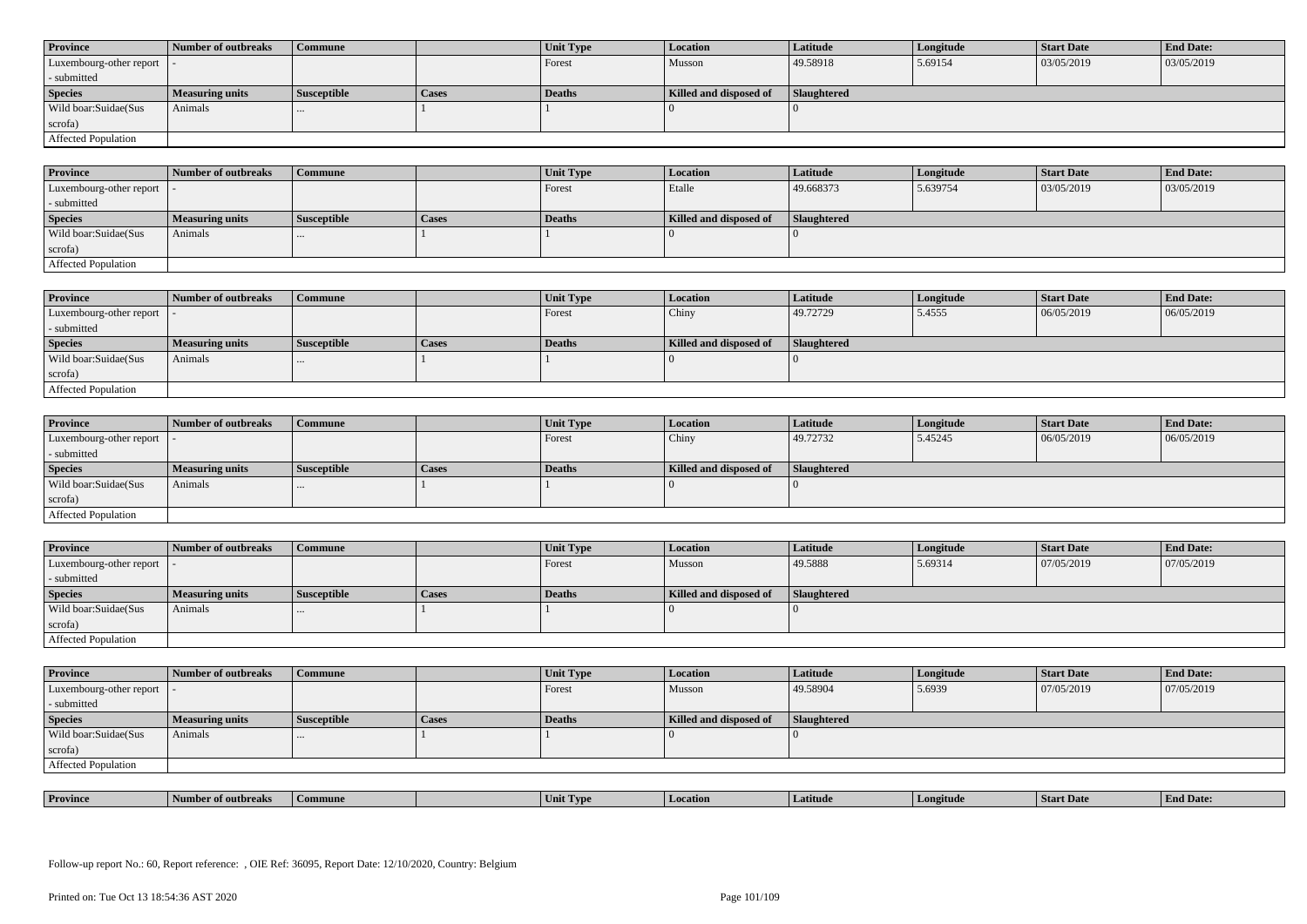| Province | Number of outbreaks | Commune | | Unit Type | Location | Latitude | Longitude | Start Date | End Date: |
|---|---|---|---|---|---|---|---|---|---|
| Luxembourg-other report - submitted | - | | | Forest | Musson | 49.58918 | 5.69154 | 03/05/2019 | 03/05/2019 |
| **Species** | **Measuring units** | **Susceptible** | **Cases** | **Deaths** | **Killed and disposed of** | **Slaughtered** | | | |
| Wild boar:Suidae(Sus scrofa) | Animals | ... | 1 | 1 | 0 | 0 | | | |
| Affected Population | | | | | | | | | |

| Province | Number of outbreaks | Commune | | Unit Type | Location | Latitude | Longitude | Start Date | End Date: |
|---|---|---|---|---|---|---|---|---|---|
| Luxembourg-other report - submitted | - | | | Forest | Etalle | 49.668373 | 5.639754 | 03/05/2019 | 03/05/2019 |
| **Species** | **Measuring units** | **Susceptible** | **Cases** | **Deaths** | **Killed and disposed of** | **Slaughtered** | | | |
| Wild boar:Suidae(Sus scrofa) | Animals | ... | 1 | 1 | 0 | 0 | | | |
| Affected Population | | | | | | | | | |

| Province | Number of outbreaks | Commune | | Unit Type | Location | Latitude | Longitude | Start Date | End Date: |
|---|---|---|---|---|---|---|---|---|---|
| Luxembourg-other report - submitted | - | | | Forest | Chiny | 49.72729 | 5.4555 | 06/05/2019 | 06/05/2019 |
| **Species** | **Measuring units** | **Susceptible** | **Cases** | **Deaths** | **Killed and disposed of** | **Slaughtered** | | | |
| Wild boar:Suidae(Sus scrofa) | Animals | ... | 1 | 1 | 0 | 0 | | | |
| Affected Population | | | | | | | | | |

| Province | Number of outbreaks | Commune | | Unit Type | Location | Latitude | Longitude | Start Date | End Date: |
|---|---|---|---|---|---|---|---|---|---|
| Luxembourg-other report - submitted | - | | | Forest | Chiny | 49.72732 | 5.45245 | 06/05/2019 | 06/05/2019 |
| **Species** | **Measuring units** | **Susceptible** | **Cases** | **Deaths** | **Killed and disposed of** | **Slaughtered** | | | |
| Wild boar:Suidae(Sus scrofa) | Animals | ... | 1 | 1 | 0 | 0 | | | |
| Affected Population | | | | | | | | | |

| Province | Number of outbreaks | Commune | | Unit Type | Location | Latitude | Longitude | Start Date | End Date: |
|---|---|---|---|---|---|---|---|---|---|
| Luxembourg-other report - submitted | - | | | Forest | Musson | 49.5888 | 5.69314 | 07/05/2019 | 07/05/2019 |
| **Species** | **Measuring units** | **Susceptible** | **Cases** | **Deaths** | **Killed and disposed of** | **Slaughtered** | | | |
| Wild boar:Suidae(Sus scrofa) | Animals | ... | 1 | 1 | 0 | 0 | | | |
| Affected Population | | | | | | | | | |

| Province | Number of outbreaks | Commune | | Unit Type | Location | Latitude | Longitude | Start Date | End Date: |
|---|---|---|---|---|---|---|---|---|---|
| Luxembourg-other report - submitted | - | | | Forest | Musson | 49.58904 | 5.6939 | 07/05/2019 | 07/05/2019 |
| **Species** | **Measuring units** | **Susceptible** | **Cases** | **Deaths** | **Killed and disposed of** | **Slaughtered** | | | |
| Wild boar:Suidae(Sus scrofa) | Animals | ... | 1 | 1 | 0 | 0 | | | |
| Affected Population | | | | | | | | | |

| Province | Number of outbreaks | Commune | | Unit Type | Location | Latitude | Longitude | Start Date | End Date: |
|---|---|---|---|---|---|---|---|---|---|

Follow-up report No.: 60, Report reference: , OIE Ref: 36095, Report Date: 12/10/2020, Country: Belgium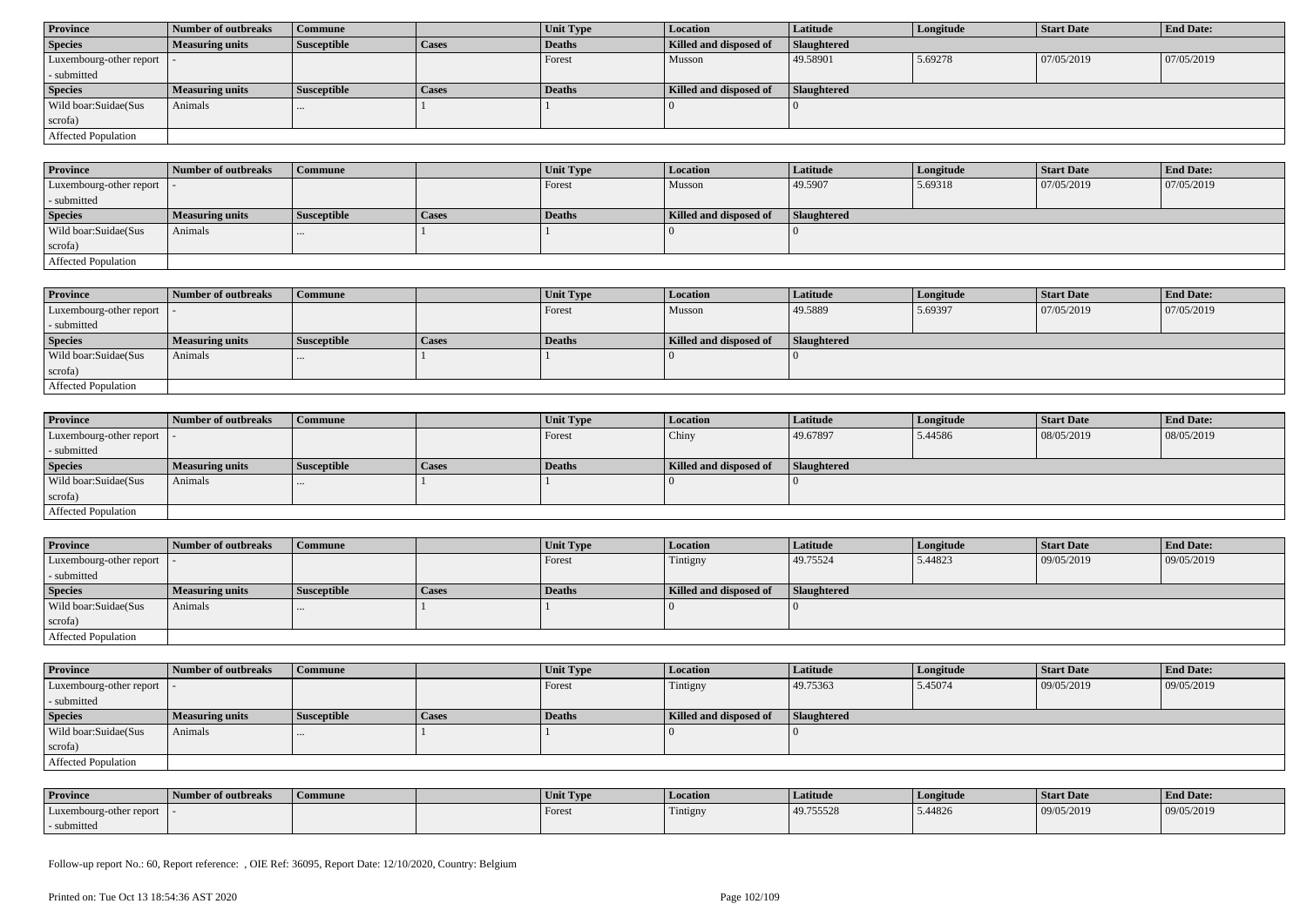| Province | Number of outbreaks | Commune | | Unit Type | Location | Latitude | Longitude | Start Date | End Date: |
|---|---|---|---|---|---|---|---|---|---|
| Luxembourg-other report - submitted | - | | | Forest | Musson | 49.58901 | 5.69278 | 07/05/2019 | 07/05/2019 |
| **Species** | **Measuring units** | **Susceptible** | **Cases** | **Deaths** | **Killed and disposed of** | **Slaughtered** | | | |
| Wild boar:Suidae(Sus scrofa) | Animals | ... | 1 | 1 | 0 | 0 | | | |
| Affected Population | | | | | | | | | |

| Province | Number of outbreaks | Commune | | Unit Type | Location | Latitude | Longitude | Start Date | End Date: |
|---|---|---|---|---|---|---|---|---|---|
| Luxembourg-other report - submitted | - | | | Forest | Musson | 49.5907 | 5.69318 | 07/05/2019 | 07/05/2019 |
| **Species** | **Measuring units** | **Susceptible** | **Cases** | **Deaths** | **Killed and disposed of** | **Slaughtered** | | | |
| Wild boar:Suidae(Sus scrofa) | Animals | ... | 1 | 1 | 0 | 0 | | | |
| Affected Population | | | | | | | | | |

| Province | Number of outbreaks | Commune | | Unit Type | Location | Latitude | Longitude | Start Date | End Date: |
|---|---|---|---|---|---|---|---|---|---|
| Luxembourg-other report - submitted | - | | | Forest | Musson | 49.5889 | 5.69397 | 07/05/2019 | 07/05/2019 |
| **Species** | **Measuring units** | **Susceptible** | **Cases** | **Deaths** | **Killed and disposed of** | **Slaughtered** | | | |
| Wild boar:Suidae(Sus scrofa) | Animals | ... | 1 | 1 | 0 | 0 | | | |
| Affected Population | | | | | | | | | |

| Province | Number of outbreaks | Commune | | Unit Type | Location | Latitude | Longitude | Start Date | End Date: |
|---|---|---|---|---|---|---|---|---|---|
| Luxembourg-other report - submitted | - | | | Forest | Chiny | 49.67897 | 5.44586 | 08/05/2019 | 08/05/2019 |
| **Species** | **Measuring units** | **Susceptible** | **Cases** | **Deaths** | **Killed and disposed of** | **Slaughtered** | | | |
| Wild boar:Suidae(Sus scrofa) | Animals | ... | 1 | 1 | 0 | 0 | | | |
| Affected Population | | | | | | | | | |

| Province | Number of outbreaks | Commune | | Unit Type | Location | Latitude | Longitude | Start Date | End Date: |
|---|---|---|---|---|---|---|---|---|---|
| Luxembourg-other report - submitted | - | | | Forest | Tintigny | 49.75524 | 5.44823 | 09/05/2019 | 09/05/2019 |
| **Species** | **Measuring units** | **Susceptible** | **Cases** | **Deaths** | **Killed and disposed of** | **Slaughtered** | | | |
| Wild boar:Suidae(Sus scrofa) | Animals | ... | 1 | 1 | 0 | 0 | | | |
| Affected Population | | | | | | | | | |

| Province | Number of outbreaks | Commune | | Unit Type | Location | Latitude | Longitude | Start Date | End Date: |
|---|---|---|---|---|---|---|---|---|---|
| Luxembourg-other report - submitted | - | | | Forest | Tintigny | 49.75363 | 5.45074 | 09/05/2019 | 09/05/2019 |
| **Species** | **Measuring units** | **Susceptible** | **Cases** | **Deaths** | **Killed and disposed of** | **Slaughtered** | | | |
| Wild boar:Suidae(Sus scrofa) | Animals | ... | 1 | 1 | 0 | 0 | | | |
| Affected Population | | | | | | | | | |

| Province | Number of outbreaks | Commune | | Unit Type | Location | Latitude | Longitude | Start Date | End Date: |
|---|---|---|---|---|---|---|---|---|---|
| Luxembourg-other report - submitted | - | | | Forest | Tintigny | 49.755528 | 5.44826 | 09/05/2019 | 09/05/2019 |

Follow-up report No.: 60, Report reference: , OIE Ref: 36095, Report Date: 12/10/2020, Country: Belgium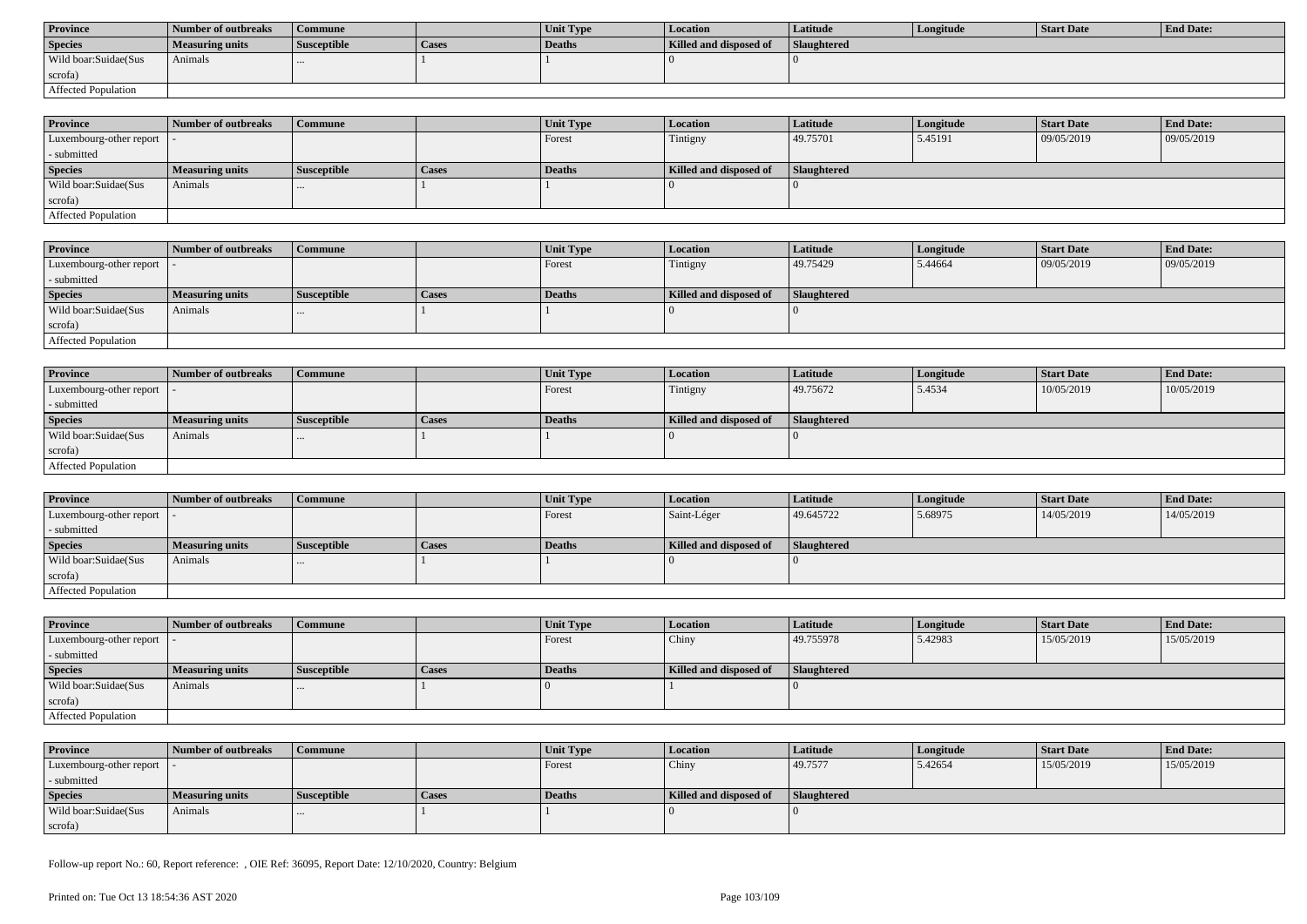| Province | Number of outbreaks | Commune | | Unit Type | Location | Latitude | Longitude | Start Date | End Date: |
|---|---|---|---|---|---|---|---|---|---|
| Species | Measuring units | Susceptible | Cases | Deaths | Killed and disposed of | Slaughtered | | | |
| Wild boar:Suidae(Sus scrofa) | Animals | ... | 1 | 1 | 0 | 0 | | | |
| Affected Population | | | | | | | | | |

| Province | Number of outbreaks | Commune | | Unit Type | Location | Latitude | Longitude | Start Date | End Date: |
|---|---|---|---|---|---|---|---|---|---|
| Luxembourg-other report - submitted | - | | | Forest | Tintigny | 49.75701 | 5.45191 | 09/05/2019 | 09/05/2019 |
| Species | Measuring units | Susceptible | Cases | Deaths | Killed and disposed of | Slaughtered | | | |
| Wild boar:Suidae(Sus scrofa) | Animals | ... | 1 | 1 | 0 | 0 | | | |
| Affected Population | | | | | | | | | |

| Province | Number of outbreaks | Commune | | Unit Type | Location | Latitude | Longitude | Start Date | End Date: |
|---|---|---|---|---|---|---|---|---|---|
| Luxembourg-other report - submitted | - | | | Forest | Tintigny | 49.75429 | 5.44664 | 09/05/2019 | 09/05/2019 |
| Species | Measuring units | Susceptible | Cases | Deaths | Killed and disposed of | Slaughtered | | | |
| Wild boar:Suidae(Sus scrofa) | Animals | ... | 1 | 1 | 0 | 0 | | | |
| Affected Population | | | | | | | | | |

| Province | Number of outbreaks | Commune | | Unit Type | Location | Latitude | Longitude | Start Date | End Date: |
|---|---|---|---|---|---|---|---|---|---|
| Luxembourg-other report - submitted | - | | | Forest | Tintigny | 49.75672 | 5.4534 | 10/05/2019 | 10/05/2019 |
| Species | Measuring units | Susceptible | Cases | Deaths | Killed and disposed of | Slaughtered | | | |
| Wild boar:Suidae(Sus scrofa) | Animals | ... | 1 | 1 | 0 | 0 | | | |
| Affected Population | | | | | | | | | |

| Province | Number of outbreaks | Commune | | Unit Type | Location | Latitude | Longitude | Start Date | End Date: |
|---|---|---|---|---|---|---|---|---|---|
| Luxembourg-other report - submitted | - | | | Forest | Saint-Léger | 49.645722 | 5.68975 | 14/05/2019 | 14/05/2019 |
| Species | Measuring units | Susceptible | Cases | Deaths | Killed and disposed of | Slaughtered | | | |
| Wild boar:Suidae(Sus scrofa) | Animals | ... | 1 | 1 | 0 | 0 | | | |
| Affected Population | | | | | | | | | |

| Province | Number of outbreaks | Commune | | Unit Type | Location | Latitude | Longitude | Start Date | End Date: |
|---|---|---|---|---|---|---|---|---|---|
| Luxembourg-other report - submitted | - | | | Forest | Chiny | 49.755978 | 5.42983 | 15/05/2019 | 15/05/2019 |
| Species | Measuring units | Susceptible | Cases | Deaths | Killed and disposed of | Slaughtered | | | |
| Wild boar:Suidae(Sus scrofa) | Animals | ... | 1 | 0 | 1 | 0 | | | |
| Affected Population | | | | | | | | | |

| Province | Number of outbreaks | Commune | | Unit Type | Location | Latitude | Longitude | Start Date | End Date: |
|---|---|---|---|---|---|---|---|---|---|
| Luxembourg-other report - submitted | - | | | Forest | Chiny | 49.7577 | 5.42654 | 15/05/2019 | 15/05/2019 |
| Species | Measuring units | Susceptible | Cases | Deaths | Killed and disposed of | Slaughtered | | | |
| Wild boar:Suidae(Sus scrofa) | Animals | ... | 1 | 1 | 0 | 0 | | | |

Follow-up report No.: 60, Report reference: , OIE Ref: 36095, Report Date: 12/10/2020, Country: Belgium

Printed on: Tue Oct 13 18:54:36 AST 2020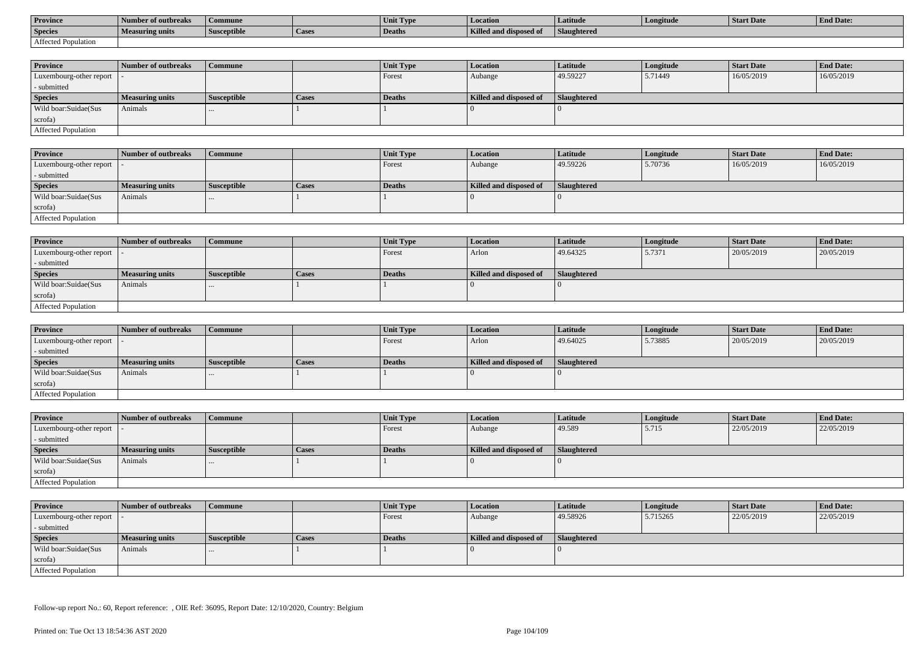| Province | Number of outbreaks | Commune | | Unit Type | Location | Latitude | Longitude | Start Date | End Date: |
|---|---|---|---|---|---|---|---|---|---|
| **Species** | **Measuring units** | **Susceptible** | **Cases** | **Deaths** | **Killed and disposed of** | **Slaughtered** | | | |
| Affected Population | | | | | | | | | |

| Province | Number of outbreaks | Commune | | Unit Type | Location | Latitude | Longitude | Start Date | End Date: |
|---|---|---|---|---|---|---|---|---|---|
| Luxembourg-other report - submitted | - | | | Forest | Aubange | 49.59227 | 5.71449 | 16/05/2019 | 16/05/2019 |
| **Species** | **Measuring units** | **Susceptible** | **Cases** | **Deaths** | **Killed and disposed of** | **Slaughtered** | | | |
| Wild boar:Suidae(Sus scrofa) | Animals | ... | 1 | 1 | 0 | 0 | | | |
| Affected Population | | | | | | | | | |

| Province | Number of outbreaks | Commune | | Unit Type | Location | Latitude | Longitude | Start Date | End Date: |
|---|---|---|---|---|---|---|---|---|---|
| Luxembourg-other report - submitted | - | | | Forest | Aubange | 49.59226 | 5.70736 | 16/05/2019 | 16/05/2019 |
| **Species** | **Measuring units** | **Susceptible** | **Cases** | **Deaths** | **Killed and disposed of** | **Slaughtered** | | | |
| Wild boar:Suidae(Sus scrofa) | Animals | ... | 1 | 1 | 0 | 0 | | | |
| Affected Population | | | | | | | | | |

| Province | Number of outbreaks | Commune | | Unit Type | Location | Latitude | Longitude | Start Date | End Date: |
|---|---|---|---|---|---|---|---|---|---|
| Luxembourg-other report - submitted | - | | | Forest | Arlon | 49.64325 | 5.7371 | 20/05/2019 | 20/05/2019 |
| **Species** | **Measuring units** | **Susceptible** | **Cases** | **Deaths** | **Killed and disposed of** | **Slaughtered** | | | |
| Wild boar:Suidae(Sus scrofa) | Animals | ... | 1 | 1 | 0 | 0 | | | |
| Affected Population | | | | | | | | | |

| Province | Number of outbreaks | Commune | | Unit Type | Location | Latitude | Longitude | Start Date | End Date: |
|---|---|---|---|---|---|---|---|---|---|
| Luxembourg-other report - submitted | - | | | Forest | Arlon | 49.64025 | 5.73885 | 20/05/2019 | 20/05/2019 |
| **Species** | **Measuring units** | **Susceptible** | **Cases** | **Deaths** | **Killed and disposed of** | **Slaughtered** | | | |
| Wild boar:Suidae(Sus scrofa) | Animals | ... | 1 | 1 | 0 | 0 | | | |
| Affected Population | | | | | | | | | |

| Province | Number of outbreaks | Commune | | Unit Type | Location | Latitude | Longitude | Start Date | End Date: |
|---|---|---|---|---|---|---|---|---|---|
| Luxembourg-other report - submitted | - | | | Forest | Aubange | 49.589 | 5.715 | 22/05/2019 | 22/05/2019 |
| **Species** | **Measuring units** | **Susceptible** | **Cases** | **Deaths** | **Killed and disposed of** | **Slaughtered** | | | |
| Wild boar:Suidae(Sus scrofa) | Animals | ... | 1 | 1 | 0 | 0 | | | |
| Affected Population | | | | | | | | | |

| Province | Number of outbreaks | Commune | | Unit Type | Location | Latitude | Longitude | Start Date | End Date: |
|---|---|---|---|---|---|---|---|---|---|
| Luxembourg-other report - submitted | - | | | Forest | Aubange | 49.58926 | 5.715265 | 22/05/2019 | 22/05/2019 |
| **Species** | **Measuring units** | **Susceptible** | **Cases** | **Deaths** | **Killed and disposed of** | **Slaughtered** | | | |
| Wild boar:Suidae(Sus scrofa) | Animals | ... | 1 | 1 | 0 | 0 | | | |
| Affected Population | | | | | | | | | |

Follow-up report No.: 60, Report reference: , OIE Ref: 36095, Report Date: 12/10/2020, Country: Belgium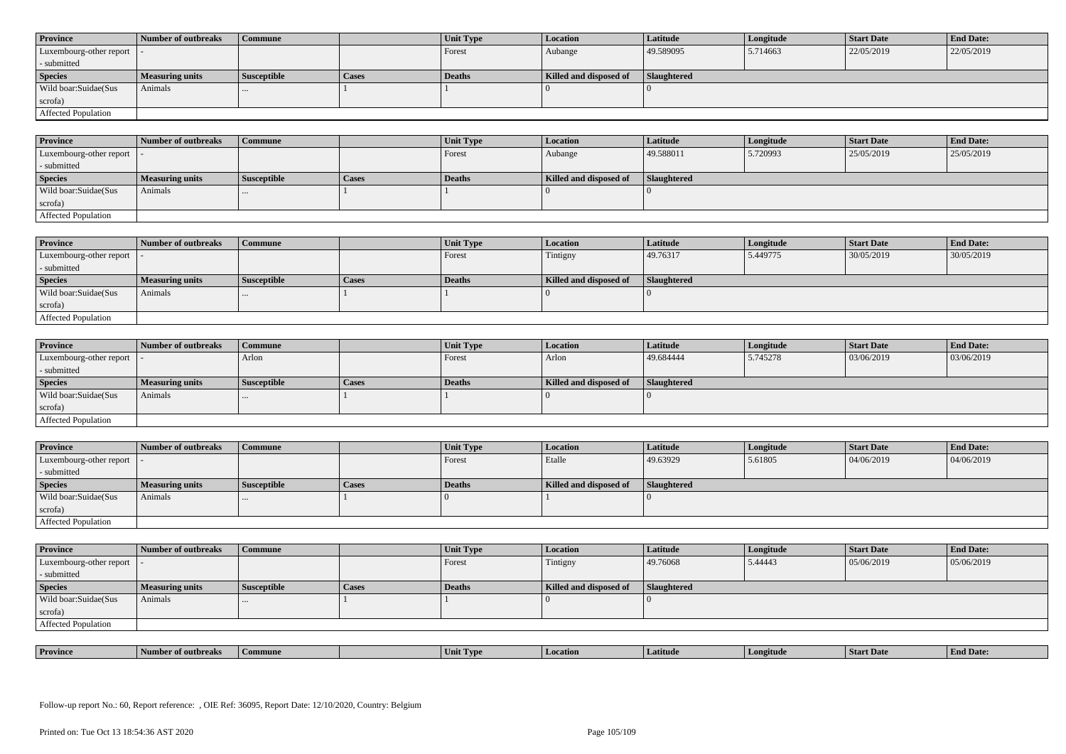| Province | Number of outbreaks | Commune | | Unit Type | Location | Latitude | Longitude | Start Date | End Date: |
|---|---|---|---|---|---|---|---|---|---|
| Luxembourg-other report - submitted | - | | | Forest | Aubange | 49.589095 | 5.714663 | 22/05/2019 | 22/05/2019 |
| **Species** | **Measuring units** | **Susceptible** | **Cases** | **Deaths** | **Killed and disposed of** | **Slaughtered** | | | |
| Wild boar:Suidae(Sus scrofa) | Animals | ... | 1 | 1 | 0 | 0 | | | |
| Affected Population | | | | | | | | | |

| Province | Number of outbreaks | Commune | | Unit Type | Location | Latitude | Longitude | Start Date | End Date: |
|---|---|---|---|---|---|---|---|---|---|
| Luxembourg-other report - submitted | - | | | Forest | Aubange | 49.588011 | 5.720993 | 25/05/2019 | 25/05/2019 |
| **Species** | **Measuring units** | **Susceptible** | **Cases** | **Deaths** | **Killed and disposed of** | **Slaughtered** | | | |
| Wild boar:Suidae(Sus scrofa) | Animals | ... | 1 | 1 | 0 | 0 | | | |
| Affected Population | | | | | | | | | |

| Province | Number of outbreaks | Commune | | Unit Type | Location | Latitude | Longitude | Start Date | End Date: |
|---|---|---|---|---|---|---|---|---|---|
| Luxembourg-other report - submitted | - | | | Forest | Tintigny | 49.76317 | 5.449775 | 30/05/2019 | 30/05/2019 |
| **Species** | **Measuring units** | **Susceptible** | **Cases** | **Deaths** | **Killed and disposed of** | **Slaughtered** | | | |
| Wild boar:Suidae(Sus scrofa) | Animals | ... | 1 | 1 | 0 | 0 | | | |
| Affected Population | | | | | | | | | |

| Province | Number of outbreaks | Commune | | Unit Type | Location | Latitude | Longitude | Start Date | End Date: |
|---|---|---|---|---|---|---|---|---|---|
| Luxembourg-other report - submitted | - | Arlon | | Forest | Arlon | 49.684444 | 5.745278 | 03/06/2019 | 03/06/2019 |
| **Species** | **Measuring units** | **Susceptible** | **Cases** | **Deaths** | **Killed and disposed of** | **Slaughtered** | | | |
| Wild boar:Suidae(Sus scrofa) | Animals | ... | 1 | 1 | 0 | 0 | | | |
| Affected Population | | | | | | | | | |

| Province | Number of outbreaks | Commune | | Unit Type | Location | Latitude | Longitude | Start Date | End Date: |
|---|---|---|---|---|---|---|---|---|---|
| Luxembourg-other report - submitted | - | | | Forest | Etalle | 49.63929 | 5.61805 | 04/06/2019 | 04/06/2019 |
| **Species** | **Measuring units** | **Susceptible** | **Cases** | **Deaths** | **Killed and disposed of** | **Slaughtered** | | | |
| Wild boar:Suidae(Sus scrofa) | Animals | ... | 1 | 0 | 1 | 0 | | | |
| Affected Population | | | | | | | | | |

| Province | Number of outbreaks | Commune | | Unit Type | Location | Latitude | Longitude | Start Date | End Date: |
|---|---|---|---|---|---|---|---|---|---|
| Luxembourg-other report - submitted | - | | | Forest | Tintigny | 49.76068 | 5.44443 | 05/06/2019 | 05/06/2019 |
| **Species** | **Measuring units** | **Susceptible** | **Cases** | **Deaths** | **Killed and disposed of** | **Slaughtered** | | | |
| Wild boar:Suidae(Sus scrofa) | Animals | ... | 1 | 1 | 0 | 0 | | | |
| Affected Population | | | | | | | | | |

| Province | Number of outbreaks | Commune | | Unit Type | Location | Latitude | Longitude | Start Date | End Date: |
|---|---|---|---|---|---|---|---|---|---|

Follow-up report No.: 60, Report reference: , OIE Ref: 36095, Report Date: 12/10/2020, Country: Belgium

Printed on: Tue Oct 13 18:54:36 AST 2020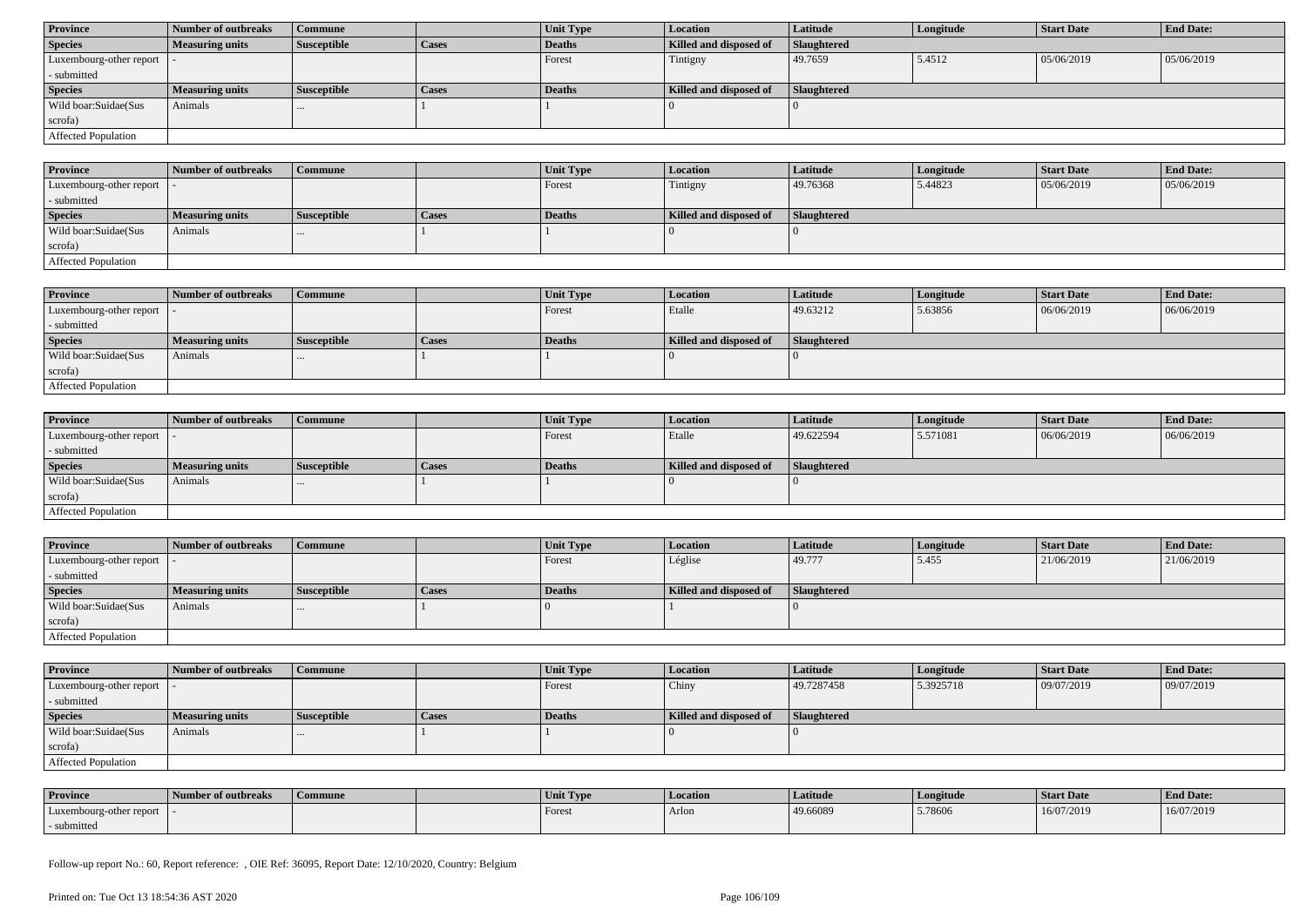| Province | Number of outbreaks | Commune | | Unit Type | Location | Latitude | Longitude | Start Date | End Date: |
|---|---|---|---|---|---|---|---|---|---|
| Species | Measuring units | Susceptible | Cases | Deaths | Killed and disposed of | Slaughtered | | | |
| Luxembourg-other report - submitted | - | | | Forest | Tintigny | 49.7659 | 5.4512 | 05/06/2019 | 05/06/2019 |
| Species | Measuring units | Susceptible | Cases | Deaths | Killed and disposed of | Slaughtered | | | |
| Wild boar:Suidae(Sus scrofa) | Animals | ... | 1 | 1 | 0 | 0 | | | |
| Affected Population | | | | | | | | | |

| Province | Number of outbreaks | Commune | | Unit Type | Location | Latitude | Longitude | Start Date | End Date: |
|---|---|---|---|---|---|---|---|---|---|
| Luxembourg-other report - submitted | - | | | Forest | Tintigny | 49.76368 | 5.44823 | 05/06/2019 | 05/06/2019 |
| Species | Measuring units | Susceptible | Cases | Deaths | Killed and disposed of | Slaughtered | | | |
| Wild boar:Suidae(Sus scrofa) | Animals | ... | 1 | 1 | 0 | 0 | | | |
| Affected Population | | | | | | | | | |

| Province | Number of outbreaks | Commune | | Unit Type | Location | Latitude | Longitude | Start Date | End Date: |
|---|---|---|---|---|---|---|---|---|---|
| Luxembourg-other report - submitted | - | | | Forest | Etalle | 49.63212 | 5.63856 | 06/06/2019 | 06/06/2019 |
| Species | Measuring units | Susceptible | Cases | Deaths | Killed and disposed of | Slaughtered | | | |
| Wild boar:Suidae(Sus scrofa) | Animals | ... | 1 | 1 | 0 | 0 | | | |
| Affected Population | | | | | | | | | |

| Province | Number of outbreaks | Commune | | Unit Type | Location | Latitude | Longitude | Start Date | End Date: |
|---|---|---|---|---|---|---|---|---|---|
| Luxembourg-other report - submitted | - | | | Forest | Etalle | 49.622594 | 5.571081 | 06/06/2019 | 06/06/2019 |
| Species | Measuring units | Susceptible | Cases | Deaths | Killed and disposed of | Slaughtered | | | |
| Wild boar:Suidae(Sus scrofa) | Animals | ... | 1 | 1 | 0 | 0 | | | |
| Affected Population | | | | | | | | | |

| Province | Number of outbreaks | Commune | | Unit Type | Location | Latitude | Longitude | Start Date | End Date: |
|---|---|---|---|---|---|---|---|---|---|
| Luxembourg-other report - submitted | - | | | Forest | Léglise | 49.777 | 5.455 | 21/06/2019 | 21/06/2019 |
| Species | Measuring units | Susceptible | Cases | Deaths | Killed and disposed of | Slaughtered | | | |
| Wild boar:Suidae(Sus scrofa) | Animals | ... | 1 | 0 | 1 | 0 | | | |
| Affected Population | | | | | | | | | |

| Province | Number of outbreaks | Commune | | Unit Type | Location | Latitude | Longitude | Start Date | End Date: |
|---|---|---|---|---|---|---|---|---|---|
| Luxembourg-other report - submitted | - | | | Forest | Chiny | 49.7287458 | 5.3925718 | 09/07/2019 | 09/07/2019 |
| Species | Measuring units | Susceptible | Cases | Deaths | Killed and disposed of | Slaughtered | | | |
| Wild boar:Suidae(Sus scrofa) | Animals | ... | 1 | 1 | 0 | 0 | | | |
| Affected Population | | | | | | | | | |

| Province | Number of outbreaks | Commune | | Unit Type | Location | Latitude | Longitude | Start Date | End Date: |
|---|---|---|---|---|---|---|---|---|---|
| Luxembourg-other report - submitted | - | | | Forest | Arlon | 49.66089 | 5.78606 | 16/07/2019 | 16/07/2019 |

Follow-up report No.: 60, Report reference: , OIE Ref: 36095, Report Date: 12/10/2020, Country: Belgium

Printed on: Tue Oct 13 18:54:36 AST 2020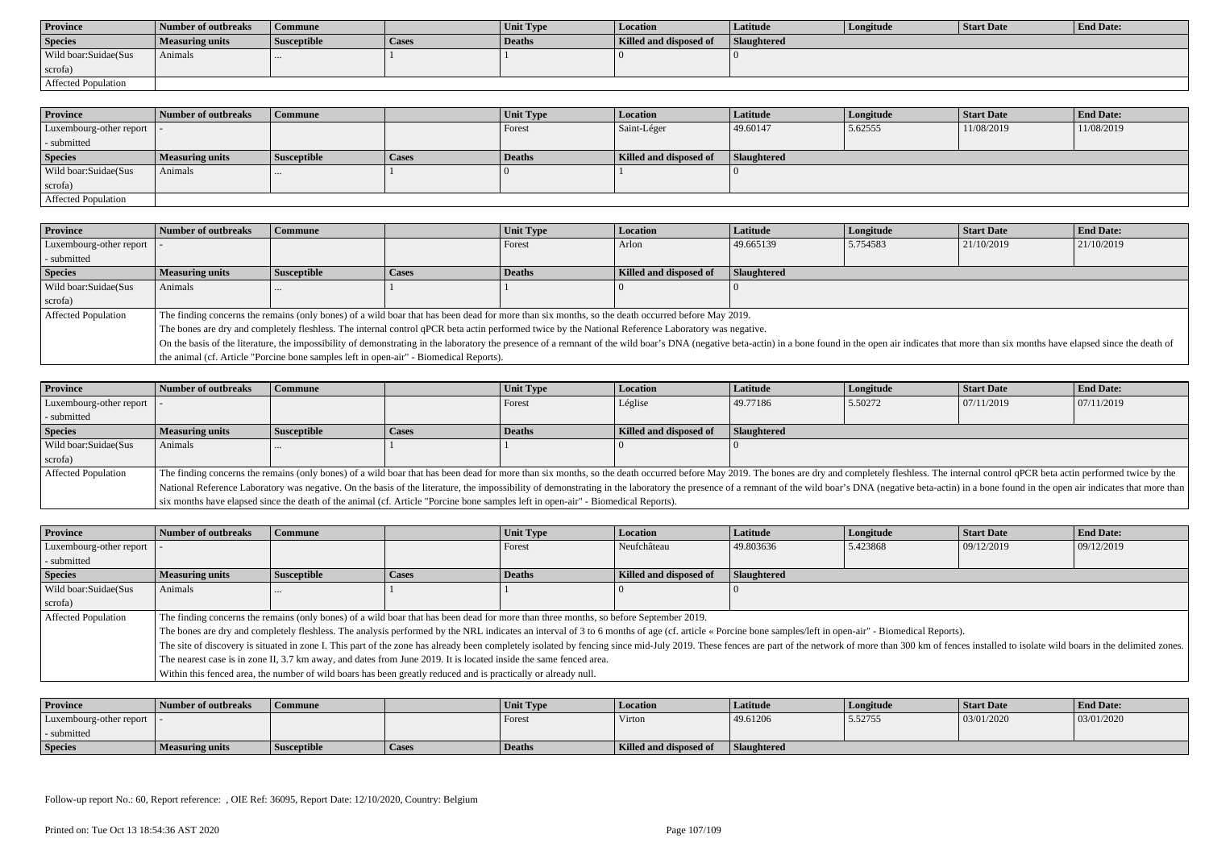| Province | Number of outbreaks | Commune | | Unit Type | Location | Latitude | Longitude | Start Date | End Date: |
|---|---|---|---|---|---|---|---|---|---|
| Species | Measuring units | Susceptible | Cases | Deaths | Killed and disposed of | Slaughtered | | | |
| Wild boar:Suidae(Sus scrofa) | Animals | ... | 1 | 1 | 0 | 0 | | | |
| Affected Population | | | | | | | | | |

| Province | Number of outbreaks | Commune | | Unit Type | Location | Latitude | Longitude | Start Date | End Date: |
|---|---|---|---|---|---|---|---|---|---|
| Luxembourg-other report - submitted | - | | | Forest | Saint-Léger | 49.60147 | 5.62555 | 11/08/2019 | 11/08/2019 |
| Species | Measuring units | Susceptible | Cases | Deaths | Killed and disposed of | Slaughtered | | | |
| Wild boar:Suidae(Sus scrofa) | Animals | ... | 1 | 0 | 1 | 0 | | | |
| Affected Population | | | | | | | | | |

| Province | Number of outbreaks | Commune | | Unit Type | Location | Latitude | Longitude | Start Date | End Date: |
|---|---|---|---|---|---|---|---|---|---|
| Luxembourg-other report - submitted | - | | | Forest | Arlon | 49.665139 | 5.754583 | 21/10/2019 | 21/10/2019 |
| Species | Measuring units | Susceptible | Cases | Deaths | Killed and disposed of | Slaughtered | | | |
| Wild boar:Suidae(Sus scrofa) | Animals | ... | 1 | 1 | 0 | 0 | | | |
| Affected Population | The finding concerns the remains (only bones) of a wild boar that has been dead for more than six months, so the death occurred before May 2019. The bones are dry and completely fleshless. The internal control qPCR beta actin performed twice by the National Reference Laboratory was negative. On the basis of the literature, the impossibility of demonstrating in the laboratory the presence of a remnant of the wild boar's DNA (negative beta-actin) in a bone found in the open air indicates that more than six months have elapsed since the death of the animal (cf. Article "Porcine bone samples left in open-air" - Biomedical Reports). | | | | | | | | |

| Province | Number of outbreaks | Commune | | Unit Type | Location | Latitude | Longitude | Start Date | End Date: |
|---|---|---|---|---|---|---|---|---|---|
| Luxembourg-other report - submitted | - | | | Forest | Léglise | 49.77186 | 5.50272 | 07/11/2019 | 07/11/2019 |
| Species | Measuring units | Susceptible | Cases | Deaths | Killed and disposed of | Slaughtered | | | |
| Wild boar:Suidae(Sus scrofa) | Animals | ... | 1 | 1 | 0 | 0 | | | |
| Affected Population | The finding concerns the remains (only bones) of a wild boar that has been dead for more than six months, so the death occurred before May 2019. The bones are dry and completely fleshless. The internal control qPCR beta actin performed twice by the National Reference Laboratory was negative. On the basis of the literature, the impossibility of demonstrating in the laboratory the presence of a remnant of the wild boar's DNA (negative beta-actin) in a bone found in the open air indicates that more than six months have elapsed since the death of the animal (cf. Article "Porcine bone samples left in open-air" - Biomedical Reports). | | | | | | | | |

| Province | Number of outbreaks | Commune | | Unit Type | Location | Latitude | Longitude | Start Date | End Date: |
|---|---|---|---|---|---|---|---|---|---|
| Luxembourg-other report - submitted | - | | | Forest | Neufchâteau | 49.803636 | 5.423868 | 09/12/2019 | 09/12/2019 |
| Species | Measuring units | Susceptible | Cases | Deaths | Killed and disposed of | Slaughtered | | | |
| Wild boar:Suidae(Sus scrofa) | Animals | ... | 1 | 1 | 0 | 0 | | | |
| Affected Population | The finding concerns the remains (only bones) of a wild boar that has been dead for more than three months, so before September 2019. The bones are dry and completely fleshless. The analysis performed by the NRL indicates an interval of 3 to 6 months of age (cf. article « Porcine bone samples/left in open-air" - Biomedical Reports). The site of discovery is situated in zone I. This part of the zone has already been completely isolated by fencing since mid-July 2019. These fences are part of the network of more than 300 km of fences installed to isolate wild boars in the delimited zones. The nearest case is in zone II, 3.7 km away, and dates from June 2019. It is located inside the same fenced area. Within this fenced area, the number of wild boars has been greatly reduced and is practically or already null. | | | | | | | | |

| Province | Number of outbreaks | Commune | | Unit Type | Location | Latitude | Longitude | Start Date | End Date: |
|---|---|---|---|---|---|---|---|---|---|
| Luxembourg-other report - submitted | - | | | Forest | Virton | 49.61206 | 5.52755 | 03/01/2020 | 03/01/2020 |
| Species | Measuring units | Susceptible | Cases | Deaths | Killed and disposed of | Slaughtered | | | |

Follow-up report No.: 60, Report reference: , OIE Ref: 36095, Report Date: 12/10/2020, Country: Belgium

Printed on: Tue Oct 13 18:54:36 AST 2020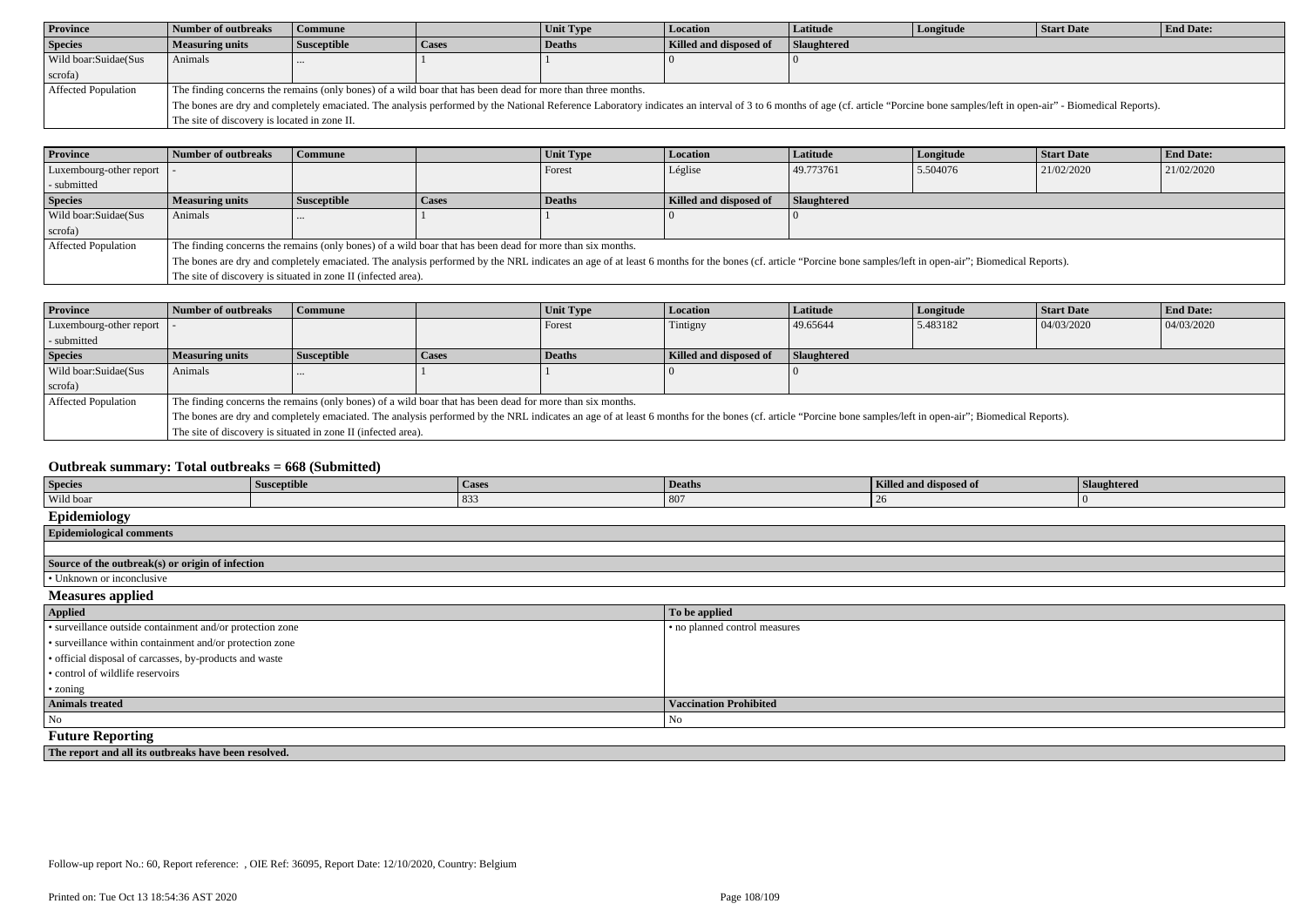| Province | Number of outbreaks | Commune | | Unit Type | Location | Latitude | Longitude | Start Date | End Date: |
|---|---|---|---|---|---|---|---|---|---|
| **Species** | **Measuring units** | **Susceptible** | **Cases** | **Deaths** | **Killed and disposed of** | **Slaughtered** | | | |
| Wild boar:Suidae(Sus scrofa) | Animals | ... | 1 | 1 | 0 | 0 | | | |
| Affected Population | The finding concerns the remains (only bones) of a wild boar that has been dead for more than three months. The bones are dry and completely emaciated. The analysis performed by the National Reference Laboratory indicates an interval of 3 to 6 months of age (cf. article "Porcine bone samples/left in open-air" - Biomedical Reports). The site of discovery is located in zone II. | | | | | | | | |

| Province | Number of outbreaks | Commune | | Unit Type | Location | Latitude | Longitude | Start Date | End Date: |
|---|---|---|---|---|---|---|---|---|---|
| Luxembourg-other report - submitted | - | | | Forest | Léglise | 49.773761 | 5.504076 | 21/02/2020 | 21/02/2020 |
| **Species** | **Measuring units** | **Susceptible** | **Cases** | **Deaths** | **Killed and disposed of** | **Slaughtered** | | | |
| Wild boar:Suidae(Sus scrofa) | Animals | ... | 1 | 1 | 0 | 0 | | | |
| Affected Population | The finding concerns the remains (only bones) of a wild boar that has been dead for more than six months. The bones are dry and completely emaciated. The analysis performed by the NRL indicates an age of at least 6 months for the bones (cf. article "Porcine bone samples/left in open-air"; Biomedical Reports). The site of discovery is situated in zone II (infected area). | | | | | | | | |

| Province | Number of outbreaks | Commune | | Unit Type | Location | Latitude | Longitude | Start Date | End Date: |
|---|---|---|---|---|---|---|---|---|---|
| Luxembourg-other report - submitted | - | | | Forest | Tintigny | 49.65644 | 5.483182 | 04/03/2020 | 04/03/2020 |
| **Species** | **Measuring units** | **Susceptible** | **Cases** | **Deaths** | **Killed and disposed of** | **Slaughtered** | | | |
| Wild boar:Suidae(Sus scrofa) | Animals | ... | 1 | 1 | 0 | 0 | | | |
| Affected Population | The finding concerns the remains (only bones) of a wild boar that has been dead for more than six months. The bones are dry and completely emaciated. The analysis performed by the NRL indicates an age of at least 6 months for the bones (cf. article "Porcine bone samples/left in open-air"; Biomedical Reports). The site of discovery is situated in zone II (infected area). | | | | | | | | |

## Outbreak summary: Total outbreaks = 668 (Submitted)

| Species | Susceptible | Cases | Deaths | Killed and disposed of | Slaughtered |
|---|---|---|---|---|---|
| Wild boar | | 833 | 807 | 26 | 0 |

## Epidemiology

| Epidemiological comments |
|---|
| |
| **Source of the outbreak(s) or origin of infection** |
| • Unknown or inconclusive |

## Measures applied

| Applied | To be applied |
|---|---|
| • surveillance outside containment and/or protection zone | • no planned control measures |
| • surveillance within containment and/or protection zone | |
| • official disposal of carcasses, by-products and waste | |
| • control of wildlife reservoirs | |
| • zoning | |
| **Animals treated** | **Vaccination Prohibited** |
| No | No |

## Future Reporting

**The report and all its outbreaks have been resolved.**

Follow-up report No.: 60, Report reference: , OIE Ref: 36095, Report Date: 12/10/2020, Country: Belgium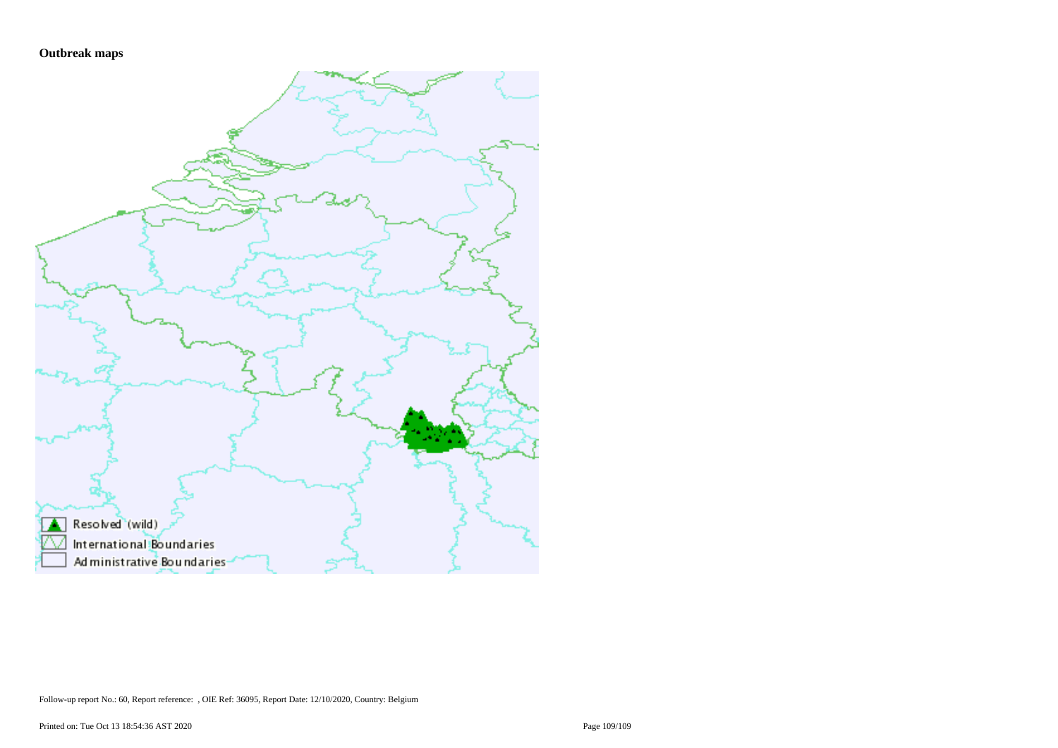**Outbreak maps**

Resolved (wild)

International Boundaries

Administrative Boundaries

Follow-up report No.: 60, Report reference: , OIE Ref: 36095, Report Date: 12/10/2020, Country: Belgium

Printed on: Tue Oct 13 18:54:36 AST 2020